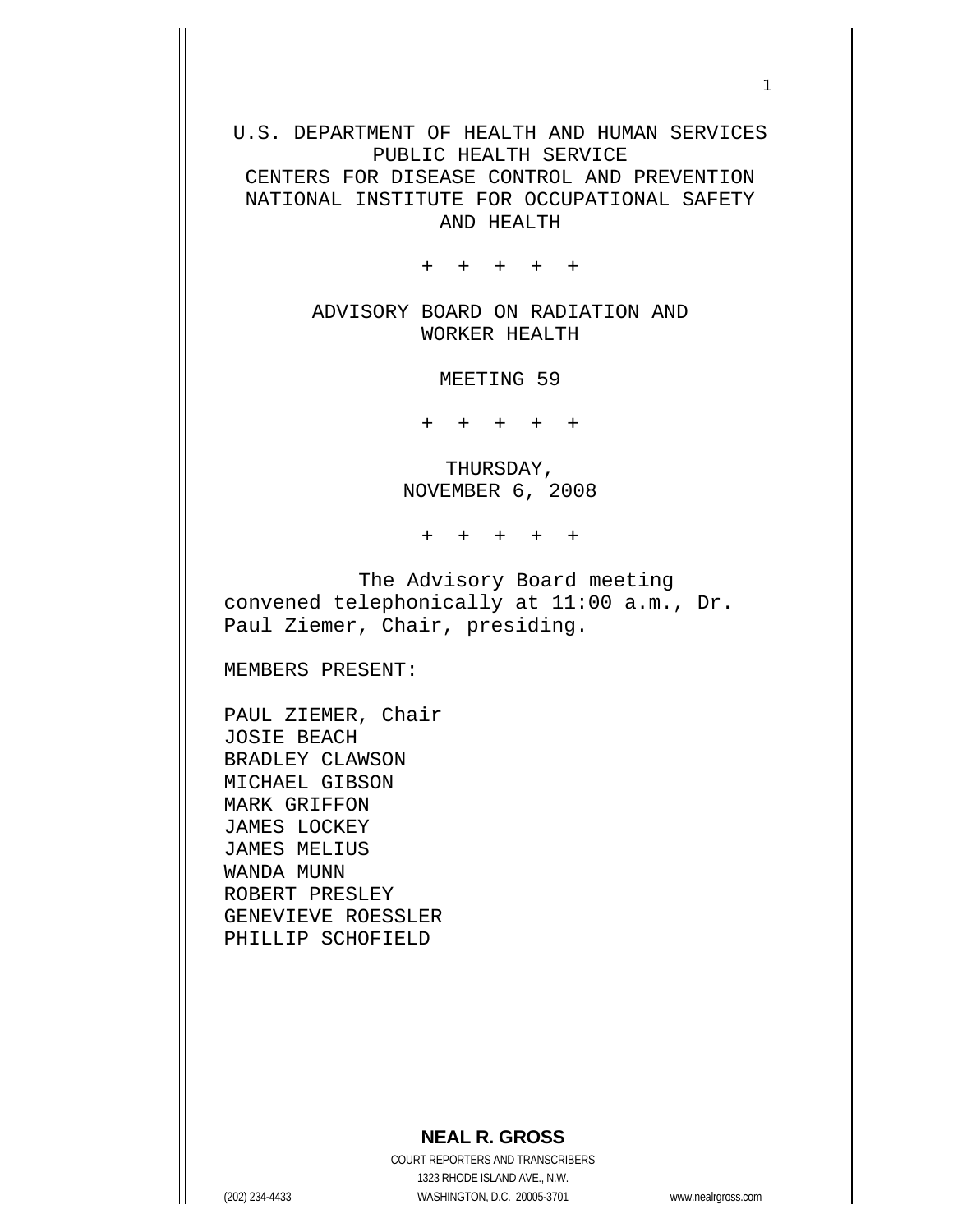U.S. DEPARTMENT OF HEALTH AND HUMAN SERVICES
PUBLIC HEALTH SERVICE
CENTERS FOR DISEASE CONTROL AND PREVENTION
NATIONAL INSTITUTE FOR OCCUPATIONAL SAFETY AND HEALTH

\+ + + + +

ADVISORY BOARD ON RADIATION AND WORKER HEALTH

MEETING 59

\+ + + + +

THURSDAY,
NOVEMBER 6, 2008

\+ + + + +

The Advisory Board meeting convened telephonically at 11:00 a.m., Dr. Paul Ziemer, Chair, presiding.

MEMBERS PRESENT:

PAUL ZIEMER, Chair
JOSIE BEACH
BRADLEY CLAWSON
MICHAEL GIBSON
MARK GRIFFON
JAMES LOCKEY
JAMES MELIUS
WANDA MUNN
ROBERT PRESLEY
GENEVIEVE ROESSLER
PHILLIP SCHOFIELD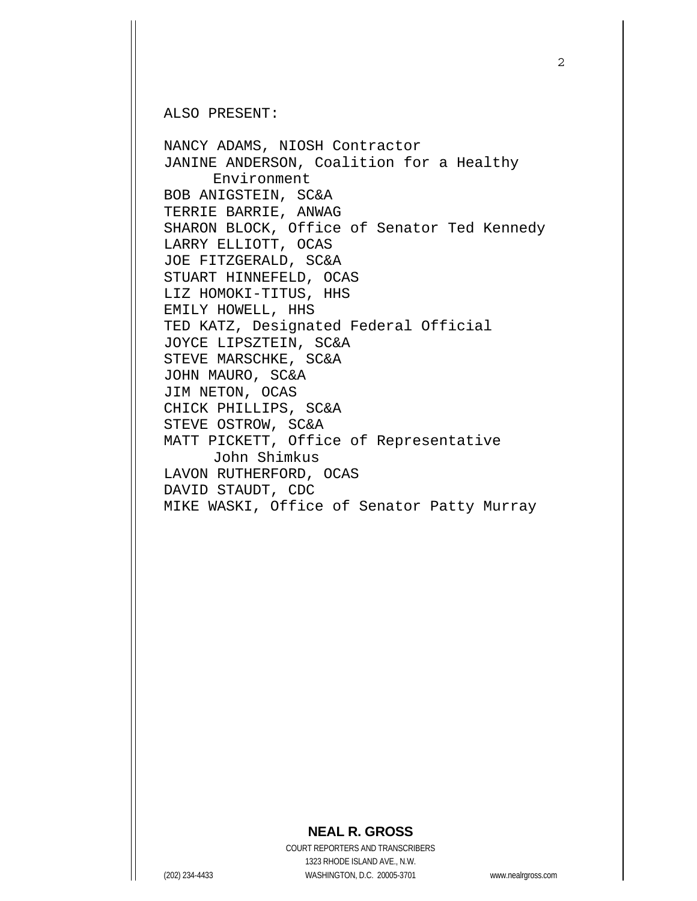ALSO PRESENT:

NANCY ADAMS, NIOSH Contractor
JANINE ANDERSON, Coalition for a Healthy Environment
BOB ANIGSTEIN, SC&A
TERRIE BARRIE, ANWAG
SHARON BLOCK, Office of Senator Ted Kennedy
LARRY ELLIOTT, OCAS
JOE FITZGERALD, SC&A
STUART HINNEFELD, OCAS
LIZ HOMOKI-TITUS, HHS
EMILY HOWELL, HHS
TED KATZ, Designated Federal Official
JOYCE LIPSZTEIN, SC&A
STEVE MARSCHKE, SC&A
JOHN MAURO, SC&A
JIM NETON, OCAS
CHICK PHILLIPS, SC&A
STEVE OSTROW, SC&A
MATT PICKETT, Office of Representative John Shimkus
LAVON RUTHERFORD, OCAS
DAVID STAUDT, CDC
MIKE WASKI, Office of Senator Patty Murray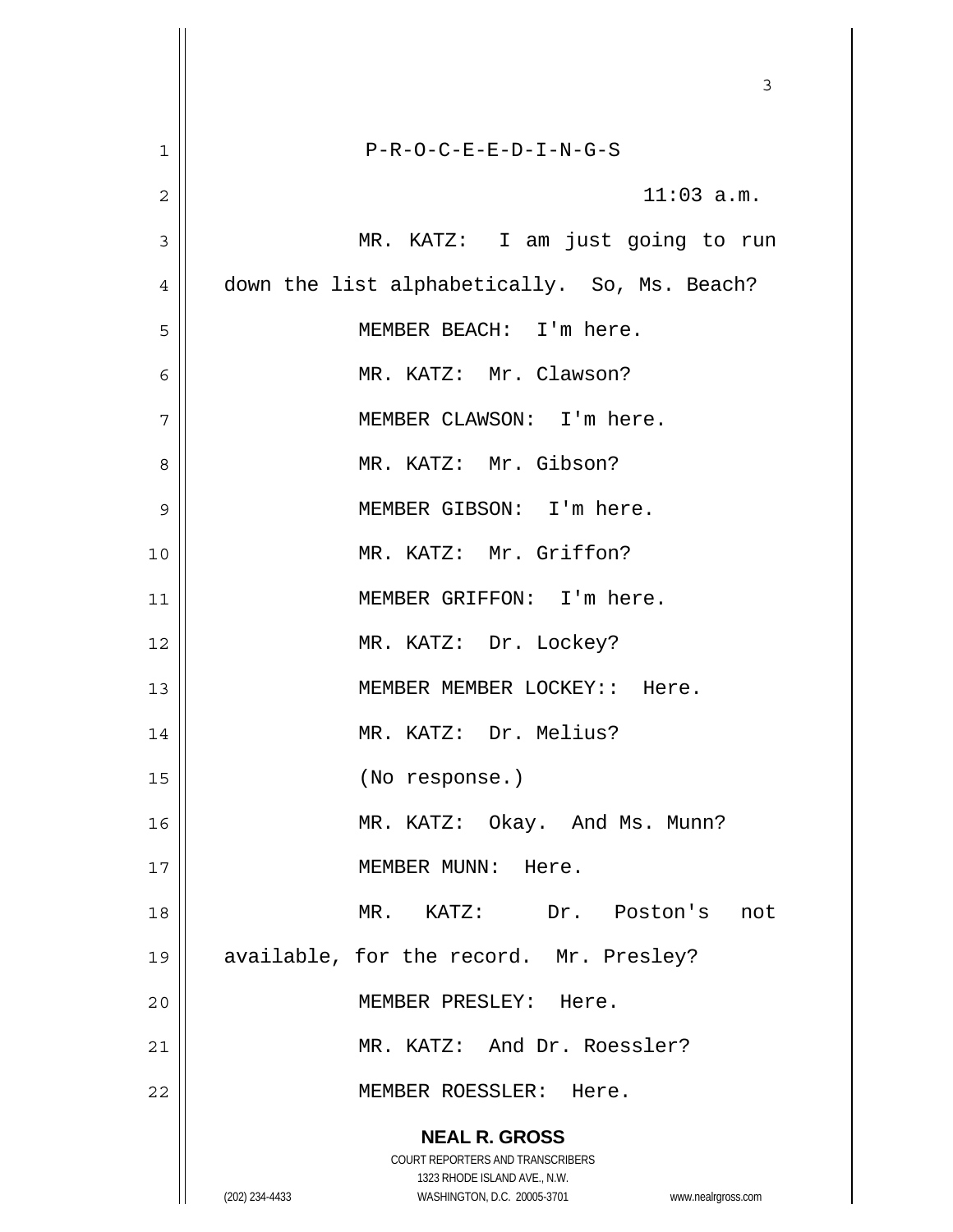P-R-O-C-E-E-D-I-N-G-S

11:03 a.m.

MR. KATZ: I am just going to run down the list alphabetically. So, Ms. Beach?

MEMBER BEACH: I'm here.

MR. KATZ: Mr. Clawson?

MEMBER CLAWSON: I'm here.

MR. KATZ: Mr. Gibson?

MEMBER GIBSON: I'm here.

MR. KATZ: Mr. Griffon?

MEMBER GRIFFON: I'm here.

MR. KATZ: Dr. Lockey?

MEMBER MEMBER LOCKEY:: Here.

MR. KATZ: Dr. Melius?

(No response.)

MR. KATZ: Okay. And Ms. Munn?

MEMBER MUNN: Here.

MR. KATZ: Dr. Poston's not available, for the record. Mr. Presley?

MEMBER PRESLEY: Here.

MR. KATZ: And Dr. Roessler?

MEMBER ROESSLER: Here.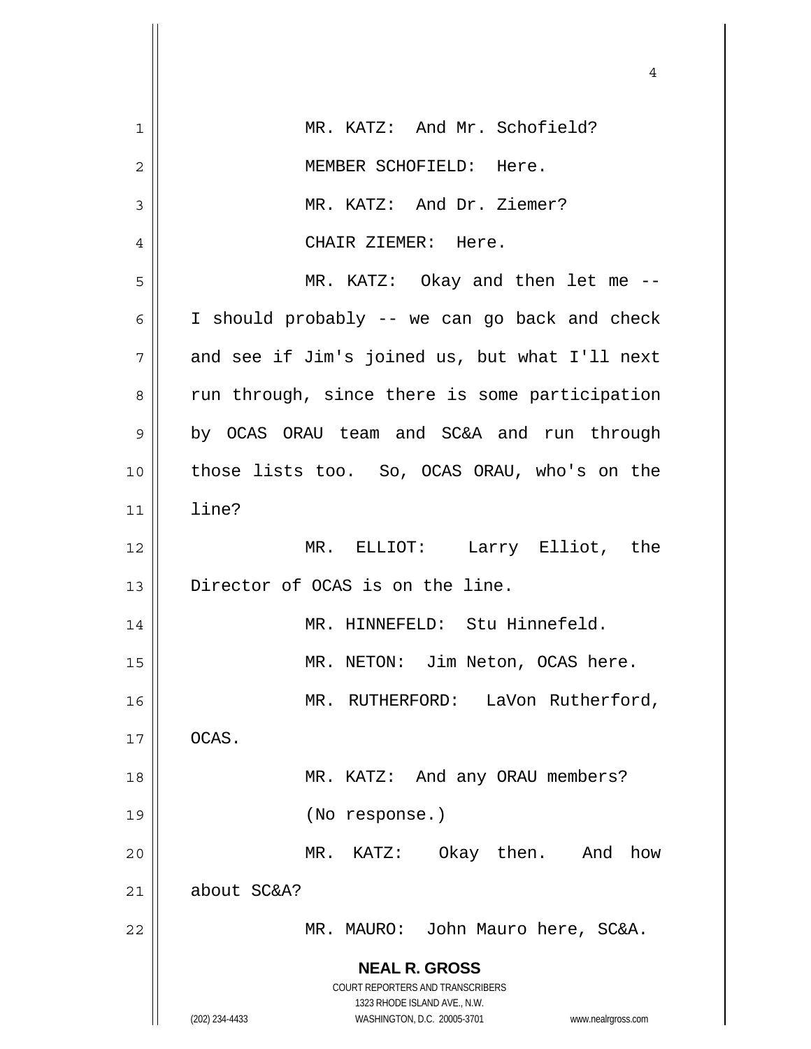MR. KATZ: And Mr. Schofield?

MEMBER SCHOFIELD: Here.

MR. KATZ: And Dr. Ziemer?

CHAIR ZIEMER: Here.

MR. KATZ: Okay and then let me -- I should probably -- we can go back and check and see if Jim's joined us, but what I'll next run through, since there is some participation by OCAS ORAU team and SC&A and run through those lists too. So, OCAS ORAU, who's on the line?

MR. ELLIOT: Larry Elliot, the Director of OCAS is on the line.

MR. HINNEFELD: Stu Hinnefeld.

MR. NETON: Jim Neton, OCAS here.

MR. RUTHERFORD: LaVon Rutherford, OCAS.

MR. KATZ: And any ORAU members?

(No response.)

MR. KATZ: Okay then. And how about SC&A?

MR. MAURO: John Mauro here, SC&A.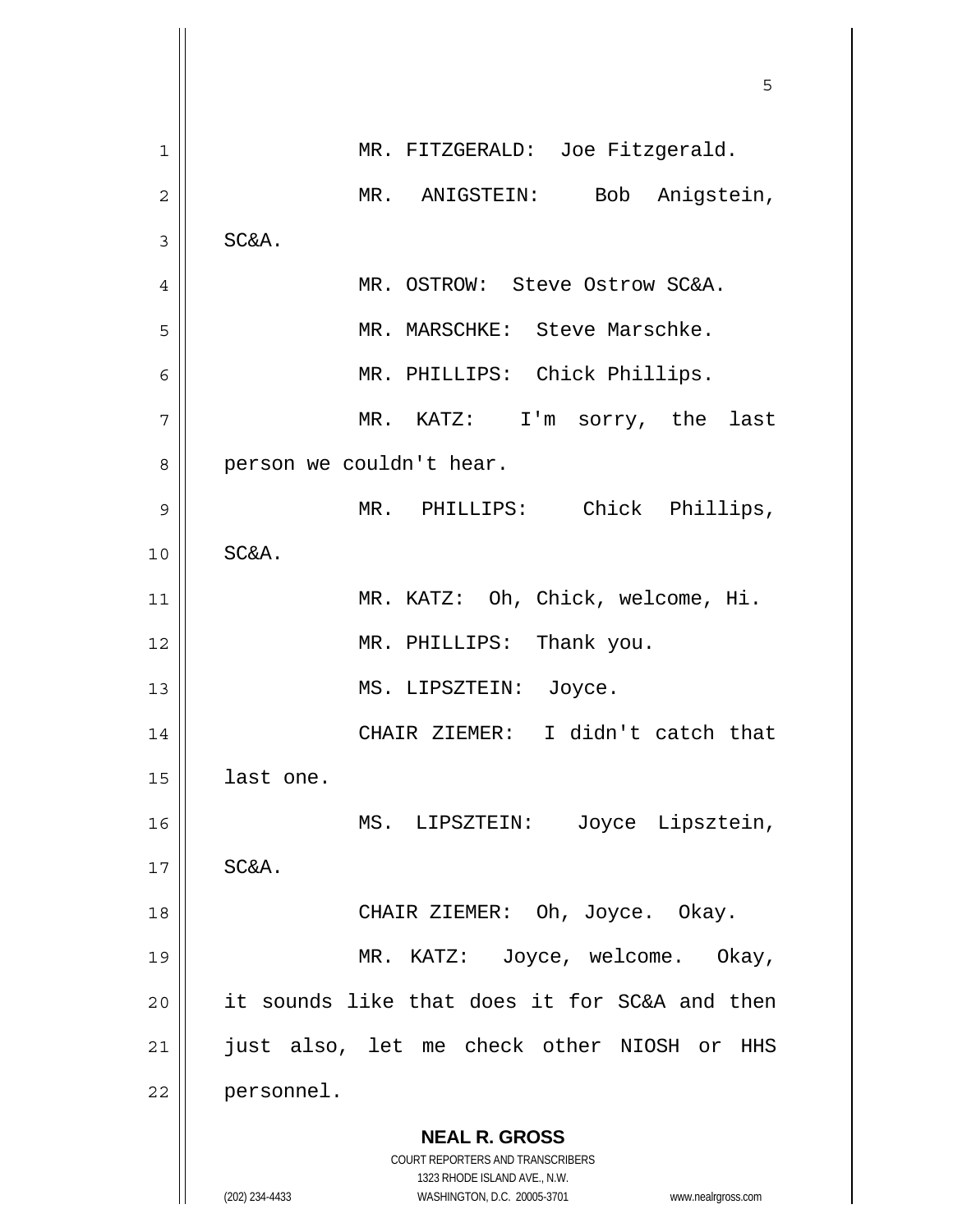MR. FITZGERALD: Joe Fitzgerald.

MR. ANIGSTEIN: Bob Anigstein, SC&A.

MR. OSTROW: Steve Ostrow SC&A.

MR. MARSCHKE: Steve Marschke.

MR. PHILLIPS: Chick Phillips.

MR. KATZ: I'm sorry, the last person we couldn't hear.

MR. PHILLIPS: Chick Phillips, SC&A.

MR. KATZ: Oh, Chick, welcome, Hi.

MR. PHILLIPS: Thank you.

MS. LIPSZTEIN: Joyce.

CHAIR ZIEMER: I didn't catch that last one.

MS. LIPSZTEIN: Joyce Lipsztein, SC&A.

CHAIR ZIEMER: Oh, Joyce. Okay.

MR. KATZ: Joyce, welcome. Okay, it sounds like that does it for SC&A and then just also, let me check other NIOSH or HHS personnel.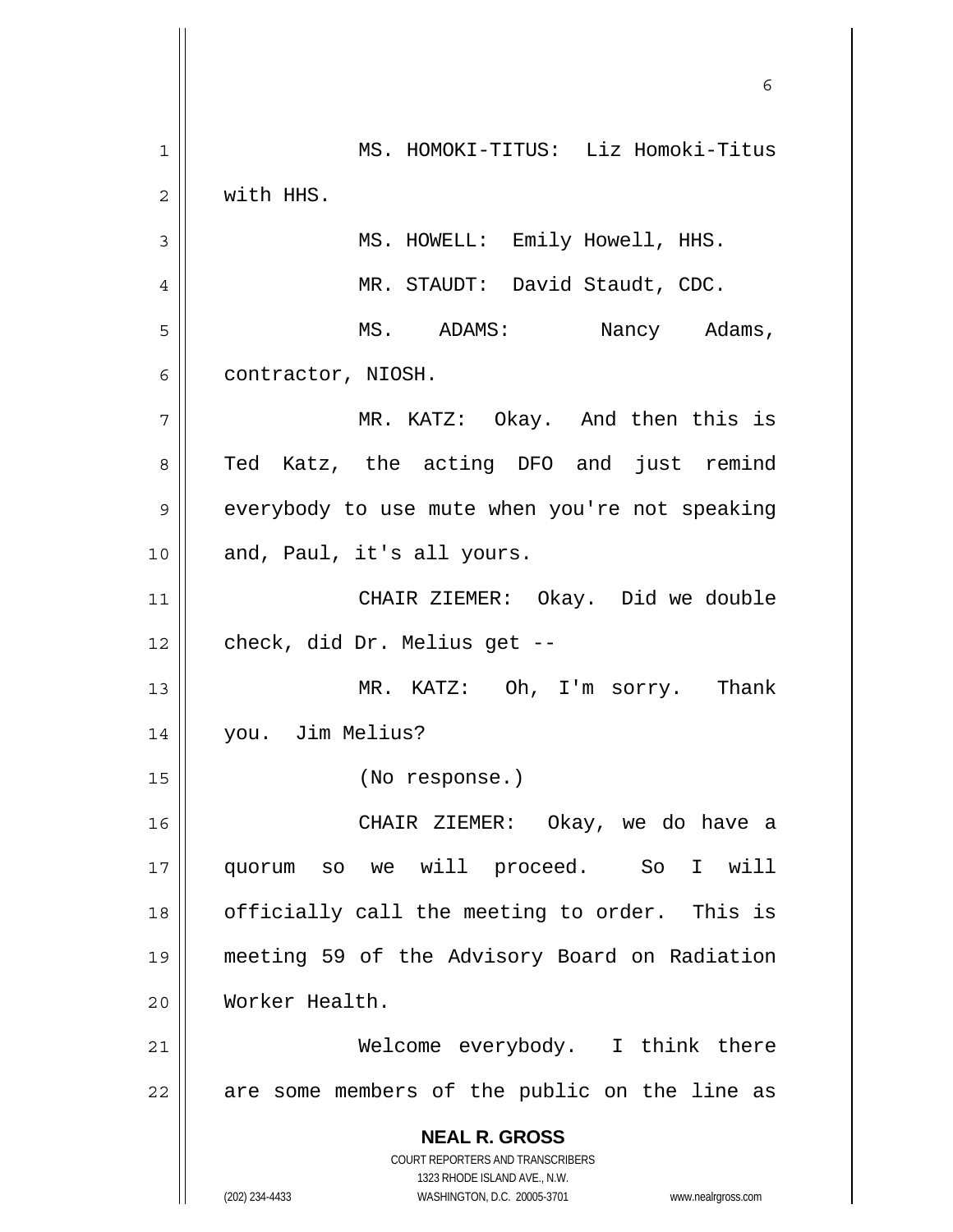MS. HOMOKI-TITUS: Liz Homoki-Titus with HHS.

MS. HOWELL: Emily Howell, HHS.

MR. STAUDT: David Staudt, CDC.

MS. ADAMS: Nancy Adams, contractor, NIOSH.

MR. KATZ: Okay. And then this is Ted Katz, the acting DFO and just remind everybody to use mute when you're not speaking and, Paul, it's all yours.

CHAIR ZIEMER: Okay. Did we double check, did Dr. Melius get --

MR. KATZ: Oh, I'm sorry. Thank you. Jim Melius?

(No response.)

CHAIR ZIEMER: Okay, we do have a quorum so we will proceed. So I will officially call the meeting to order. This is meeting 59 of the Advisory Board on Radiation Worker Health.

Welcome everybody. I think there are some members of the public on the line as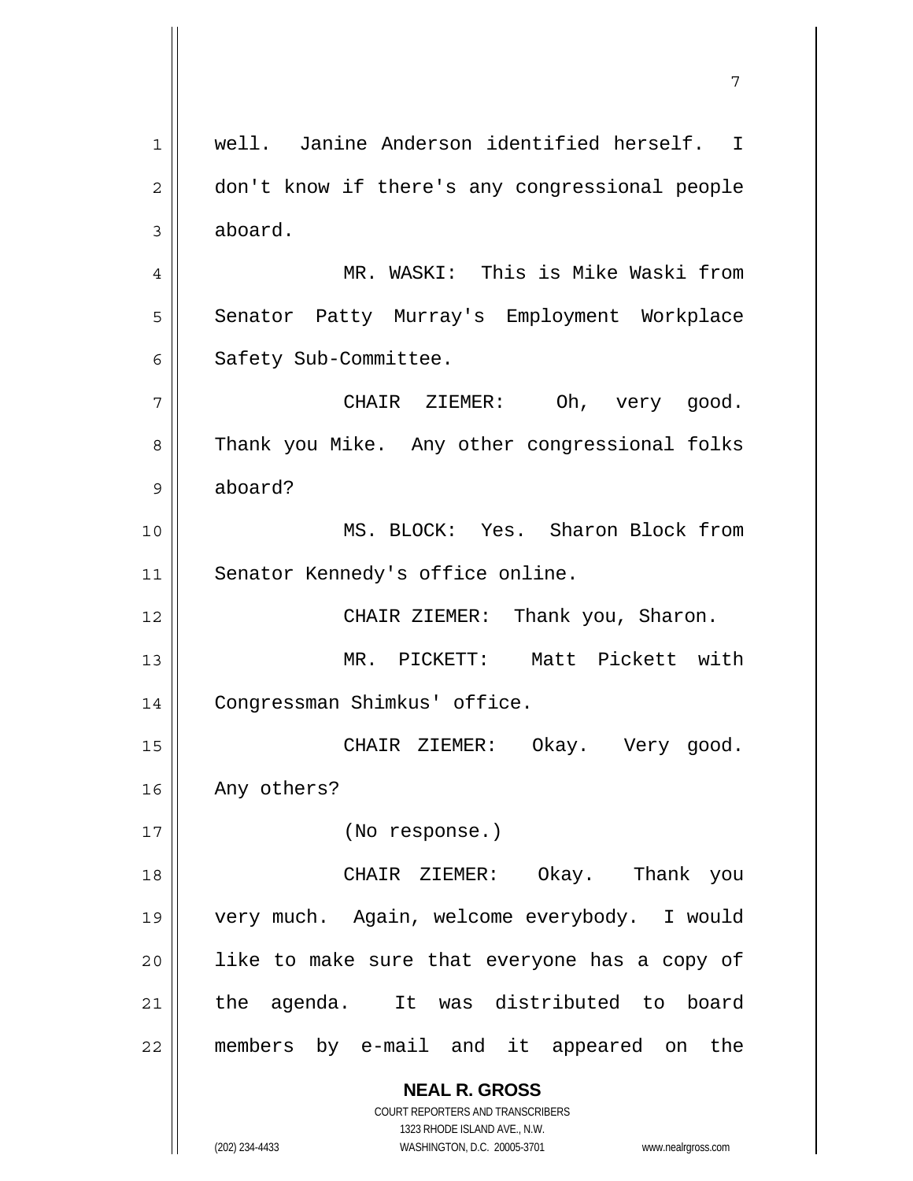well. Janine Anderson identified herself. I don't know if there's any congressional people aboard.

MR. WASKI: This is Mike Waski from Senator Patty Murray's Employment Workplace Safety Sub-Committee.

CHAIR ZIEMER: Oh, very good. Thank you Mike. Any other congressional folks aboard?

MS. BLOCK: Yes. Sharon Block from Senator Kennedy's office online.

CHAIR ZIEMER: Thank you, Sharon.

MR. PICKETT: Matt Pickett with Congressman Shimkus' office.

CHAIR ZIEMER: Okay. Very good. Any others?

(No response.)

CHAIR ZIEMER: Okay. Thank you very much. Again, welcome everybody. I would like to make sure that everyone has a copy of the agenda. It was distributed to board members by e-mail and it appeared on the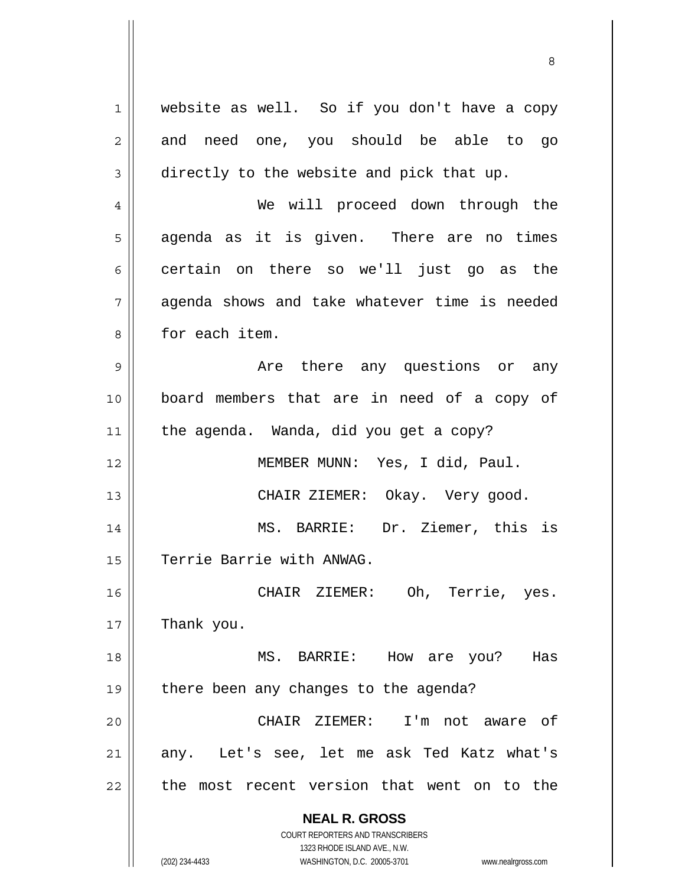website as well. So if you don't have a copy and need one, you should be able to go directly to the website and pick that up.

We will proceed down through the agenda as it is given. There are no times certain on there so we'll just go as the agenda shows and take whatever time is needed for each item.

Are there any questions or any board members that are in need of a copy of the agenda. Wanda, did you get a copy?

MEMBER MUNN: Yes, I did, Paul.

CHAIR ZIEMER: Okay. Very good.

MS. BARRIE: Dr. Ziemer, this is Terrie Barrie with ANWAG.

CHAIR ZIEMER: Oh, Terrie, yes. Thank you.

MS. BARRIE: How are you? Has there been any changes to the agenda?

CHAIR ZIEMER: I'm not aware of any. Let's see, let me ask Ted Katz what's the most recent version that went on to the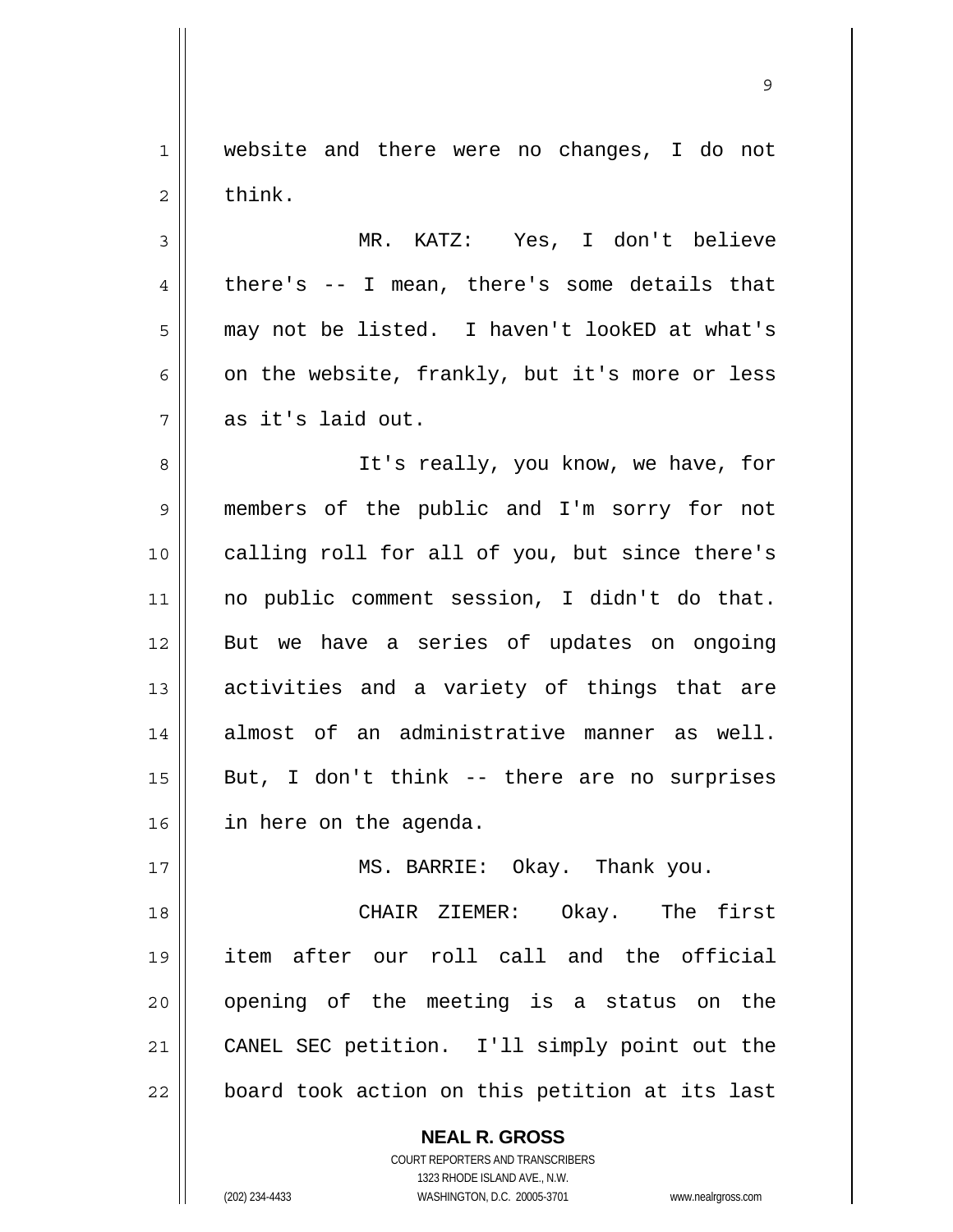website and there were no changes, I do not think.

MR. KATZ: Yes, I don't believe there's -- I mean, there's some details that may not be listed. I haven't lookED at what's on the website, frankly, but it's more or less as it's laid out.

It's really, you know, we have, for members of the public and I'm sorry for not calling roll for all of you, but since there's no public comment session, I didn't do that. But we have a series of updates on ongoing activities and a variety of things that are almost of an administrative manner as well. But, I don't think -- there are no surprises in here on the agenda.

MS. BARRIE: Okay. Thank you.

CHAIR ZIEMER: Okay. The first item after our roll call and the official opening of the meeting is a status on the CANEL SEC petition. I'll simply point out the board took action on this petition at its last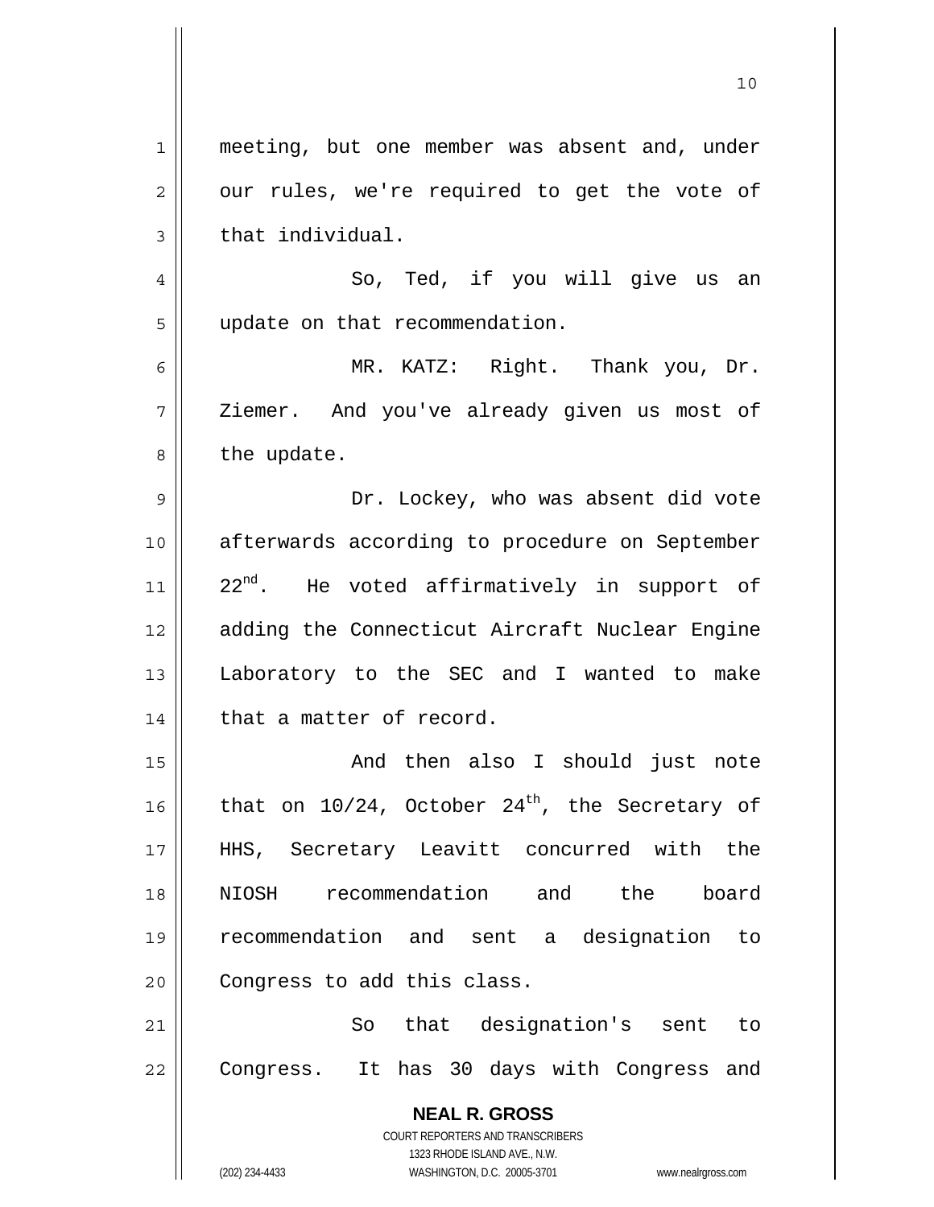meeting, but one member was absent and, under our rules, we're required to get the vote of that individual.

So, Ted, if you will give us an update on that recommendation.

MR. KATZ: Right. Thank you, Dr. Ziemer. And you've already given us most of the update.

Dr. Lockey, who was absent did vote afterwards according to procedure on September 22nd. He voted affirmatively in support of adding the Connecticut Aircraft Nuclear Engine Laboratory to the SEC and I wanted to make that a matter of record.

And then also I should just note that on 10/24, October 24th, the Secretary of HHS, Secretary Leavitt concurred with the NIOSH recommendation and the board recommendation and sent a designation to Congress to add this class.

So that designation's sent to Congress. It has 30 days with Congress and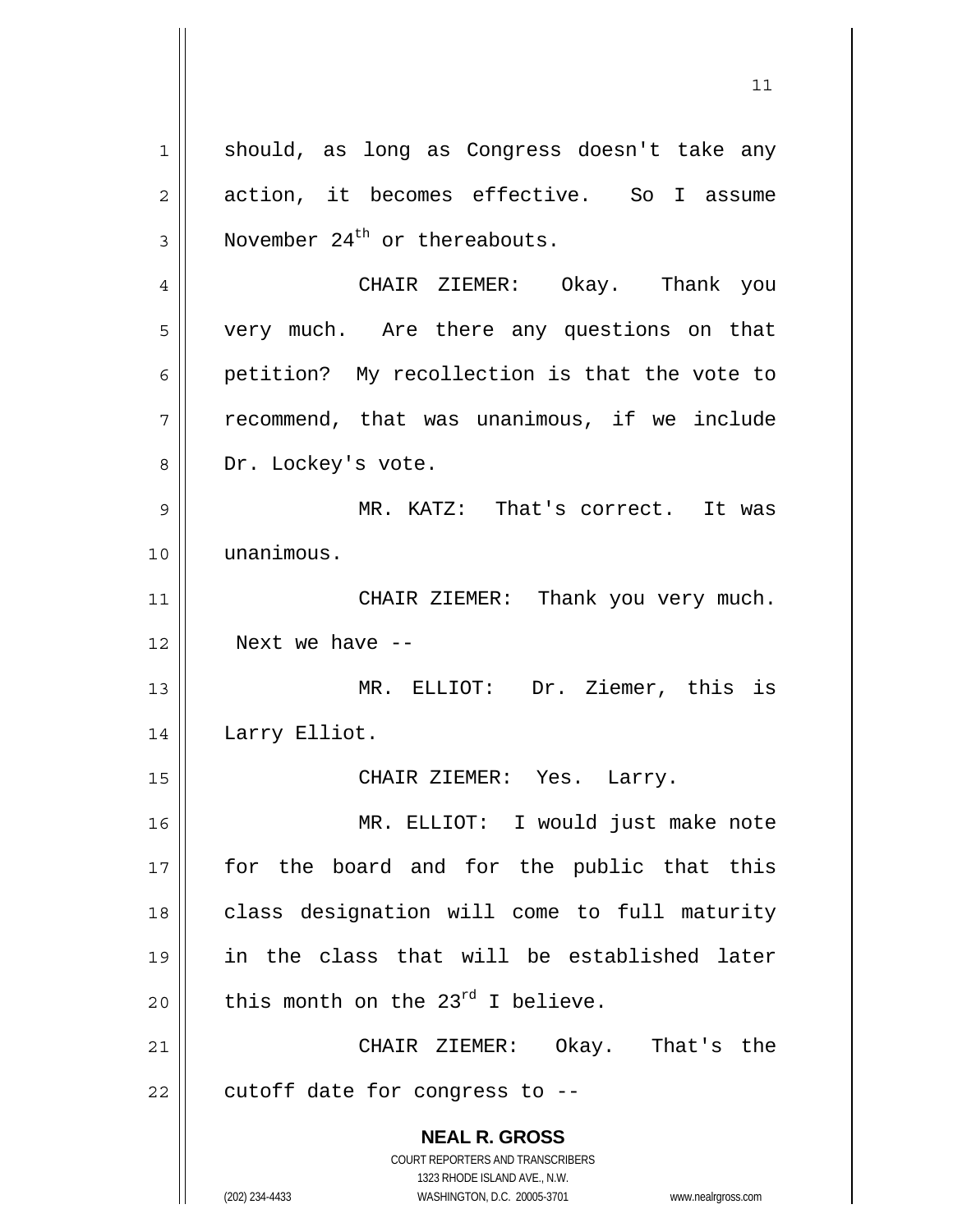should, as long as Congress doesn't take any action, it becomes effective. So I assume November 24th or thereabouts.

CHAIR ZIEMER: Okay. Thank you very much. Are there any questions on that petition? My recollection is that the vote to recommend, that was unanimous, if we include Dr. Lockey's vote.

MR. KATZ: That's correct. It was unanimous.

CHAIR ZIEMER: Thank you very much. Next we have --

MR. ELLIOT: Dr. Ziemer, this is Larry Elliot.

CHAIR ZIEMER: Yes. Larry.

MR. ELLIOT: I would just make note for the board and for the public that this class designation will come to full maturity in the class that will be established later this month on the 23rd I believe.

CHAIR ZIEMER: Okay. That's the cutoff date for congress to --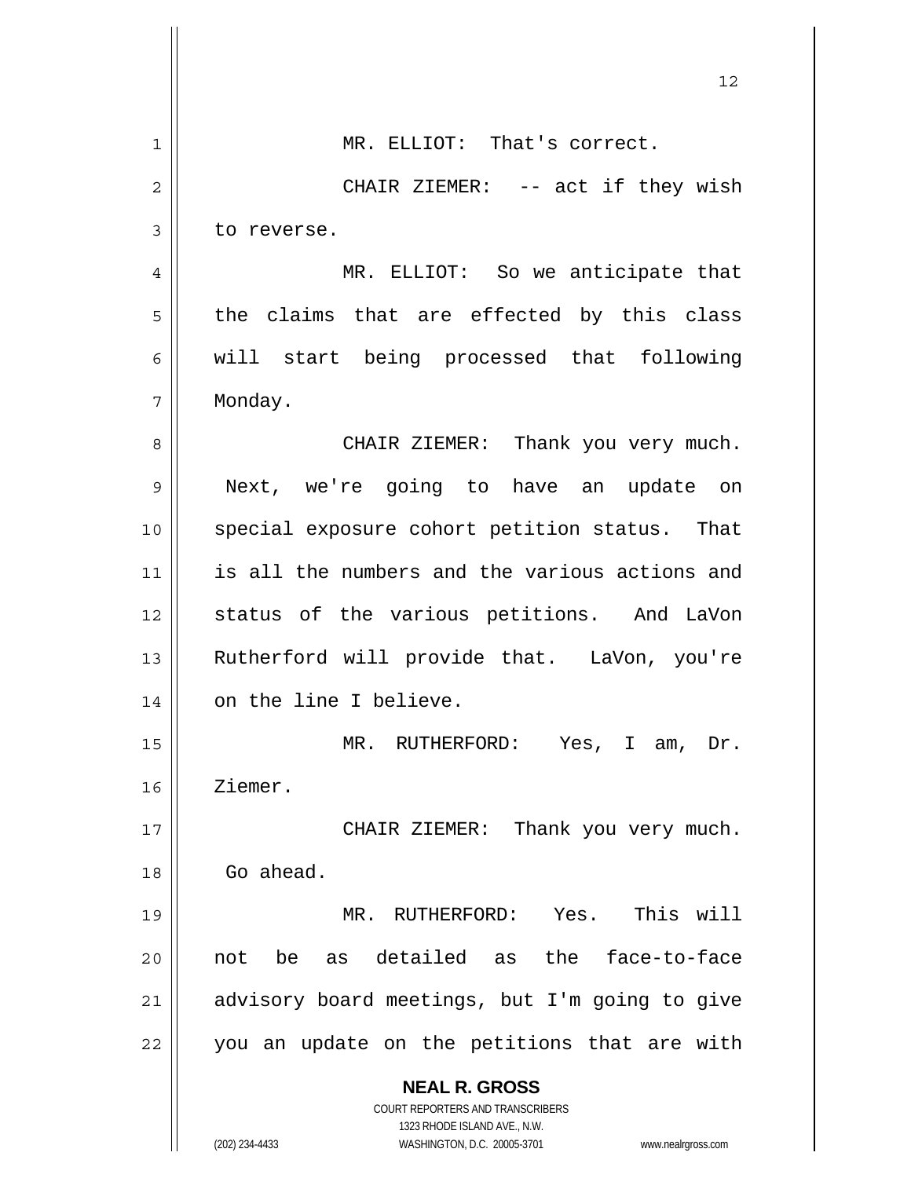MR. ELLIOT: That's correct.

CHAIR ZIEMER: -- act if they wish to reverse.

MR. ELLIOT: So we anticipate that the claims that are effected by this class will start being processed that following Monday.

CHAIR ZIEMER: Thank you very much. Next, we're going to have an update on special exposure cohort petition status. That is all the numbers and the various actions and status of the various petitions. And LaVon Rutherford will provide that. LaVon, you're on the line I believe.

MR. RUTHERFORD: Yes, I am, Dr. Ziemer.

CHAIR ZIEMER: Thank you very much. Go ahead.

MR. RUTHERFORD: Yes. This will not be as detailed as the face-to-face advisory board meetings, but I'm going to give you an update on the petitions that are with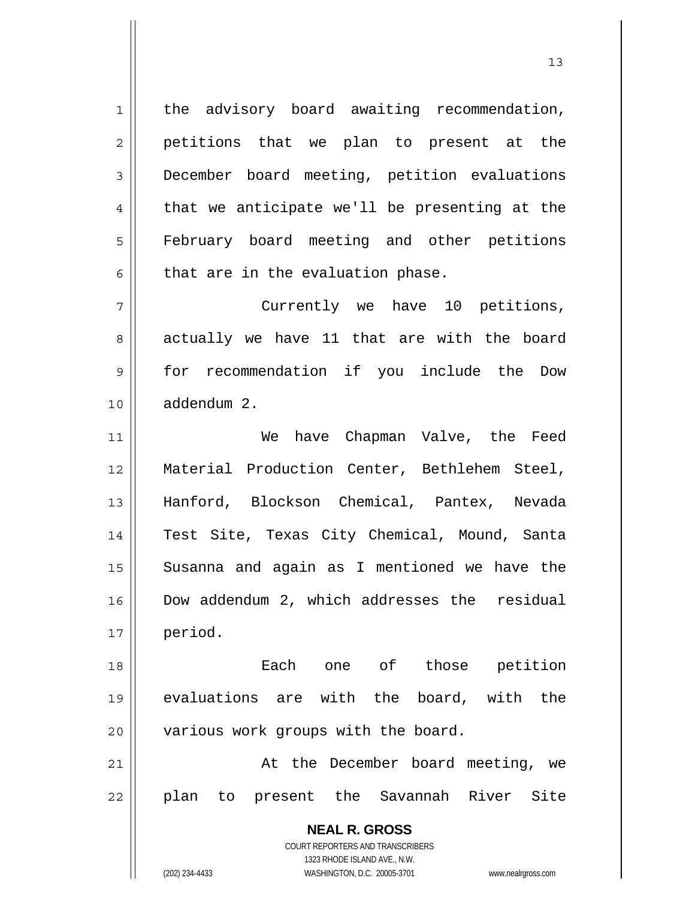the advisory board awaiting recommendation, petitions that we plan to present at the December board meeting, petition evaluations that we anticipate we'll be presenting at the February board meeting and other petitions that are in the evaluation phase.

Currently we have 10 petitions, actually we have 11 that are with the board for recommendation if you include the Dow addendum 2.

We have Chapman Valve, the Feed Material Production Center, Bethlehem Steel, Hanford, Blockson Chemical, Pantex, Nevada Test Site, Texas City Chemical, Mound, Santa Susanna and again as I mentioned we have the Dow addendum 2, which addresses the residual period.

Each one of those petition evaluations are with the board, with the various work groups with the board.

At the December board meeting, we plan to present the Savannah River Site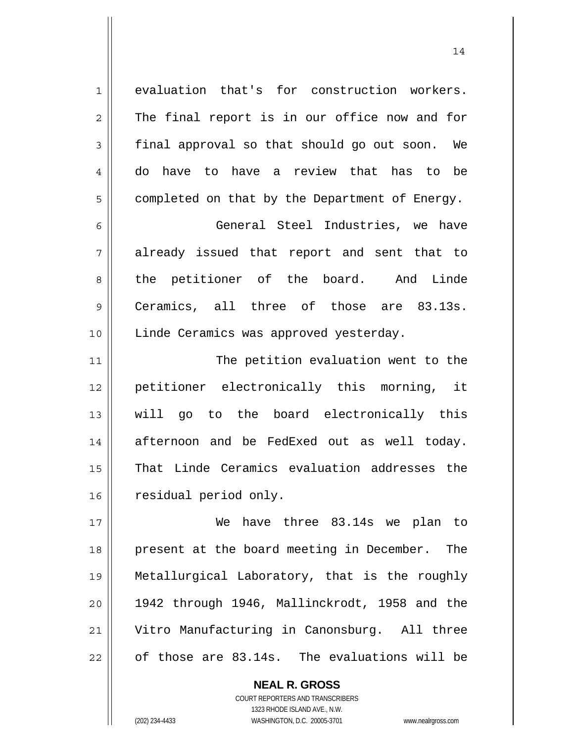evaluation that's for construction workers. The final report is in our office now and for final approval so that should go out soon. We do have to have a review that has to be completed on that by the Department of Energy.

General Steel Industries, we have already issued that report and sent that to the petitioner of the board. And Linde Ceramics, all three of those are 83.13s. Linde Ceramics was approved yesterday.

The petition evaluation went to the petitioner electronically this morning, it will go to the board electronically this afternoon and be FedExed out as well today. That Linde Ceramics evaluation addresses the residual period only.

We have three 83.14s we plan to present at the board meeting in December. The Metallurgical Laboratory, that is the roughly 1942 through 1946, Mallinckrodt, 1958 and the Vitro Manufacturing in Canonsburg. All three of those are 83.14s. The evaluations will be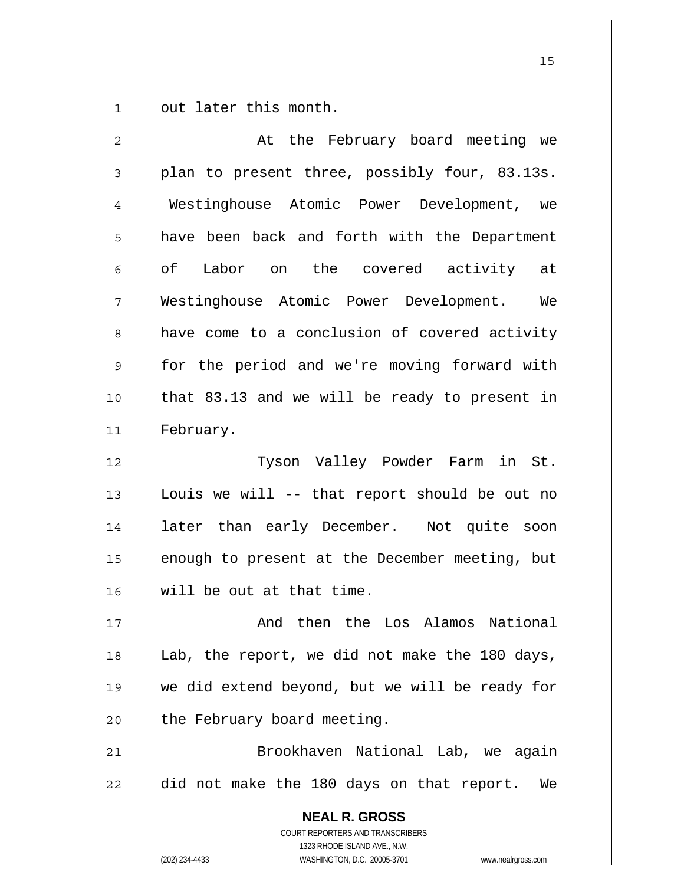out later this month.

At the February board meeting we plan to present three, possibly four, 83.13s. Westinghouse Atomic Power Development, we have been back and forth with the Department of Labor on the covered activity at Westinghouse Atomic Power Development. We have come to a conclusion of covered activity for the period and we're moving forward with that 83.13 and we will be ready to present in February.

Tyson Valley Powder Farm in St. Louis we will -- that report should be out no later than early December. Not quite soon enough to present at the December meeting, but will be out at that time.

And then the Los Alamos National Lab, the report, we did not make the 180 days, we did extend beyond, but we will be ready for the February board meeting.

Brookhaven National Lab, we again did not make the 180 days on that report. We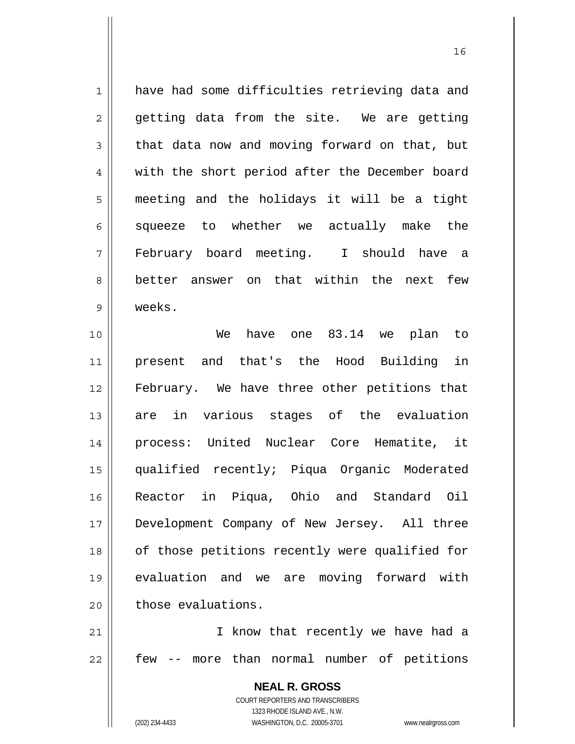have had some difficulties retrieving data and getting data from the site. We are getting that data now and moving forward on that, but with the short period after the December board meeting and the holidays it will be a tight squeeze to whether we actually make the February board meeting. I should have a better answer on that within the next few weeks.

We have one 83.14 we plan to present and that's the Hood Building in February. We have three other petitions that are in various stages of the evaluation process: United Nuclear Core Hematite, it qualified recently; Piqua Organic Moderated Reactor in Piqua, Ohio and Standard Oil Development Company of New Jersey. All three of those petitions recently were qualified for evaluation and we are moving forward with those evaluations.

I know that recently we have had a few -- more than normal number of petitions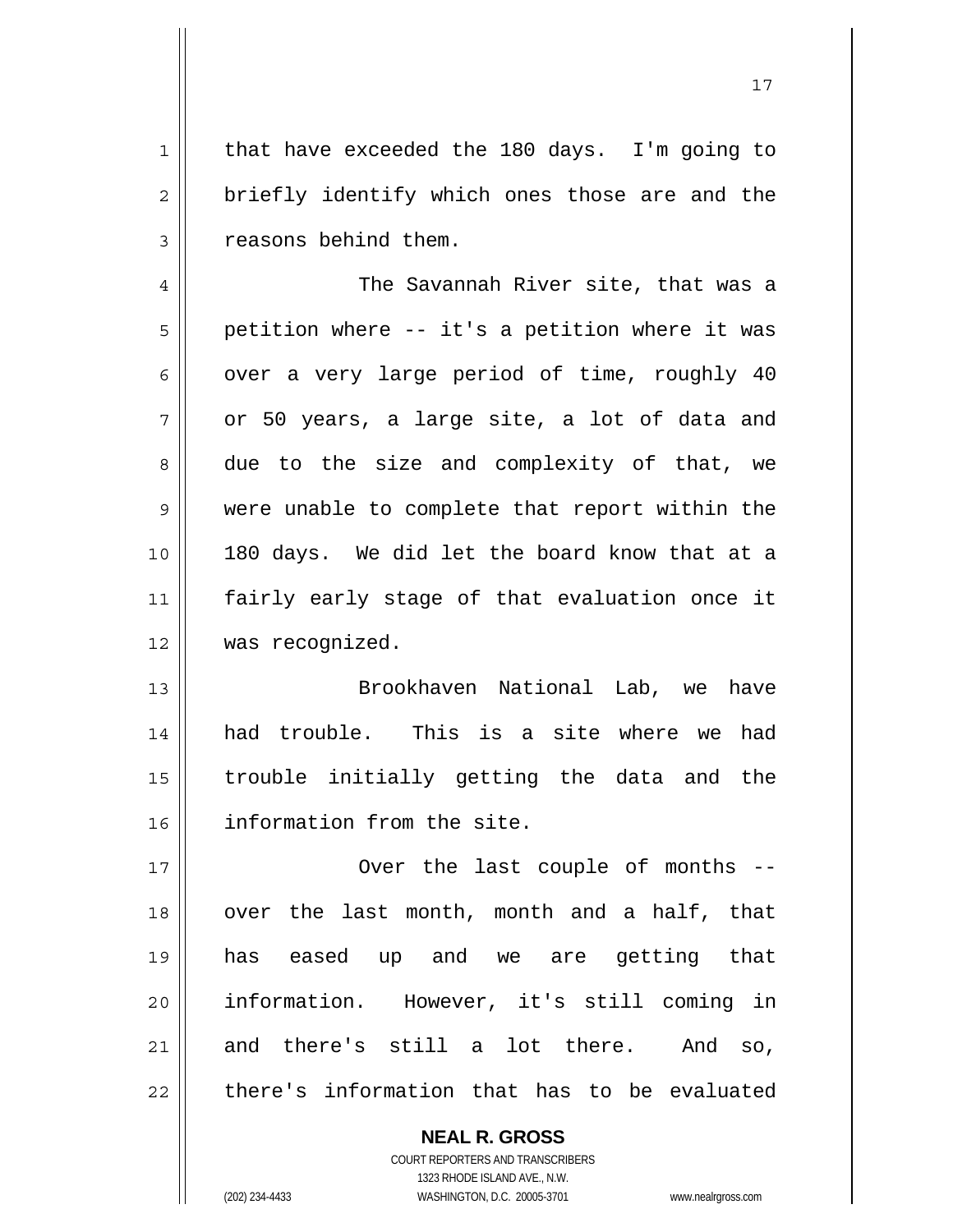that have exceeded the 180 days. I'm going to briefly identify which ones those are and the reasons behind them.

The Savannah River site, that was a petition where -- it's a petition where it was over a very large period of time, roughly 40 or 50 years, a large site, a lot of data and due to the size and complexity of that, we were unable to complete that report within the 180 days. We did let the board know that at a fairly early stage of that evaluation once it was recognized.

Brookhaven National Lab, we have had trouble. This is a site where we had trouble initially getting the data and the information from the site.

Over the last couple of months -- over the last month, month and a half, that has eased up and we are getting that information. However, it's still coming in and there's still a lot there. And so, there's information that has to be evaluated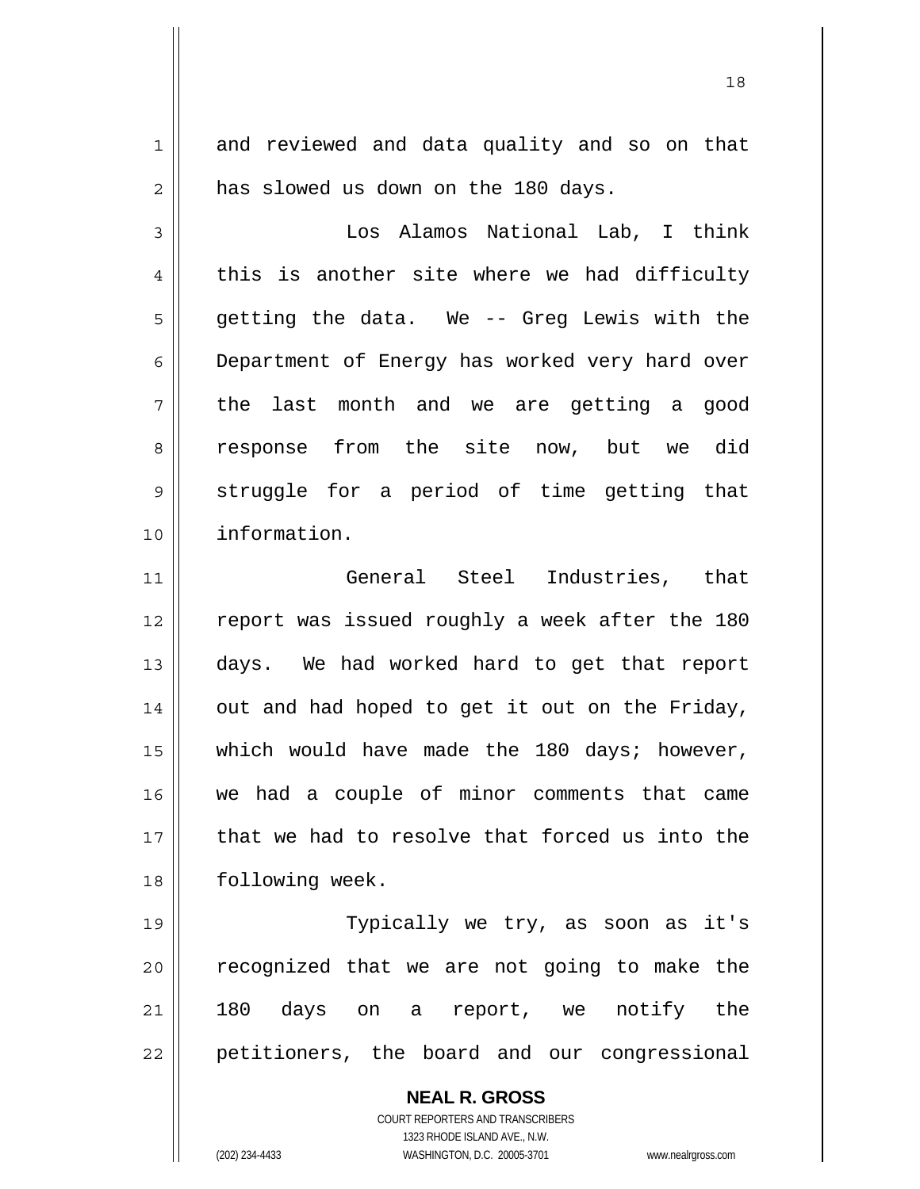and reviewed and data quality and so on that has slowed us down on the 180 days.

Los Alamos National Lab, I think this is another site where we had difficulty getting the data. We -- Greg Lewis with the Department of Energy has worked very hard over the last month and we are getting a good response from the site now, but we did struggle for a period of time getting that information.

General Steel Industries, that report was issued roughly a week after the 180 days. We had worked hard to get that report out and had hoped to get it out on the Friday, which would have made the 180 days; however, we had a couple of minor comments that came that we had to resolve that forced us into the following week.

Typically we try, as soon as it's recognized that we are not going to make the 180 days on a report, we notify the petitioners, the board and our congressional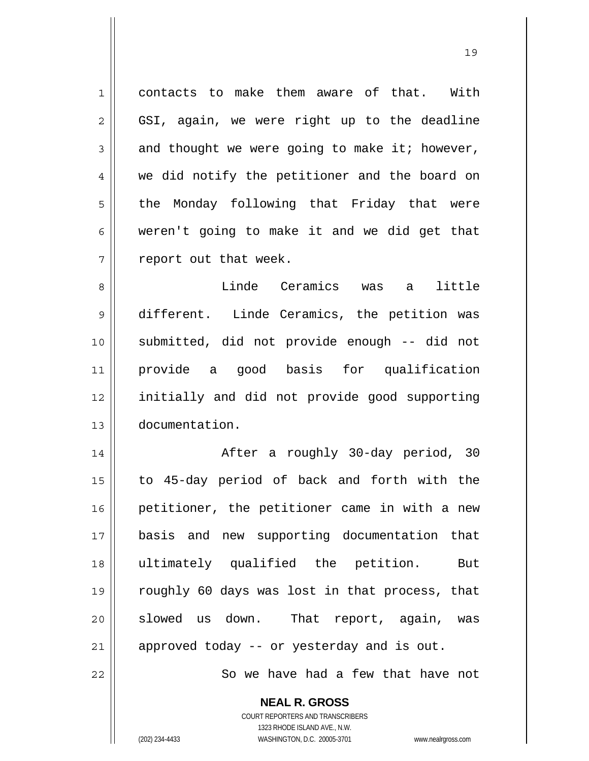contacts to make them aware of that. With GSI, again, we were right up to the deadline and thought we were going to make it; however, we did notify the petitioner and the board on the Monday following that Friday that were weren't going to make it and we did get that report out that week.

Linde Ceramics was a little different. Linde Ceramics, the petition was submitted, did not provide enough -- did not provide a good basis for qualification initially and did not provide good supporting documentation.

After a roughly 30-day period, 30 to 45-day period of back and forth with the petitioner, the petitioner came in with a new basis and new supporting documentation that ultimately qualified the petition. But roughly 60 days was lost in that process, that slowed us down. That report, again, was approved today -- or yesterday and is out.

So we have had a few that have not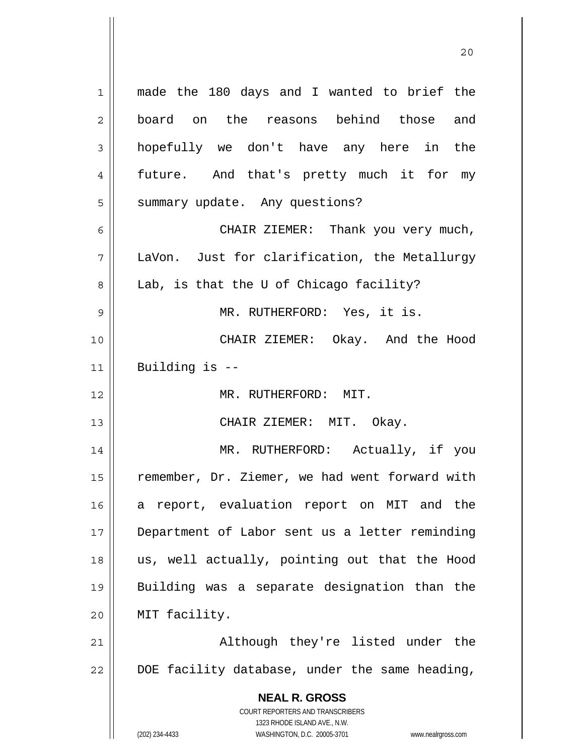made the 180 days and I wanted to brief the board on the reasons behind those and hopefully we don't have any here in the future. And that's pretty much it for my summary update. Any questions?

CHAIR ZIEMER: Thank you very much, LaVon. Just for clarification, the Metallurgy Lab, is that the U of Chicago facility?

MR. RUTHERFORD: Yes, it is.

CHAIR ZIEMER: Okay. And the Hood Building is --

MR. RUTHERFORD: MIT.

CHAIR ZIEMER: MIT. Okay.

MR. RUTHERFORD: Actually, if you remember, Dr. Ziemer, we had went forward with a report, evaluation report on MIT and the Department of Labor sent us a letter reminding us, well actually, pointing out that the Hood Building was a separate designation than the MIT facility.

Although they're listed under the DOE facility database, under the same heading,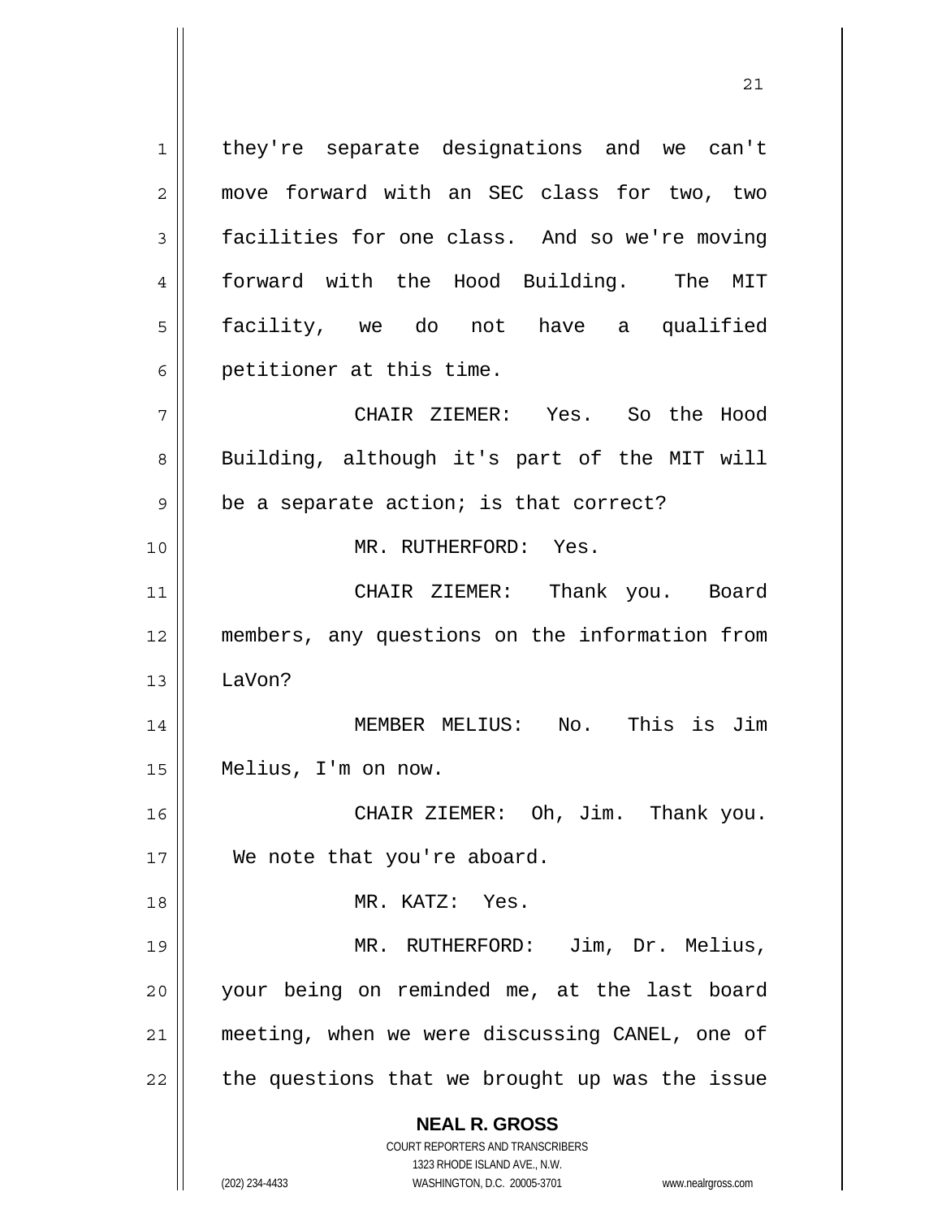they're separate designations and we can't move forward with an SEC class for two, two facilities for one class. And so we're moving forward with the Hood Building. The MIT facility, we do not have a qualified petitioner at this time.

CHAIR ZIEMER: Yes. So the Hood Building, although it's part of the MIT will be a separate action; is that correct?

MR. RUTHERFORD: Yes.

CHAIR ZIEMER: Thank you. Board members, any questions on the information from LaVon?

MEMBER MELIUS: No. This is Jim Melius, I'm on now.

CHAIR ZIEMER: Oh, Jim. Thank you. We note that you're aboard.

MR. KATZ: Yes.

MR. RUTHERFORD: Jim, Dr. Melius, your being on reminded me, at the last board meeting, when we were discussing CANEL, one of the questions that we brought up was the issue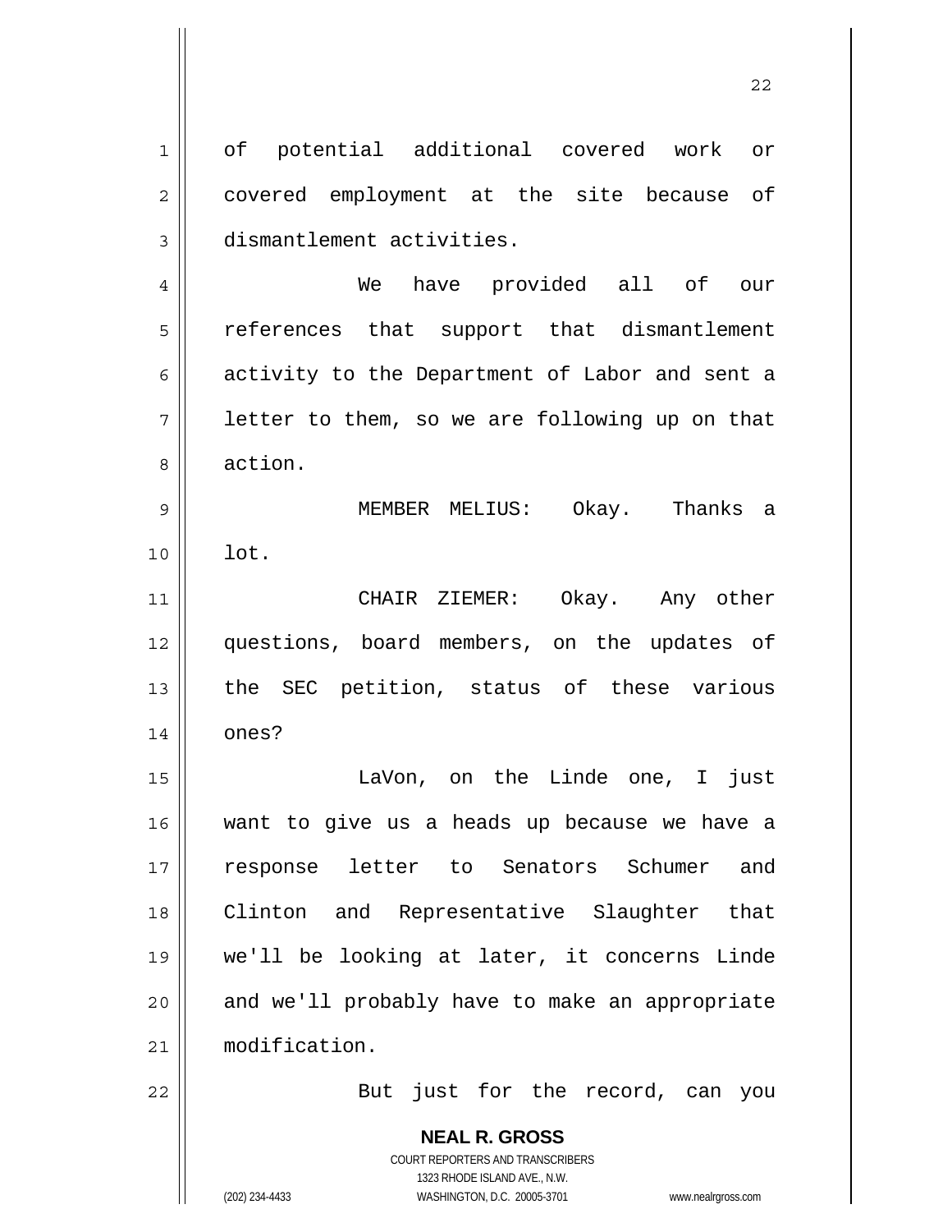of potential additional covered work or covered employment at the site because of dismantlement activities.

We have provided all of our references that support that dismantlement activity to the Department of Labor and sent a letter to them, so we are following up on that action.

MEMBER MELIUS: Okay. Thanks a lot.

CHAIR ZIEMER: Okay. Any other questions, board members, on the updates of the SEC petition, status of these various ones?

LaVon, on the Linde one, I just want to give us a heads up because we have a response letter to Senators Schumer and Clinton and Representative Slaughter that we'll be looking at later, it concerns Linde and we'll probably have to make an appropriate modification.

But just for the record, can you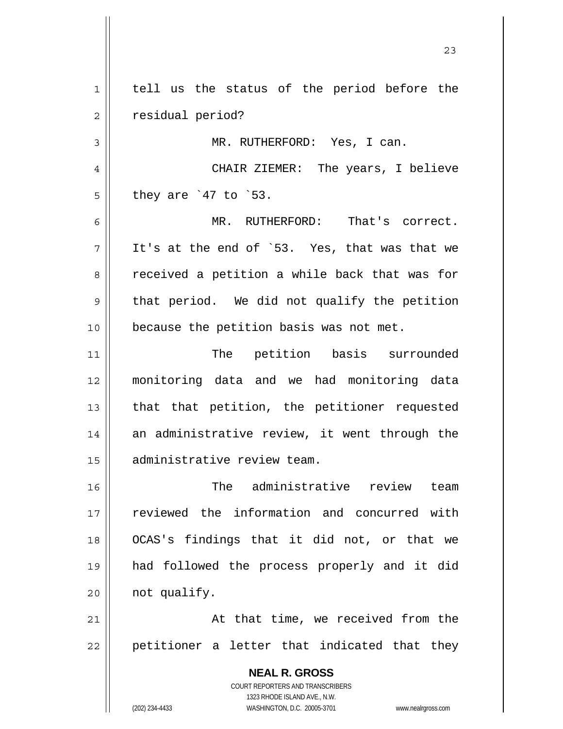tell us the status of the period before the residual period?

MR. RUTHERFORD: Yes, I can.

CHAIR ZIEMER: The years, I believe they are `47 to `53.

MR. RUTHERFORD: That's correct. It's at the end of `53. Yes, that was that we received a petition a while back that was for that period. We did not qualify the petition because the petition basis was not met.

The petition basis surrounded monitoring data and we had monitoring data that that petition, the petitioner requested an administrative review, it went through the administrative review team.

The administrative review team reviewed the information and concurred with OCAS's findings that it did not, or that we had followed the process properly and it did not qualify.

At that time, we received from the petitioner a letter that indicated that they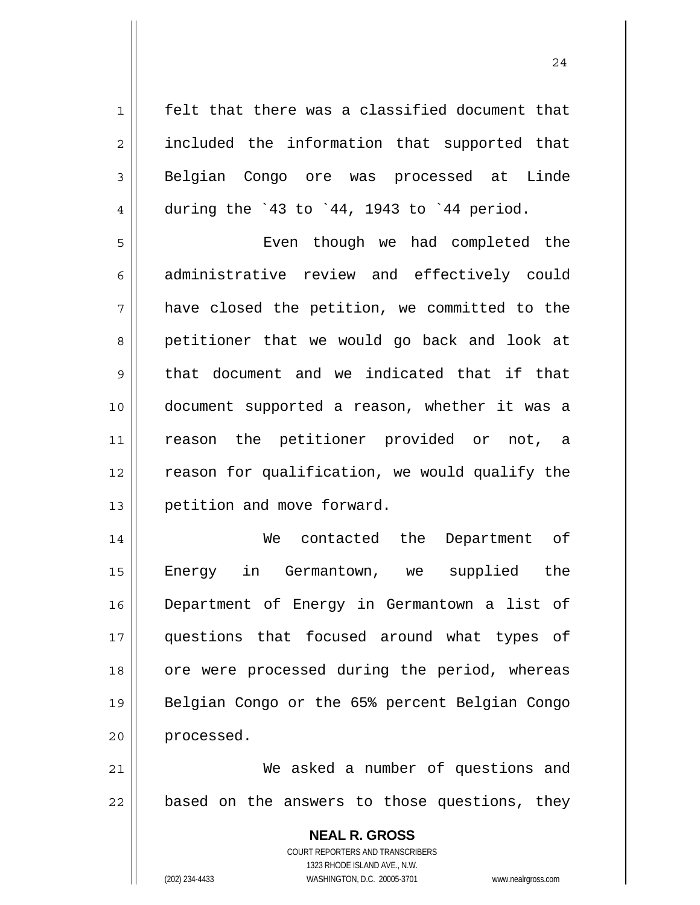felt that there was a classified document that included the information that supported that Belgian Congo ore was processed at Linde during the `43 to `44, 1943 to `44 period.

Even though we had completed the administrative review and effectively could have closed the petition, we committed to the petitioner that we would go back and look at that document and we indicated that if that document supported a reason, whether it was a reason the petitioner provided or not, a reason for qualification, we would qualify the petition and move forward.

We contacted the Department of Energy in Germantown, we supplied the Department of Energy in Germantown a list of questions that focused around what types of ore were processed during the period, whereas Belgian Congo or the 65% percent Belgian Congo processed.

We asked a number of questions and based on the answers to those questions, they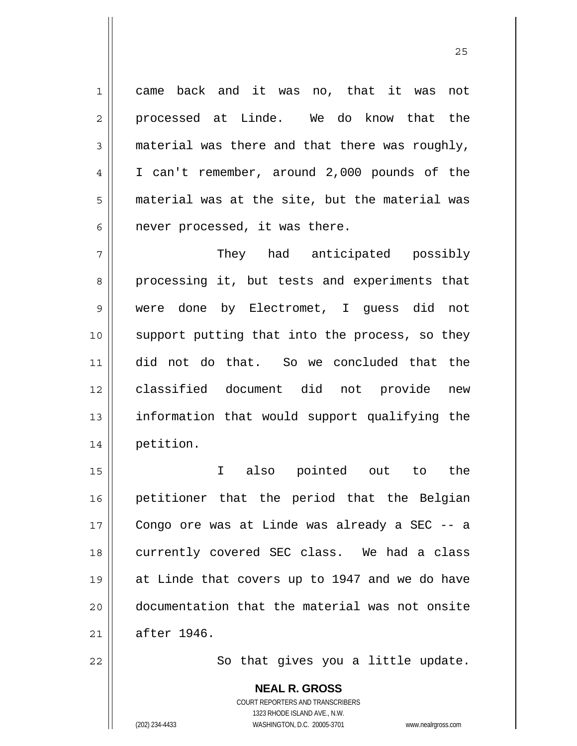came back and it was no, that it was not processed at Linde. We do know that the material was there and that there was roughly, I can't remember, around 2,000 pounds of the material was at the site, but the material was never processed, it was there.

They had anticipated possibly processing it, but tests and experiments that were done by Electromet, I guess did not support putting that into the process, so they did not do that. So we concluded that the classified document did not provide new information that would support qualifying the petition.

I also pointed out to the petitioner that the period that the Belgian Congo ore was at Linde was already a SEC -- a currently covered SEC class. We had a class at Linde that covers up to 1947 and we do have documentation that the material was not onsite after 1946.

So that gives you a little update.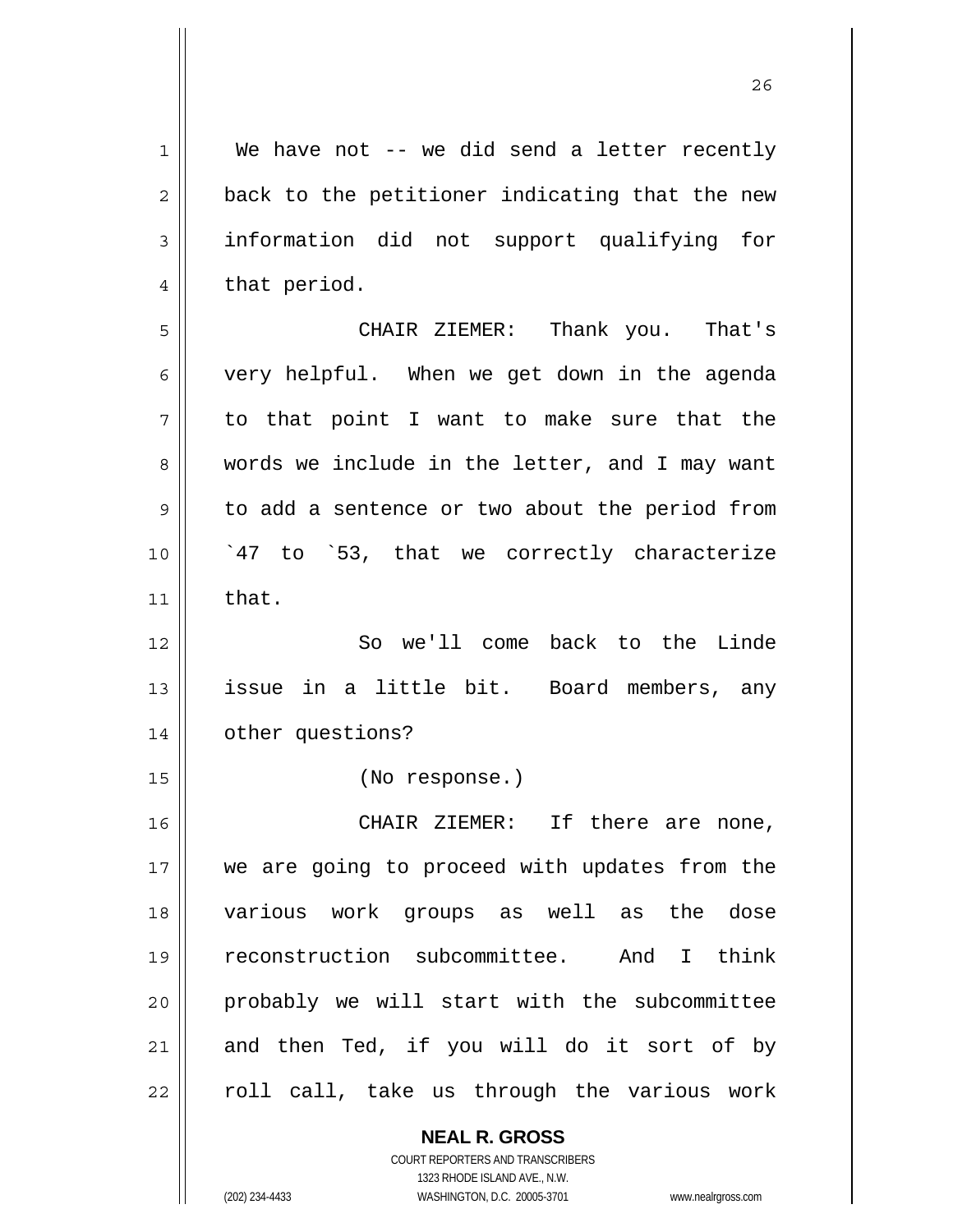We have not -- we did send a letter recently back to the petitioner indicating that the new information did not support qualifying for that period.

CHAIR ZIEMER: Thank you. That's very helpful. When we get down in the agenda to that point I want to make sure that the words we include in the letter, and I may want to add a sentence or two about the period from `47 to `53, that we correctly characterize that.

So we'll come back to the Linde issue in a little bit. Board members, any other questions?

(No response.)

CHAIR ZIEMER: If there are none, we are going to proceed with updates from the various work groups as well as the dose reconstruction subcommittee. And I think probably we will start with the subcommittee and then Ted, if you will do it sort of by roll call, take us through the various work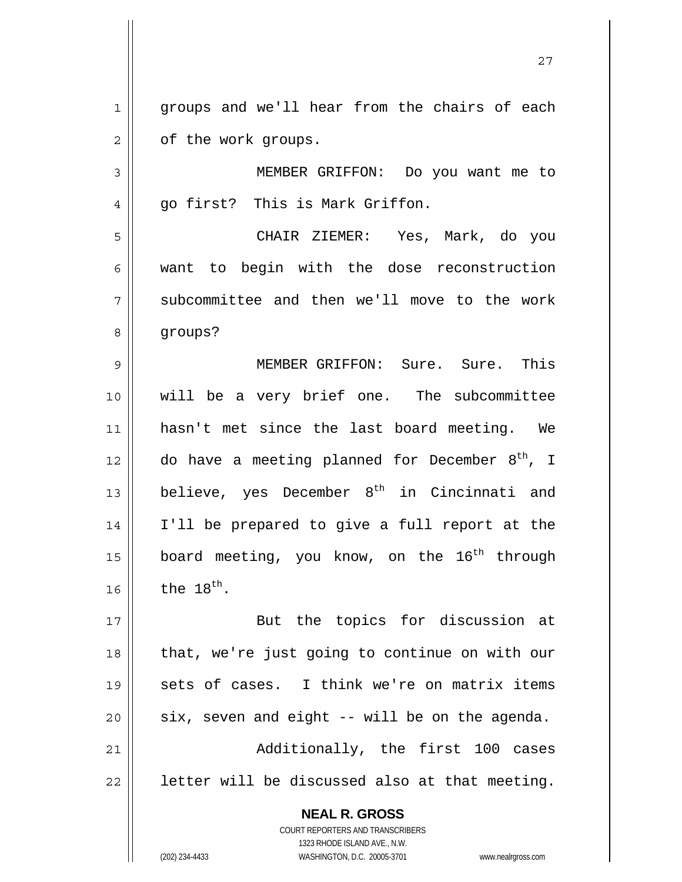groups and we'll hear from the chairs of each of the work groups.

MEMBER GRIFFON: Do you want me to go first? This is Mark Griffon.

CHAIR ZIEMER: Yes, Mark, do you want to begin with the dose reconstruction subcommittee and then we'll move to the work groups?

MEMBER GRIFFON: Sure. Sure. This will be a very brief one. The subcommittee hasn't met since the last board meeting. We do have a meeting planned for December 8th, I believe, yes December 8th in Cincinnati and I'll be prepared to give a full report at the board meeting, you know, on the 16th through the 18th.

But the topics for discussion at that, we're just going to continue on with our sets of cases. I think we're on matrix items six, seven and eight -- will be on the agenda.

Additionally, the first 100 cases letter will be discussed also at that meeting.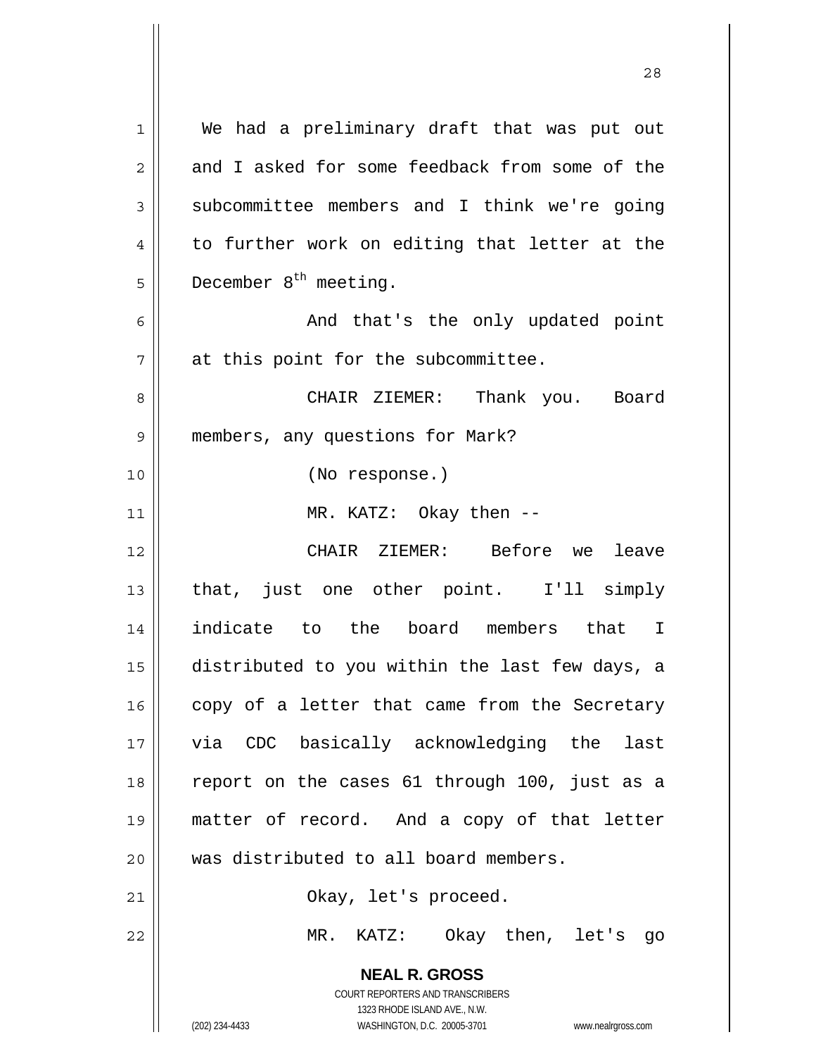We had a preliminary draft that was put out and I asked for some feedback from some of the subcommittee members and I think we're going to further work on editing that letter at the December 8th meeting.

And that's the only updated point at this point for the subcommittee.

CHAIR ZIEMER: Thank you. Board members, any questions for Mark?

(No response.)

MR. KATZ: Okay then --

CHAIR ZIEMER: Before we leave that, just one other point. I'll simply indicate to the board members that I distributed to you within the last few days, a copy of a letter that came from the Secretary via CDC basically acknowledging the last report on the cases 61 through 100, just as a matter of record. And a copy of that letter was distributed to all board members.

Okay, let's proceed.

MR. KATZ: Okay then, let's go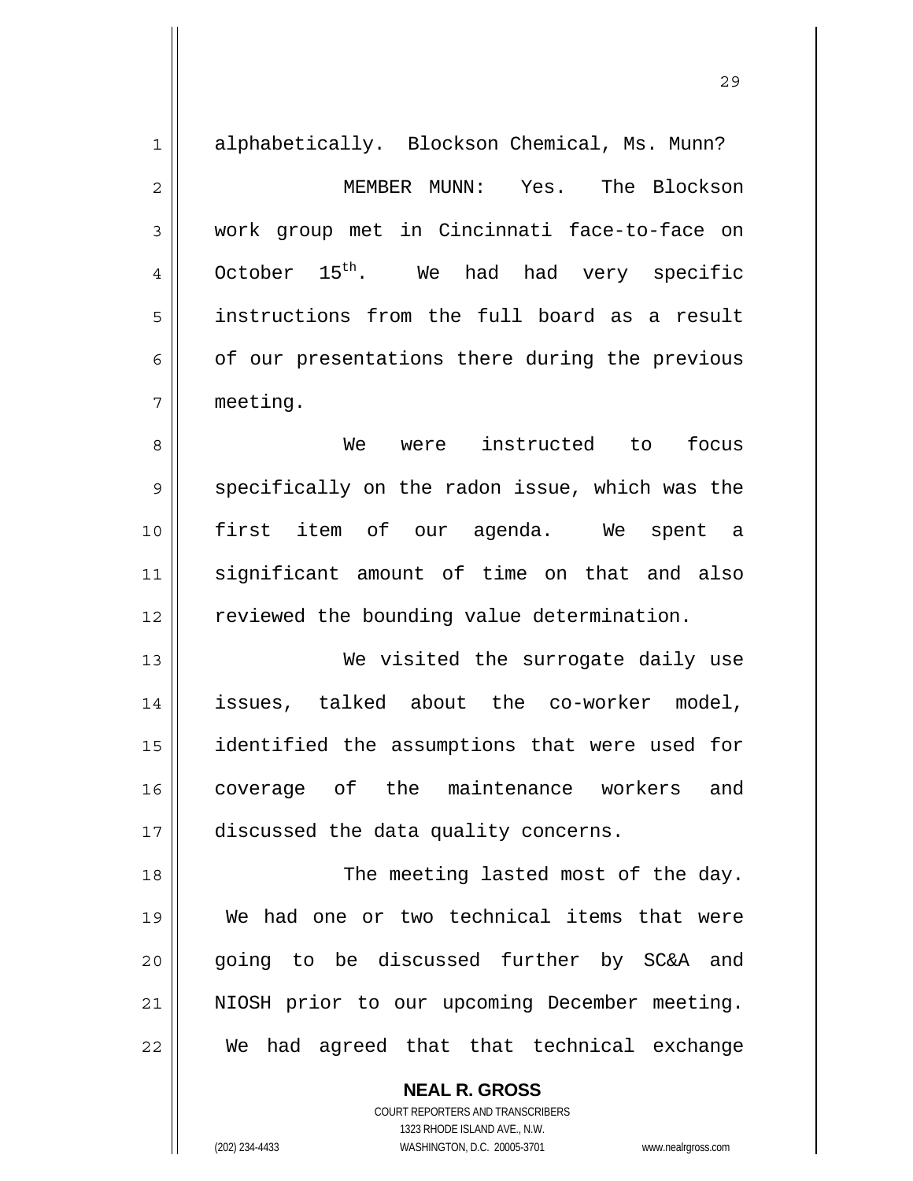alphabetically. Blockson Chemical, Ms. Munn?

MEMBER MUNN: Yes. The Blockson work group met in Cincinnati face-to-face on October 15th. We had had very specific instructions from the full board as a result of our presentations there during the previous meeting.

We were instructed to focus specifically on the radon issue, which was the first item of our agenda. We spent a significant amount of time on that and also reviewed the bounding value determination.

We visited the surrogate daily use issues, talked about the co-worker model, identified the assumptions that were used for coverage of the maintenance workers and discussed the data quality concerns.

The meeting lasted most of the day. We had one or two technical items that were going to be discussed further by SC&A and NIOSH prior to our upcoming December meeting. We had agreed that that technical exchange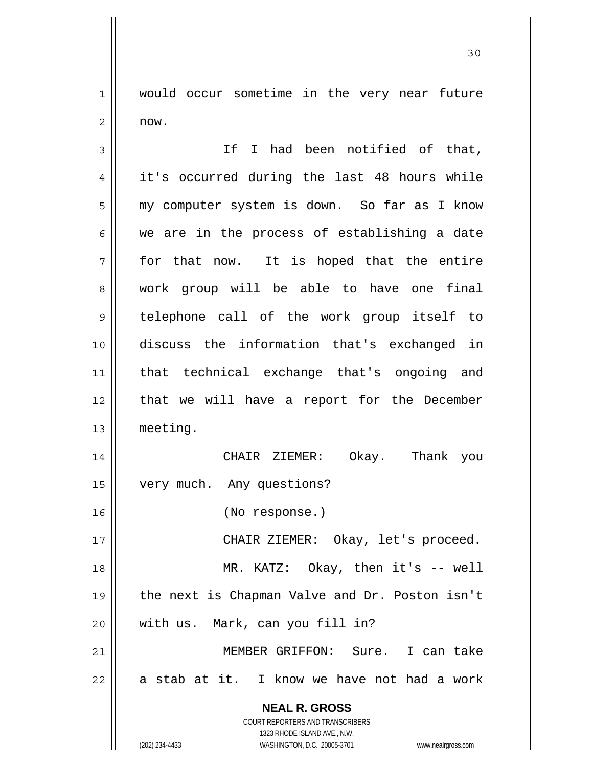would occur sometime in the very near future now.

If I had been notified of that, it's occurred during the last 48 hours while my computer system is down. So far as I know we are in the process of establishing a date for that now. It is hoped that the entire work group will be able to have one final telephone call of the work group itself to discuss the information that's exchanged in that technical exchange that's ongoing and that we will have a report for the December meeting.

CHAIR ZIEMER: Okay. Thank you very much. Any questions?

(No response.)

CHAIR ZIEMER: Okay, let's proceed.

MR. KATZ: Okay, then it's -- well the next is Chapman Valve and Dr. Poston isn't with us. Mark, can you fill in?

MEMBER GRIFFON: Sure. I can take a stab at it. I know we have not had a work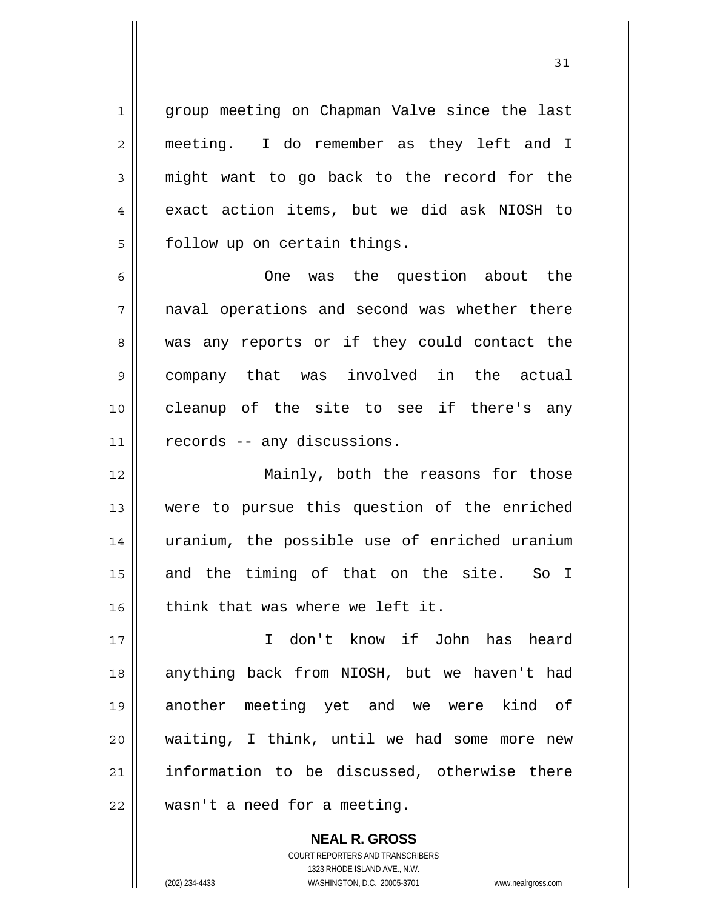group meeting on Chapman Valve since the last meeting. I do remember as they left and I might want to go back to the record for the exact action items, but we did ask NIOSH to follow up on certain things.

One was the question about the naval operations and second was whether there was any reports or if they could contact the company that was involved in the actual cleanup of the site to see if there's any records -- any discussions.

Mainly, both the reasons for those were to pursue this question of the enriched uranium, the possible use of enriched uranium and the timing of that on the site. So I think that was where we left it.

I don't know if John has heard anything back from NIOSH, but we haven't had another meeting yet and we were kind of waiting, I think, until we had some more new information to be discussed, otherwise there wasn't a need for a meeting.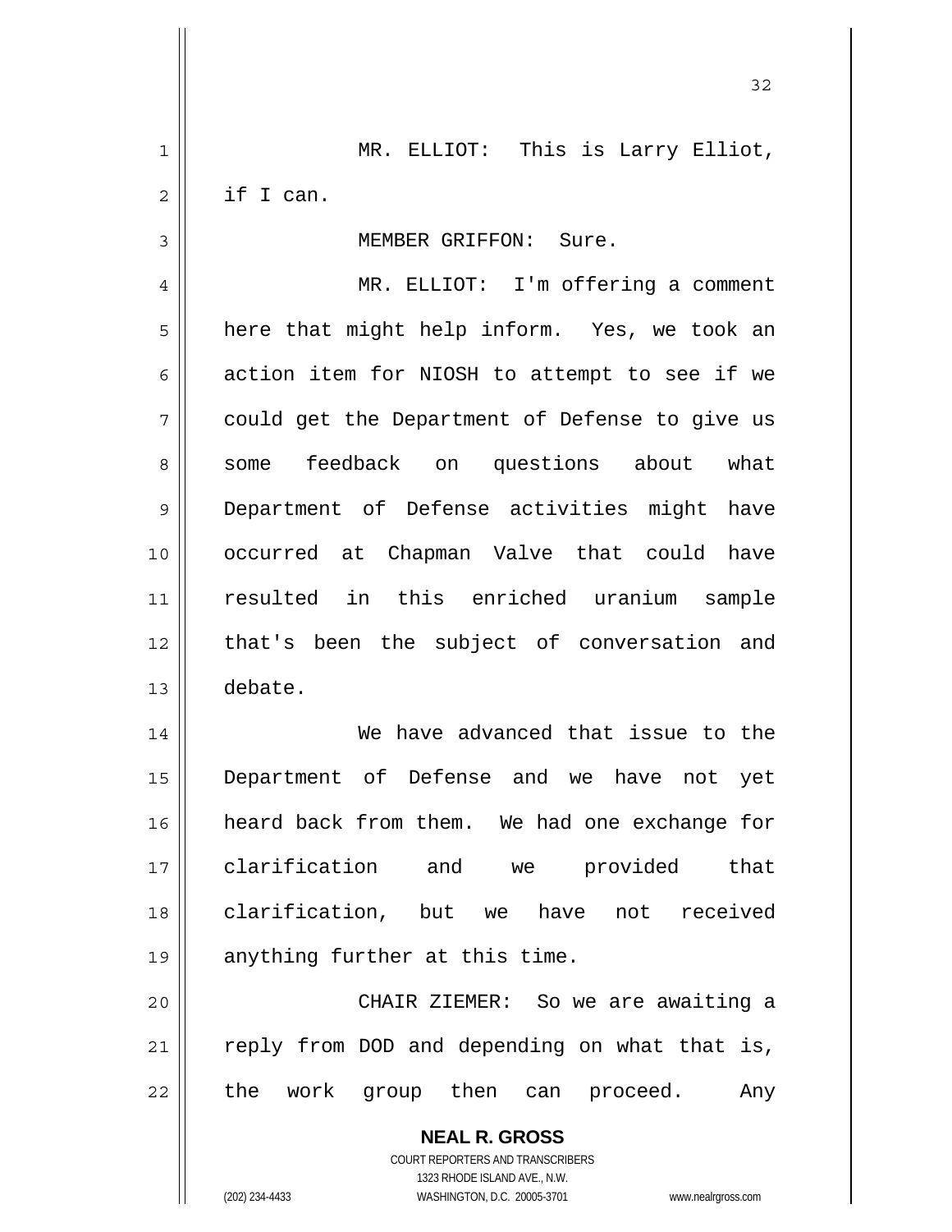MR. ELLIOT: This is Larry Elliot, if I can.

MEMBER GRIFFON: Sure.

MR. ELLIOT: I'm offering a comment here that might help inform. Yes, we took an action item for NIOSH to attempt to see if we could get the Department of Defense to give us some feedback on questions about what Department of Defense activities might have occurred at Chapman Valve that could have resulted in this enriched uranium sample that's been the subject of conversation and debate.

We have advanced that issue to the Department of Defense and we have not yet heard back from them. We had one exchange for clarification and we provided that clarification, but we have not received anything further at this time.

CHAIR ZIEMER: So we are awaiting a reply from DOD and depending on what that is, the work group then can proceed. Any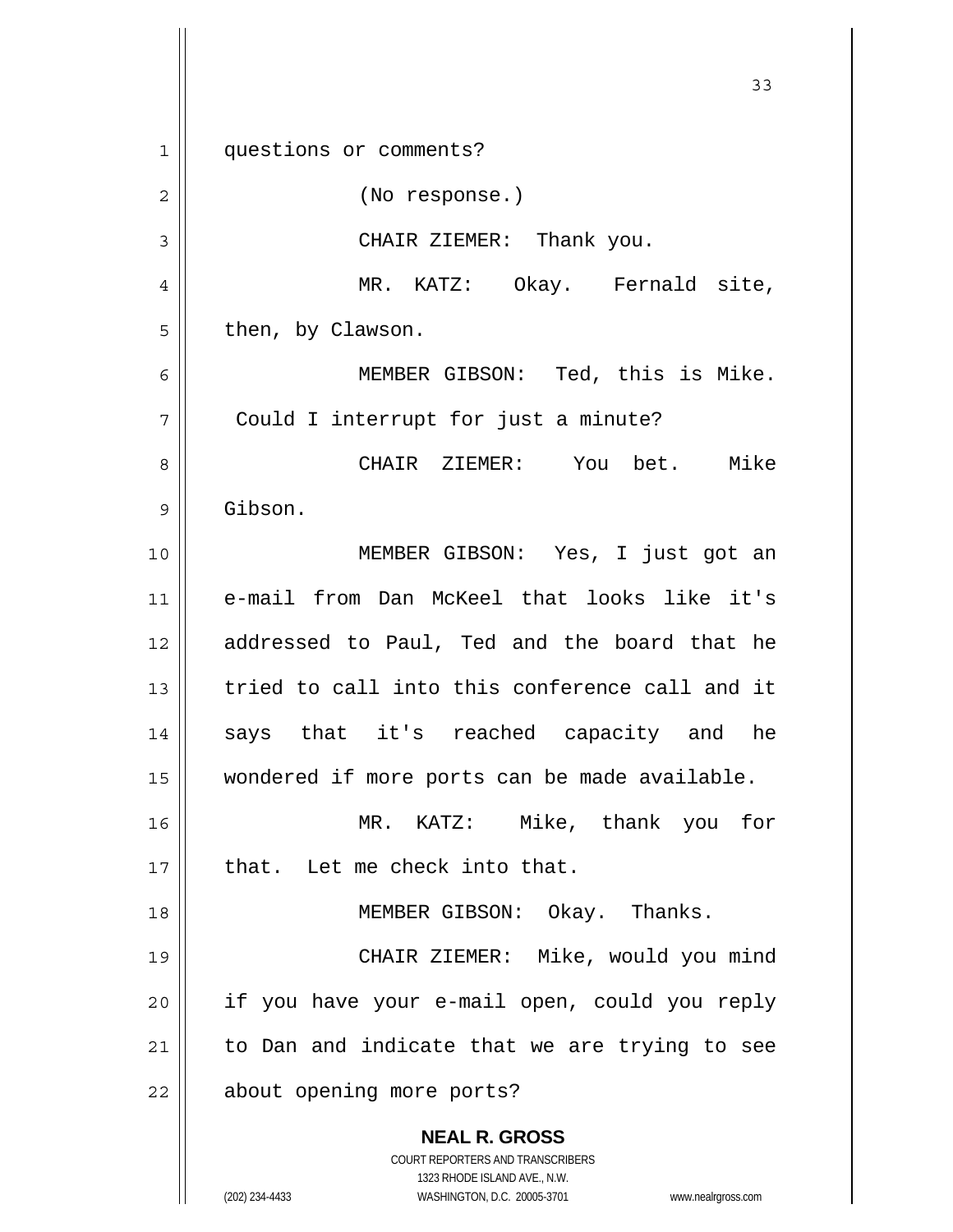questions or comments?

(No response.)

CHAIR ZIEMER: Thank you.

MR. KATZ: Okay. Fernald site, then, by Clawson.

MEMBER GIBSON: Ted, this is Mike. Could I interrupt for just a minute?

CHAIR ZIEMER: You bet. Mike Gibson.

MEMBER GIBSON: Yes, I just got an e-mail from Dan McKeel that looks like it's addressed to Paul, Ted and the board that he tried to call into this conference call and it says that it's reached capacity and he wondered if more ports can be made available.

MR. KATZ: Mike, thank you for that. Let me check into that.

MEMBER GIBSON: Okay. Thanks.

CHAIR ZIEMER: Mike, would you mind if you have your e-mail open, could you reply to Dan and indicate that we are trying to see about opening more ports?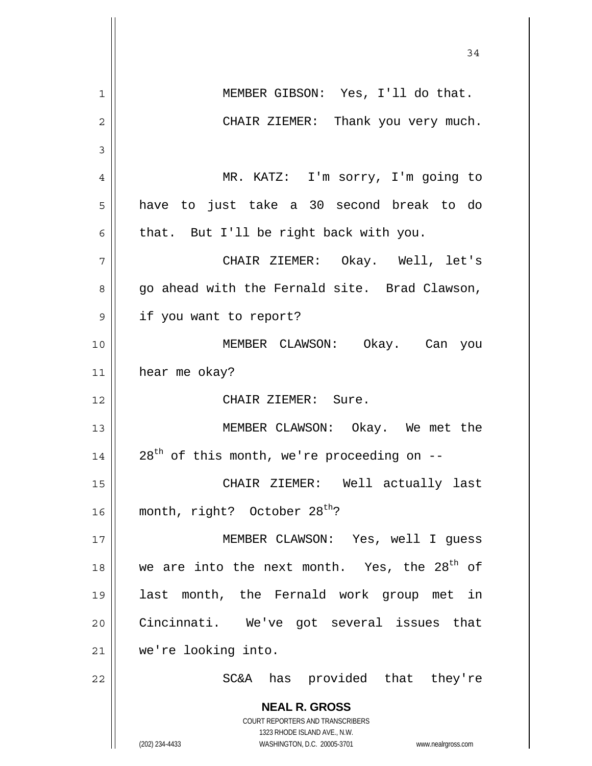MEMBER GIBSON: Yes, I'll do that.

CHAIR ZIEMER: Thank you very much.

MR. KATZ: I'm sorry, I'm going to have to just take a 30 second break to do that. But I'll be right back with you.

CHAIR ZIEMER: Okay. Well, let's go ahead with the Fernald site. Brad Clawson, if you want to report?

MEMBER CLAWSON: Okay. Can you hear me okay?

CHAIR ZIEMER: Sure.

MEMBER CLAWSON: Okay. We met the 28th of this month, we're proceeding on --

CHAIR ZIEMER: Well actually last month, right? October 28th?

MEMBER CLAWSON: Yes, well I guess we are into the next month. Yes, the 28th of last month, the Fernald work group met in Cincinnati. We've got several issues that we're looking into.

SC&A has provided that they're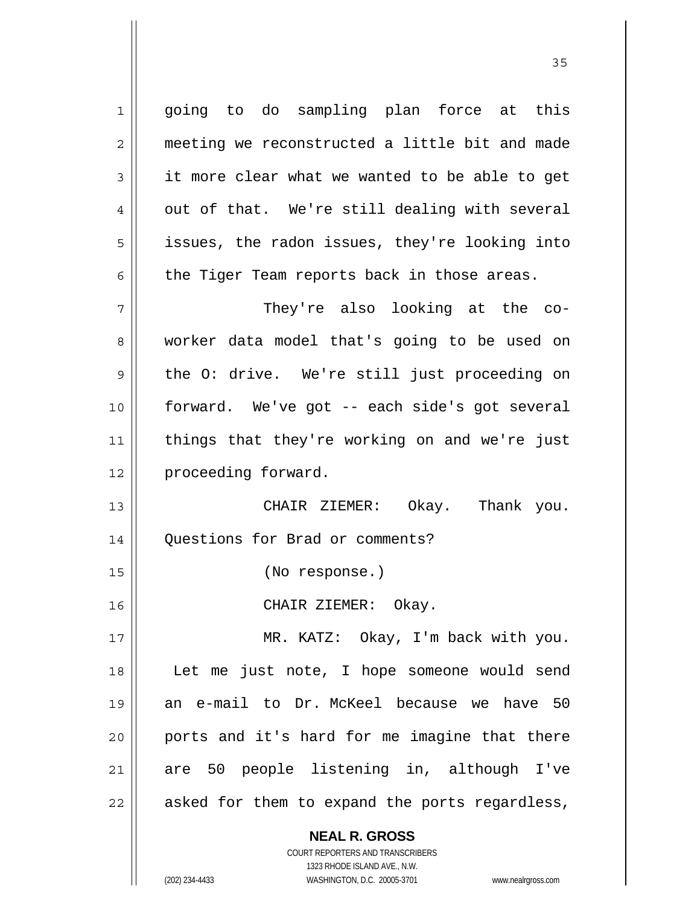going to do sampling plan force at this meeting we reconstructed a little bit and made it more clear what we wanted to be able to get out of that. We're still dealing with several issues, the radon issues, they're looking into the Tiger Team reports back in those areas.

They're also looking at the co-worker data model that's going to be used on the O: drive. We're still just proceeding on forward. We've got -- each side's got several things that they're working on and we're just proceeding forward.

CHAIR ZIEMER: Okay. Thank you. Questions for Brad or comments?

(No response.)

CHAIR ZIEMER: Okay.

MR. KATZ: Okay, I'm back with you. Let me just note, I hope someone would send an e-mail to Dr. McKeel because we have 50 ports and it's hard for me imagine that there are 50 people listening in, although I've asked for them to expand the ports regardless,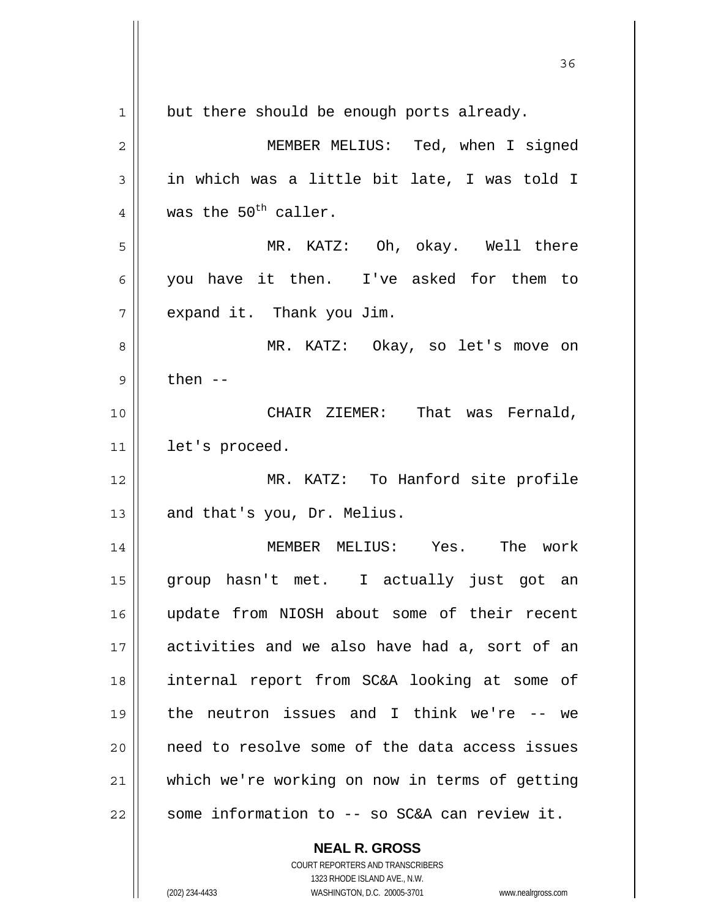but there should be enough ports already.

MEMBER MELIUS: Ted, when I signed in which was a little bit late, I was told I was the 50th caller.

MR. KATZ: Oh, okay. Well there you have it then. I've asked for them to expand it. Thank you Jim.

MR. KATZ: Okay, so let's move on then --

CHAIR ZIEMER: That was Fernald, let's proceed.

MR. KATZ: To Hanford site profile and that's you, Dr. Melius.

MEMBER MELIUS: Yes. The work group hasn't met. I actually just got an update from NIOSH about some of their recent activities and we also have had a, sort of an internal report from SC&A looking at some of the neutron issues and I think we're -- we need to resolve some of the data access issues which we're working on now in terms of getting some information to -- so SC&A can review it.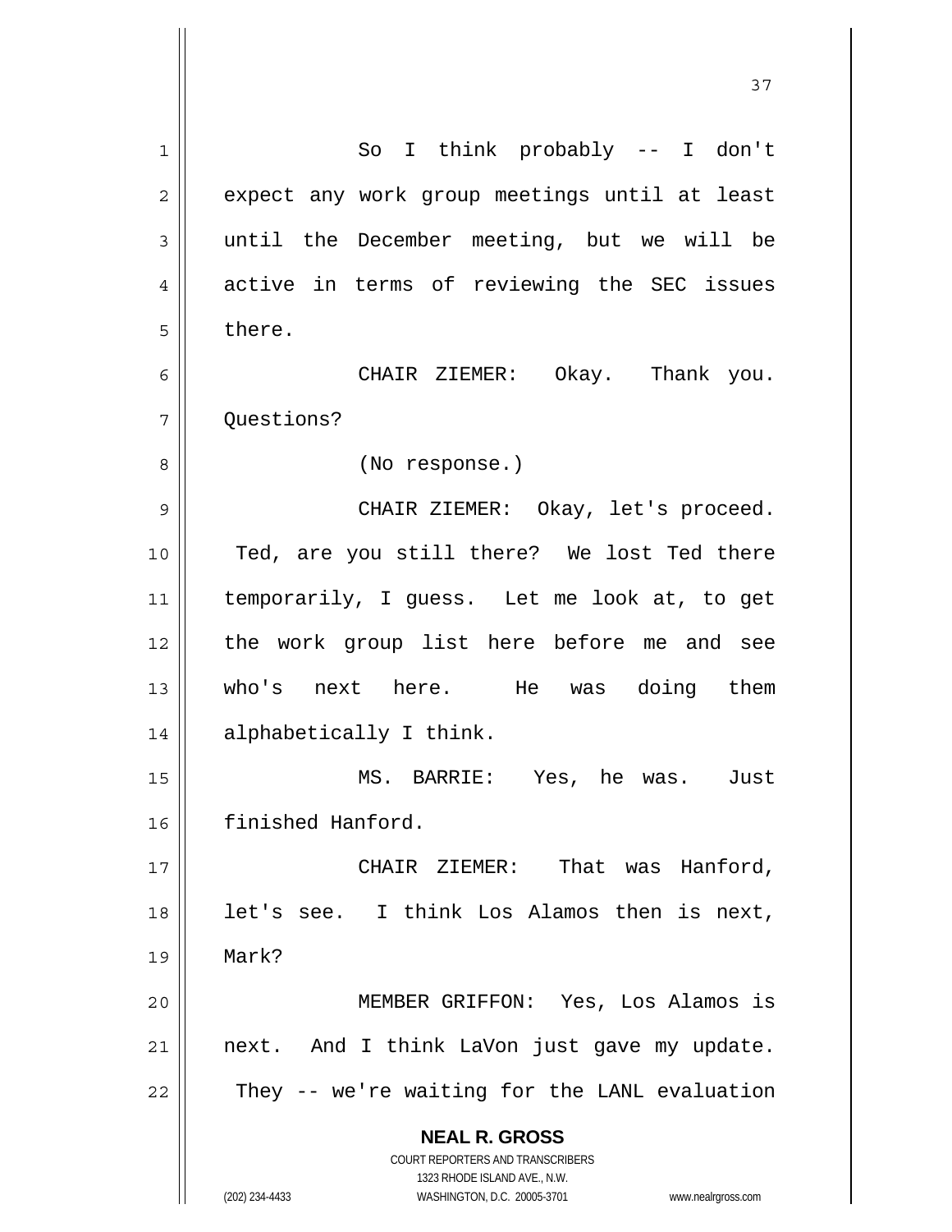So I think probably -- I don't expect any work group meetings until at least until the December meeting, but we will be active in terms of reviewing the SEC issues there.

CHAIR ZIEMER: Okay. Thank you. Questions?

(No response.)

CHAIR ZIEMER: Okay, let's proceed. Ted, are you still there? We lost Ted there temporarily, I guess. Let me look at, to get the work group list here before me and see who's next here. He was doing them alphabetically I think.

MS. BARRIE: Yes, he was. Just finished Hanford.

CHAIR ZIEMER: That was Hanford, let's see. I think Los Alamos then is next, Mark?

MEMBER GRIFFON: Yes, Los Alamos is next. And I think LaVon just gave my update. They -- we're waiting for the LANL evaluation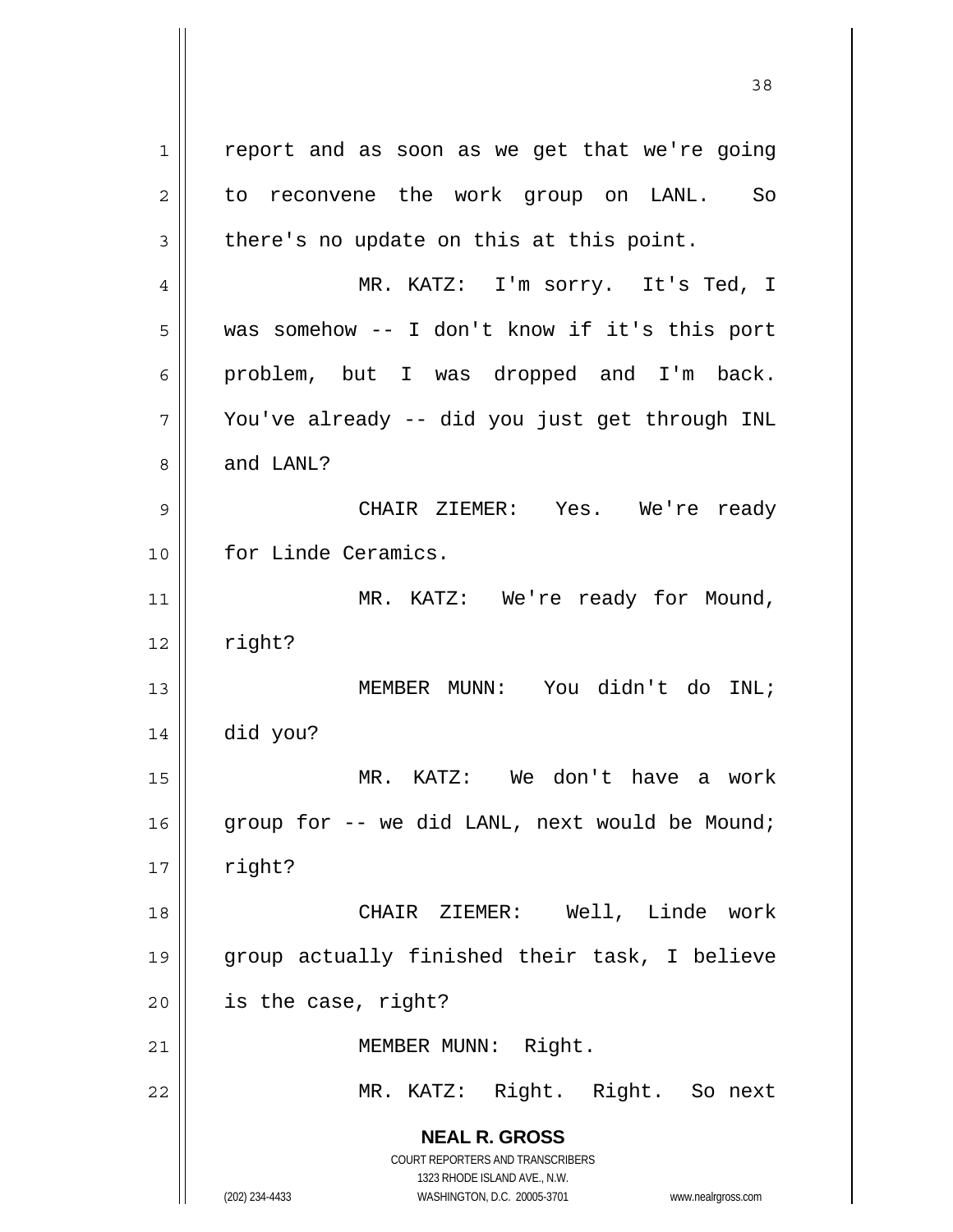report and as soon as we get that we're going to reconvene the work group on LANL. So there's no update on this at this point.

MR. KATZ: I'm sorry. It's Ted, I was somehow -- I don't know if it's this port problem, but I was dropped and I'm back. You've already -- did you just get through INL and LANL?

CHAIR ZIEMER: Yes. We're ready for Linde Ceramics.

MR. KATZ: We're ready for Mound, right?

MEMBER MUNN: You didn't do INL; did you?

MR. KATZ: We don't have a work group for -- we did LANL, next would be Mound; right?

CHAIR ZIEMER: Well, Linde work group actually finished their task, I believe is the case, right?

MEMBER MUNN: Right.

MR. KATZ: Right. Right. So next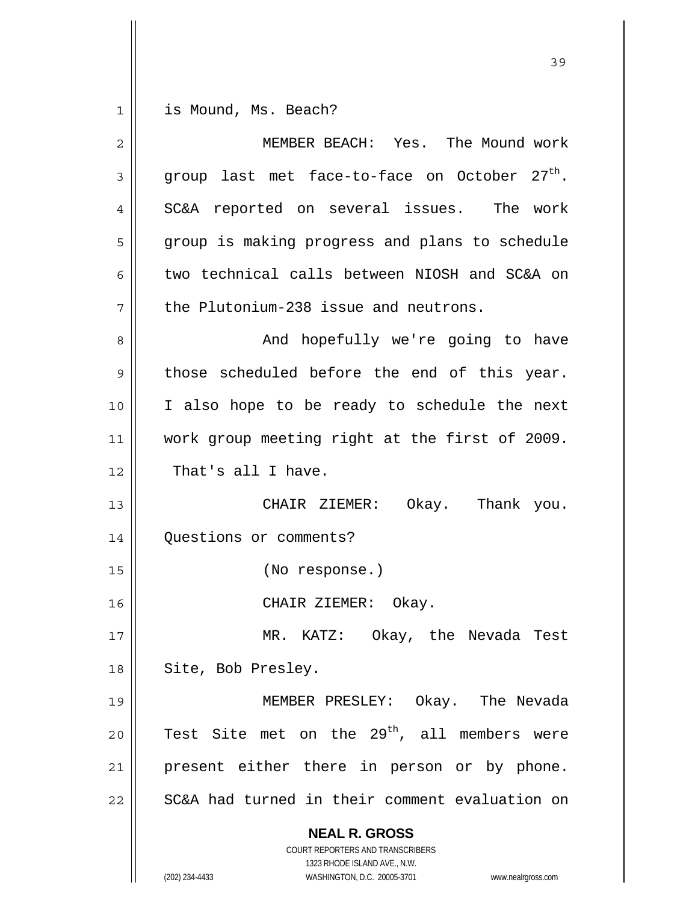is Mound, Ms. Beach?

MEMBER BEACH: Yes. The Mound work group last met face-to-face on October 27th. SC&A reported on several issues. The work group is making progress and plans to schedule two technical calls between NIOSH and SC&A on the Plutonium-238 issue and neutrons.

And hopefully we're going to have those scheduled before the end of this year. I also hope to be ready to schedule the next work group meeting right at the first of 2009. That's all I have.

CHAIR ZIEMER: Okay. Thank you. Questions or comments?

(No response.)

CHAIR ZIEMER: Okay.

MR. KATZ: Okay, the Nevada Test Site, Bob Presley.

MEMBER PRESLEY: Okay. The Nevada Test Site met on the 29th, all members were present either there in person or by phone. SC&A had turned in their comment evaluation on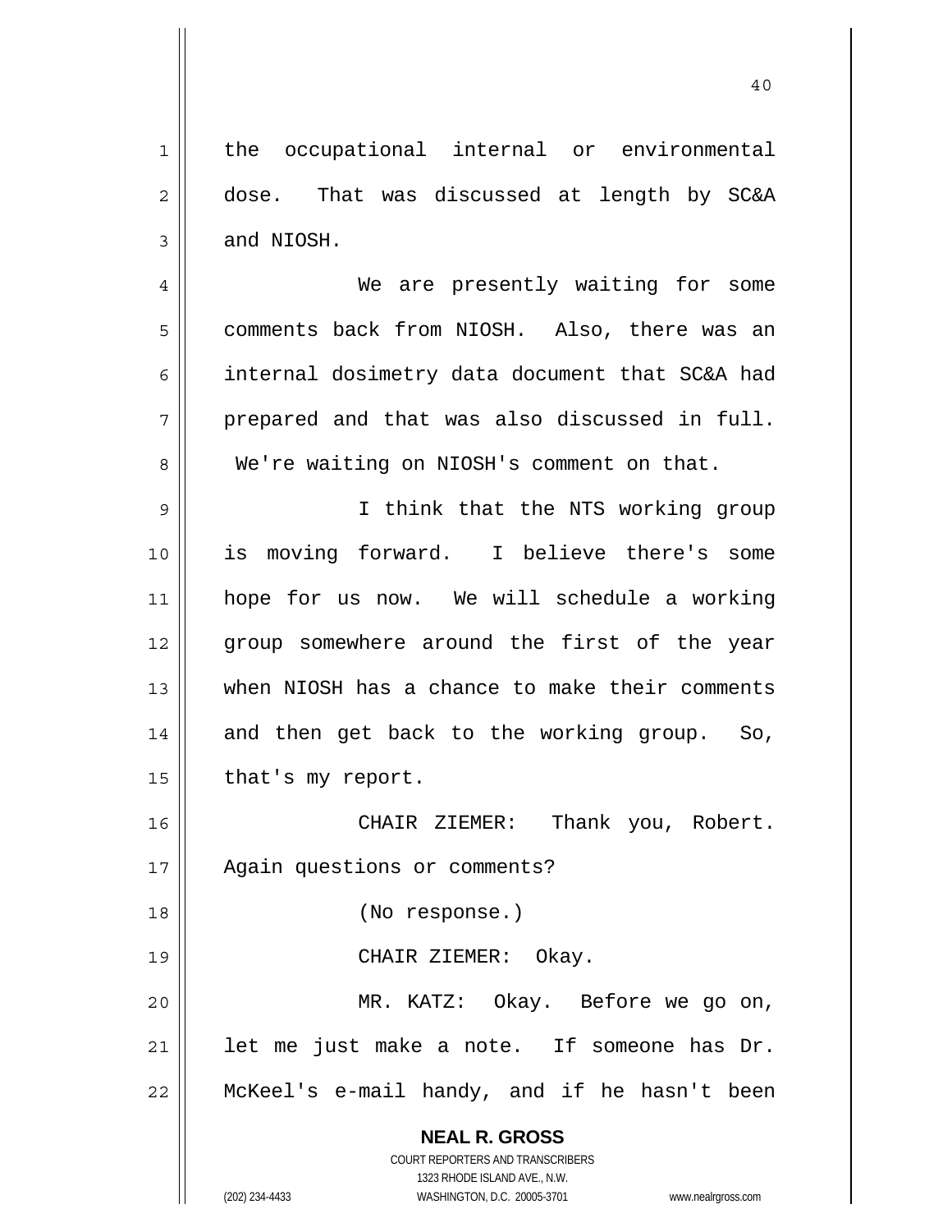the occupational internal or environmental dose. That was discussed at length by SC&A and NIOSH.

We are presently waiting for some comments back from NIOSH. Also, there was an internal dosimetry data document that SC&A had prepared and that was also discussed in full. We're waiting on NIOSH's comment on that.

I think that the NTS working group is moving forward. I believe there's some hope for us now. We will schedule a working group somewhere around the first of the year when NIOSH has a chance to make their comments and then get back to the working group. So, that's my report.

CHAIR ZIEMER: Thank you, Robert. Again questions or comments?

(No response.)

CHAIR ZIEMER: Okay.

MR. KATZ: Okay. Before we go on, let me just make a note. If someone has Dr. McKeel's e-mail handy, and if he hasn't been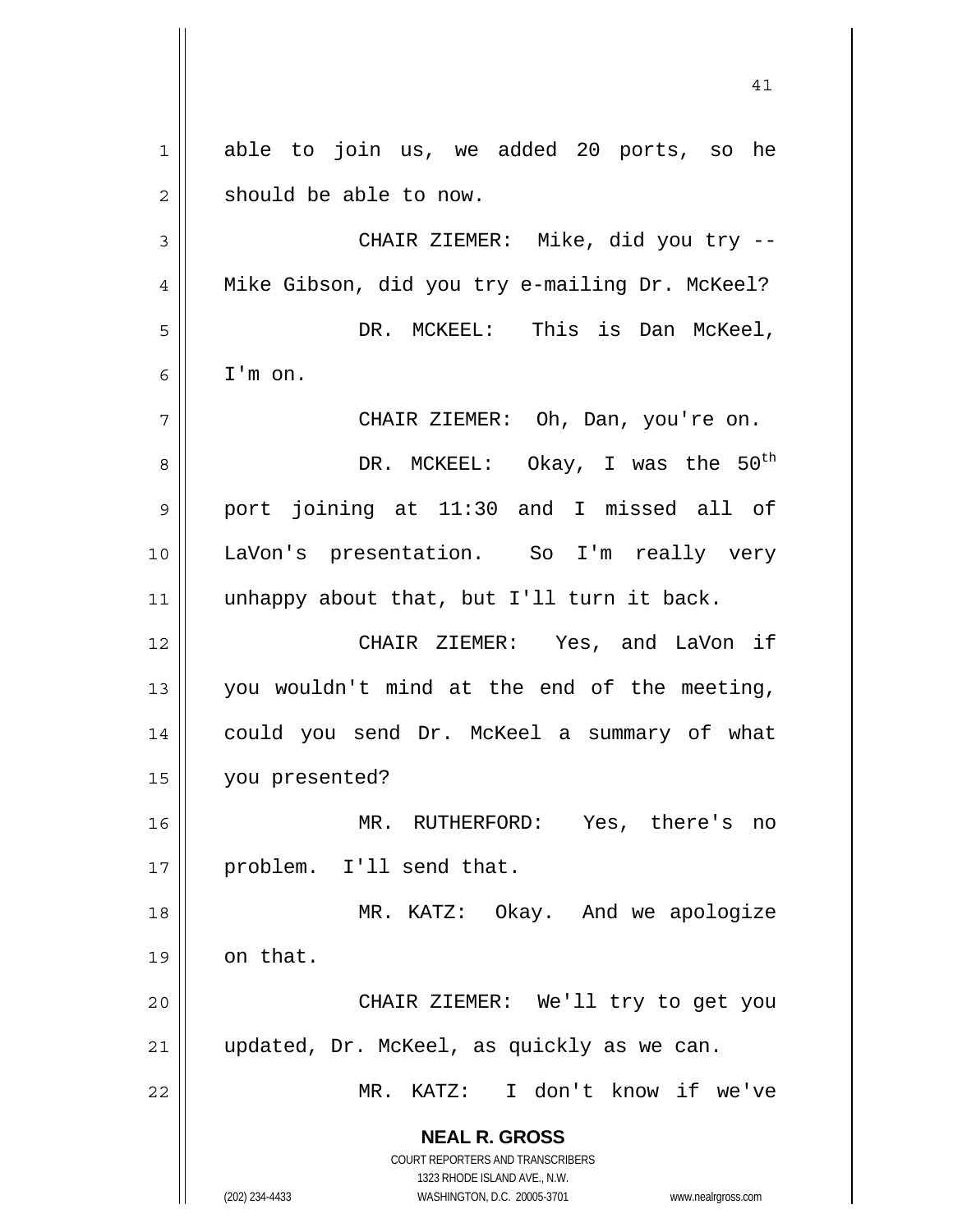able to join us, we added 20 ports, so he should be able to now.

CHAIR ZIEMER: Mike, did you try -- Mike Gibson, did you try e-mailing Dr. McKeel?

DR. MCKEEL: This is Dan McKeel, I'm on.

CHAIR ZIEMER: Oh, Dan, you're on.

DR. MCKEEL: Okay, I was the 50th port joining at 11:30 and I missed all of LaVon's presentation. So I'm really very unhappy about that, but I'll turn it back.

CHAIR ZIEMER: Yes, and LaVon if you wouldn't mind at the end of the meeting, could you send Dr. McKeel a summary of what you presented?

MR. RUTHERFORD: Yes, there's no problem. I'll send that.

MR. KATZ: Okay. And we apologize on that.

CHAIR ZIEMER: We'll try to get you updated, Dr. McKeel, as quickly as we can.

MR. KATZ: I don't know if we've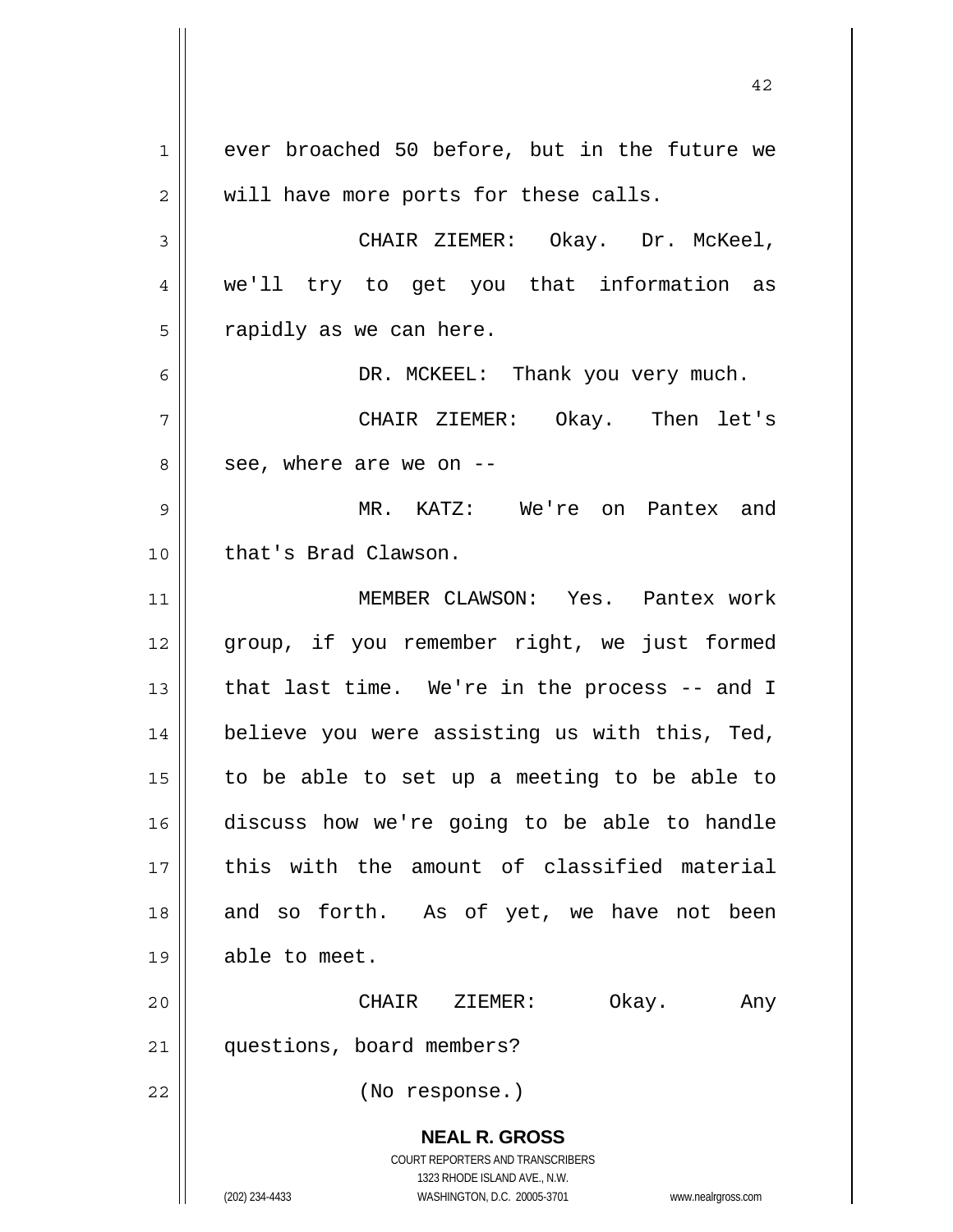ever broached 50 before, but in the future we will have more ports for these calls.

CHAIR ZIEMER: Okay. Dr. McKeel, we'll try to get you that information as rapidly as we can here.

DR. MCKEEL: Thank you very much.

CHAIR ZIEMER: Okay. Then let's see, where are we on --

MR. KATZ: We're on Pantex and that's Brad Clawson.

MEMBER CLAWSON: Yes. Pantex work group, if you remember right, we just formed that last time. We're in the process -- and I believe you were assisting us with this, Ted, to be able to set up a meeting to be able to discuss how we're going to be able to handle this with the amount of classified material and so forth. As of yet, we have not been able to meet.

CHAIR ZIEMER: Okay. Any questions, board members?

(No response.)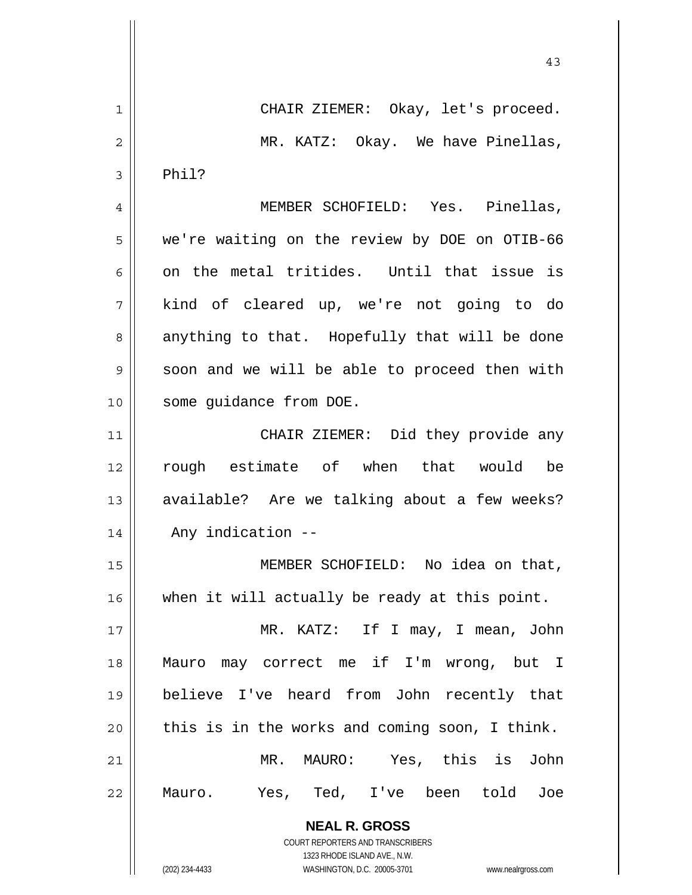CHAIR ZIEMER: Okay, let's proceed.

MR. KATZ: Okay. We have Pinellas, Phil?

MEMBER SCHOFIELD: Yes. Pinellas, we're waiting on the review by DOE on OTIB-66 on the metal tritides. Until that issue is kind of cleared up, we're not going to do anything to that. Hopefully that will be done soon and we will be able to proceed then with some guidance from DOE.

CHAIR ZIEMER: Did they provide any rough estimate of when that would be available? Are we talking about a few weeks? Any indication --

MEMBER SCHOFIELD: No idea on that, when it will actually be ready at this point.

MR. KATZ: If I may, I mean, John Mauro may correct me if I'm wrong, but I believe I've heard from John recently that this is in the works and coming soon, I think.

MR. MAURO: Yes, this is John Mauro. Yes, Ted, I've been told Joe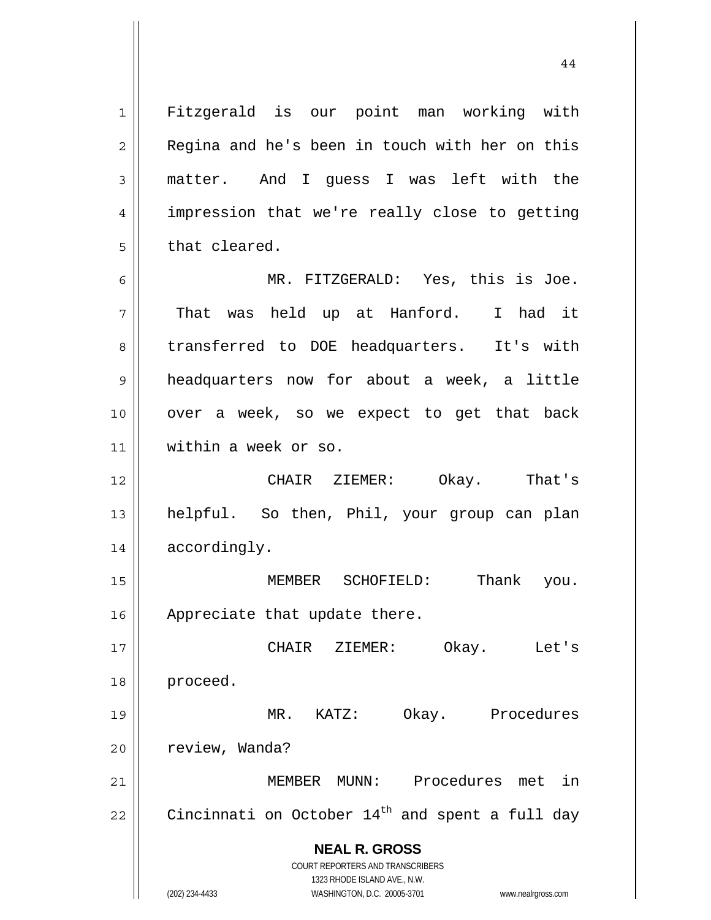Fitzgerald is our point man working with Regina and he's been in touch with her on this matter. And I guess I was left with the impression that we're really close to getting that cleared.

MR. FITZGERALD: Yes, this is Joe. That was held up at Hanford. I had it transferred to DOE headquarters. It's with headquarters now for about a week, a little over a week, so we expect to get that back within a week or so.

CHAIR ZIEMER: Okay. That's helpful. So then, Phil, your group can plan accordingly.

MEMBER SCHOFIELD: Thank you. Appreciate that update there.

CHAIR ZIEMER: Okay. Let's proceed.

MR. KATZ: Okay. Procedures review, Wanda?

MEMBER MUNN: Procedures met in Cincinnati on October 14th and spent a full day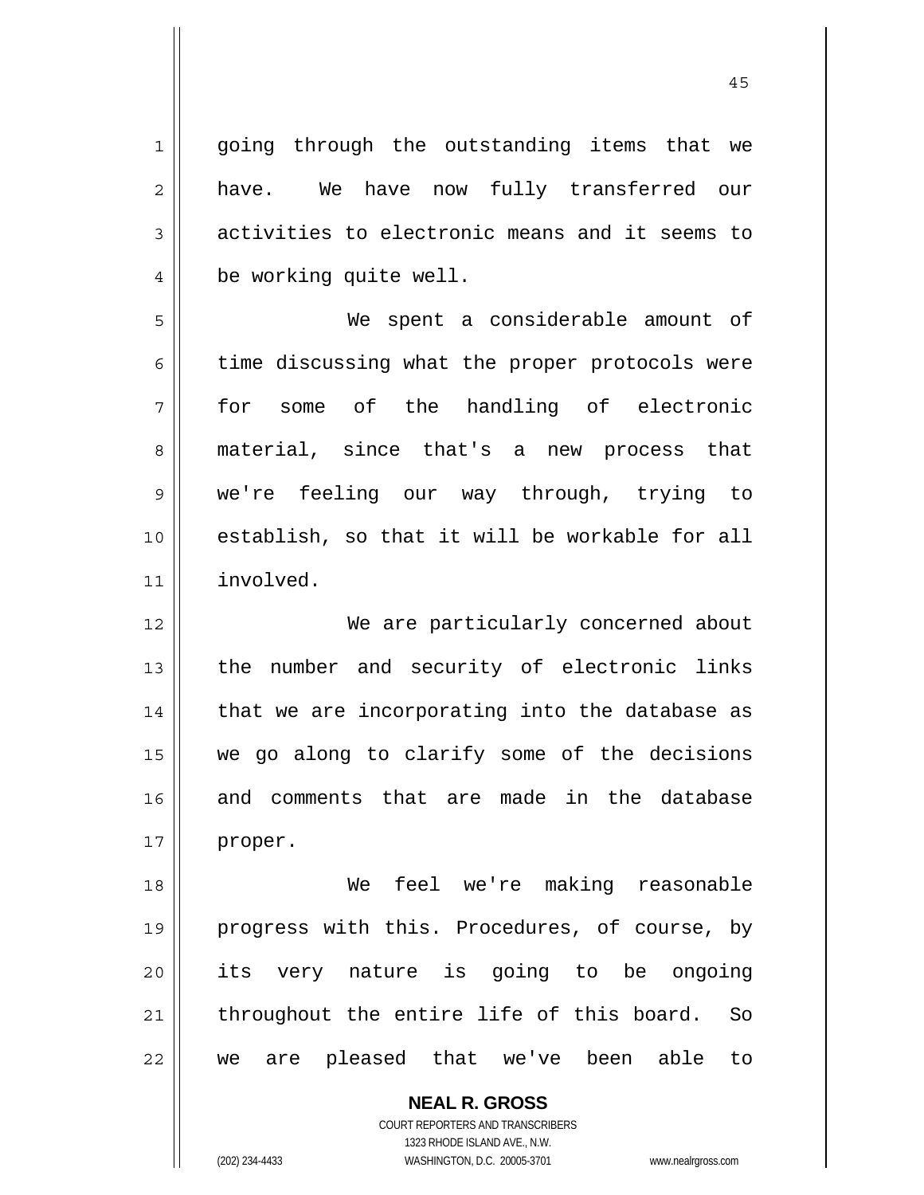going through the outstanding items that we have. We have now fully transferred our activities to electronic means and it seems to be working quite well.

We spent a considerable amount of time discussing what the proper protocols were for some of the handling of electronic material, since that's a new process that we're feeling our way through, trying to establish, so that it will be workable for all involved.

We are particularly concerned about the number and security of electronic links that we are incorporating into the database as we go along to clarify some of the decisions and comments that are made in the database proper.

We feel we're making reasonable progress with this. Procedures, of course, by its very nature is going to be ongoing throughout the entire life of this board. So we are pleased that we've been able to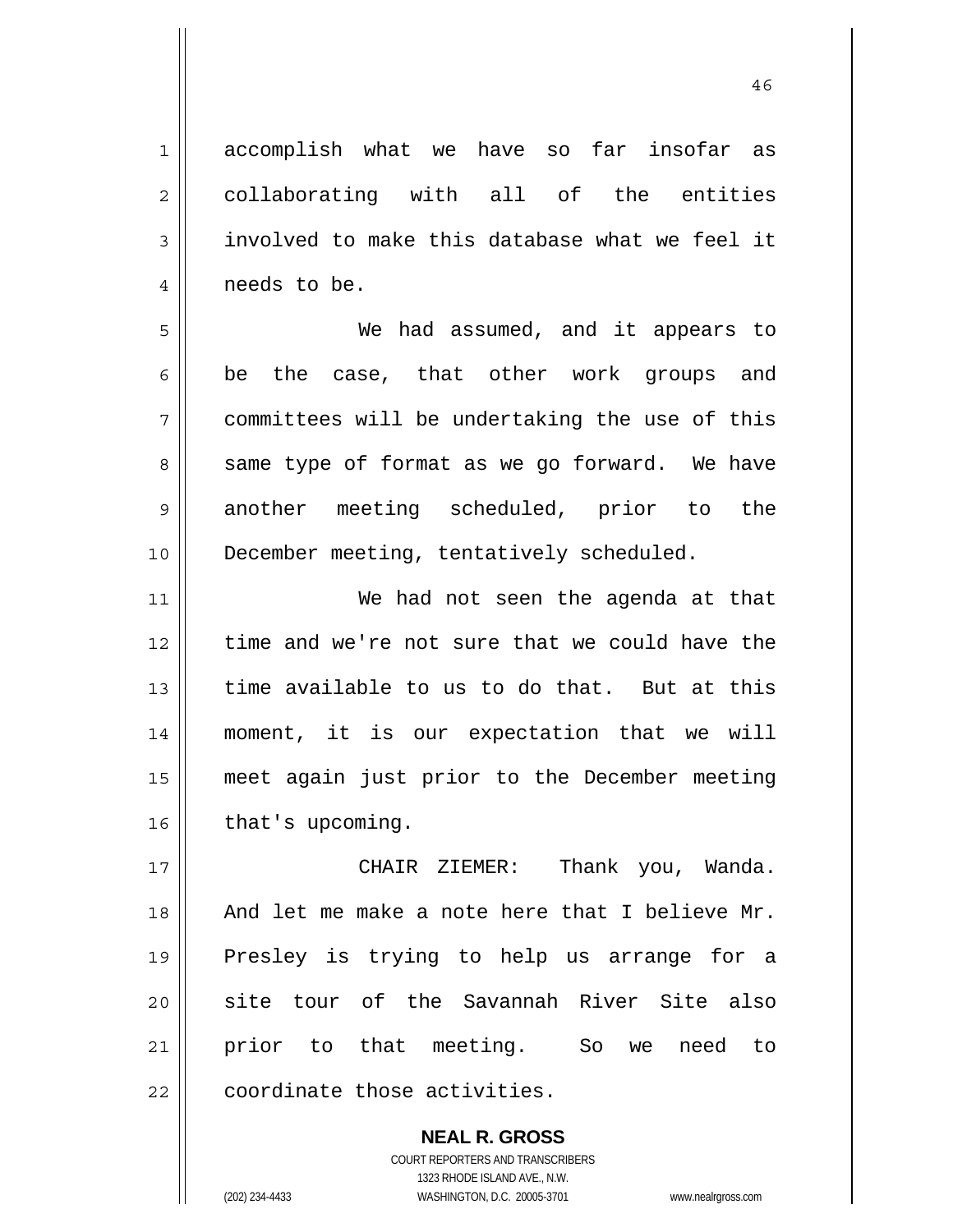accomplish what we have so far insofar as collaborating with all of the entities involved to make this database what we feel it needs to be.

We had assumed, and it appears to be the case, that other work groups and committees will be undertaking the use of this same type of format as we go forward. We have another meeting scheduled, prior to the December meeting, tentatively scheduled.

We had not seen the agenda at that time and we're not sure that we could have the time available to us to do that. But at this moment, it is our expectation that we will meet again just prior to the December meeting that's upcoming.

CHAIR ZIEMER: Thank you, Wanda. And let me make a note here that I believe Mr. Presley is trying to help us arrange for a site tour of the Savannah River Site also prior to that meeting. So we need to coordinate those activities.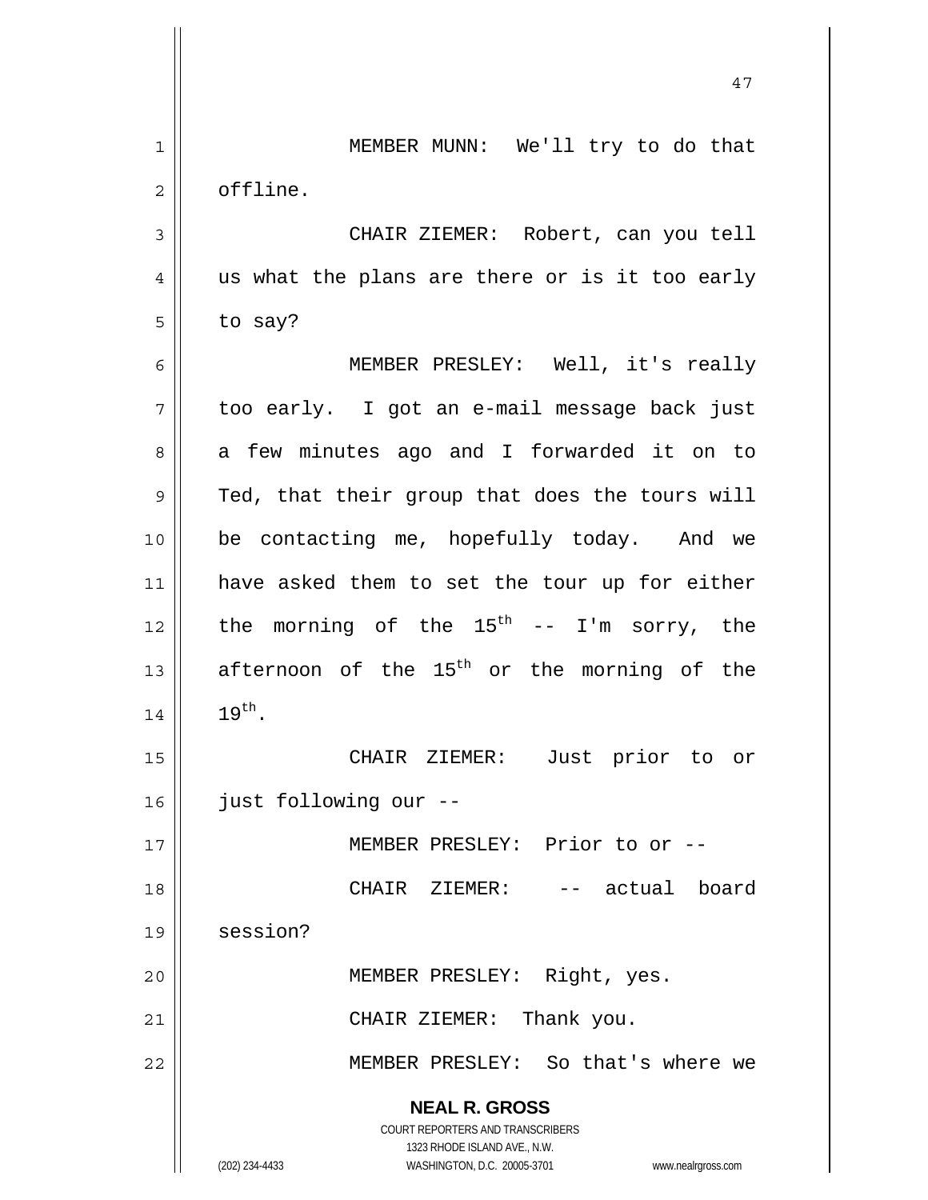MEMBER MUNN: We'll try to do that offline.

CHAIR ZIEMER: Robert, can you tell us what the plans are there or is it too early to say?

MEMBER PRESLEY: Well, it's really too early. I got an e-mail message back just a few minutes ago and I forwarded it on to Ted, that their group that does the tours will be contacting me, hopefully today. And we have asked them to set the tour up for either the morning of the 15th -- I'm sorry, the afternoon of the 15th or the morning of the 19th.

CHAIR ZIEMER: Just prior to or just following our --

MEMBER PRESLEY: Prior to or --

CHAIR ZIEMER: -- actual board session?

MEMBER PRESLEY: Right, yes.

CHAIR ZIEMER: Thank you.

MEMBER PRESLEY: So that's where we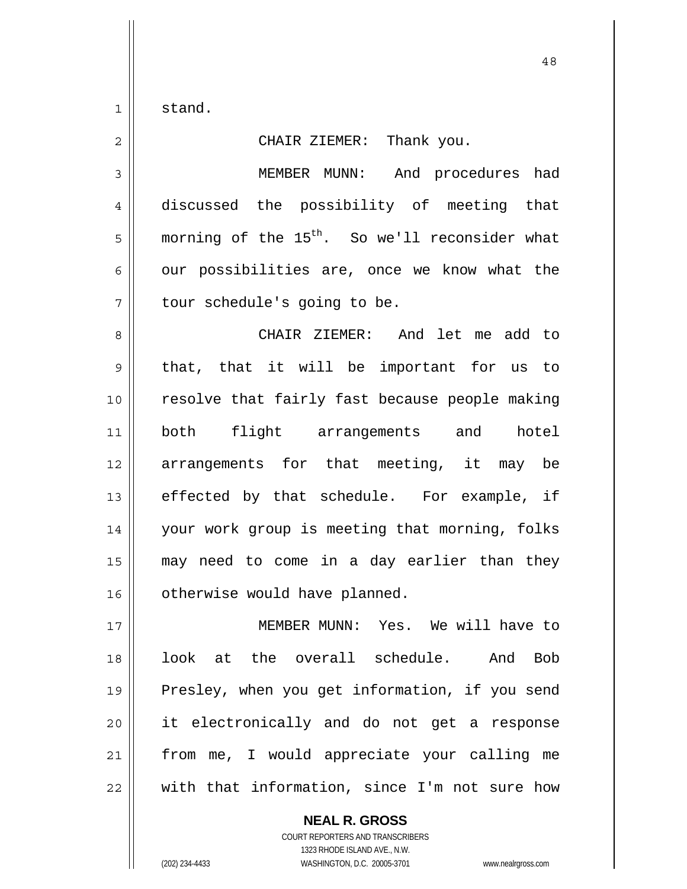stand.

CHAIR ZIEMER: Thank you.

MEMBER MUNN: And procedures had discussed the possibility of meeting that morning of the 15th. So we'll reconsider what our possibilities are, once we know what the tour schedule's going to be.

CHAIR ZIEMER: And let me add to that, that it will be important for us to resolve that fairly fast because people making both flight arrangements and hotel arrangements for that meeting, it may be effected by that schedule. For example, if your work group is meeting that morning, folks may need to come in a day earlier than they otherwise would have planned.

MEMBER MUNN: Yes. We will have to look at the overall schedule. And Bob Presley, when you get information, if you send it electronically and do not get a response from me, I would appreciate your calling me with that information, since I'm not sure how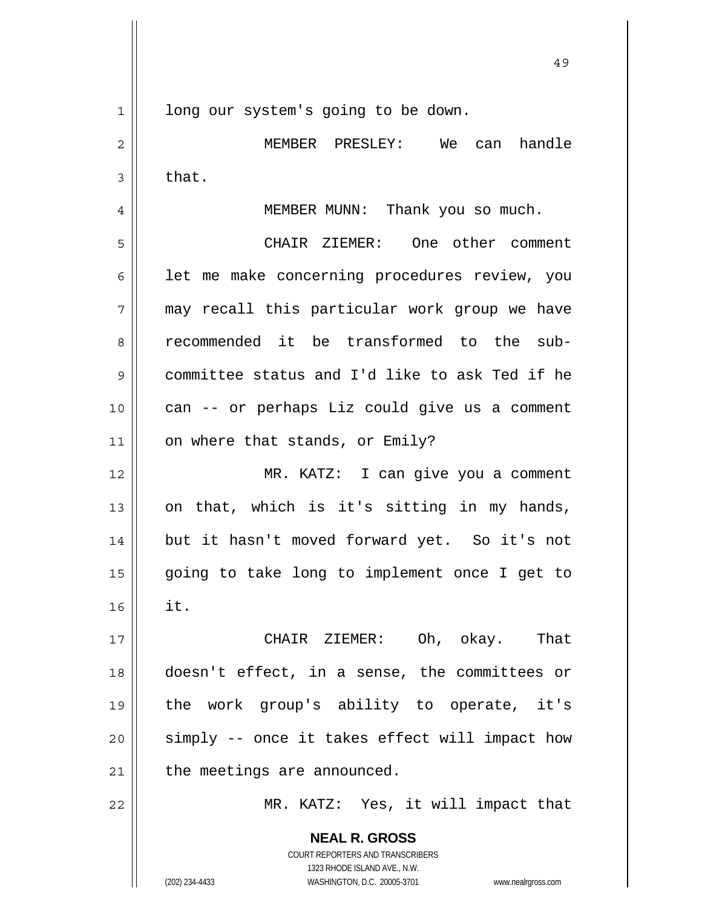long our system's going to be down.

MEMBER PRESLEY: We can handle that.

MEMBER MUNN: Thank you so much.

CHAIR ZIEMER: One other comment let me make concerning procedures review, you may recall this particular work group we have recommended it be transformed to the sub-committee status and I'd like to ask Ted if he can -- or perhaps Liz could give us a comment on where that stands, or Emily?

MR. KATZ: I can give you a comment on that, which is it's sitting in my hands, but it hasn't moved forward yet. So it's not going to take long to implement once I get to it.

CHAIR ZIEMER: Oh, okay. That doesn't effect, in a sense, the committees or the work group's ability to operate, it's simply -- once it takes effect will impact how the meetings are announced.

MR. KATZ: Yes, it will impact that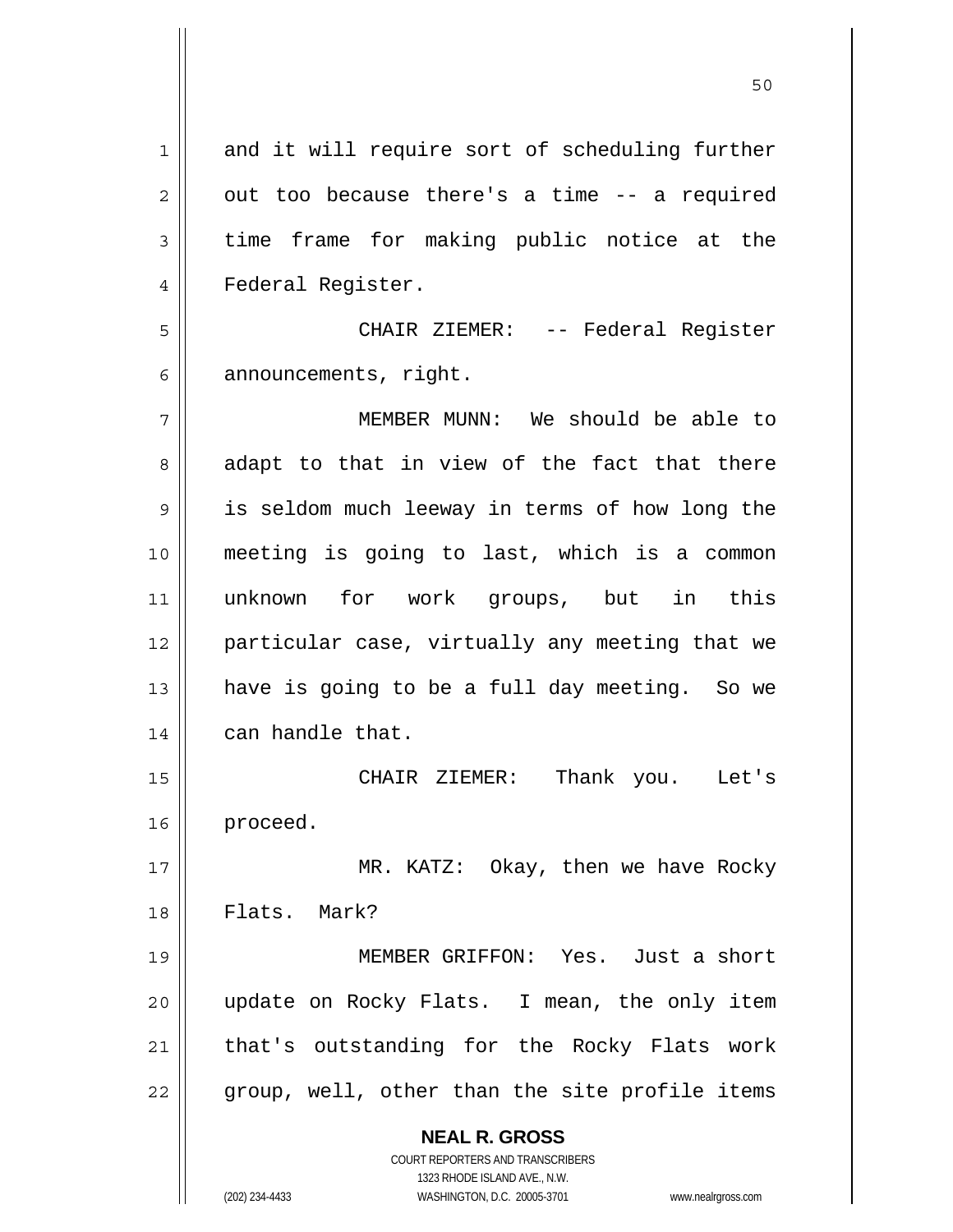and it will require sort of scheduling further out too because there's a time -- a required time frame for making public notice at the Federal Register.

CHAIR ZIEMER: -- Federal Register announcements, right.

MEMBER MUNN: We should be able to adapt to that in view of the fact that there is seldom much leeway in terms of how long the meeting is going to last, which is a common unknown for work groups, but in this particular case, virtually any meeting that we have is going to be a full day meeting. So we can handle that.

CHAIR ZIEMER: Thank you. Let's proceed.

MR. KATZ: Okay, then we have Rocky Flats. Mark?

MEMBER GRIFFON: Yes. Just a short update on Rocky Flats. I mean, the only item that's outstanding for the Rocky Flats work group, well, other than the site profile items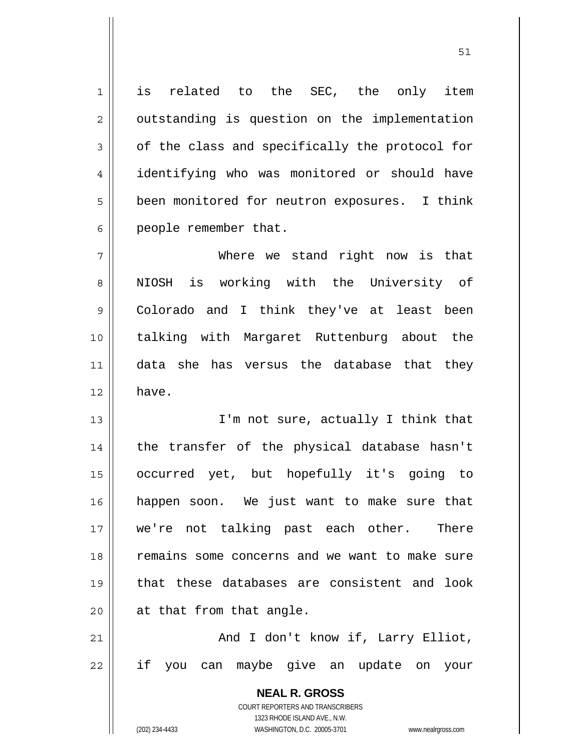is related to the SEC, the only item outstanding is question on the implementation of the class and specifically the protocol for identifying who was monitored or should have been monitored for neutron exposures. I think people remember that.

Where we stand right now is that NIOSH is working with the University of Colorado and I think they've at least been talking with Margaret Ruttenburg about the data she has versus the database that they have.

I'm not sure, actually I think that the transfer of the physical database hasn't occurred yet, but hopefully it's going to happen soon. We just want to make sure that we're not talking past each other. There remains some concerns and we want to make sure that these databases are consistent and look at that from that angle.

And I don't know if, Larry Elliot, if you can maybe give an update on your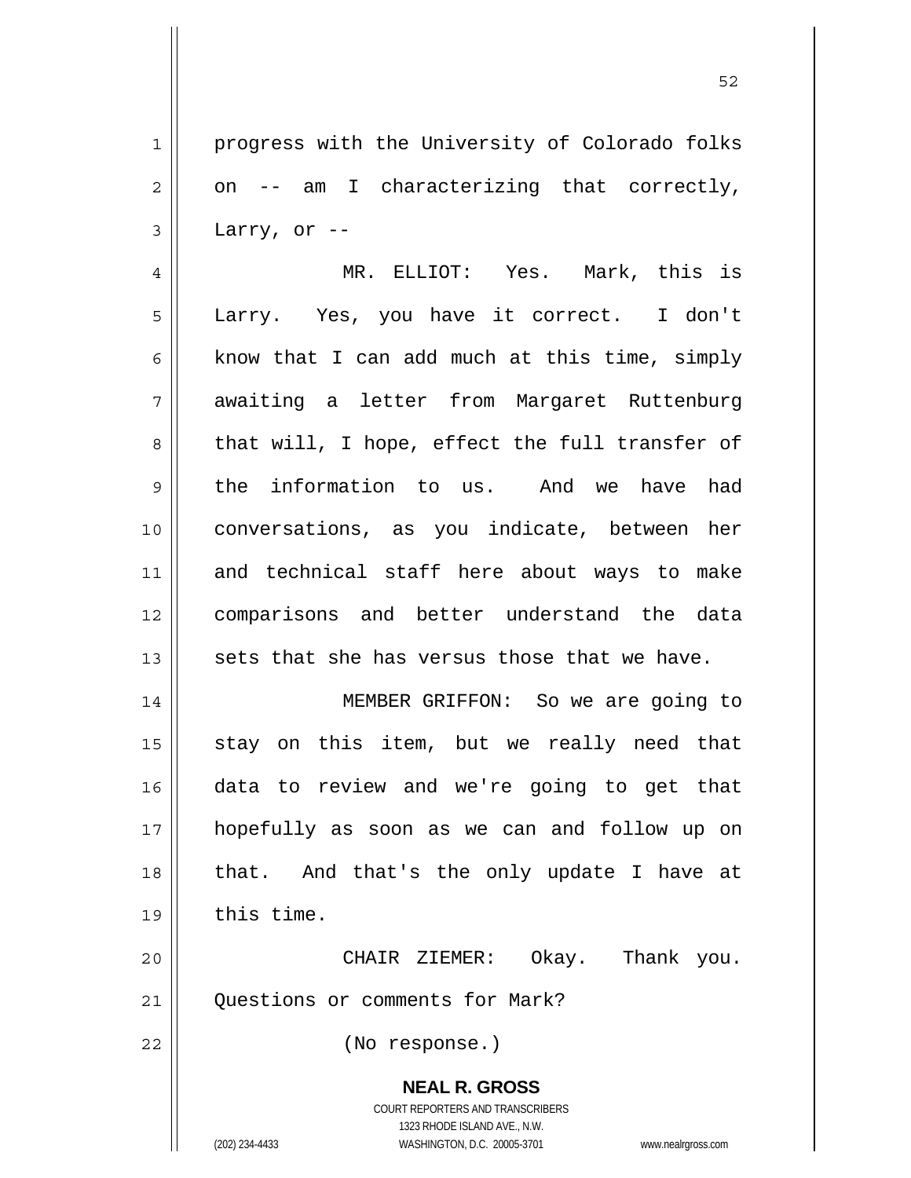progress with the University of Colorado folks on -- am I characterizing that correctly, Larry, or --

MR. ELLIOT: Yes. Mark, this is Larry. Yes, you have it correct. I don't know that I can add much at this time, simply awaiting a letter from Margaret Ruttenburg that will, I hope, effect the full transfer of the information to us. And we have had conversations, as you indicate, between her and technical staff here about ways to make comparisons and better understand the data sets that she has versus those that we have.

MEMBER GRIFFON: So we are going to stay on this item, but we really need that data to review and we're going to get that hopefully as soon as we can and follow up on that. And that's the only update I have at this time.

CHAIR ZIEMER: Okay. Thank you. Questions or comments for Mark?

(No response.)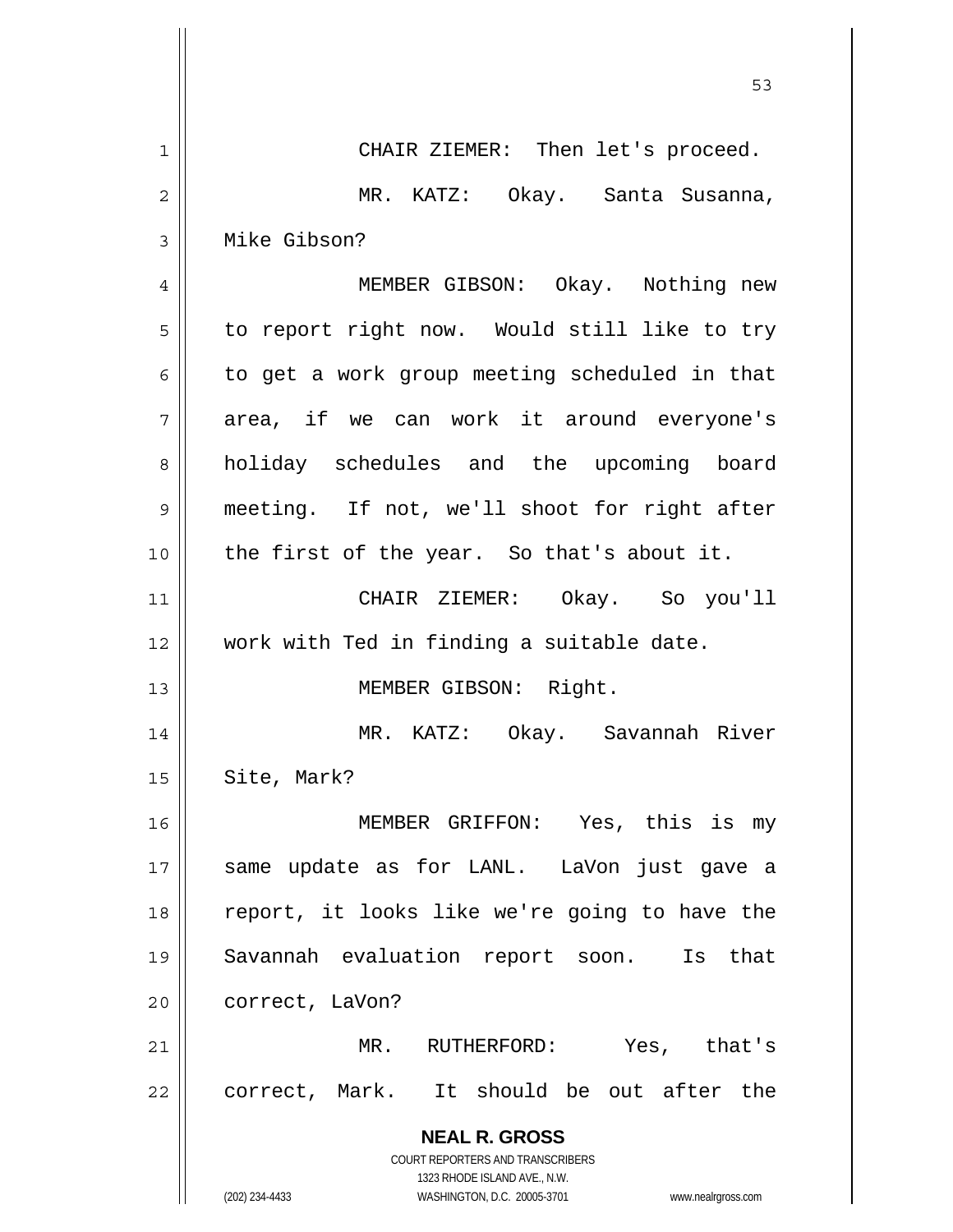CHAIR ZIEMER: Then let's proceed.

MR. KATZ: Okay. Santa Susanna, Mike Gibson?

MEMBER GIBSON: Okay. Nothing new to report right now. Would still like to try to get a work group meeting scheduled in that area, if we can work it around everyone's holiday schedules and the upcoming board meeting. If not, we'll shoot for right after the first of the year. So that's about it.

CHAIR ZIEMER: Okay. So you'll work with Ted in finding a suitable date.

MEMBER GIBSON: Right.

MR. KATZ: Okay. Savannah River Site, Mark?

MEMBER GRIFFON: Yes, this is my same update as for LANL. LaVon just gave a report, it looks like we're going to have the Savannah evaluation report soon. Is that correct, LaVon?

MR. RUTHERFORD: Yes, that's correct, Mark. It should be out after the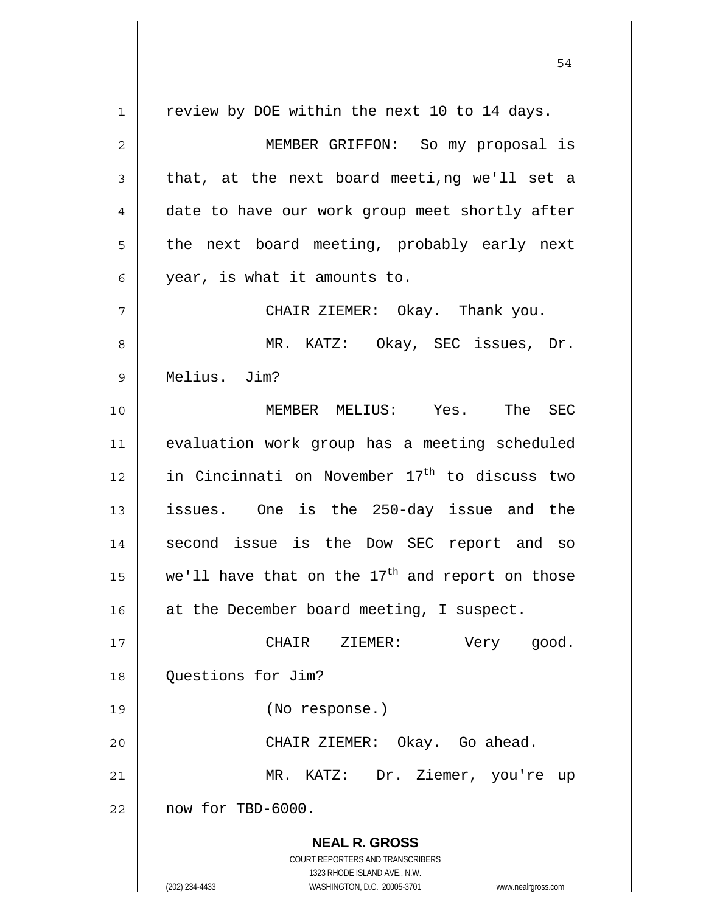review by DOE within the next 10 to 14 days.

MEMBER GRIFFON: So my proposal is that, at the next board meeti,ng we'll set a date to have our work group meet shortly after the next board meeting, probably early next year, is what it amounts to.

CHAIR ZIEMER: Okay. Thank you.

MR. KATZ: Okay, SEC issues, Dr. Melius. Jim?

MEMBER MELIUS: Yes. The SEC evaluation work group has a meeting scheduled in Cincinnati on November 17th to discuss two issues. One is the 250-day issue and the second issue is the Dow SEC report and so we'll have that on the 17th and report on those at the December board meeting, I suspect.

CHAIR ZIEMER: Very good. Questions for Jim?

(No response.)

CHAIR ZIEMER: Okay. Go ahead.

MR. KATZ: Dr. Ziemer, you're up now for TBD-6000.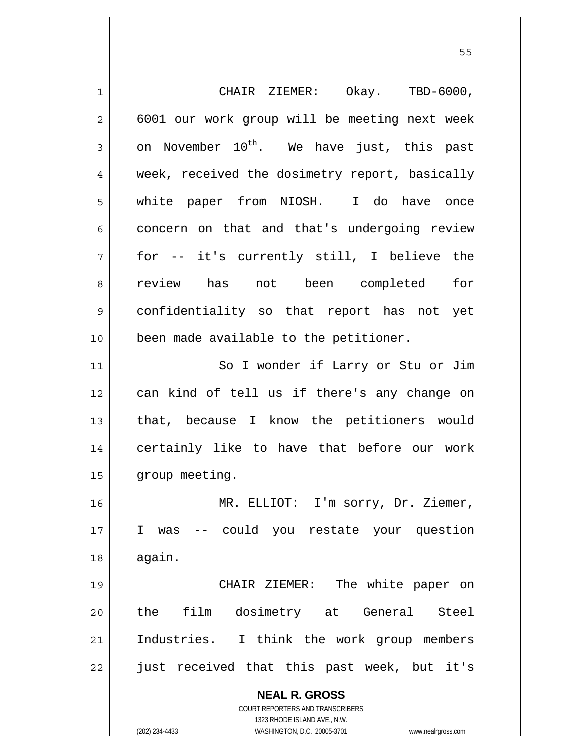CHAIR ZIEMER: Okay. TBD-6000, 6001 our work group will be meeting next week on November 10th. We have just, this past week, received the dosimetry report, basically white paper from NIOSH. I do have once concern on that and that's undergoing review for -- it's currently still, I believe the review has not been completed for confidentiality so that report has not yet been made available to the petitioner.

So I wonder if Larry or Stu or Jim can kind of tell us if there's any change on that, because I know the petitioners would certainly like to have that before our work group meeting.

MR. ELLIOT: I'm sorry, Dr. Ziemer, I was -- could you restate your question again.

CHAIR ZIEMER: The white paper on the film dosimetry at General Steel Industries. I think the work group members just received that this past week, but it's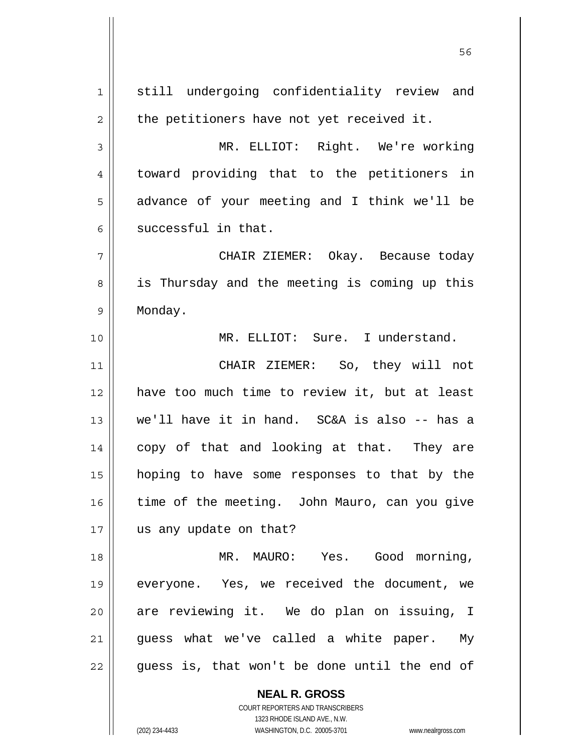still undergoing confidentiality review and the petitioners have not yet received it.

MR. ELLIOT: Right. We're working toward providing that to the petitioners in advance of your meeting and I think we'll be successful in that.

CHAIR ZIEMER: Okay. Because today is Thursday and the meeting is coming up this Monday.

MR. ELLIOT: Sure. I understand.

CHAIR ZIEMER: So, they will not have too much time to review it, but at least we'll have it in hand. SC&A is also -- has a copy of that and looking at that. They are hoping to have some responses to that by the time of the meeting. John Mauro, can you give us any update on that?

MR. MAURO: Yes. Good morning, everyone. Yes, we received the document, we are reviewing it. We do plan on issuing, I guess what we've called a white paper. My guess is, that won't be done until the end of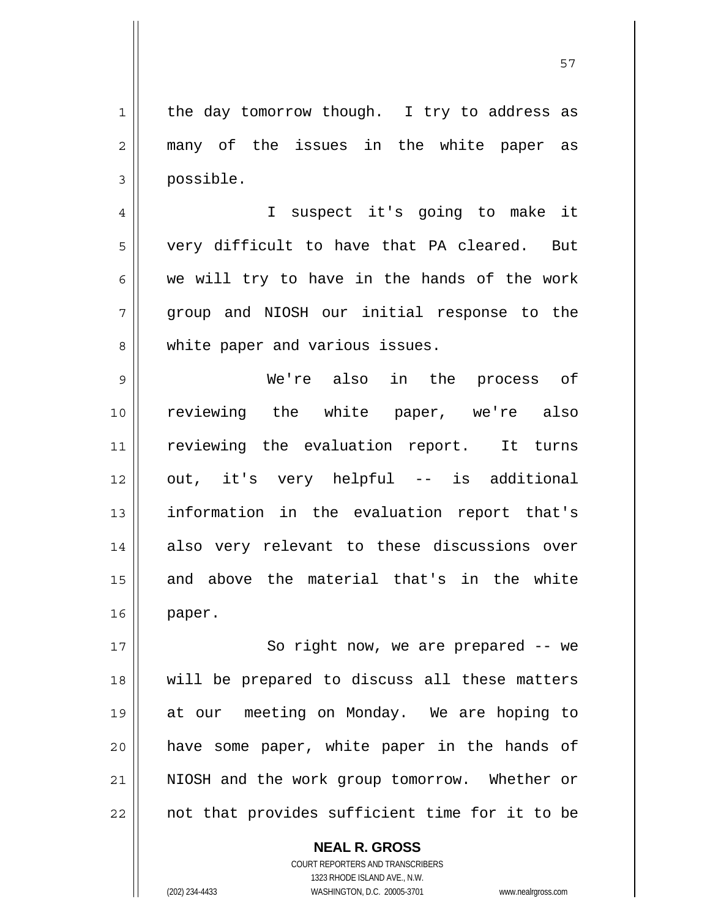the day tomorrow though. I try to address as many of the issues in the white paper as possible.

I suspect it's going to make it very difficult to have that PA cleared. But we will try to have in the hands of the work group and NIOSH our initial response to the white paper and various issues.

We're also in the process of reviewing the white paper, we're also reviewing the evaluation report. It turns out, it's very helpful -- is additional information in the evaluation report that's also very relevant to these discussions over and above the material that's in the white paper.

So right now, we are prepared -- we will be prepared to discuss all these matters at our meeting on Monday. We are hoping to have some paper, white paper in the hands of NIOSH and the work group tomorrow. Whether or not that provides sufficient time for it to be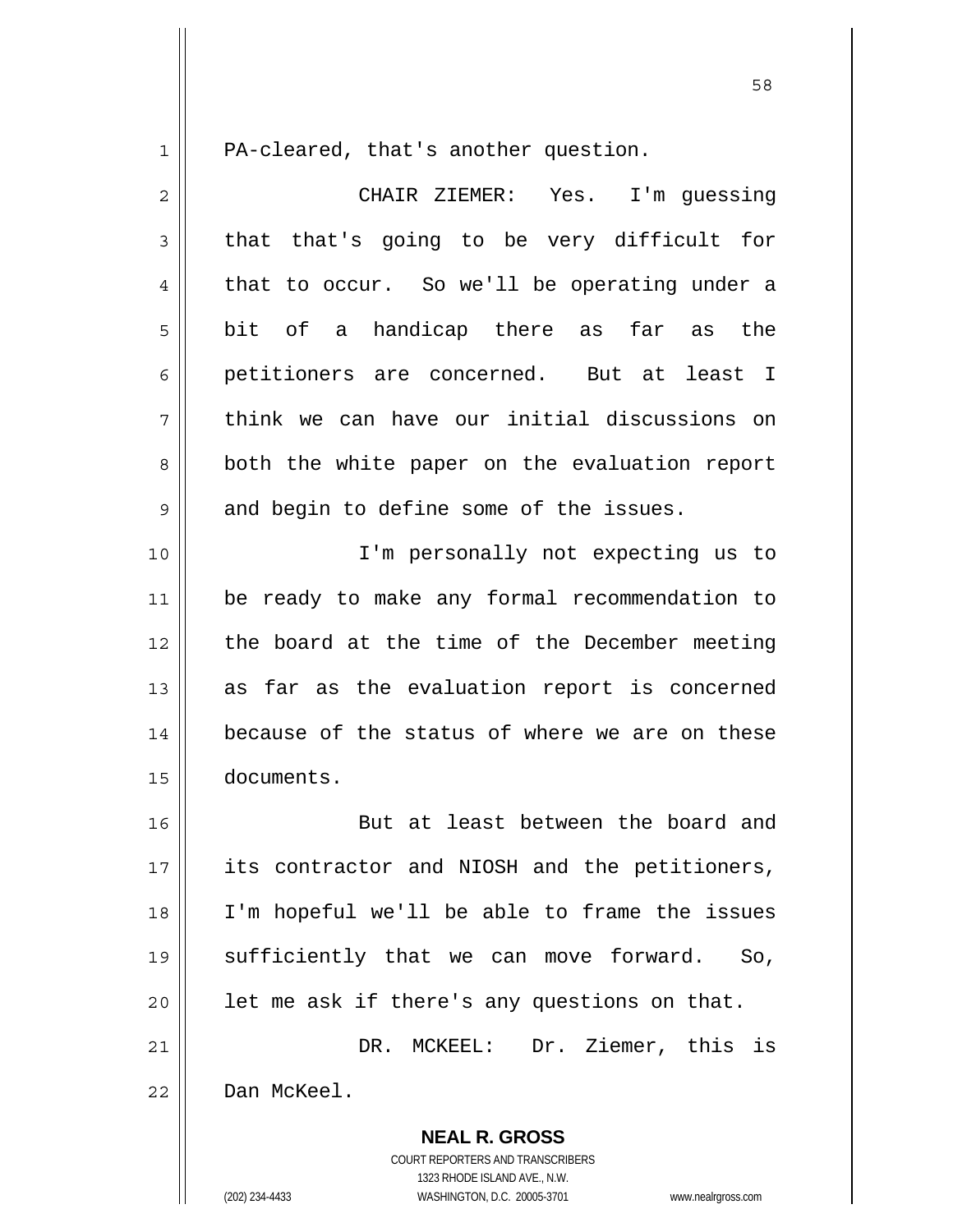PA-cleared, that's another question.

CHAIR ZIEMER: Yes. I'm guessing that that's going to be very difficult for that to occur. So we'll be operating under a bit of a handicap there as far as the petitioners are concerned. But at least I think we can have our initial discussions on both the white paper on the evaluation report and begin to define some of the issues.

I'm personally not expecting us to be ready to make any formal recommendation to the board at the time of the December meeting as far as the evaluation report is concerned because of the status of where we are on these documents.

But at least between the board and its contractor and NIOSH and the petitioners, I'm hopeful we'll be able to frame the issues sufficiently that we can move forward. So, let me ask if there's any questions on that.

DR. MCKEEL: Dr. Ziemer, this is Dan McKeel.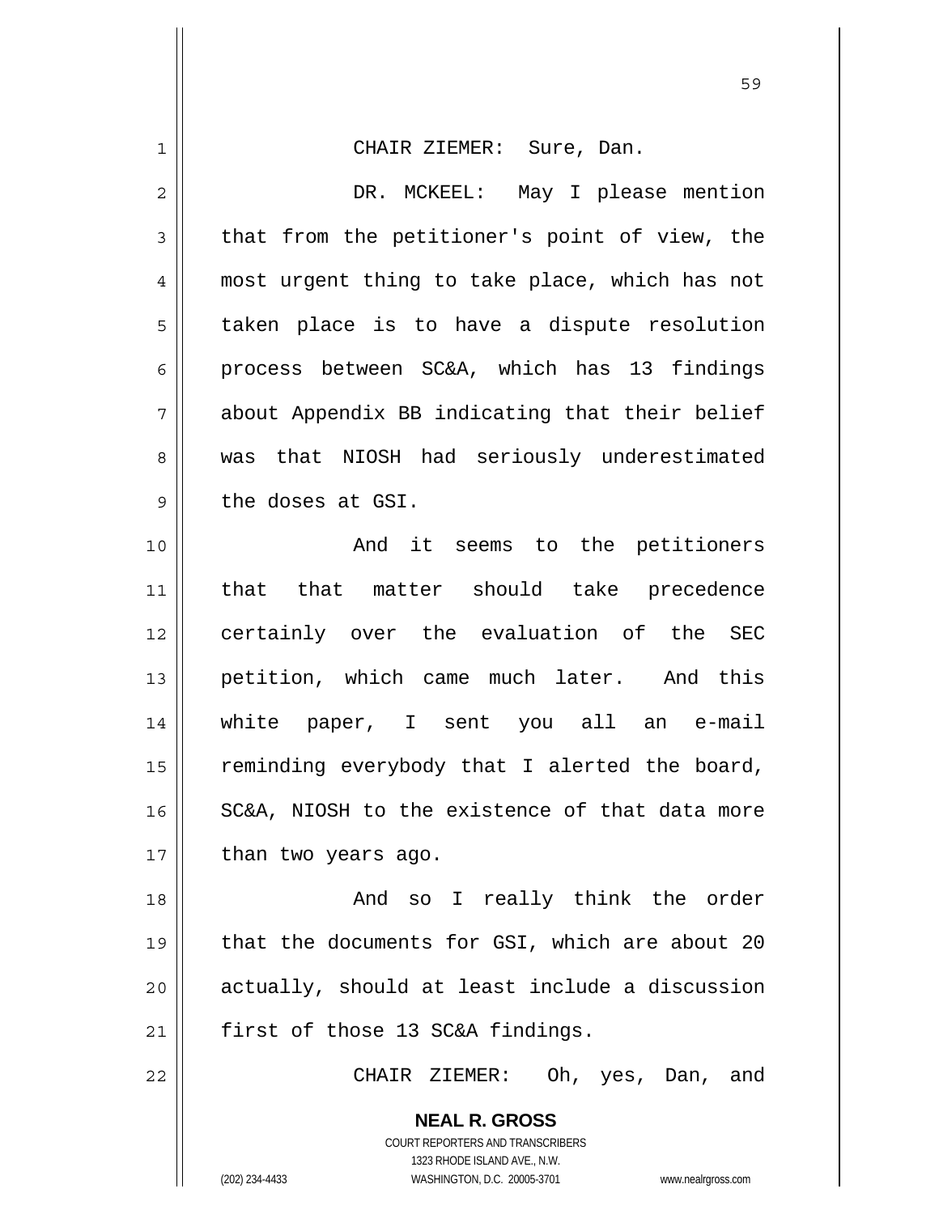CHAIR ZIEMER: Sure, Dan.

DR. MCKEEL: May I please mention that from the petitioner's point of view, the most urgent thing to take place, which has not taken place is to have a dispute resolution process between SC&A, which has 13 findings about Appendix BB indicating that their belief was that NIOSH had seriously underestimated the doses at GSI.

And it seems to the petitioners that that matter should take precedence certainly over the evaluation of the SEC petition, which came much later. And this white paper, I sent you all an e-mail reminding everybody that I alerted the board, SC&A, NIOSH to the existence of that data more than two years ago.

And so I really think the order that the documents for GSI, which are about 20 actually, should at least include a discussion first of those 13 SC&A findings.

CHAIR ZIEMER: Oh, yes, Dan, and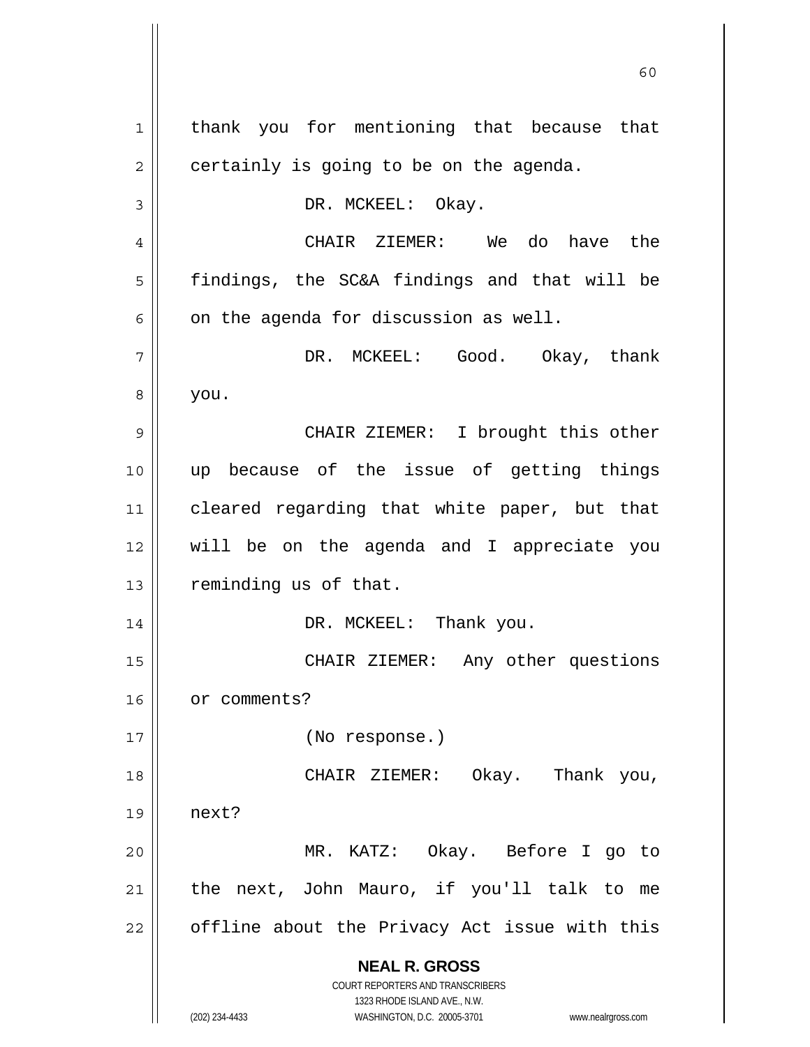thank you for mentioning that because that certainly is going to be on the agenda.

DR. MCKEEL: Okay.

CHAIR ZIEMER: We do have the findings, the SC&A findings and that will be on the agenda for discussion as well.

DR. MCKEEL: Good. Okay, thank you.

CHAIR ZIEMER: I brought this other up because of the issue of getting things cleared regarding that white paper, but that will be on the agenda and I appreciate you reminding us of that.

DR. MCKEEL: Thank you.

CHAIR ZIEMER: Any other questions or comments?

(No response.)

CHAIR ZIEMER: Okay. Thank you, next?

MR. KATZ: Okay. Before I go to the next, John Mauro, if you'll talk to me offline about the Privacy Act issue with this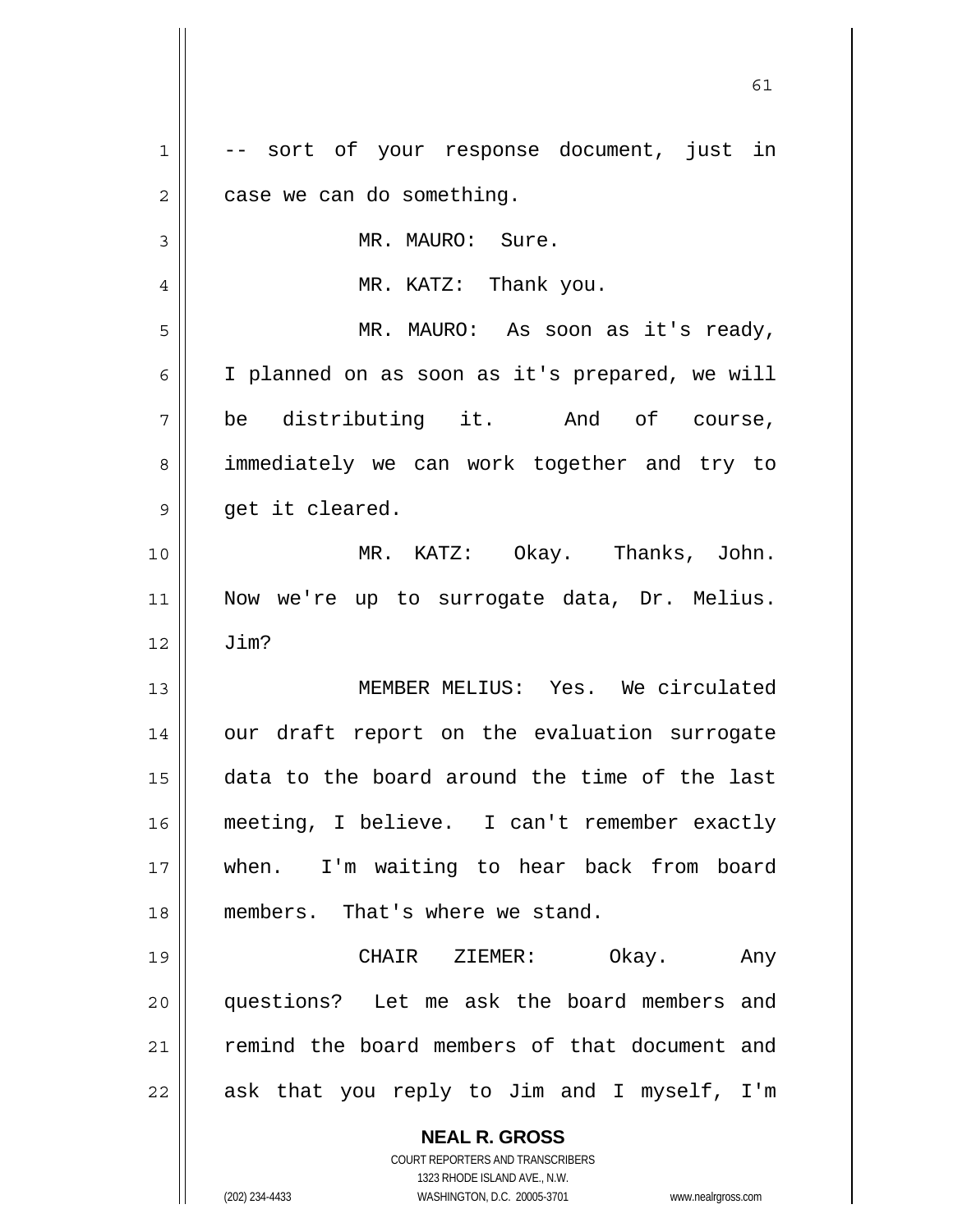-- sort of your response document, just in case we can do something.

MR. MAURO: Sure.

MR. KATZ: Thank you.

MR. MAURO: As soon as it's ready, I planned on as soon as it's prepared, we will be distributing it. And of course, immediately we can work together and try to get it cleared.

MR. KATZ: Okay. Thanks, John. Now we're up to surrogate data, Dr. Melius. Jim?

MEMBER MELIUS: Yes. We circulated our draft report on the evaluation surrogate data to the board around the time of the last meeting, I believe. I can't remember exactly when. I'm waiting to hear back from board members. That's where we stand.

CHAIR ZIEMER: Okay. Any questions? Let me ask the board members and remind the board members of that document and ask that you reply to Jim and I myself, I'm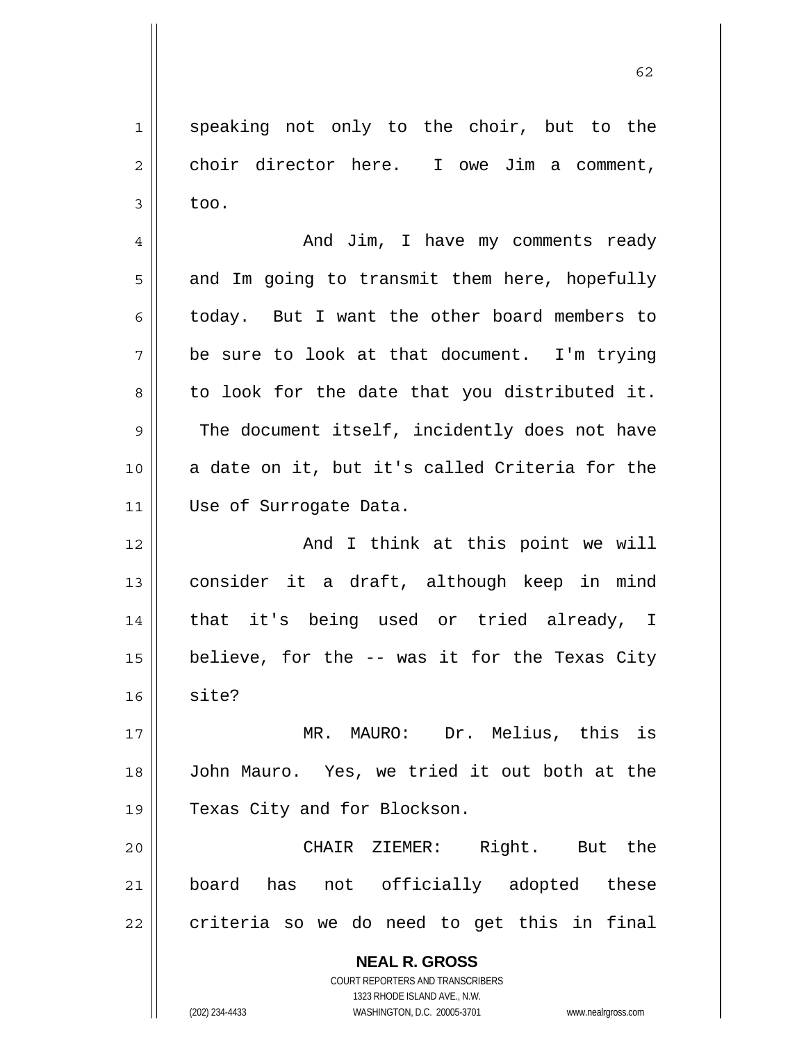speaking not only to the choir, but to the choir director here. I owe Jim a comment, too.

And Jim, I have my comments ready and Im going to transmit them here, hopefully today. But I want the other board members to be sure to look at that document. I'm trying to look for the date that you distributed it. The document itself, incidently does not have a date on it, but it's called Criteria for the Use of Surrogate Data.

And I think at this point we will consider it a draft, although keep in mind that it's being used or tried already, I believe, for the -- was it for the Texas City site?

MR. MAURO: Dr. Melius, this is John Mauro. Yes, we tried it out both at the Texas City and for Blockson.

CHAIR ZIEMER: Right. But the board has not officially adopted these criteria so we do need to get this in final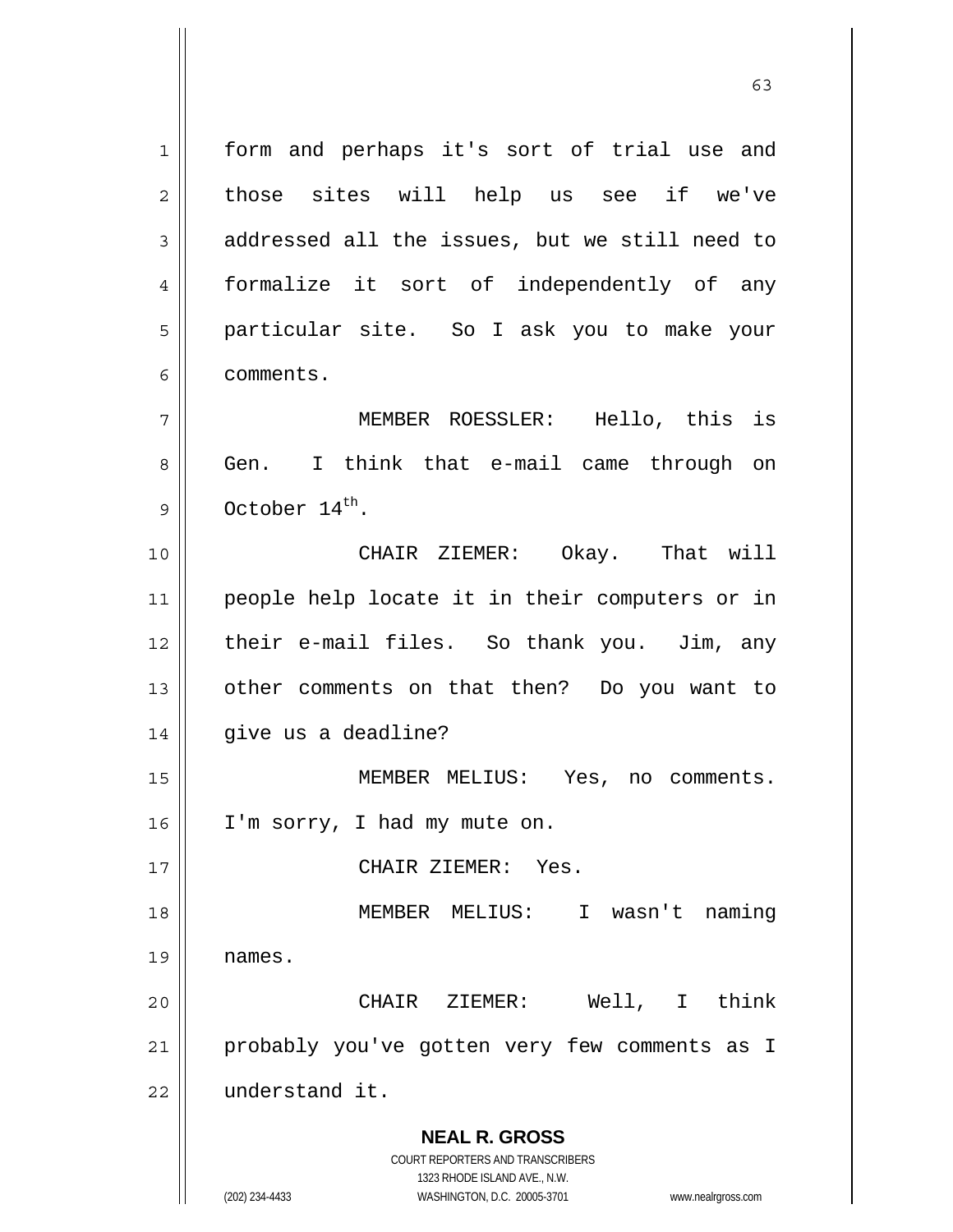form and perhaps it's sort of trial use and those sites will help us see if we've addressed all the issues, but we still need to formalize it sort of independently of any particular site. So I ask you to make your comments.

MEMBER ROESSLER: Hello, this is Gen. I think that e-mail came through on October $14^{th}$.

CHAIR ZIEMER: Okay. That will people help locate it in their computers or in their e-mail files. So thank you. Jim, any other comments on that then? Do you want to give us a deadline?

MEMBER MELIUS: Yes, no comments. I'm sorry, I had my mute on.

CHAIR ZIEMER: Yes.

MEMBER MELIUS: I wasn't naming names.

CHAIR ZIEMER: Well, I think probably you've gotten very few comments as I understand it.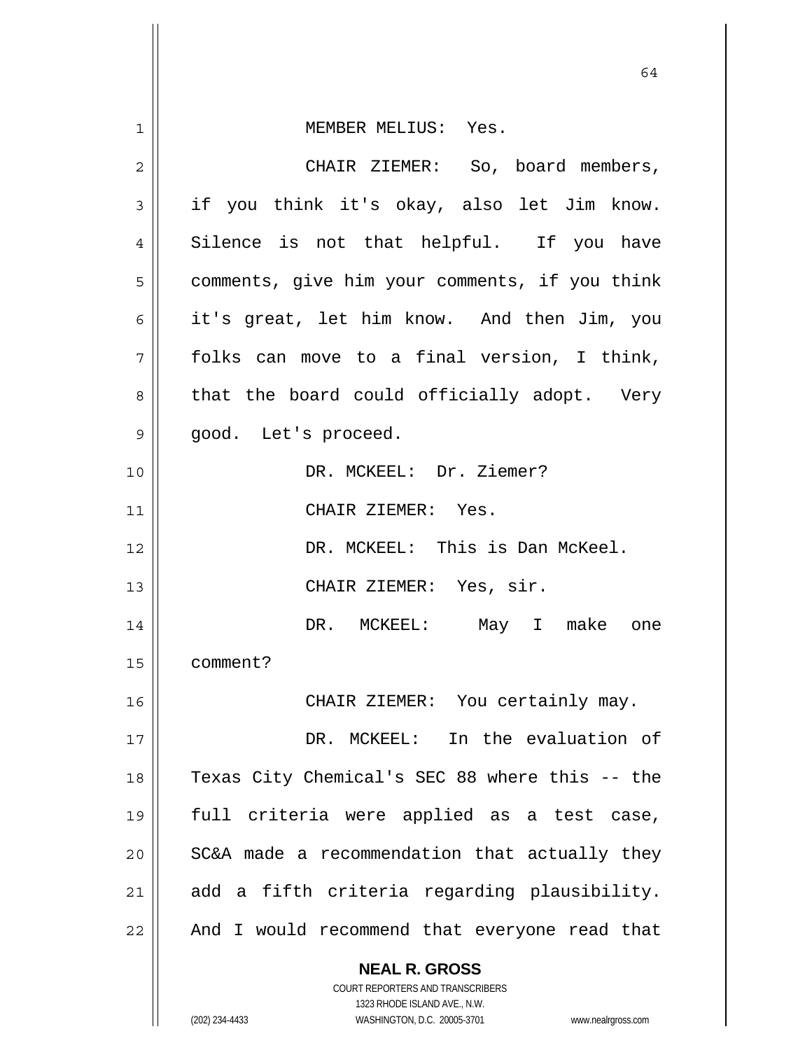MEMBER MELIUS: Yes.

CHAIR ZIEMER: So, board members, if you think it's okay, also let Jim know. Silence is not that helpful. If you have comments, give him your comments, if you think it's great, let him know. And then Jim, you folks can move to a final version, I think, that the board could officially adopt. Very good. Let's proceed.

DR. MCKEEL: Dr. Ziemer?

CHAIR ZIEMER: Yes.

DR. MCKEEL: This is Dan McKeel.

CHAIR ZIEMER: Yes, sir.

DR. MCKEEL: May I make one comment?

CHAIR ZIEMER: You certainly may.

DR. MCKEEL: In the evaluation of Texas City Chemical's SEC 88 where this -- the full criteria were applied as a test case, SC&A made a recommendation that actually they add a fifth criteria regarding plausibility. And I would recommend that everyone read that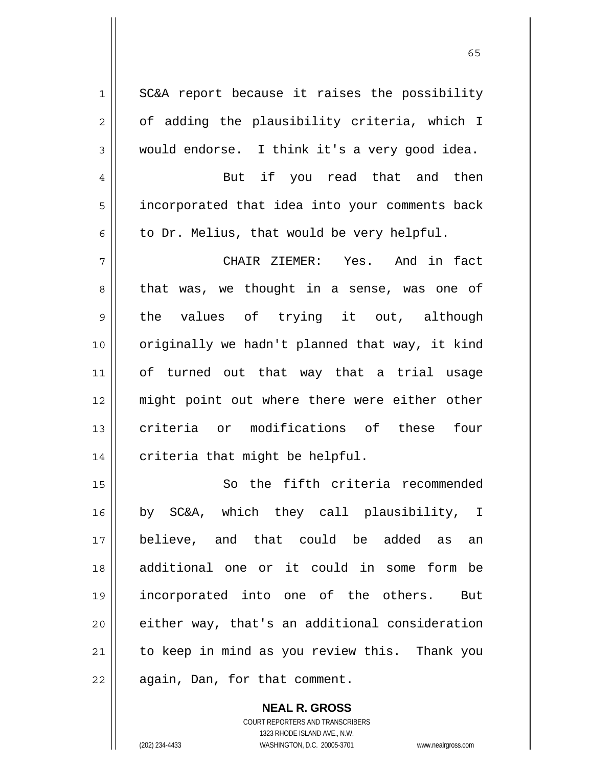SC&A report because it raises the possibility of adding the plausibility criteria, which I would endorse. I think it's a very good idea.

But if you read that and then incorporated that idea into your comments back to Dr. Melius, that would be very helpful.

CHAIR ZIEMER: Yes. And in fact that was, we thought in a sense, was one of the values of trying it out, although originally we hadn't planned that way, it kind of turned out that way that a trial usage might point out where there were either other criteria or modifications of these four criteria that might be helpful.

So the fifth criteria recommended by SC&A, which they call plausibility, I believe, and that could be added as an additional one or it could in some form be incorporated into one of the others. But either way, that's an additional consideration to keep in mind as you review this. Thank you again, Dan, for that comment.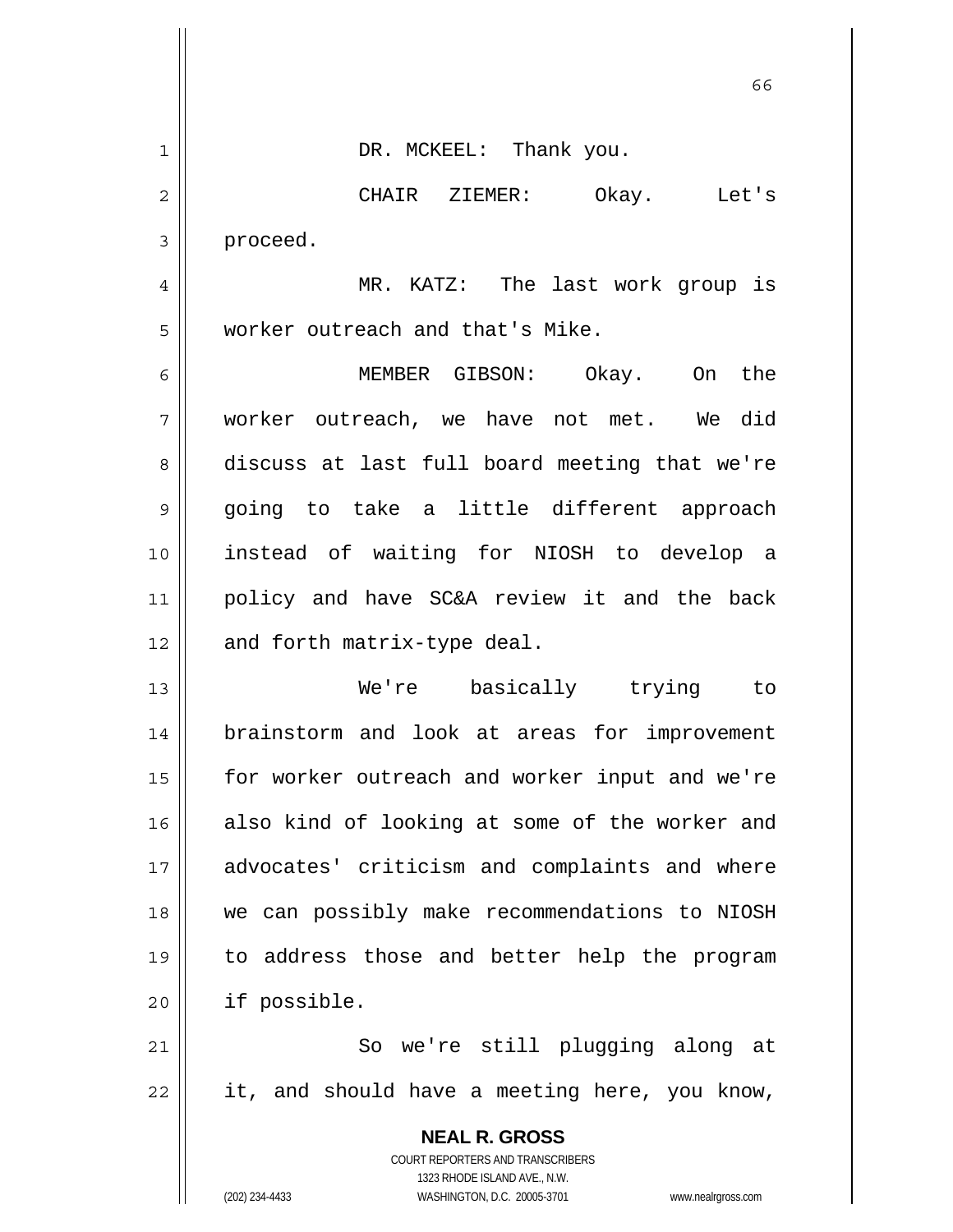DR. MCKEEL: Thank you.

CHAIR ZIEMER: Okay. Let's proceed.

MR. KATZ: The last work group is worker outreach and that's Mike.

MEMBER GIBSON: Okay. On the worker outreach, we have not met. We did discuss at last full board meeting that we're going to take a little different approach instead of waiting for NIOSH to develop a policy and have SC&A review it and the back and forth matrix-type deal.

We're basically trying to brainstorm and look at areas for improvement for worker outreach and worker input and we're also kind of looking at some of the worker and advocates' criticism and complaints and where we can possibly make recommendations to NIOSH to address those and better help the program if possible.

So we're still plugging along at it, and should have a meeting here, you know,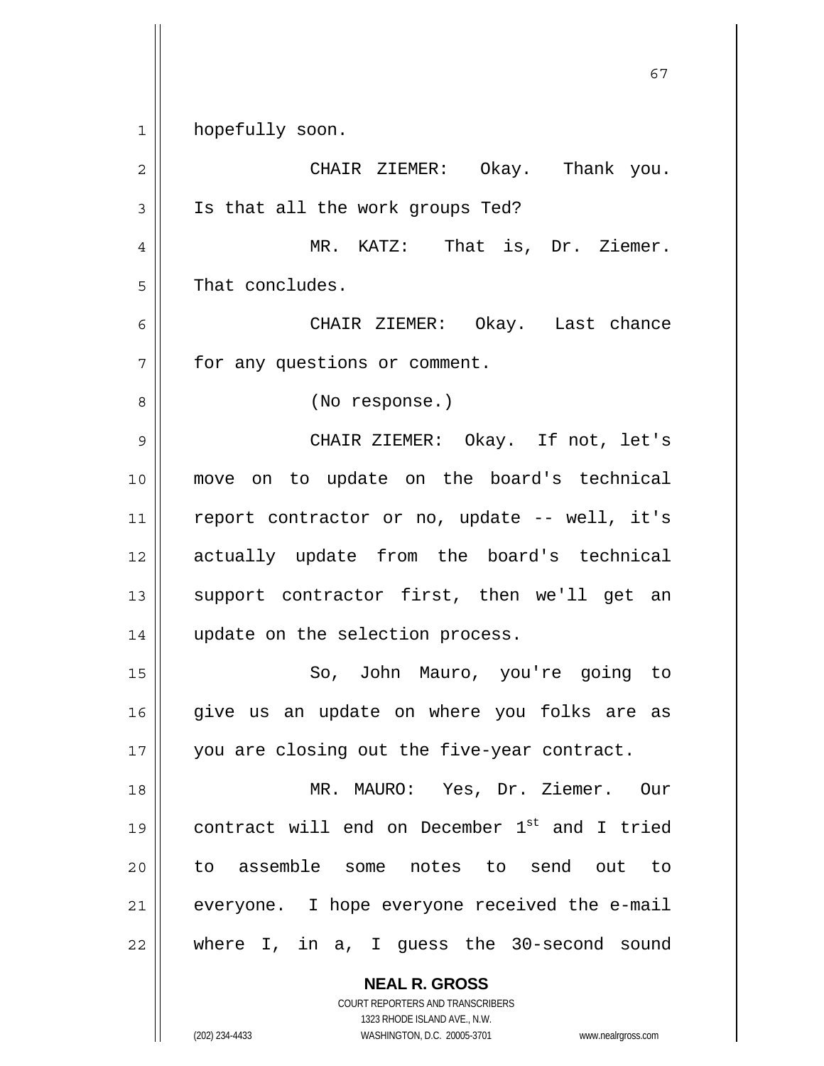hopefully soon.

CHAIR ZIEMER: Okay. Thank you. Is that all the work groups Ted?

MR. KATZ: That is, Dr. Ziemer. That concludes.

CHAIR ZIEMER: Okay. Last chance for any questions or comment.

(No response.)

CHAIR ZIEMER: Okay. If not, let's move on to update on the board's technical report contractor or no, update -- well, it's actually update from the board's technical support contractor first, then we'll get an update on the selection process.

So, John Mauro, you're going to give us an update on where you folks are as you are closing out the five-year contract.

MR. MAURO: Yes, Dr. Ziemer. Our contract will end on December 1st and I tried to assemble some notes to send out to everyone. I hope everyone received the e-mail where I, in a, I guess the 30-second sound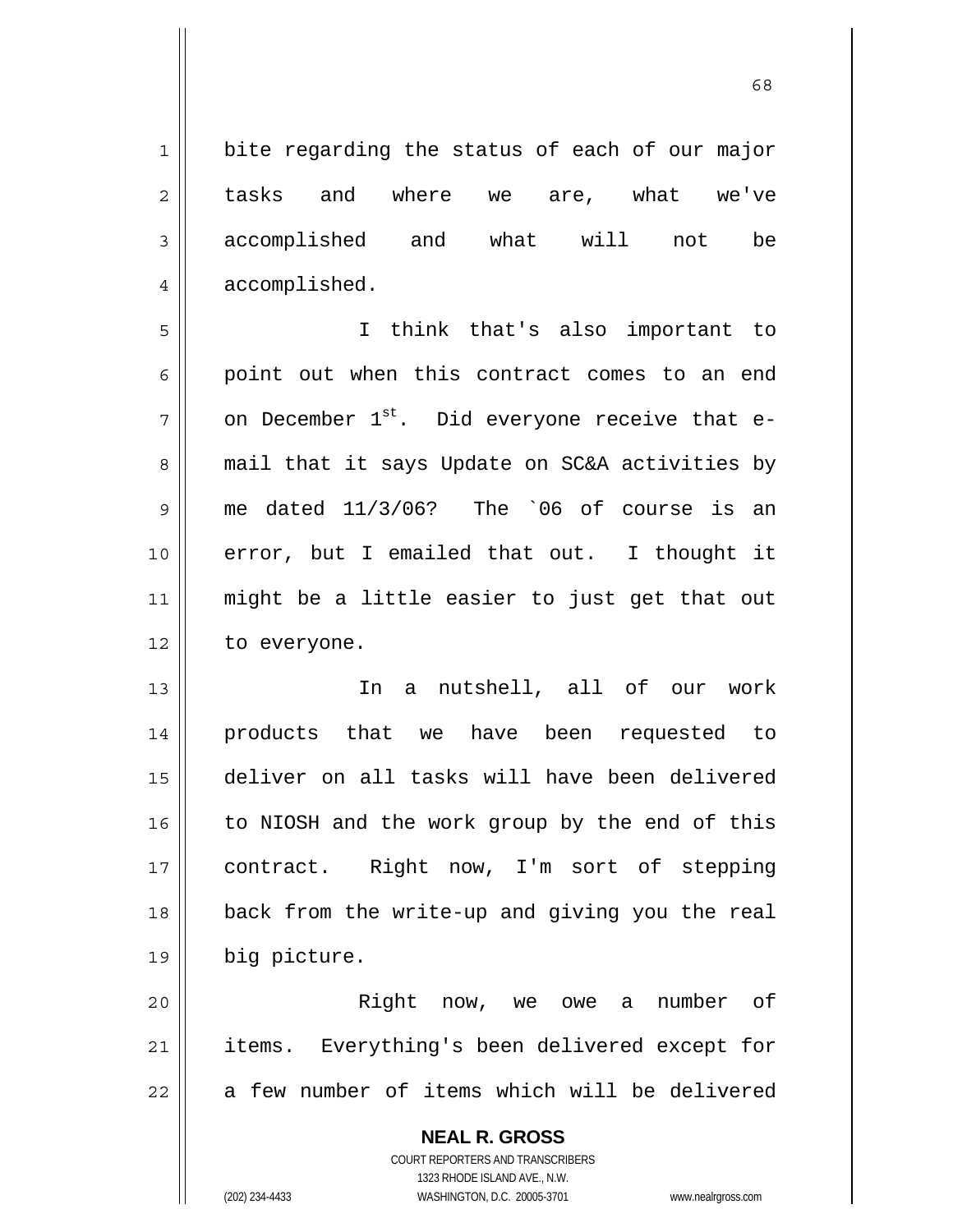bite regarding the status of each of our major tasks and where we are, what we've accomplished and what will not be accomplished.

I think that's also important to point out when this contract comes to an end on December 1st. Did everyone receive that e-mail that it says Update on SC&A activities by me dated 11/3/06? The `06 of course is an error, but I emailed that out. I thought it might be a little easier to just get that out to everyone.

In a nutshell, all of our work products that we have been requested to deliver on all tasks will have been delivered to NIOSH and the work group by the end of this contract. Right now, I'm sort of stepping back from the write-up and giving you the real big picture.

Right now, we owe a number of items. Everything's been delivered except for a few number of items which will be delivered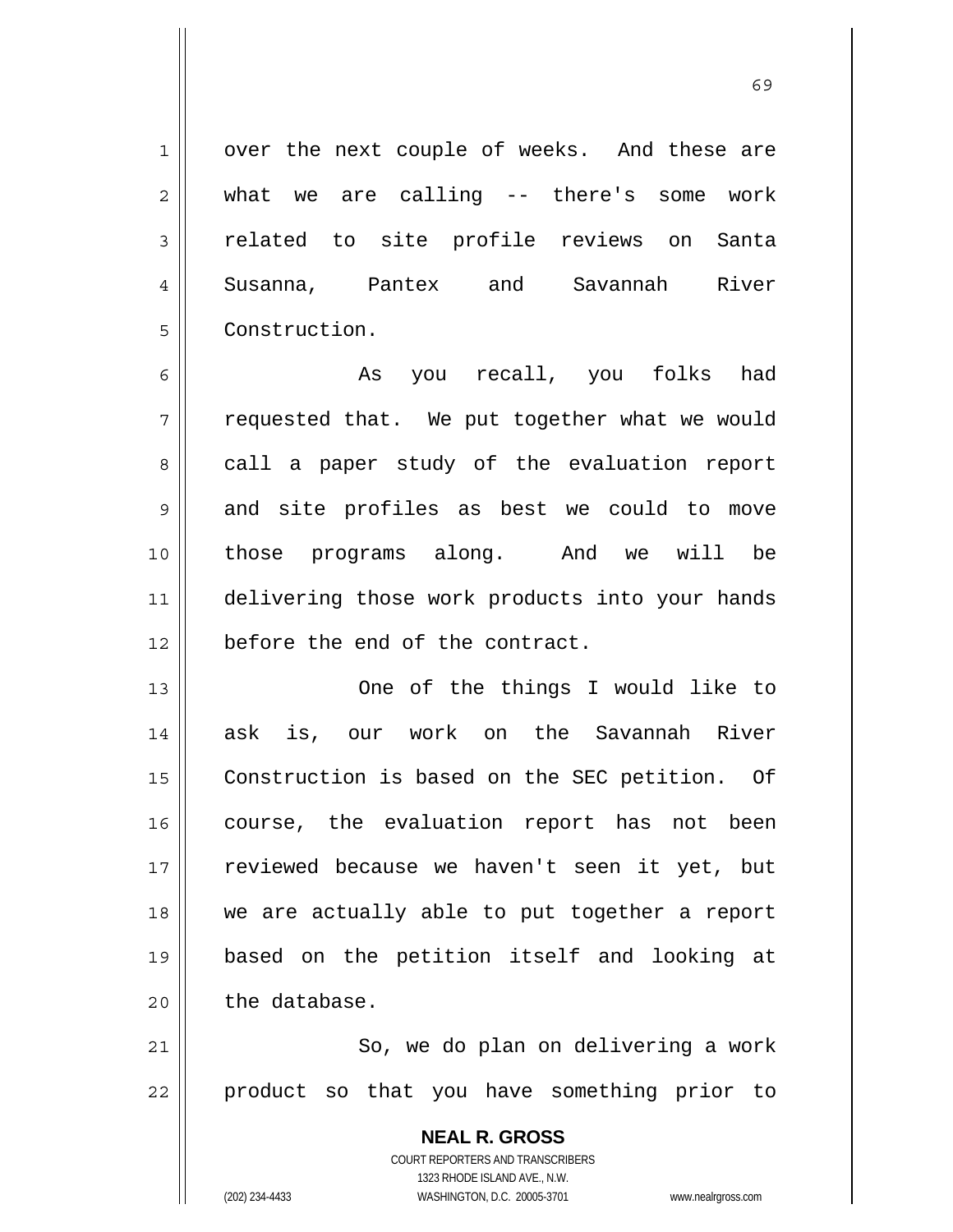over the next couple of weeks. And these are what we are calling -- there's some work related to site profile reviews on Santa Susanna, Pantex and Savannah River Construction.

As you recall, you folks had requested that. We put together what we would call a paper study of the evaluation report and site profiles as best we could to move those programs along. And we will be delivering those work products into your hands before the end of the contract.

One of the things I would like to ask is, our work on the Savannah River Construction is based on the SEC petition. Of course, the evaluation report has not been reviewed because we haven't seen it yet, but we are actually able to put together a report based on the petition itself and looking at the database.

So, we do plan on delivering a work product so that you have something prior to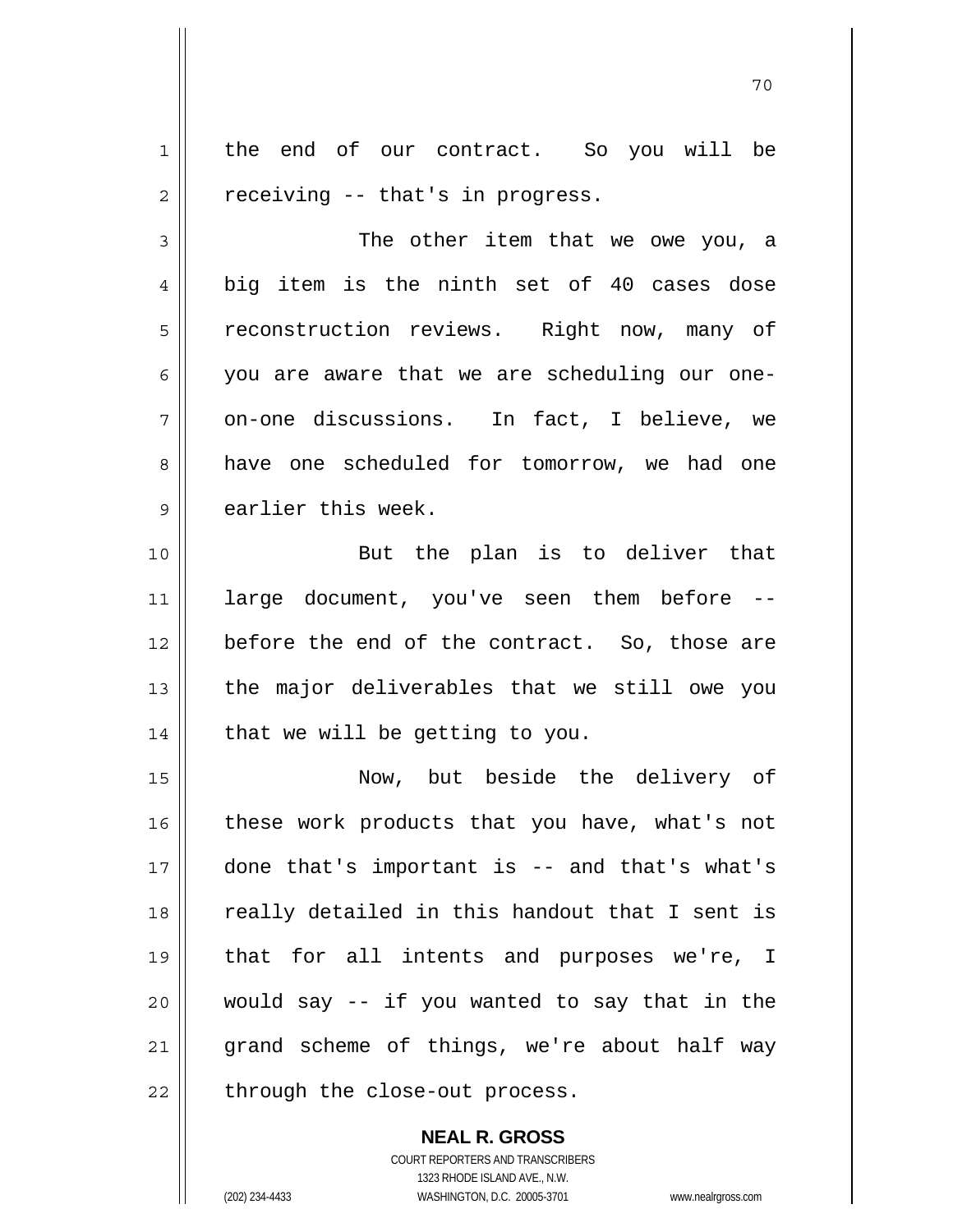the end of our contract. So you will be receiving -- that's in progress.

The other item that we owe you, a big item is the ninth set of 40 cases dose reconstruction reviews. Right now, many of you are aware that we are scheduling our one-on-one discussions. In fact, I believe, we have one scheduled for tomorrow, we had one earlier this week.

But the plan is to deliver that large document, you've seen them before -- before the end of the contract. So, those are the major deliverables that we still owe you that we will be getting to you.

Now, but beside the delivery of these work products that you have, what's not done that's important is -- and that's what's really detailed in this handout that I sent is that for all intents and purposes we're, I would say -- if you wanted to say that in the grand scheme of things, we're about half way through the close-out process.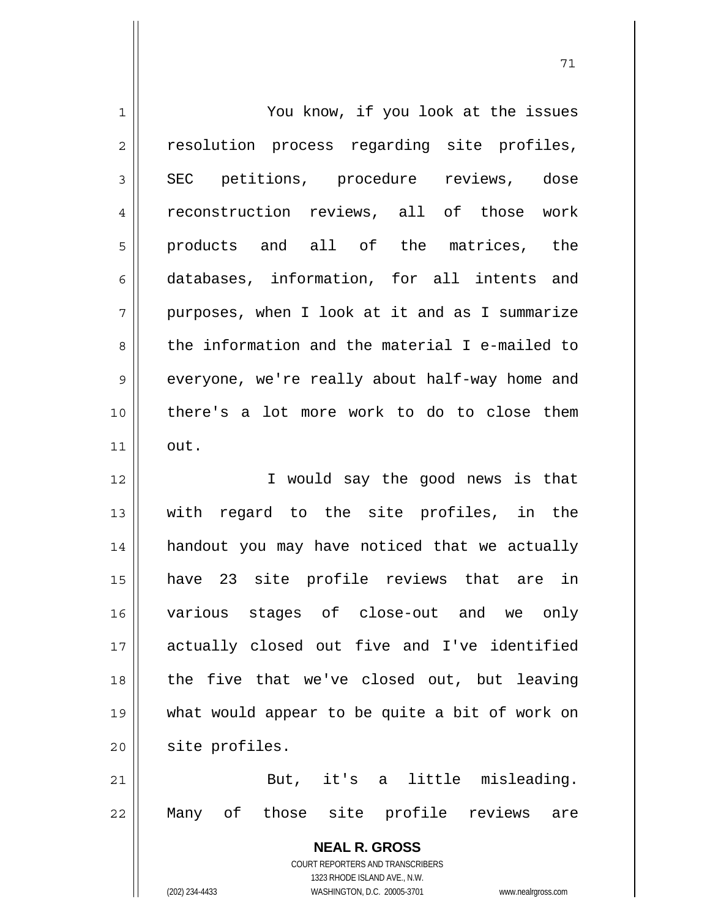You know, if you look at the issues resolution process regarding site profiles, SEC petitions, procedure reviews, dose reconstruction reviews, all of those work products and all of the matrices, the databases, information, for all intents and purposes, when I look at it and as I summarize the information and the material I e-mailed to everyone, we're really about half-way home and there's a lot more work to do to close them out.

I would say the good news is that with regard to the site profiles, in the handout you may have noticed that we actually have 23 site profile reviews that are in various stages of close-out and we only actually closed out five and I've identified the five that we've closed out, but leaving what would appear to be quite a bit of work on site profiles.

But, it's a little misleading. Many of those site profile reviews are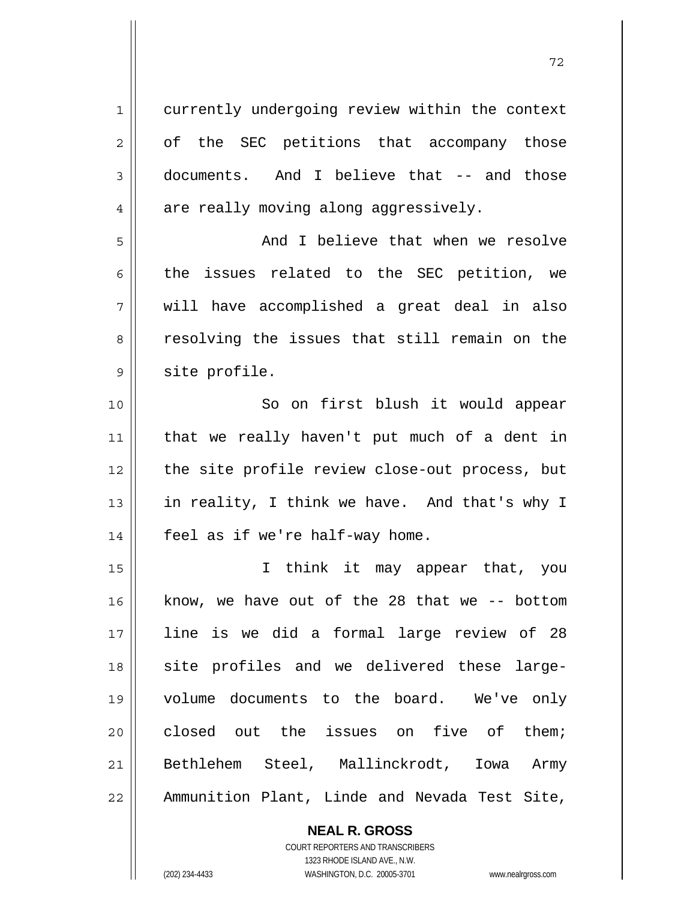currently undergoing review within the context of the SEC petitions that accompany those documents. And I believe that -- and those are really moving along aggressively.

And I believe that when we resolve the issues related to the SEC petition, we will have accomplished a great deal in also resolving the issues that still remain on the site profile.

So on first blush it would appear that we really haven't put much of a dent in the site profile review close-out process, but in reality, I think we have. And that's why I feel as if we're half-way home.

I think it may appear that, you know, we have out of the 28 that we -- bottom line is we did a formal large review of 28 site profiles and we delivered these large-volume documents to the board. We've only closed out the issues on five of them; Bethlehem Steel, Mallinckrodt, Iowa Army Ammunition Plant, Linde and Nevada Test Site,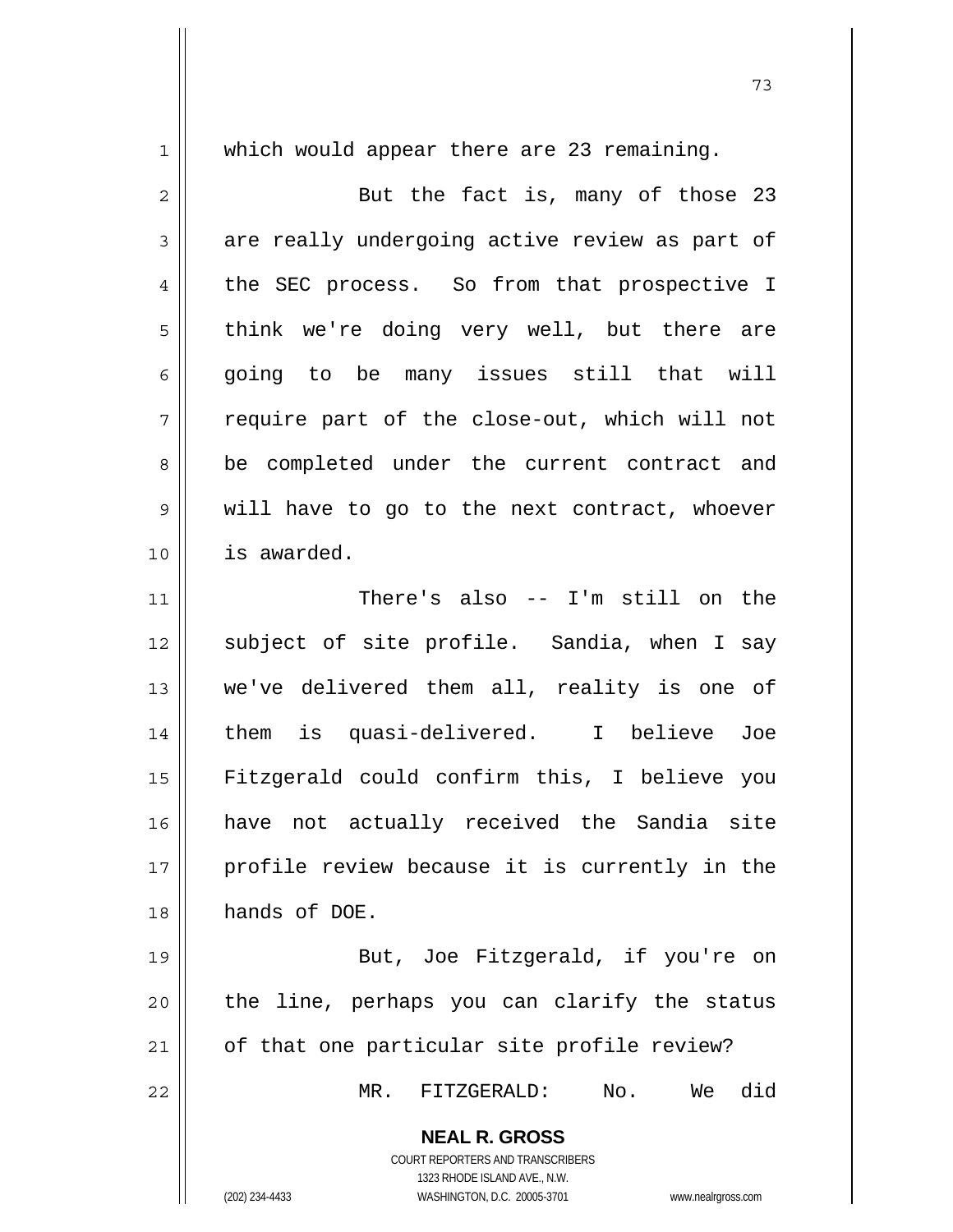which would appear there are 23 remaining.

But the fact is, many of those 23 are really undergoing active review as part of the SEC process. So from that prospective I think we're doing very well, but there are going to be many issues still that will require part of the close-out, which will not be completed under the current contract and will have to go to the next contract, whoever is awarded.

There's also -- I'm still on the subject of site profile. Sandia, when I say we've delivered them all, reality is one of them is quasi-delivered. I believe Joe Fitzgerald could confirm this, I believe you have not actually received the Sandia site profile review because it is currently in the hands of DOE.

But, Joe Fitzgerald, if you're on the line, perhaps you can clarify the status of that one particular site profile review?

MR. FITZGERALD: No. We did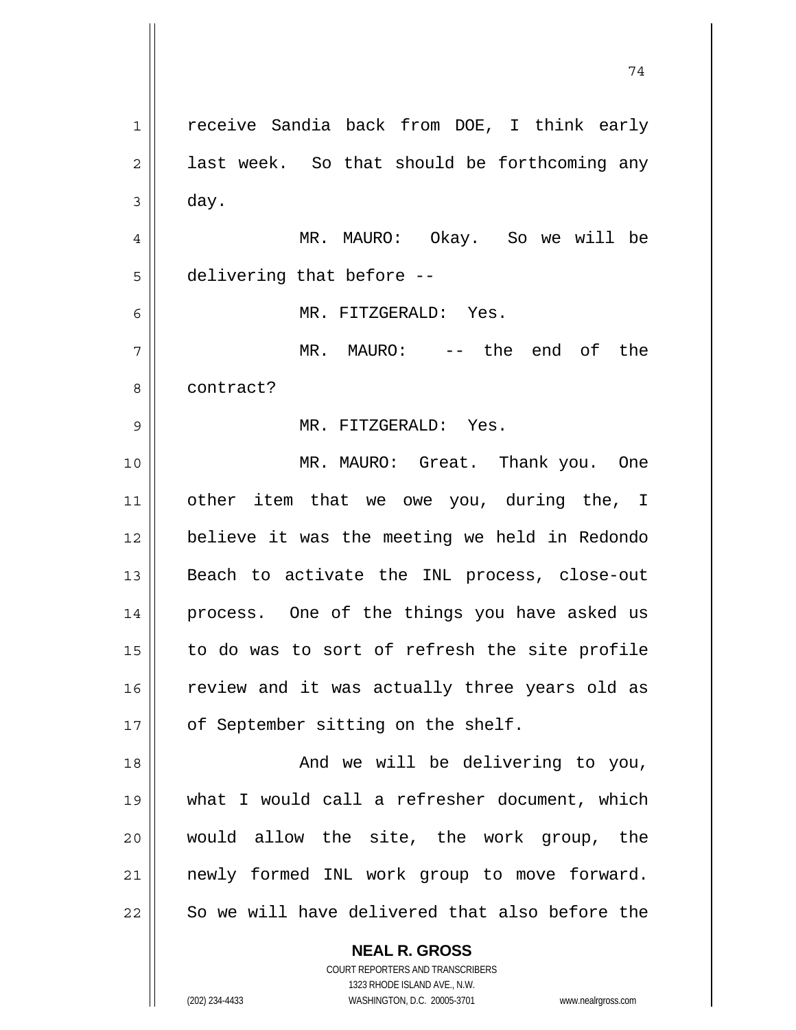receive Sandia back from DOE, I think early last week. So that should be forthcoming any day.

MR. MAURO: Okay. So we will be delivering that before --

MR. FITZGERALD: Yes.

MR. MAURO: -- the end of the contract?

MR. FITZGERALD: Yes.

MR. MAURO: Great. Thank you. One other item that we owe you, during the, I believe it was the meeting we held in Redondo Beach to activate the INL process, close-out process. One of the things you have asked us to do was to sort of refresh the site profile review and it was actually three years old as of September sitting on the shelf.

And we will be delivering to you, what I would call a refresher document, which would allow the site, the work group, the newly formed INL work group to move forward. So we will have delivered that also before the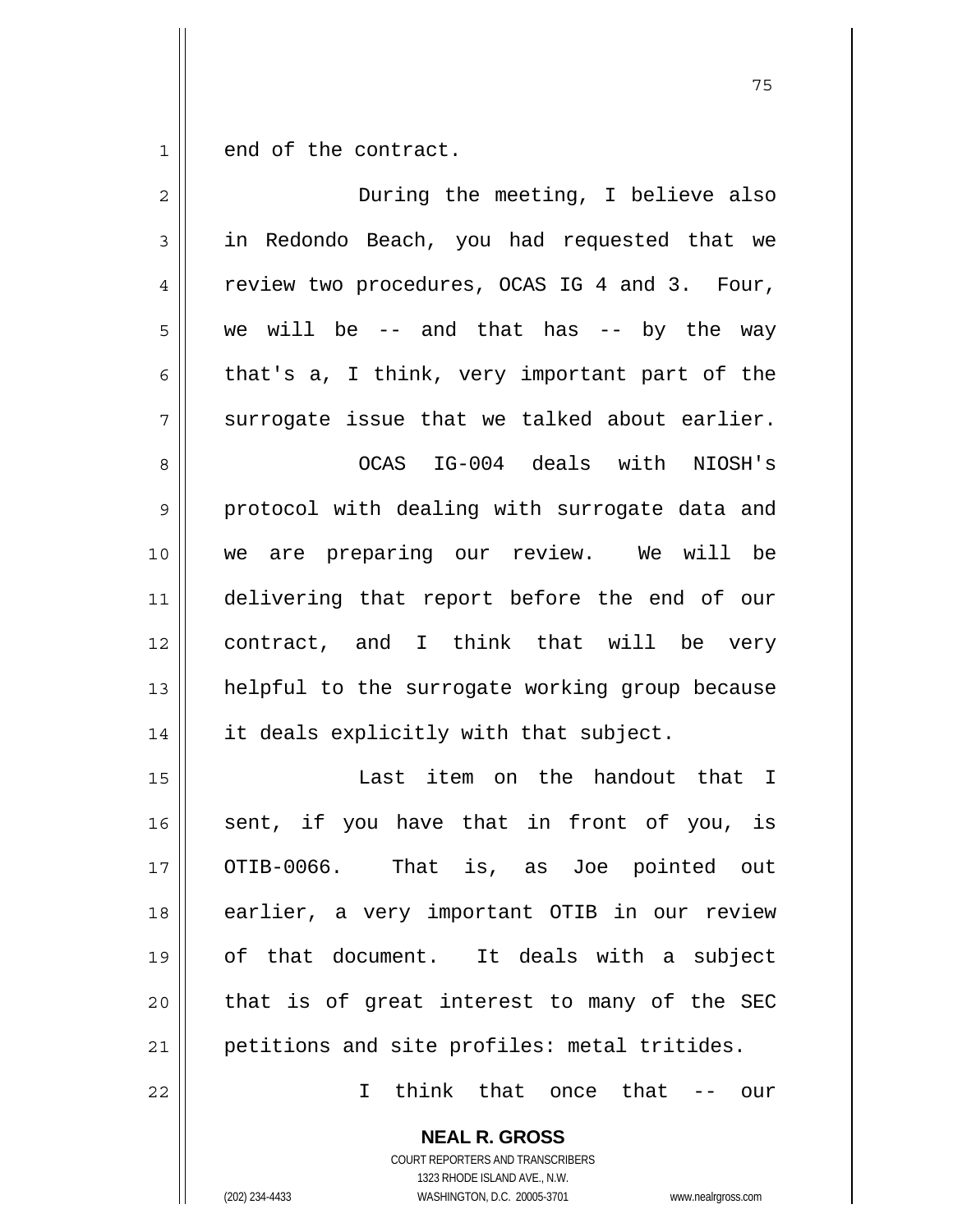end of the contract.

During the meeting, I believe also in Redondo Beach, you had requested that we review two procedures, OCAS IG 4 and 3. Four, we will be -- and that has -- by the way that's a, I think, very important part of the surrogate issue that we talked about earlier.

OCAS IG-004 deals with NIOSH's protocol with dealing with surrogate data and we are preparing our review. We will be delivering that report before the end of our contract, and I think that will be very helpful to the surrogate working group because it deals explicitly with that subject.

Last item on the handout that I sent, if you have that in front of you, is OTIB-0066. That is, as Joe pointed out earlier, a very important OTIB in our review of that document. It deals with a subject that is of great interest to many of the SEC petitions and site profiles: metal tritides.

I think that once that -- our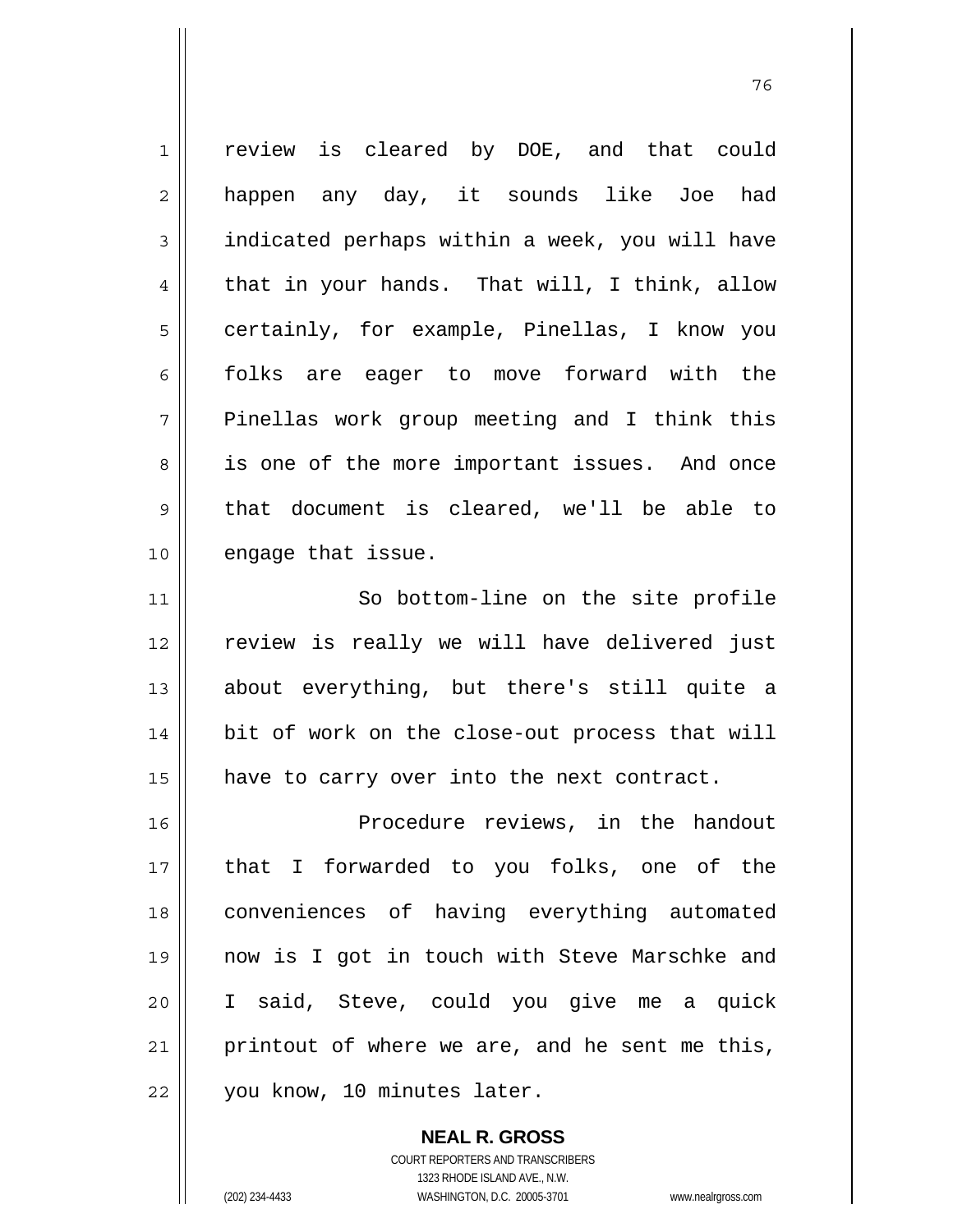review is cleared by DOE, and that could happen any day, it sounds like Joe had indicated perhaps within a week, you will have that in your hands. That will, I think, allow certainly, for example, Pinellas, I know you folks are eager to move forward with the Pinellas work group meeting and I think this is one of the more important issues. And once that document is cleared, we'll be able to engage that issue.

So bottom-line on the site profile review is really we will have delivered just about everything, but there's still quite a bit of work on the close-out process that will have to carry over into the next contract.

Procedure reviews, in the handout that I forwarded to you folks, one of the conveniences of having everything automated now is I got in touch with Steve Marschke and I said, Steve, could you give me a quick printout of where we are, and he sent me this, you know, 10 minutes later.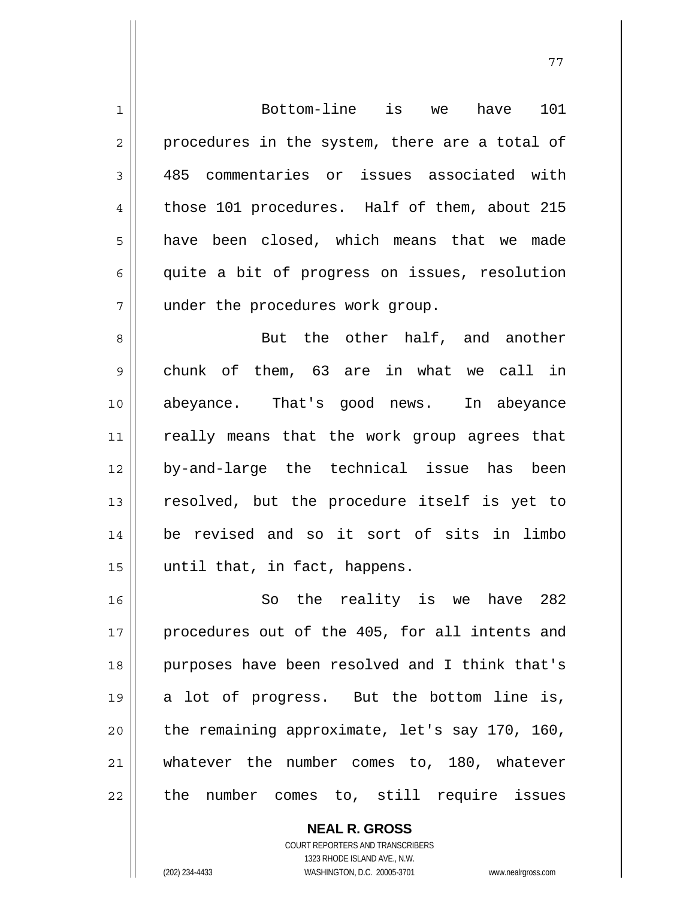Bottom-line is we have 101 procedures in the system, there are a total of 485 commentaries or issues associated with those 101 procedures. Half of them, about 215 have been closed, which means that we made quite a bit of progress on issues, resolution under the procedures work group.

But the other half, and another chunk of them, 63 are in what we call in abeyance. That's good news. In abeyance really means that the work group agrees that by-and-large the technical issue has been resolved, but the procedure itself is yet to be revised and so it sort of sits in limbo until that, in fact, happens.

So the reality is we have 282 procedures out of the 405, for all intents and purposes have been resolved and I think that's a lot of progress. But the bottom line is, the remaining approximate, let's say 170, 160, whatever the number comes to, 180, whatever the number comes to, still require issues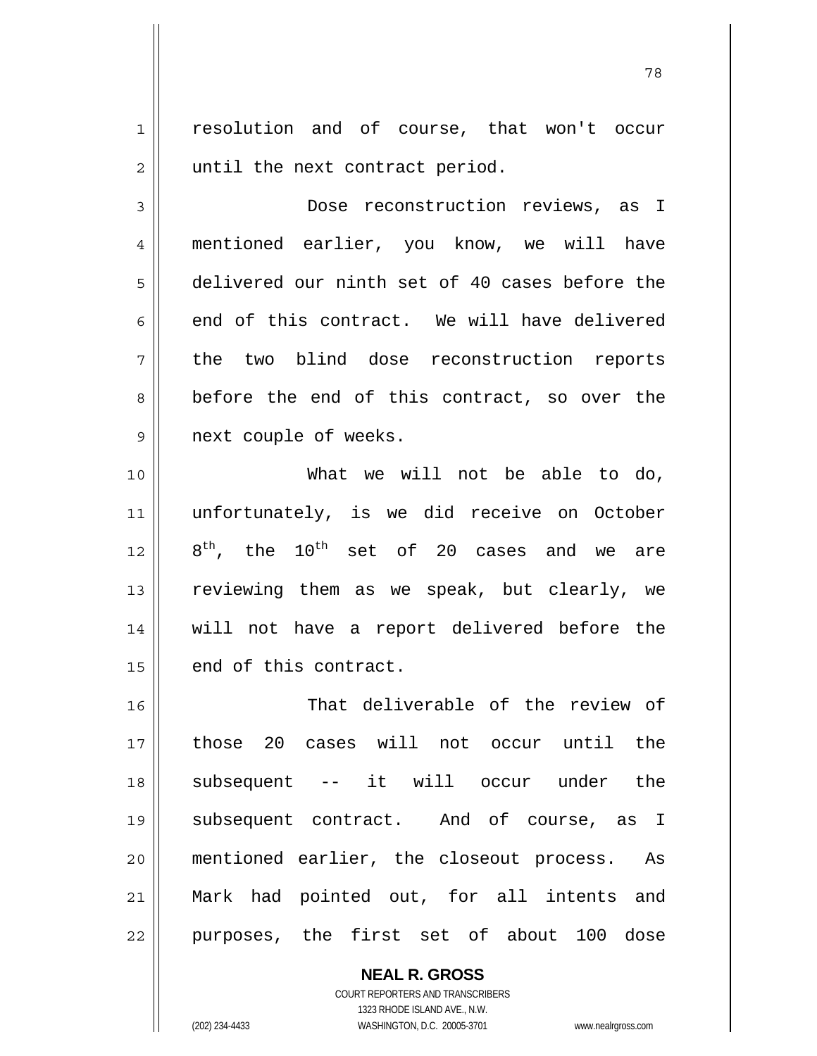resolution and of course, that won't occur until the next contract period.

Dose reconstruction reviews, as I mentioned earlier, you know, we will have delivered our ninth set of 40 cases before the end of this contract. We will have delivered the two blind dose reconstruction reports before the end of this contract, so over the next couple of weeks.

What we will not be able to do, unfortunately, is we did receive on October 8th, the 10th set of 20 cases and we are reviewing them as we speak, but clearly, we will not have a report delivered before the end of this contract.

That deliverable of the review of those 20 cases will not occur until the subsequent -- it will occur under the subsequent contract. And of course, as I mentioned earlier, the closeout process. As Mark had pointed out, for all intents and purposes, the first set of about 100 dose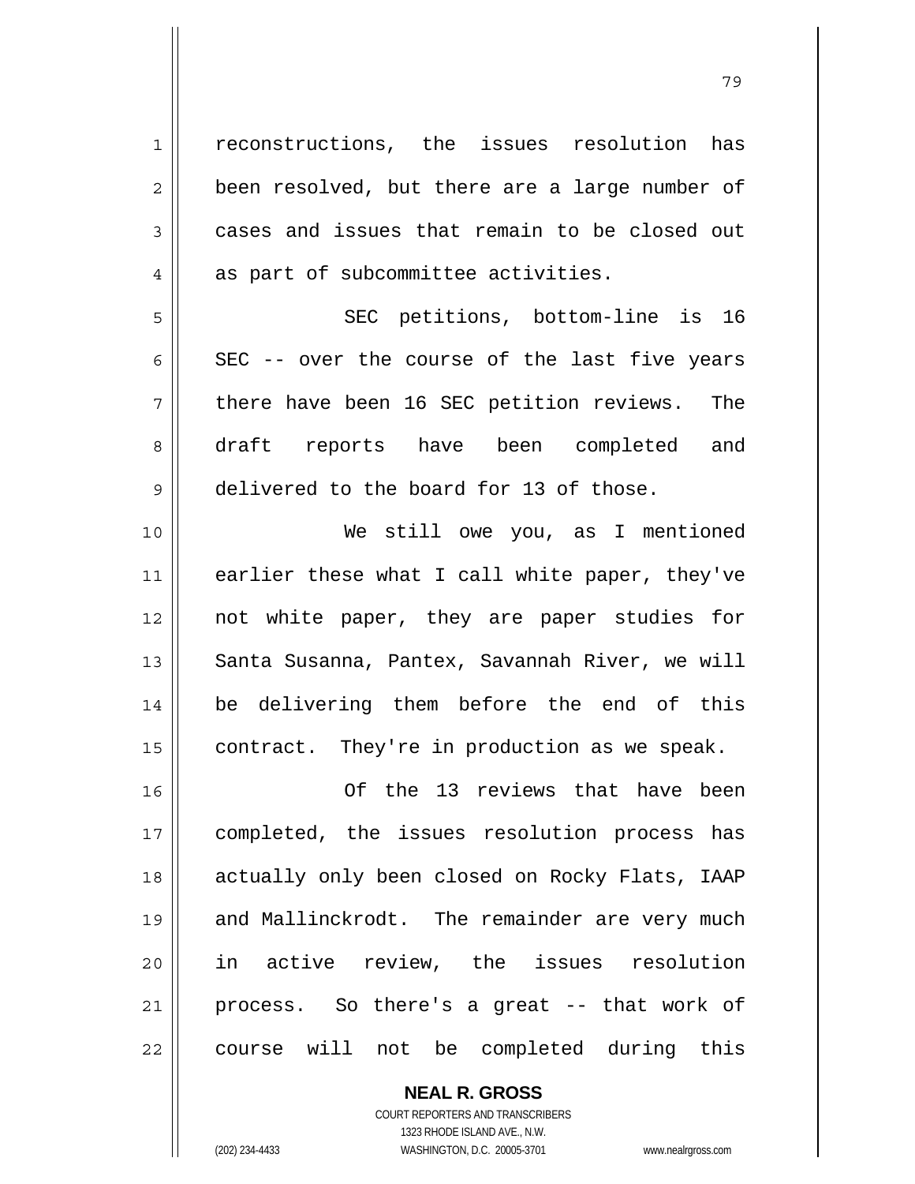reconstructions, the issues resolution has been resolved, but there are a large number of cases and issues that remain to be closed out as part of subcommittee activities.

SEC petitions, bottom-line is 16 SEC -- over the course of the last five years there have been 16 SEC petition reviews. The draft reports have been completed and delivered to the board for 13 of those.

We still owe you, as I mentioned earlier these what I call white paper, they've not white paper, they are paper studies for Santa Susanna, Pantex, Savannah River, we will be delivering them before the end of this contract. They're in production as we speak.

Of the 13 reviews that have been completed, the issues resolution process has actually only been closed on Rocky Flats, IAAP and Mallinckrodt. The remainder are very much in active review, the issues resolution process. So there's a great -- that work of course will not be completed during this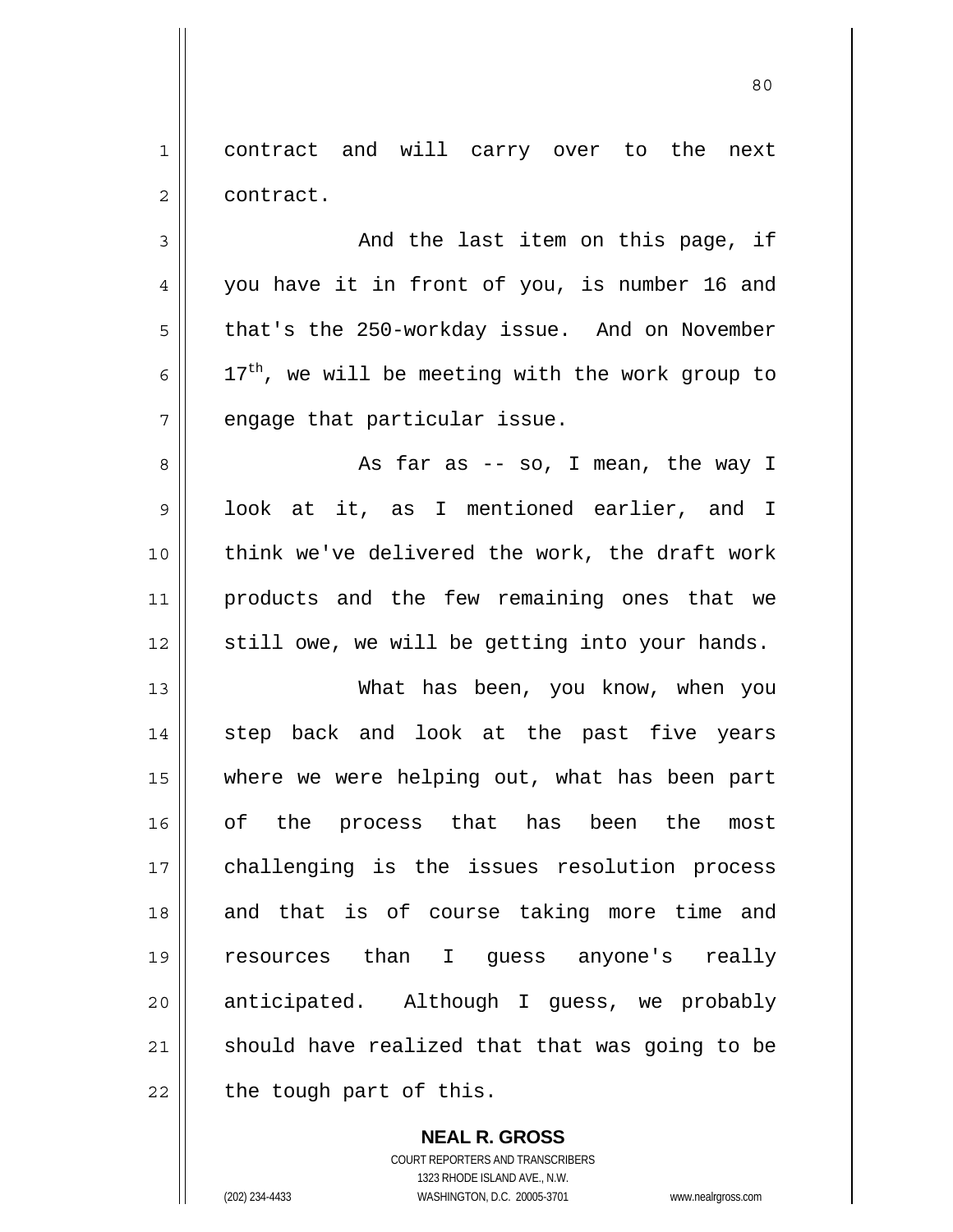contract and will carry over to the next contract.

And the last item on this page, if you have it in front of you, is number 16 and that's the 250-workday issue. And on November 17th, we will be meeting with the work group to engage that particular issue.

As far as -- so, I mean, the way I look at it, as I mentioned earlier, and I think we've delivered the work, the draft work products and the few remaining ones that we still owe, we will be getting into your hands.

What has been, you know, when you step back and look at the past five years where we were helping out, what has been part of the process that has been the most challenging is the issues resolution process and that is of course taking more time and resources than I guess anyone's really anticipated. Although I guess, we probably should have realized that that was going to be the tough part of this.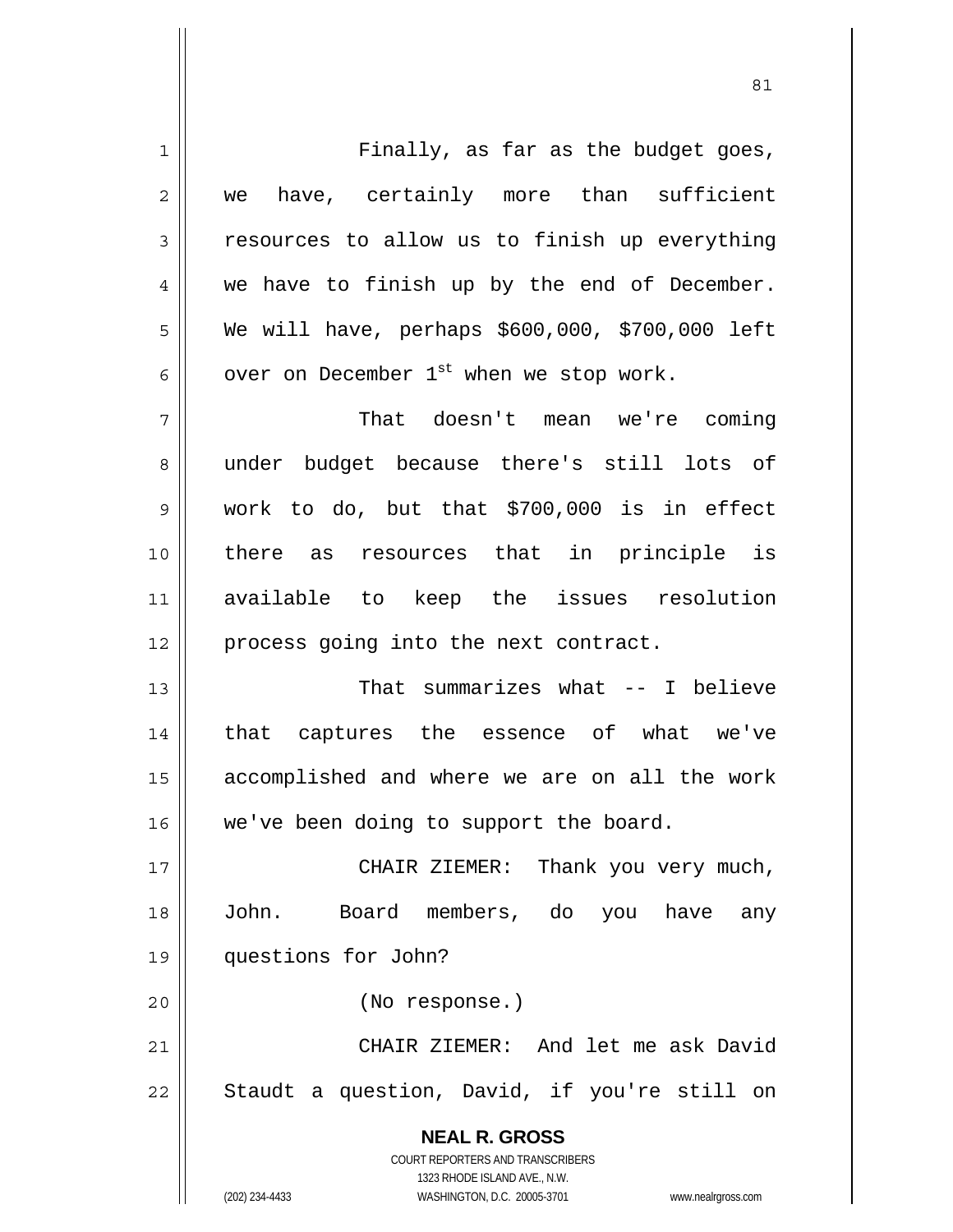Finally, as far as the budget goes, we have, certainly more than sufficient resources to allow us to finish up everything we have to finish up by the end of December. We will have, perhaps $600,000, $700,000 left over on December 1st when we stop work.

That doesn't mean we're coming under budget because there's still lots of work to do, but that $700,000 is in effect there as resources that in principle is available to keep the issues resolution process going into the next contract.

That summarizes what -- I believe that captures the essence of what we've accomplished and where we are on all the work we've been doing to support the board.

CHAIR ZIEMER: Thank you very much, John. Board members, do you have any questions for John?

(No response.)

CHAIR ZIEMER: And let me ask David Staudt a question, David, if you're still on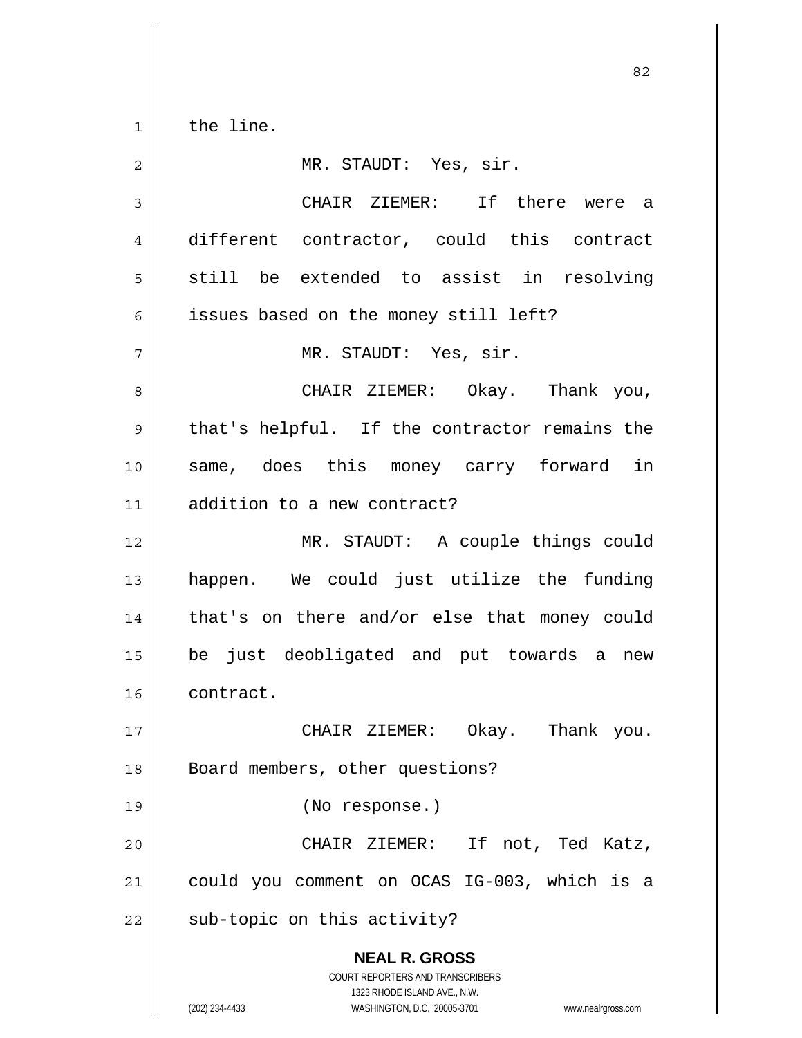the line.

MR. STAUDT: Yes, sir.

CHAIR ZIEMER: If there were a different contractor, could this contract still be extended to assist in resolving issues based on the money still left?

MR. STAUDT: Yes, sir.

CHAIR ZIEMER: Okay. Thank you, that's helpful. If the contractor remains the same, does this money carry forward in addition to a new contract?

MR. STAUDT: A couple things could happen. We could just utilize the funding that's on there and/or else that money could be just deobligated and put towards a new contract.

CHAIR ZIEMER: Okay. Thank you. Board members, other questions?

(No response.)

CHAIR ZIEMER: If not, Ted Katz, could you comment on OCAS IG-003, which is a sub-topic on this activity?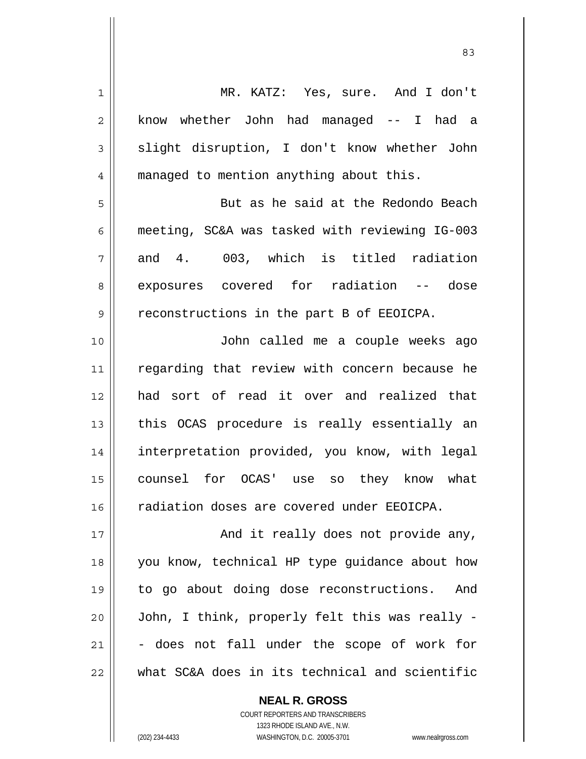MR. KATZ: Yes, sure. And I don't know whether John had managed -- I had a slight disruption, I don't know whether John managed to mention anything about this.

But as he said at the Redondo Beach meeting, SC&A was tasked with reviewing IG-003 and 4. 003, which is titled radiation exposures covered for radiation -- dose reconstructions in the part B of EEOICPA.

John called me a couple weeks ago regarding that review with concern because he had sort of read it over and realized that this OCAS procedure is really essentially an interpretation provided, you know, with legal counsel for OCAS' use so they know what radiation doses are covered under EEOICPA.

And it really does not provide any, you know, technical HP type guidance about how to go about doing dose reconstructions. And John, I think, properly felt this was really -- does not fall under the scope of work for what SC&A does in its technical and scientific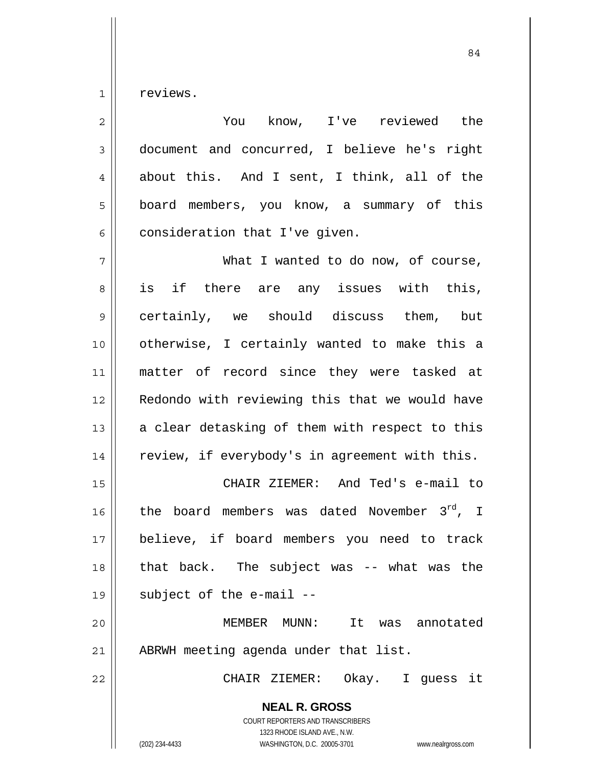reviews.

You know, I've reviewed the document and concurred, I believe he's right about this. And I sent, I think, all of the board members, you know, a summary of this consideration that I've given.

What I wanted to do now, of course, is if there are any issues with this, certainly, we should discuss them, but otherwise, I certainly wanted to make this a matter of record since they were tasked at Redondo with reviewing this that we would have a clear detasking of them with respect to this review, if everybody's in agreement with this.

CHAIR ZIEMER: And Ted's e-mail to the board members was dated November 3rd, I believe, if board members you need to track that back. The subject was -- what was the subject of the e-mail --

MEMBER MUNN: It was annotated ABRWH meeting agenda under that list.

CHAIR ZIEMER: Okay. I guess it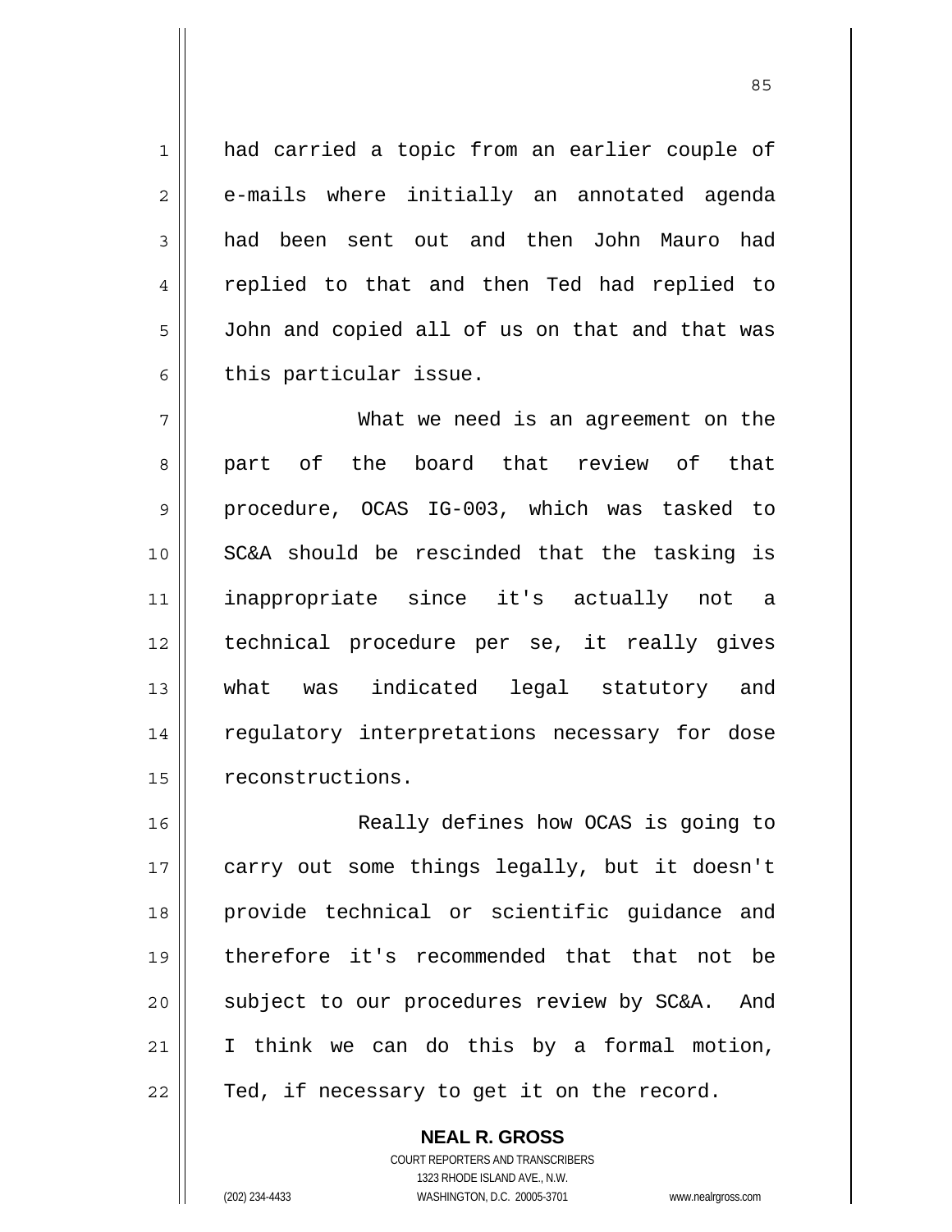had carried a topic from an earlier couple of e-mails where initially an annotated agenda had been sent out and then John Mauro had replied to that and then Ted had replied to John and copied all of us on that and that was this particular issue.

What we need is an agreement on the part of the board that review of that procedure, OCAS IG-003, which was tasked to SC&A should be rescinded that the tasking is inappropriate since it's actually not a technical procedure per se, it really gives what was indicated legal statutory and regulatory interpretations necessary for dose reconstructions.

Really defines how OCAS is going to carry out some things legally, but it doesn't provide technical or scientific guidance and therefore it's recommended that that not be subject to our procedures review by SC&A. And I think we can do this by a formal motion, Ted, if necessary to get it on the record.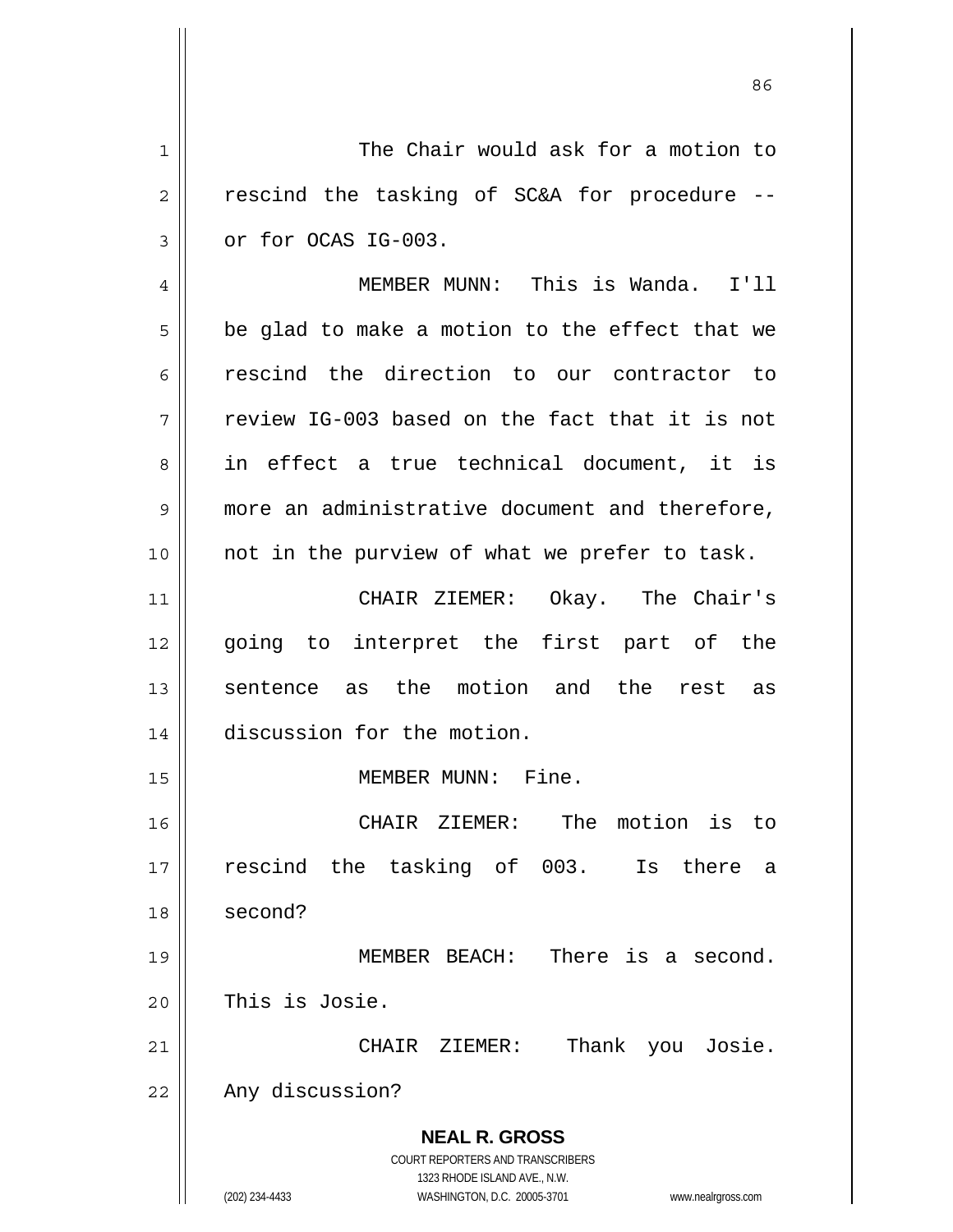The Chair would ask for a motion to rescind the tasking of SC&A for procedure -- or for OCAS IG-003.

MEMBER MUNN: This is Wanda. I'll be glad to make a motion to the effect that we rescind the direction to our contractor to review IG-003 based on the fact that it is not in effect a true technical document, it is more an administrative document and therefore, not in the purview of what we prefer to task.

CHAIR ZIEMER: Okay. The Chair's going to interpret the first part of the sentence as the motion and the rest as discussion for the motion.

MEMBER MUNN: Fine.

CHAIR ZIEMER: The motion is to rescind the tasking of 003. Is there a second?

MEMBER BEACH: There is a second. This is Josie.

CHAIR ZIEMER: Thank you Josie. Any discussion?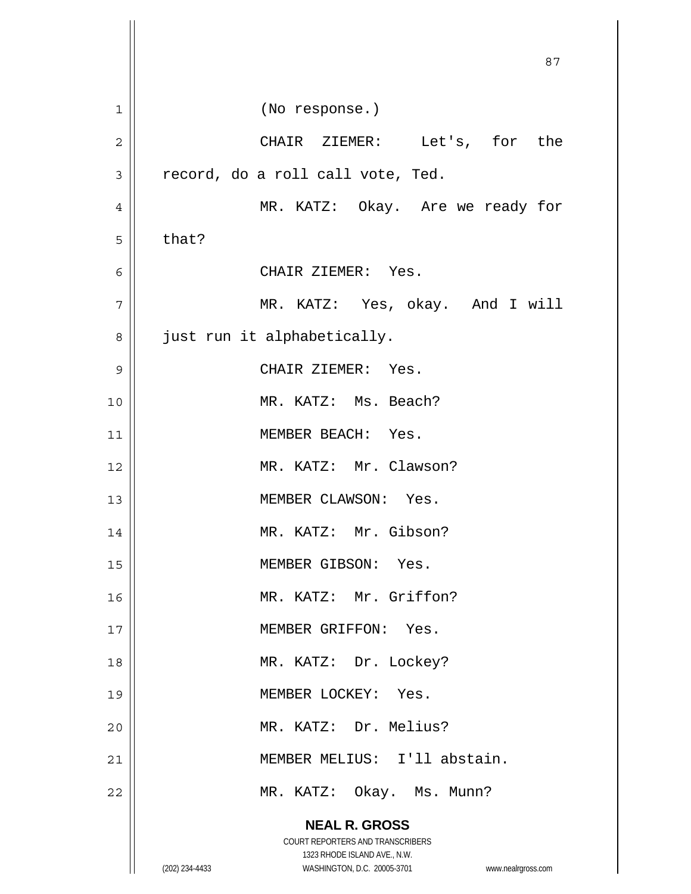(No response.)

CHAIR ZIEMER: Let's, for the record, do a roll call vote, Ted.

MR. KATZ: Okay. Are we ready for that?

CHAIR ZIEMER: Yes.

MR. KATZ: Yes, okay. And I will just run it alphabetically.

CHAIR ZIEMER: Yes.

MR. KATZ: Ms. Beach?

MEMBER BEACH: Yes.

MR. KATZ: Mr. Clawson?

MEMBER CLAWSON: Yes.

MR. KATZ: Mr. Gibson?

MEMBER GIBSON: Yes.

MR. KATZ: Mr. Griffon?

MEMBER GRIFFON: Yes.

MR. KATZ: Dr. Lockey?

MEMBER LOCKEY: Yes.

MR. KATZ: Dr. Melius?

MEMBER MELIUS: I'll abstain.

MR. KATZ: Okay. Ms. Munn?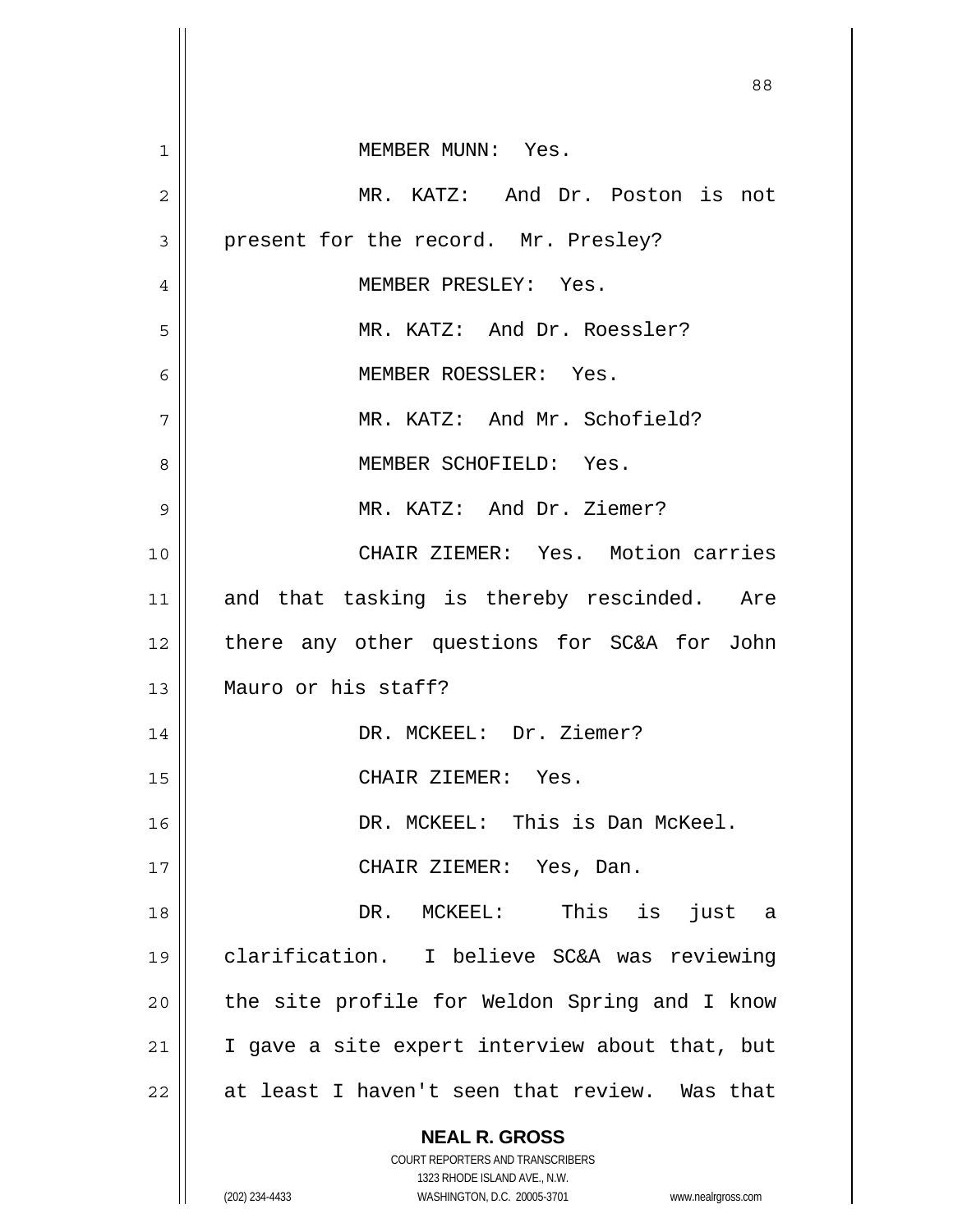MEMBER MUNN: Yes.

MR. KATZ: And Dr. Poston is not present for the record. Mr. Presley?

MEMBER PRESLEY: Yes.

MR. KATZ: And Dr. Roessler?

MEMBER ROESSLER: Yes.

MR. KATZ: And Mr. Schofield?

MEMBER SCHOFIELD: Yes.

MR. KATZ: And Dr. Ziemer?

CHAIR ZIEMER: Yes. Motion carries and that tasking is thereby rescinded. Are there any other questions for SC&A for John Mauro or his staff?

DR. MCKEEL: Dr. Ziemer?

CHAIR ZIEMER: Yes.

DR. MCKEEL: This is Dan McKeel.

CHAIR ZIEMER: Yes, Dan.

DR. MCKEEL: This is just a clarification. I believe SC&A was reviewing the site profile for Weldon Spring and I know I gave a site expert interview about that, but at least I haven't seen that review. Was that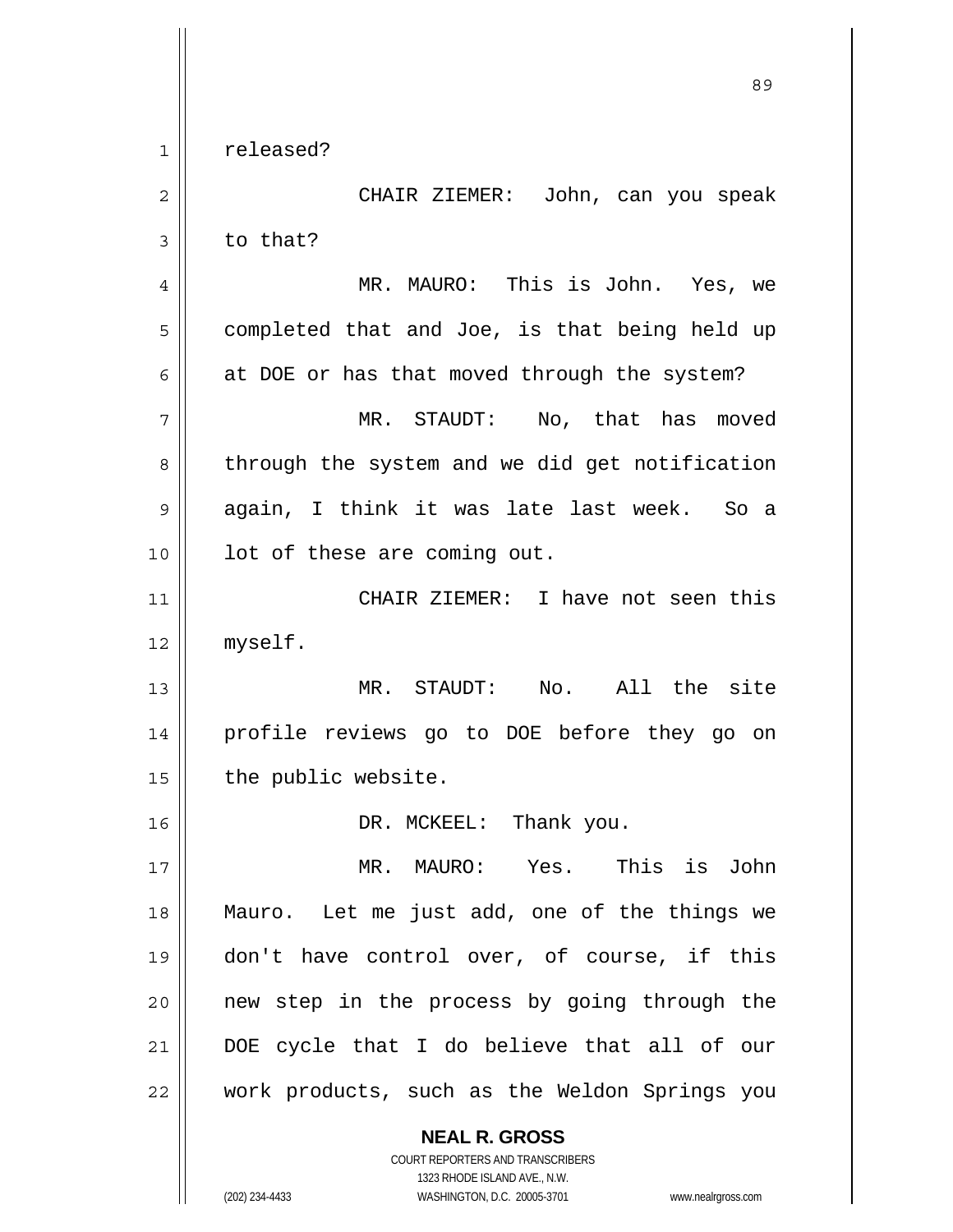released?

CHAIR ZIEMER: John, can you speak to that?

MR. MAURO: This is John. Yes, we completed that and Joe, is that being held up at DOE or has that moved through the system?

MR. STAUDT: No, that has moved through the system and we did get notification again, I think it was late last week. So a lot of these are coming out.

CHAIR ZIEMER: I have not seen this myself.

MR. STAUDT: No. All the site profile reviews go to DOE before they go on the public website.

DR. MCKEEL: Thank you.

MR. MAURO: Yes. This is John Mauro. Let me just add, one of the things we don't have control over, of course, if this new step in the process by going through the DOE cycle that I do believe that all of our work products, such as the Weldon Springs you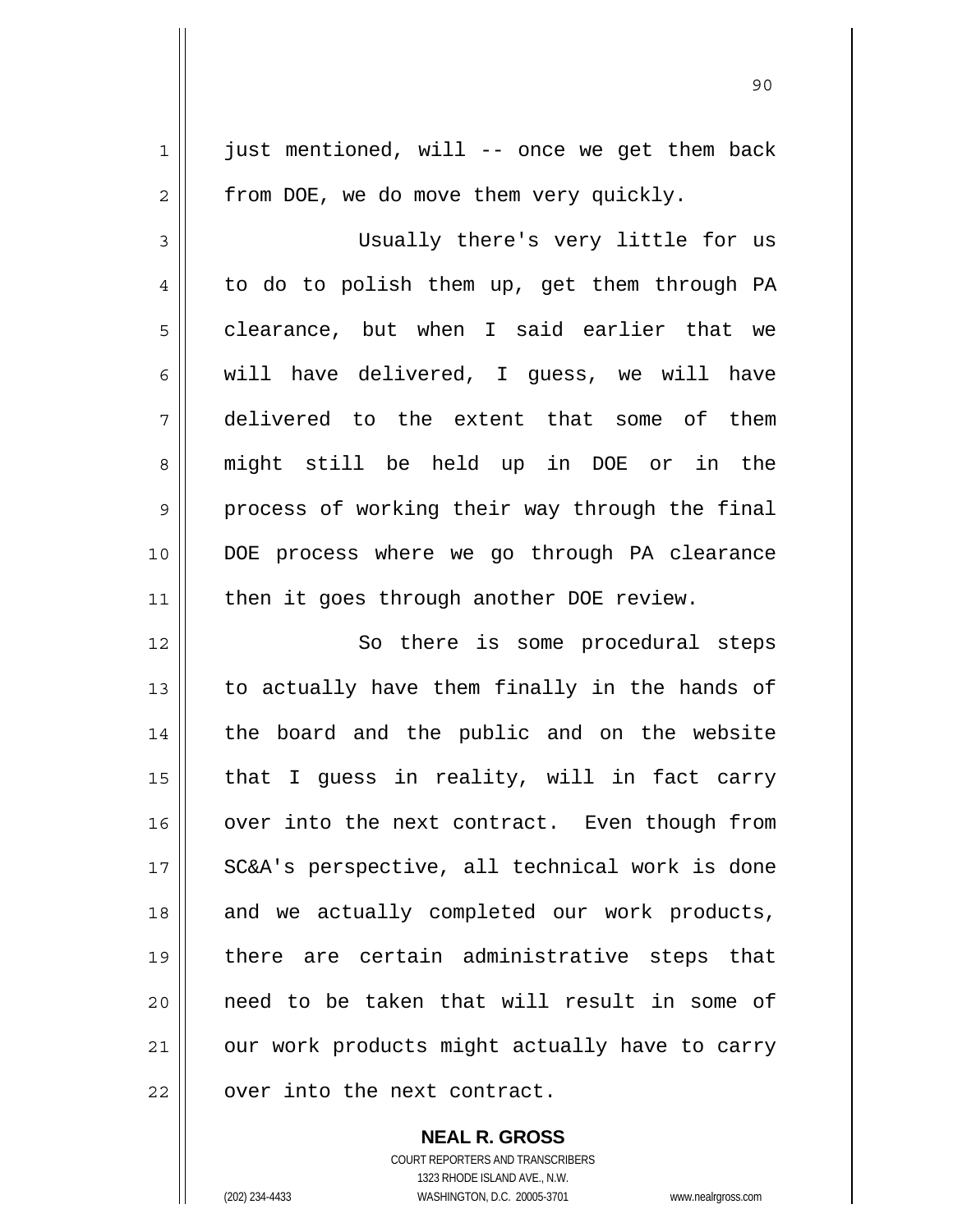just mentioned, will -- once we get them back from DOE, we do move them very quickly.

Usually there's very little for us to do to polish them up, get them through PA clearance, but when I said earlier that we will have delivered, I guess, we will have delivered to the extent that some of them might still be held up in DOE or in the process of working their way through the final DOE process where we go through PA clearance then it goes through another DOE review.

So there is some procedural steps to actually have them finally in the hands of the board and the public and on the website that I guess in reality, will in fact carry over into the next contract. Even though from SC&A's perspective, all technical work is done and we actually completed our work products, there are certain administrative steps that need to be taken that will result in some of our work products might actually have to carry over into the next contract.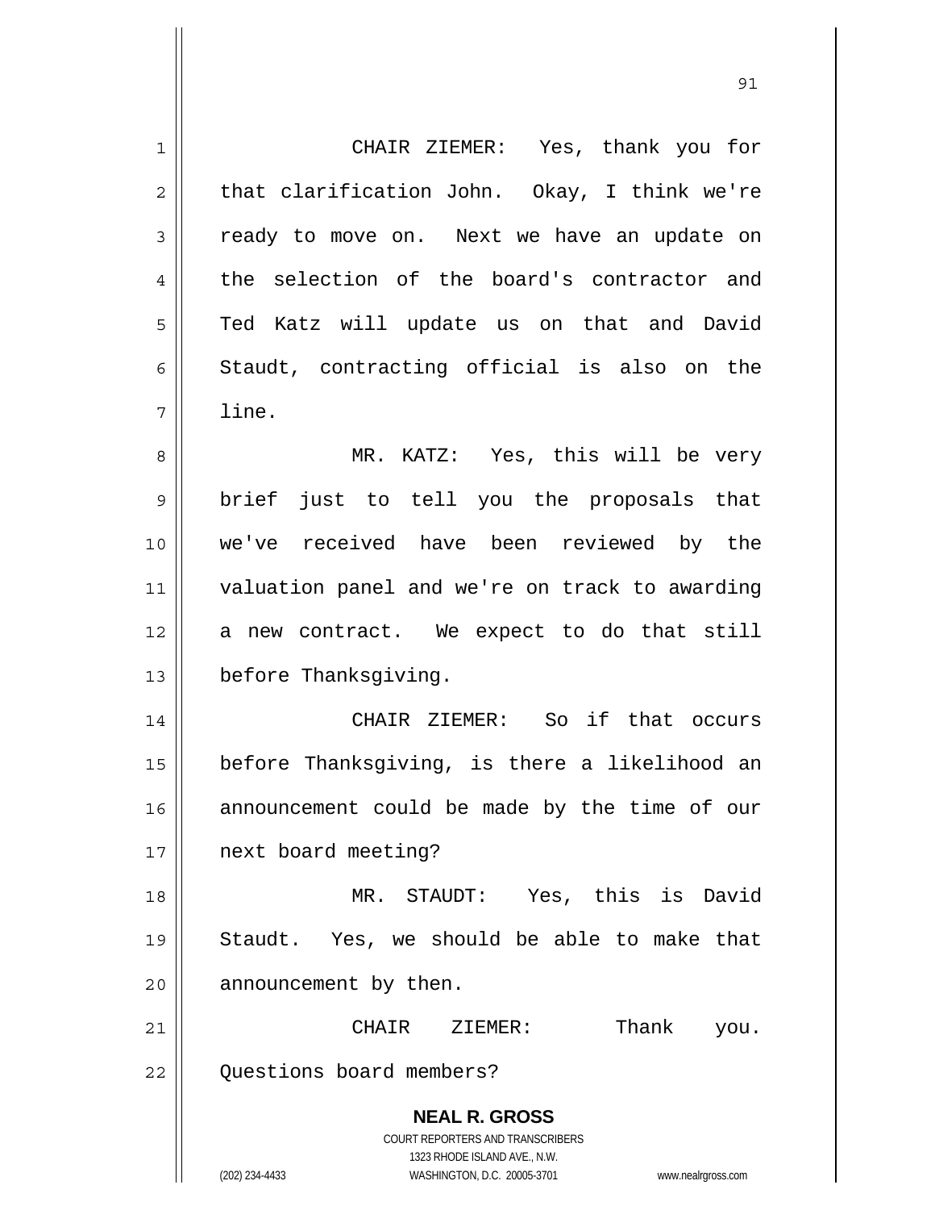CHAIR ZIEMER: Yes, thank you for that clarification John. Okay, I think we're ready to move on. Next we have an update on the selection of the board's contractor and Ted Katz will update us on that and David Staudt, contracting official is also on the line.

MR. KATZ: Yes, this will be very brief just to tell you the proposals that we've received have been reviewed by the valuation panel and we're on track to awarding a new contract. We expect to do that still before Thanksgiving.

CHAIR ZIEMER: So if that occurs before Thanksgiving, is there a likelihood an announcement could be made by the time of our next board meeting?

MR. STAUDT: Yes, this is David Staudt. Yes, we should be able to make that announcement by then.

CHAIR ZIEMER: Thank you. Questions board members?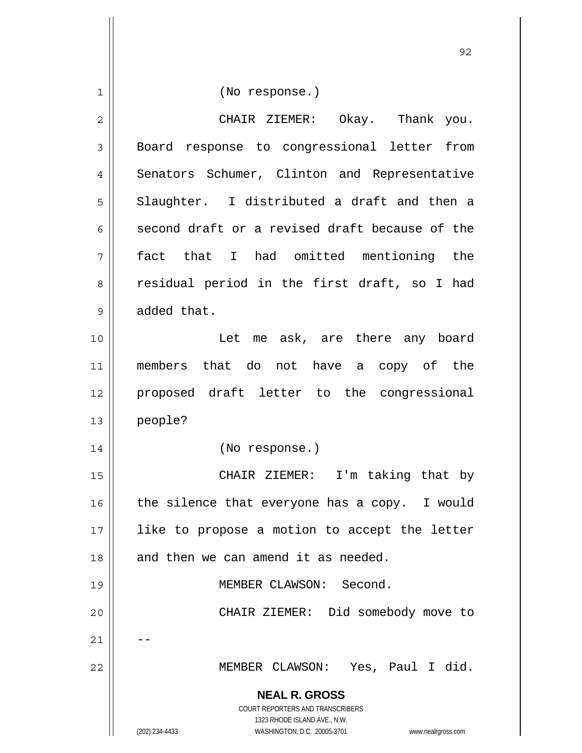(No response.)

CHAIR ZIEMER: Okay. Thank you. Board response to congressional letter from Senators Schumer, Clinton and Representative Slaughter. I distributed a draft and then a second draft or a revised draft because of the fact that I had omitted mentioning the residual period in the first draft, so I had added that.

Let me ask, are there any board members that do not have a copy of the proposed draft letter to the congressional people?

(No response.)

CHAIR ZIEMER: I'm taking that by the silence that everyone has a copy. I would like to propose a motion to accept the letter and then we can amend it as needed.

MEMBER CLAWSON: Second.

CHAIR ZIEMER: Did somebody move to --

MEMBER CLAWSON: Yes, Paul I did.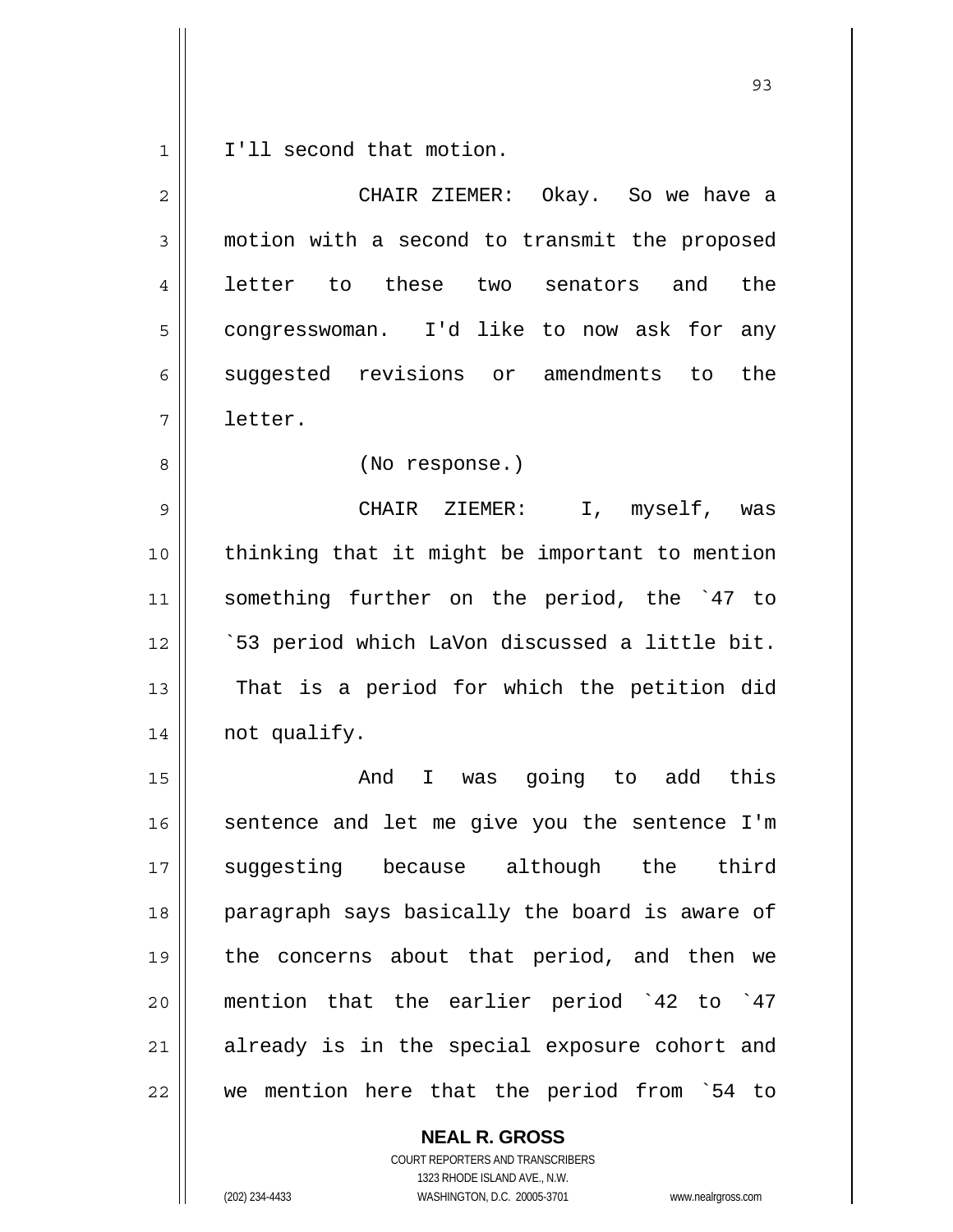I'll second that motion.

CHAIR ZIEMER: Okay. So we have a motion with a second to transmit the proposed letter to these two senators and the congresswoman. I'd like to now ask for any suggested revisions or amendments to the letter.

(No response.)

CHAIR ZIEMER: I, myself, was thinking that it might be important to mention something further on the period, the `47 to `53 period which LaVon discussed a little bit. That is a period for which the petition did not qualify.

And I was going to add this sentence and let me give you the sentence I'm suggesting because although the third paragraph says basically the board is aware of the concerns about that period, and then we mention that the earlier period `42 to `47 already is in the special exposure cohort and we mention here that the period from `54 to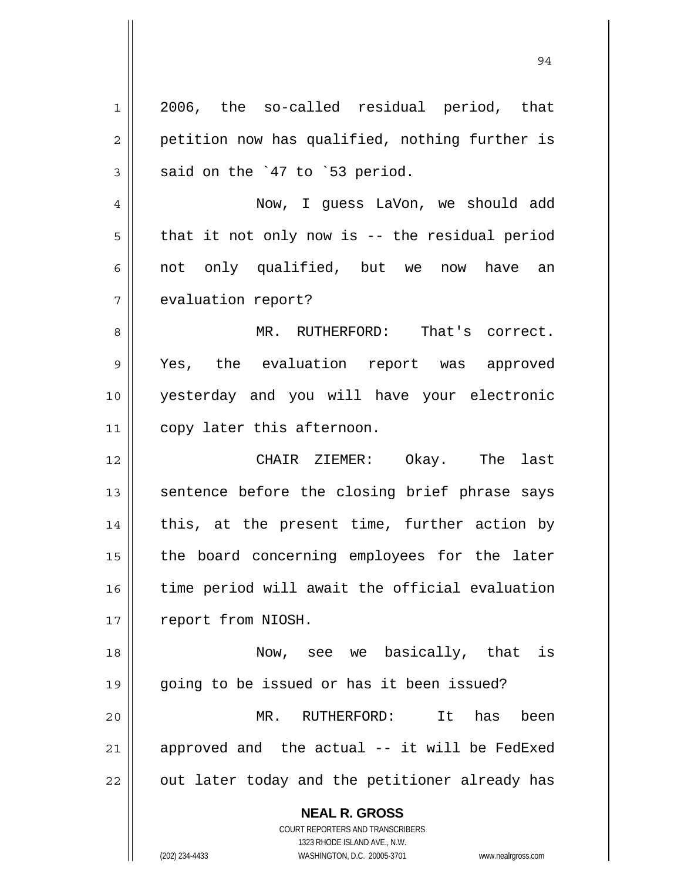2006, the so-called residual period, that petition now has qualified, nothing further is said on the `47 to `53 period.

Now, I guess LaVon, we should add that it not only now is -- the residual period not only qualified, but we now have an evaluation report?

MR. RUTHERFORD: That's correct. Yes, the evaluation report was approved yesterday and you will have your electronic copy later this afternoon.

CHAIR ZIEMER: Okay. The last sentence before the closing brief phrase says this, at the present time, further action by the board concerning employees for the later time period will await the official evaluation report from NIOSH.

Now, see we basically, that is going to be issued or has it been issued?

MR. RUTHERFORD: It has been approved and the actual -- it will be FedExed out later today and the petitioner already has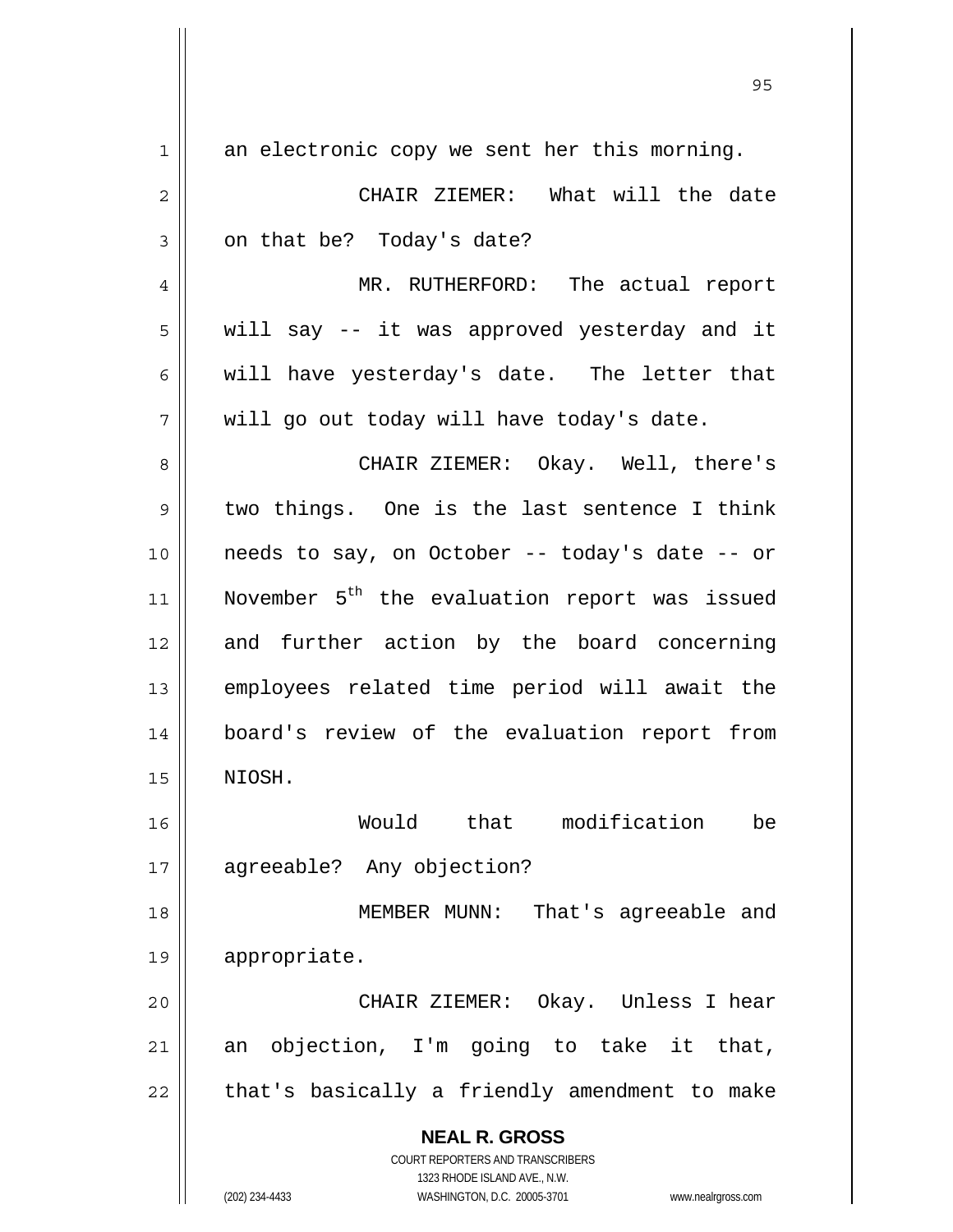an electronic copy we sent her this morning.

CHAIR ZIEMER: What will the date on that be? Today's date?

MR. RUTHERFORD: The actual report will say -- it was approved yesterday and it will have yesterday's date. The letter that will go out today will have today's date.

CHAIR ZIEMER: Okay. Well, there's two things. One is the last sentence I think needs to say, on October -- today's date -- or November 5th the evaluation report was issued and further action by the board concerning employees related time period will await the board's review of the evaluation report from NIOSH.

Would that modification be agreeable? Any objection?

MEMBER MUNN: That's agreeable and appropriate.

CHAIR ZIEMER: Okay. Unless I hear an objection, I'm going to take it that, that's basically a friendly amendment to make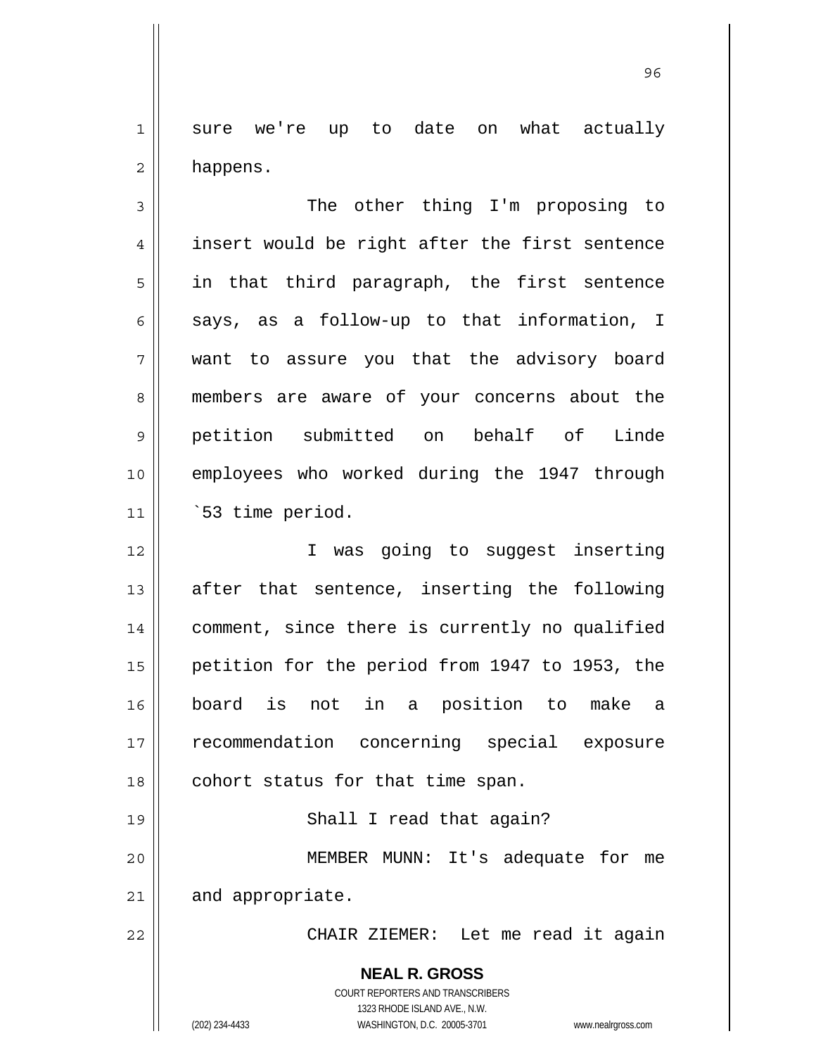sure we're up to date on what actually happens.

The other thing I'm proposing to insert would be right after the first sentence in that third paragraph, the first sentence says, as a follow-up to that information, I want to assure you that the advisory board members are aware of your concerns about the petition submitted on behalf of Linde employees who worked during the 1947 through `53 time period.

I was going to suggest inserting after that sentence, inserting the following comment, since there is currently no qualified petition for the period from 1947 to 1953, the board is not in a position to make a recommendation concerning special exposure cohort status for that time span.

Shall I read that again?

MEMBER MUNN: It's adequate for me and appropriate.

CHAIR ZIEMER: Let me read it again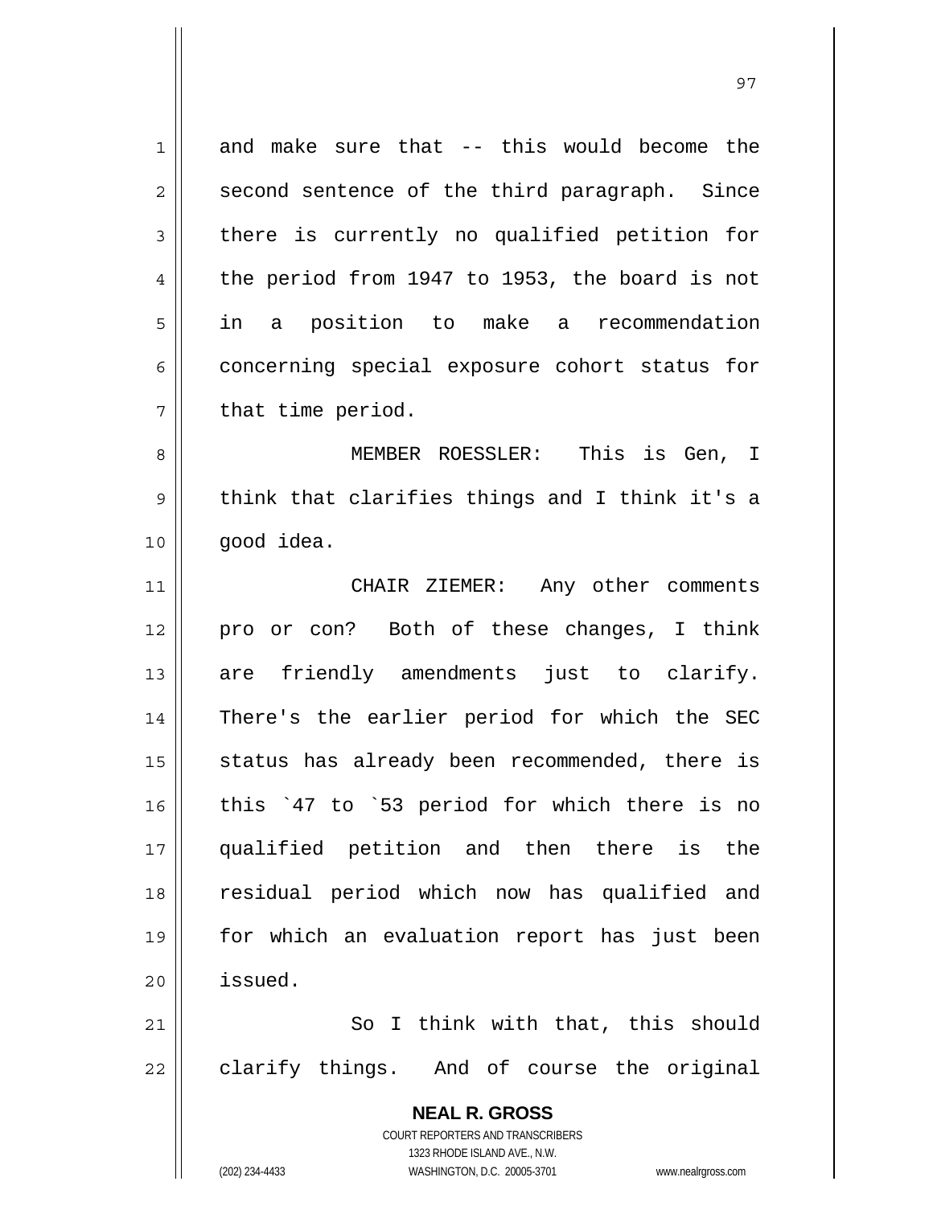and make sure that -- this would become the second sentence of the third paragraph. Since there is currently no qualified petition for the period from 1947 to 1953, the board is not in a position to make a recommendation concerning special exposure cohort status for that time period.

MEMBER ROESSLER: This is Gen, I think that clarifies things and I think it's a good idea.

CHAIR ZIEMER: Any other comments pro or con? Both of these changes, I think are friendly amendments just to clarify. There's the earlier period for which the SEC status has already been recommended, there is this `47 to `53 period for which there is no qualified petition and then there is the residual period which now has qualified and for which an evaluation report has just been issued.

So I think with that, this should clarify things. And of course the original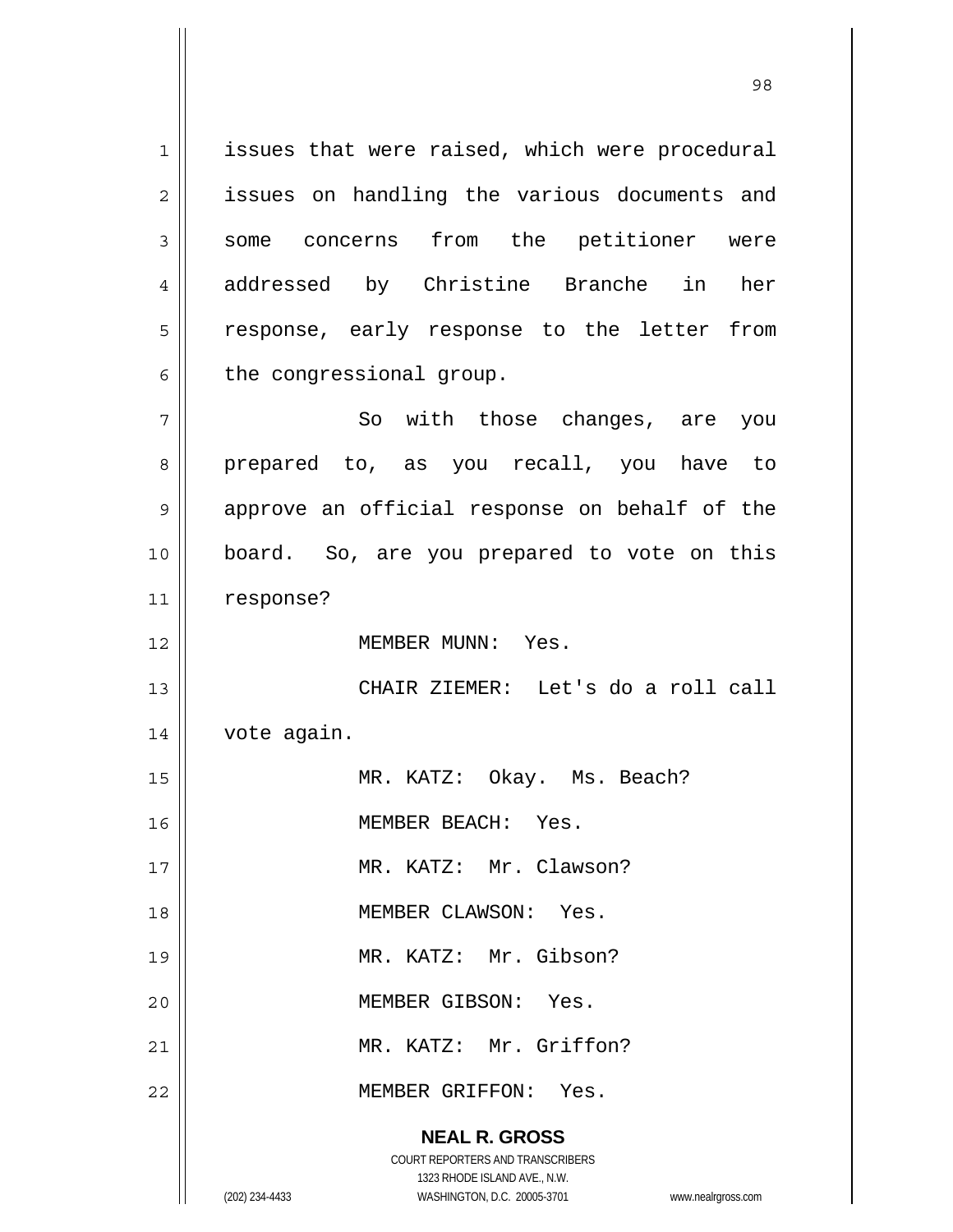issues that were raised, which were procedural issues on handling the various documents and some concerns from the petitioner were addressed by Christine Branche in her response, early response to the letter from the congressional group.

So with those changes, are you prepared to, as you recall, you have to approve an official response on behalf of the board. So, are you prepared to vote on this response?

MEMBER MUNN: Yes.

CHAIR ZIEMER: Let's do a roll call vote again.

MR. KATZ: Okay. Ms. Beach?

MEMBER BEACH: Yes.

MR. KATZ: Mr. Clawson?

MEMBER CLAWSON: Yes.

MR. KATZ: Mr. Gibson?

MEMBER GIBSON: Yes.

MR. KATZ: Mr. Griffon?

MEMBER GRIFFON: Yes.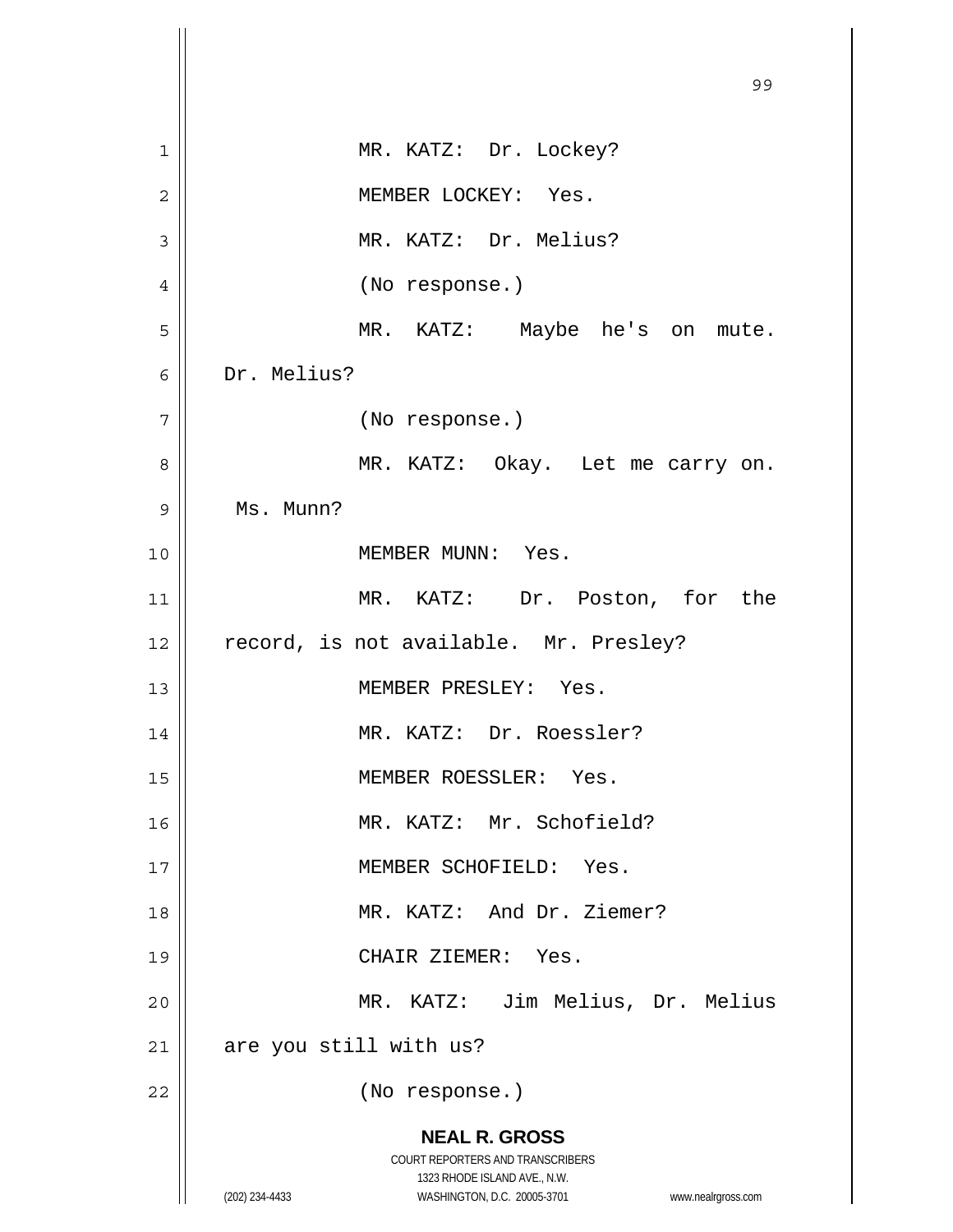MR. KATZ: Dr. Lockey?

MEMBER LOCKEY: Yes.

MR. KATZ: Dr. Melius?

(No response.)

MR. KATZ: Maybe he's on mute. Dr. Melius?

(No response.)

MR. KATZ: Okay. Let me carry on. Ms. Munn?

MEMBER MUNN: Yes.

MR. KATZ: Dr. Poston, for the record, is not available. Mr. Presley?

MEMBER PRESLEY: Yes.

MR. KATZ: Dr. Roessler?

MEMBER ROESSLER: Yes.

MR. KATZ: Mr. Schofield?

MEMBER SCHOFIELD: Yes.

MR. KATZ: And Dr. Ziemer?

CHAIR ZIEMER: Yes.

MR. KATZ: Jim Melius, Dr. Melius are you still with us?

(No response.)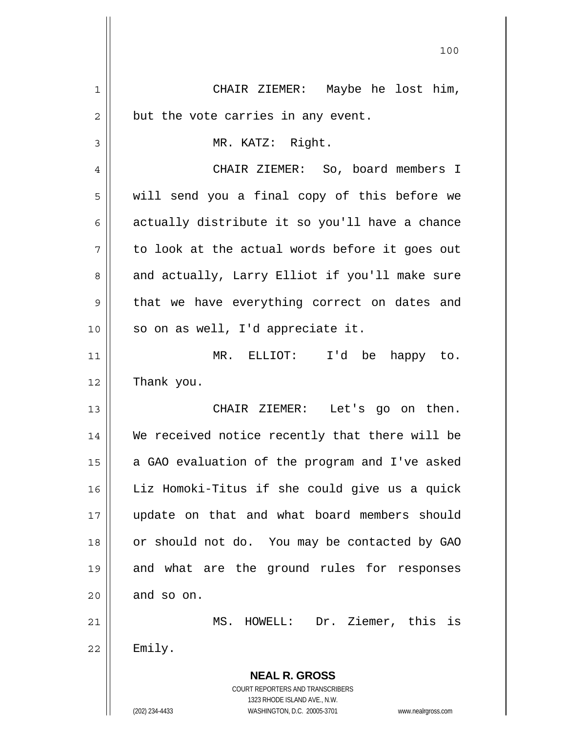CHAIR ZIEMER: Maybe he lost him, but the vote carries in any event.

MR. KATZ: Right.

CHAIR ZIEMER: So, board members I will send you a final copy of this before we actually distribute it so you'll have a chance to look at the actual words before it goes out and actually, Larry Elliot if you'll make sure that we have everything correct on dates and so on as well, I'd appreciate it.

MR. ELLIOT: I'd be happy to. Thank you.

CHAIR ZIEMER: Let's go on then. We received notice recently that there will be a GAO evaluation of the program and I've asked Liz Homoki-Titus if she could give us a quick update on that and what board members should or should not do. You may be contacted by GAO and what are the ground rules for responses and so on.

MS. HOWELL: Dr. Ziemer, this is Emily.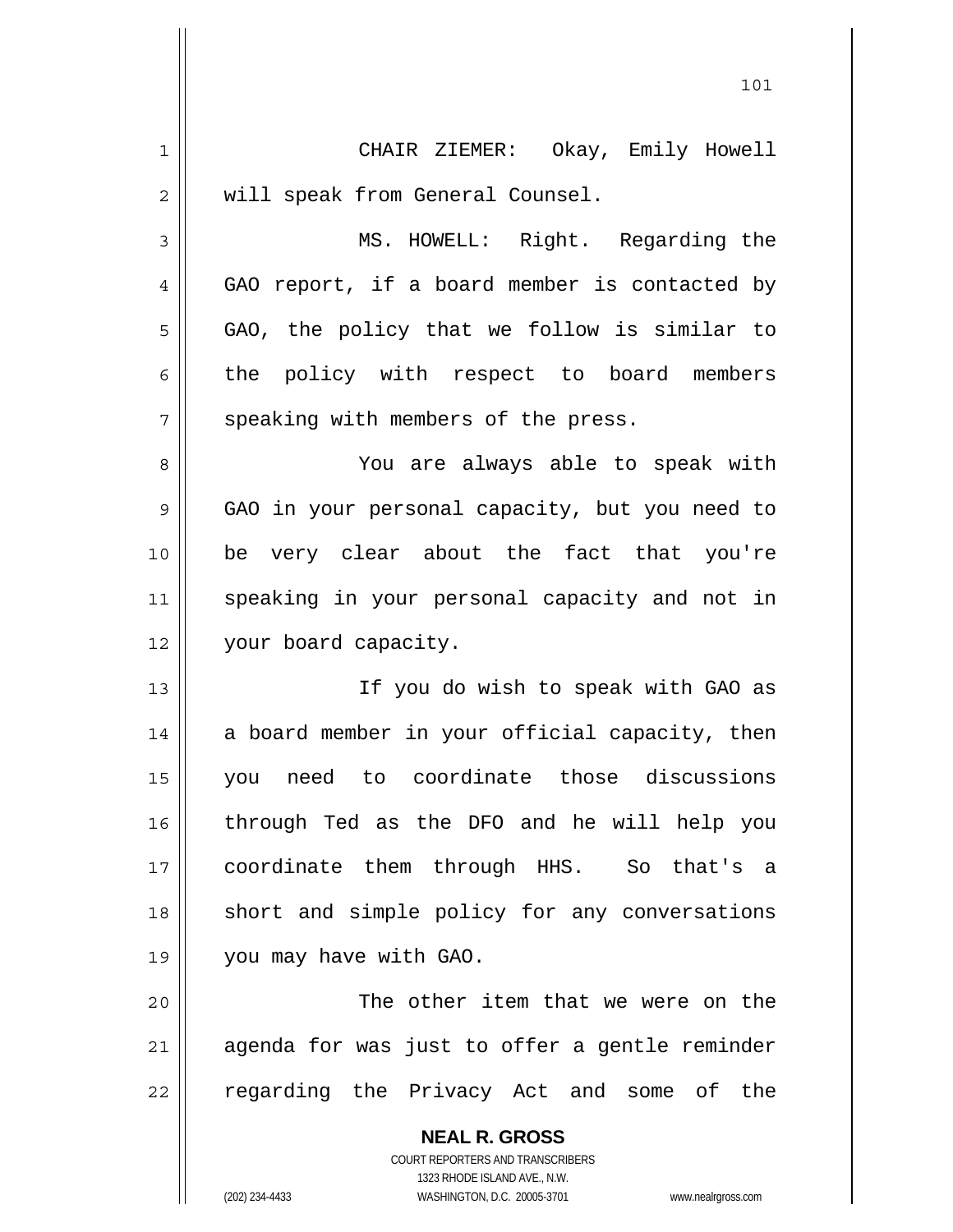CHAIR ZIEMER: Okay, Emily Howell will speak from General Counsel.

MS. HOWELL: Right. Regarding the GAO report, if a board member is contacted by GAO, the policy that we follow is similar to the policy with respect to board members speaking with members of the press.

You are always able to speak with GAO in your personal capacity, but you need to be very clear about the fact that you're speaking in your personal capacity and not in your board capacity.

If you do wish to speak with GAO as a board member in your official capacity, then you need to coordinate those discussions through Ted as the DFO and he will help you coordinate them through HHS. So that's a short and simple policy for any conversations you may have with GAO.

The other item that we were on the agenda for was just to offer a gentle reminder regarding the Privacy Act and some of the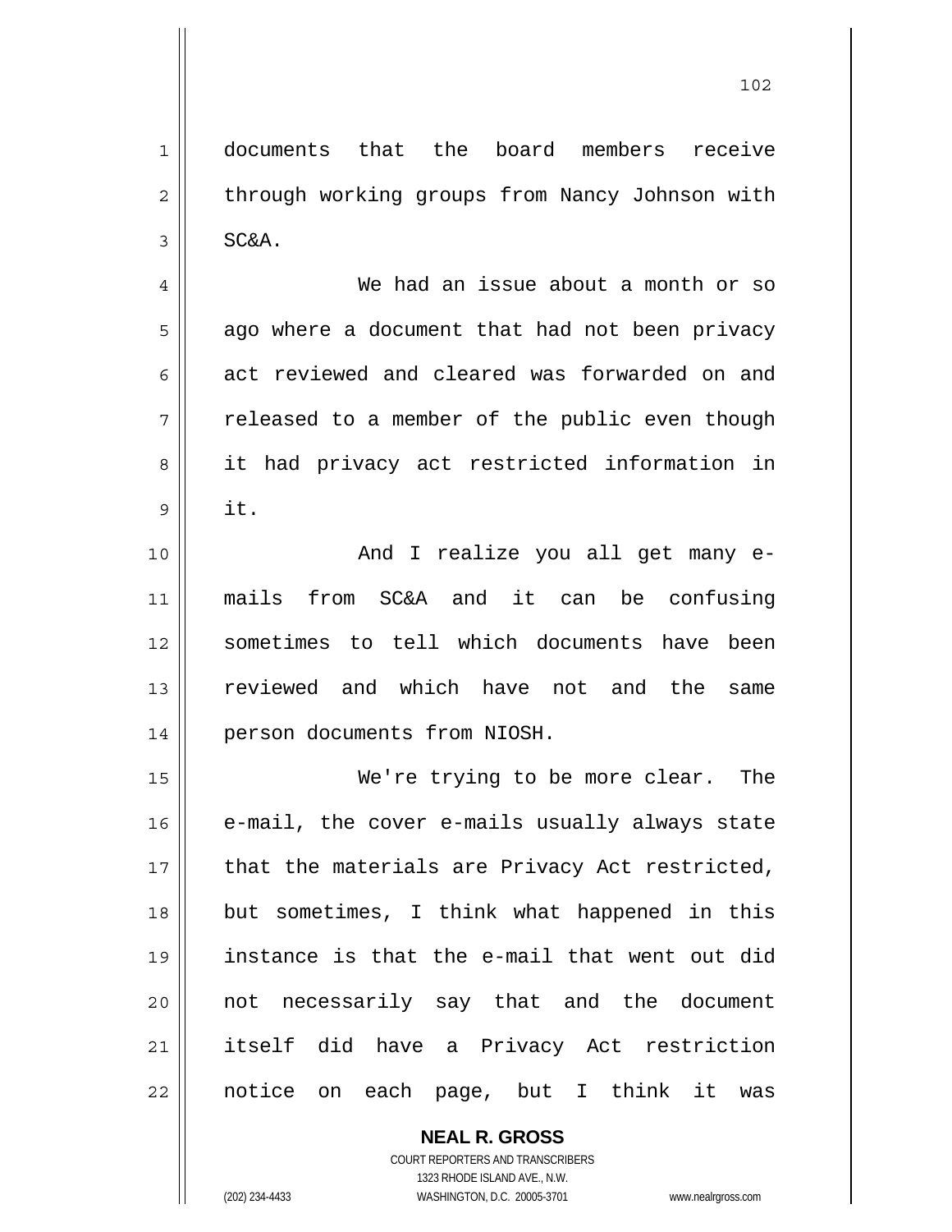documents that the board members receive through working groups from Nancy Johnson with SC&A.

We had an issue about a month or so ago where a document that had not been privacy act reviewed and cleared was forwarded on and released to a member of the public even though it had privacy act restricted information in it.

And I realize you all get many e-mails from SC&A and it can be confusing sometimes to tell which documents have been reviewed and which have not and the same person documents from NIOSH.

We're trying to be more clear. The e-mail, the cover e-mails usually always state that the materials are Privacy Act restricted, but sometimes, I think what happened in this instance is that the e-mail that went out did not necessarily say that and the document itself did have a Privacy Act restriction notice on each page, but I think it was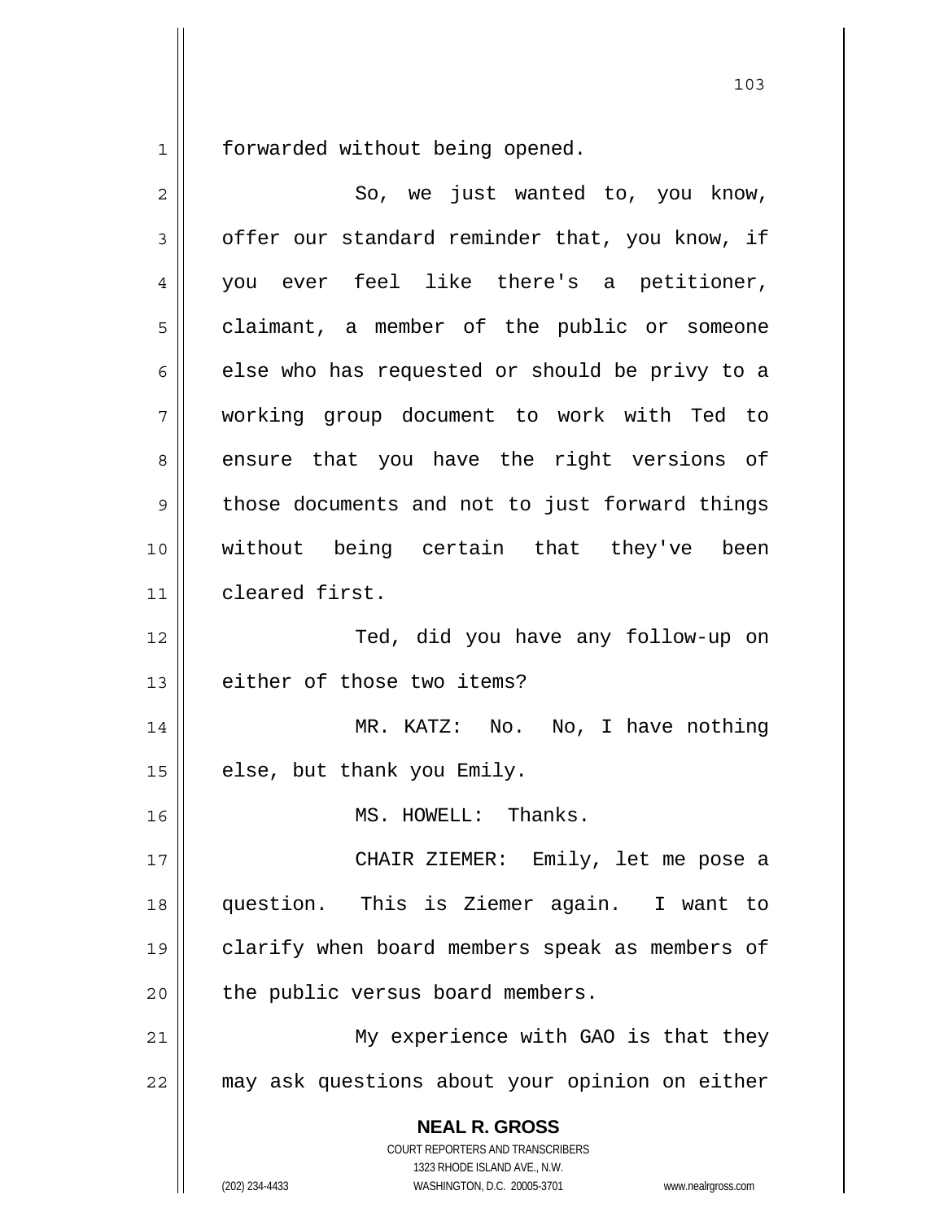forwarded without being opened.

So, we just wanted to, you know, offer our standard reminder that, you know, if you ever feel like there's a petitioner, claimant, a member of the public or someone else who has requested or should be privy to a working group document to work with Ted to ensure that you have the right versions of those documents and not to just forward things without being certain that they've been cleared first.

Ted, did you have any follow-up on either of those two items?

MR. KATZ: No. No, I have nothing else, but thank you Emily.

MS. HOWELL: Thanks.

CHAIR ZIEMER: Emily, let me pose a question. This is Ziemer again. I want to clarify when board members speak as members of the public versus board members.

My experience with GAO is that they may ask questions about your opinion on either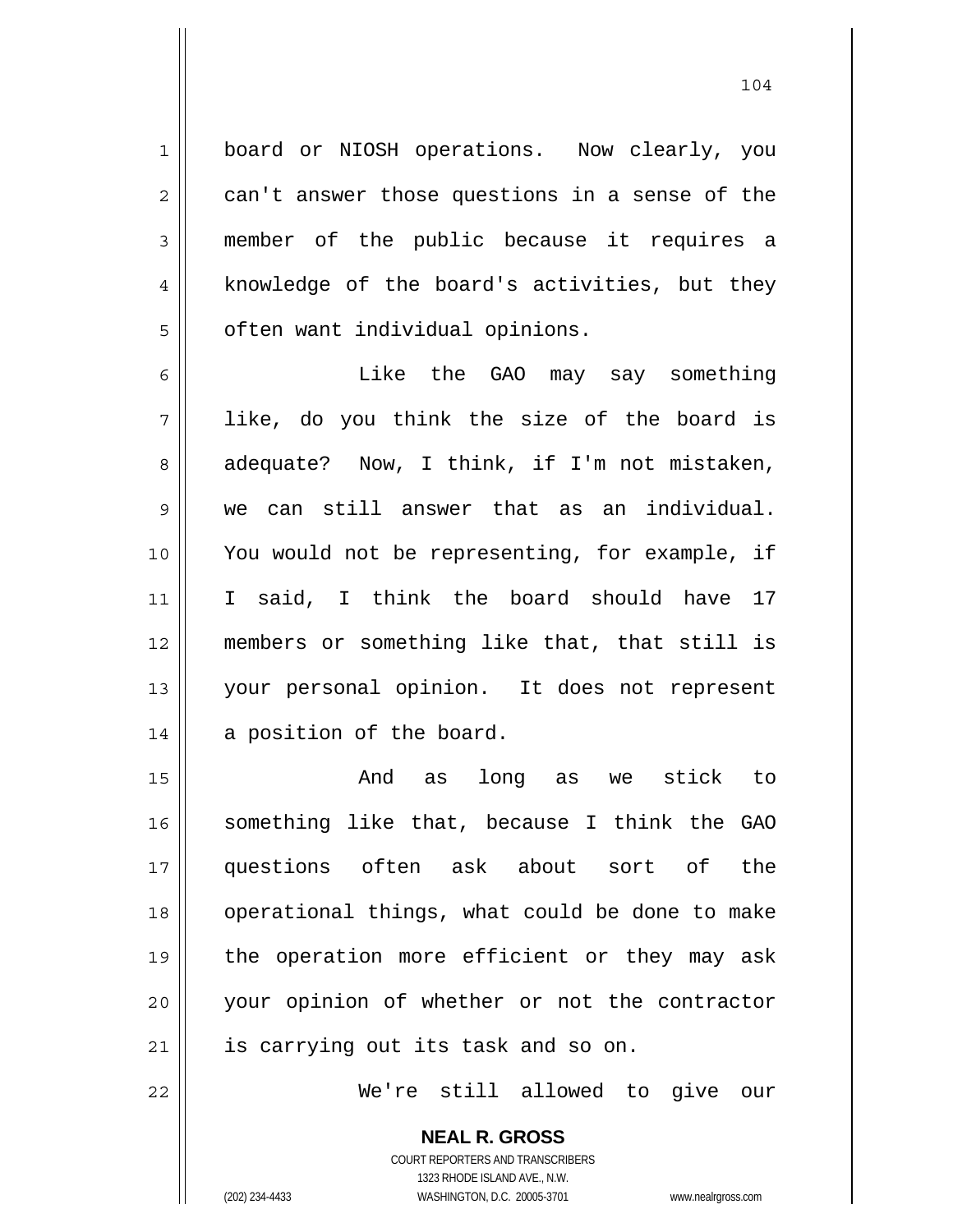board or NIOSH operations. Now clearly, you can't answer those questions in a sense of the member of the public because it requires a knowledge of the board's activities, but they often want individual opinions.

Like the GAO may say something like, do you think the size of the board is adequate? Now, I think, if I'm not mistaken, we can still answer that as an individual. You would not be representing, for example, if I said, I think the board should have 17 members or something like that, that still is your personal opinion. It does not represent a position of the board.

And as long as we stick to something like that, because I think the GAO questions often ask about sort of the operational things, what could be done to make the operation more efficient or they may ask your opinion of whether or not the contractor is carrying out its task and so on.

We're still allowed to give our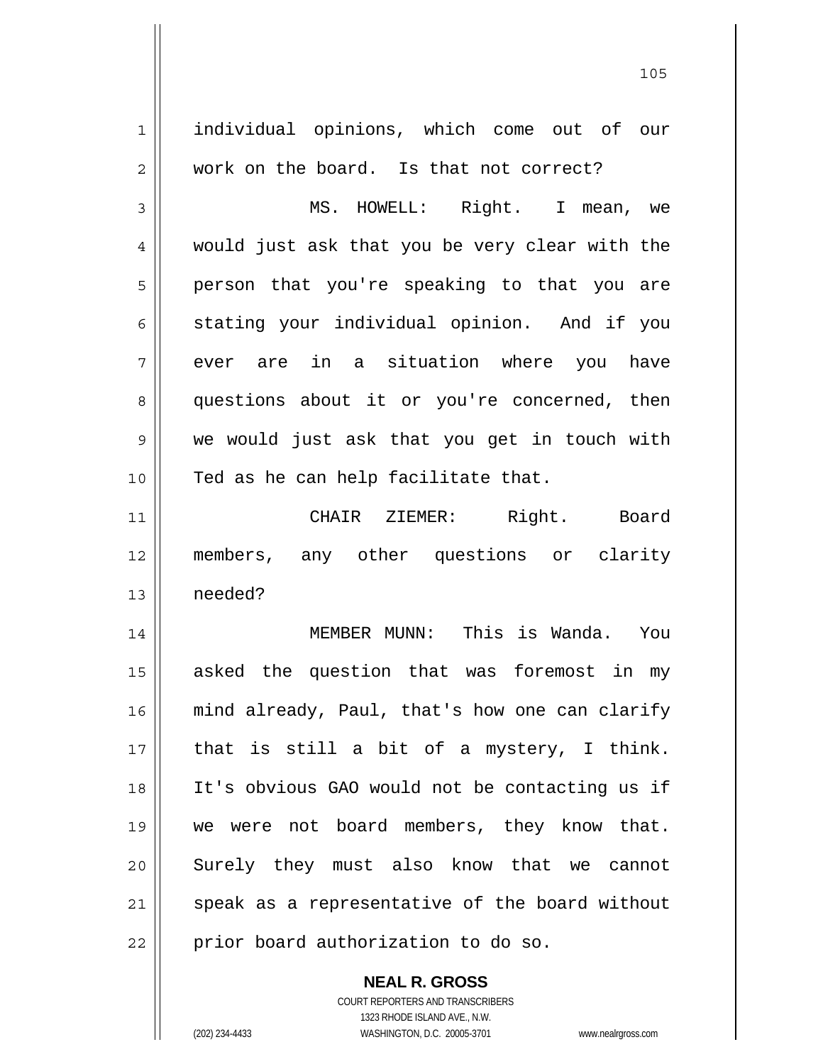individual opinions, which come out of our work on the board. Is that not correct?

MS. HOWELL: Right. I mean, we would just ask that you be very clear with the person that you're speaking to that you are stating your individual opinion. And if you ever are in a situation where you have questions about it or you're concerned, then we would just ask that you get in touch with Ted as he can help facilitate that.

CHAIR ZIEMER: Right. Board members, any other questions or clarity needed?

MEMBER MUNN: This is Wanda. You asked the question that was foremost in my mind already, Paul, that's how one can clarify that is still a bit of a mystery, I think. It's obvious GAO would not be contacting us if we were not board members, they know that. Surely they must also know that we cannot speak as a representative of the board without prior board authorization to do so.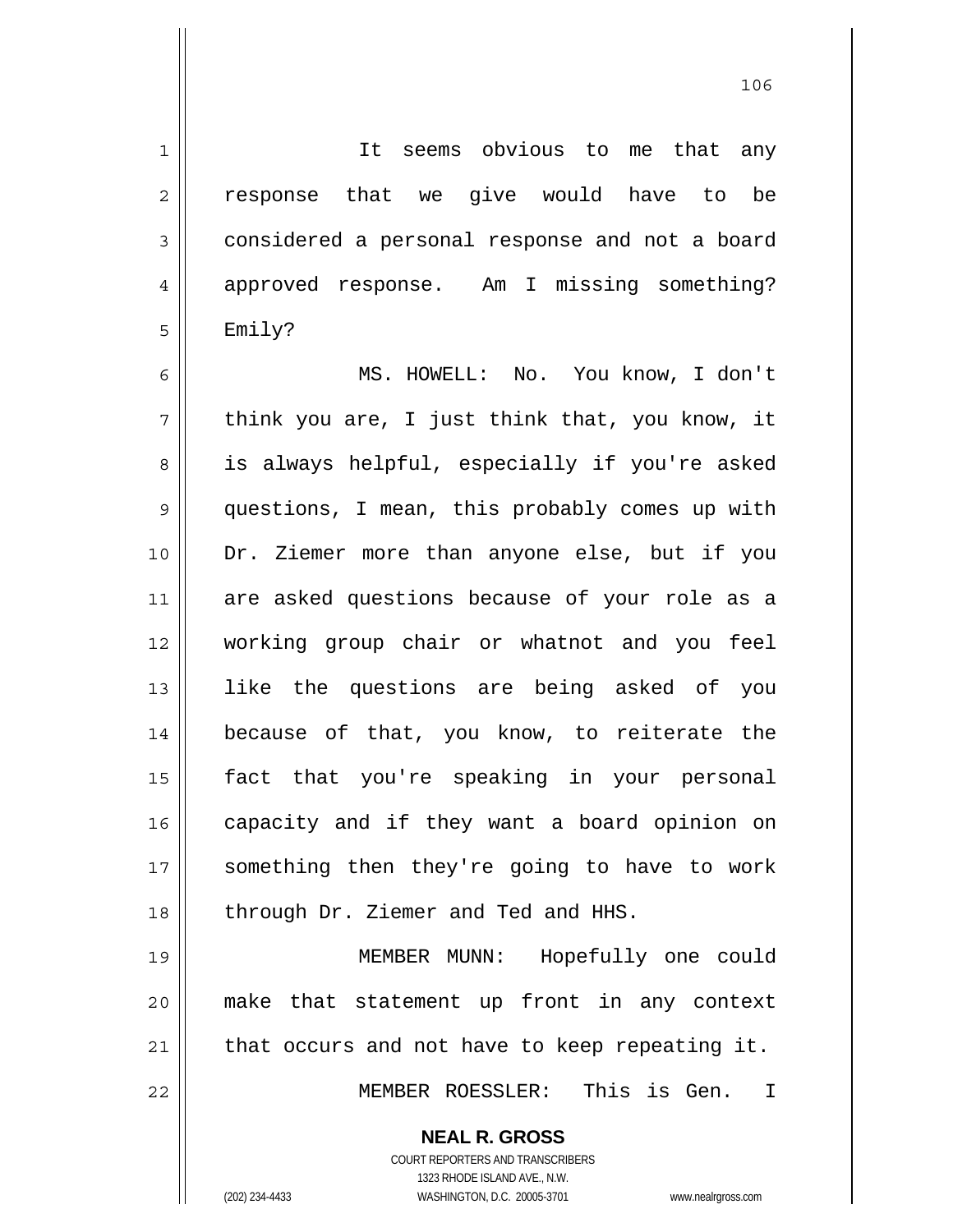It seems obvious to me that any response that we give would have to be considered a personal response and not a board approved response. Am I missing something? Emily?

MS. HOWELL: No. You know, I don't think you are, I just think that, you know, it is always helpful, especially if you're asked questions, I mean, this probably comes up with Dr. Ziemer more than anyone else, but if you are asked questions because of your role as a working group chair or whatnot and you feel like the questions are being asked of you because of that, you know, to reiterate the fact that you're speaking in your personal capacity and if they want a board opinion on something then they're going to have to work through Dr. Ziemer and Ted and HHS.

MEMBER MUNN: Hopefully one could make that statement up front in any context that occurs and not have to keep repeating it.

MEMBER ROESSLER: This is Gen. I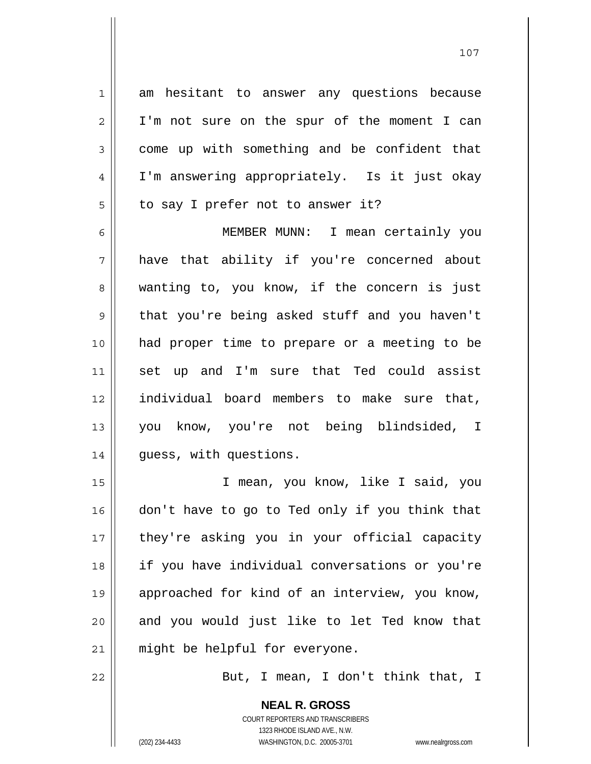am hesitant to answer any questions because I'm not sure on the spur of the moment I can come up with something and be confident that I'm answering appropriately. Is it just okay to say I prefer not to answer it?

MEMBER MUNN: I mean certainly you have that ability if you're concerned about wanting to, you know, if the concern is just that you're being asked stuff and you haven't had proper time to prepare or a meeting to be set up and I'm sure that Ted could assist individual board members to make sure that, you know, you're not being blindsided, I guess, with questions.

I mean, you know, like I said, you don't have to go to Ted only if you think that they're asking you in your official capacity if you have individual conversations or you're approached for kind of an interview, you know, and you would just like to let Ted know that might be helpful for everyone.

But, I mean, I don't think that, I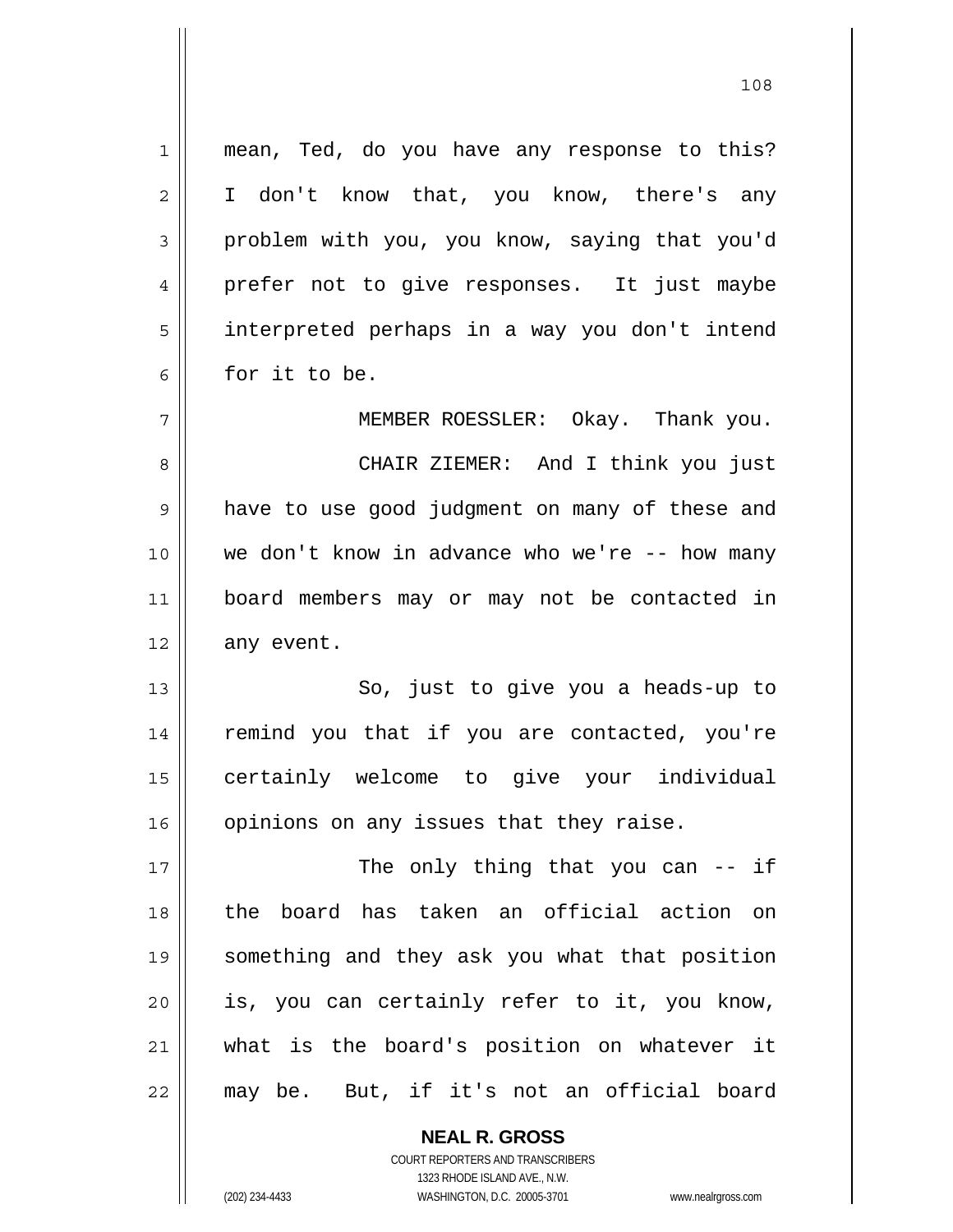mean, Ted, do you have any response to this? I don't know that, you know, there's any problem with you, you know, saying that you'd prefer not to give responses. It just maybe interpreted perhaps in a way you don't intend for it to be.

MEMBER ROESSLER: Okay. Thank you.

CHAIR ZIEMER: And I think you just have to use good judgment on many of these and we don't know in advance who we're -- how many board members may or may not be contacted in any event.

So, just to give you a heads-up to remind you that if you are contacted, you're certainly welcome to give your individual opinions on any issues that they raise.

The only thing that you can -- if the board has taken an official action on something and they ask you what that position is, you can certainly refer to it, you know, what is the board's position on whatever it may be. But, if it's not an official board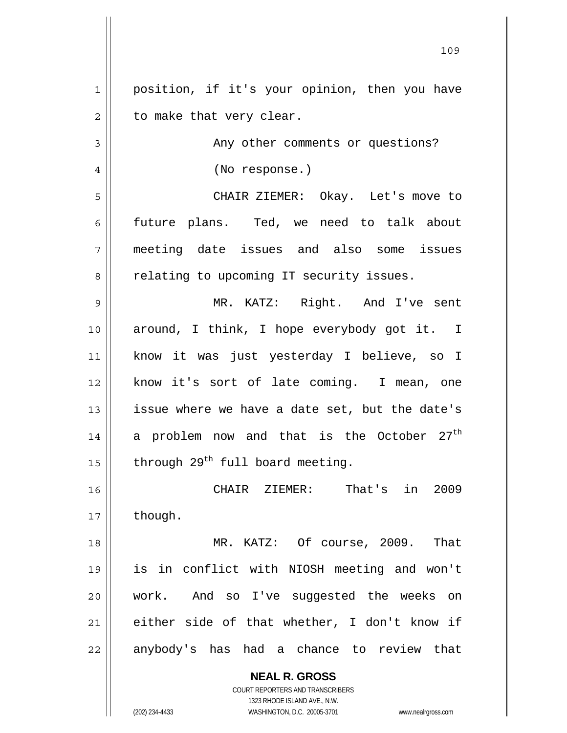position, if it's your opinion, then you have to make that very clear.

Any other comments or questions?

(No response.)

CHAIR ZIEMER: Okay. Let's move to future plans. Ted, we need to talk about meeting date issues and also some issues relating to upcoming IT security issues.

MR. KATZ: Right. And I've sent around, I think, I hope everybody got it. I know it was just yesterday I believe, so I know it's sort of late coming. I mean, one issue where we have a date set, but the date's a problem now and that is the October 27th through 29th full board meeting.

CHAIR ZIEMER: That's in 2009 though.

MR. KATZ: Of course, 2009. That is in conflict with NIOSH meeting and won't work. And so I've suggested the weeks on either side of that whether, I don't know if anybody's has had a chance to review that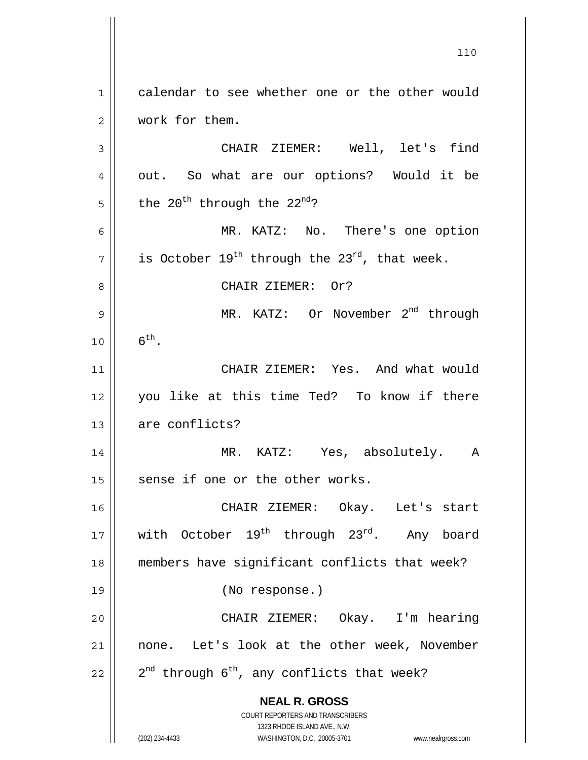calendar to see whether one or the other would work for them.

CHAIR ZIEMER: Well, let's find out. So what are our options? Would it be the 20th through the 22nd?

MR. KATZ: No. There's one option is October 19th through the 23rd, that week.

CHAIR ZIEMER: Or?

MR. KATZ: Or November 2nd through 6th.

CHAIR ZIEMER: Yes. And what would you like at this time Ted? To know if there are conflicts?

MR. KATZ: Yes, absolutely. A sense if one or the other works.

CHAIR ZIEMER: Okay. Let's start with October 19th through 23rd. Any board members have significant conflicts that week?

(No response.)

CHAIR ZIEMER: Okay. I'm hearing none. Let's look at the other week, November 2nd through 6th, any conflicts that week?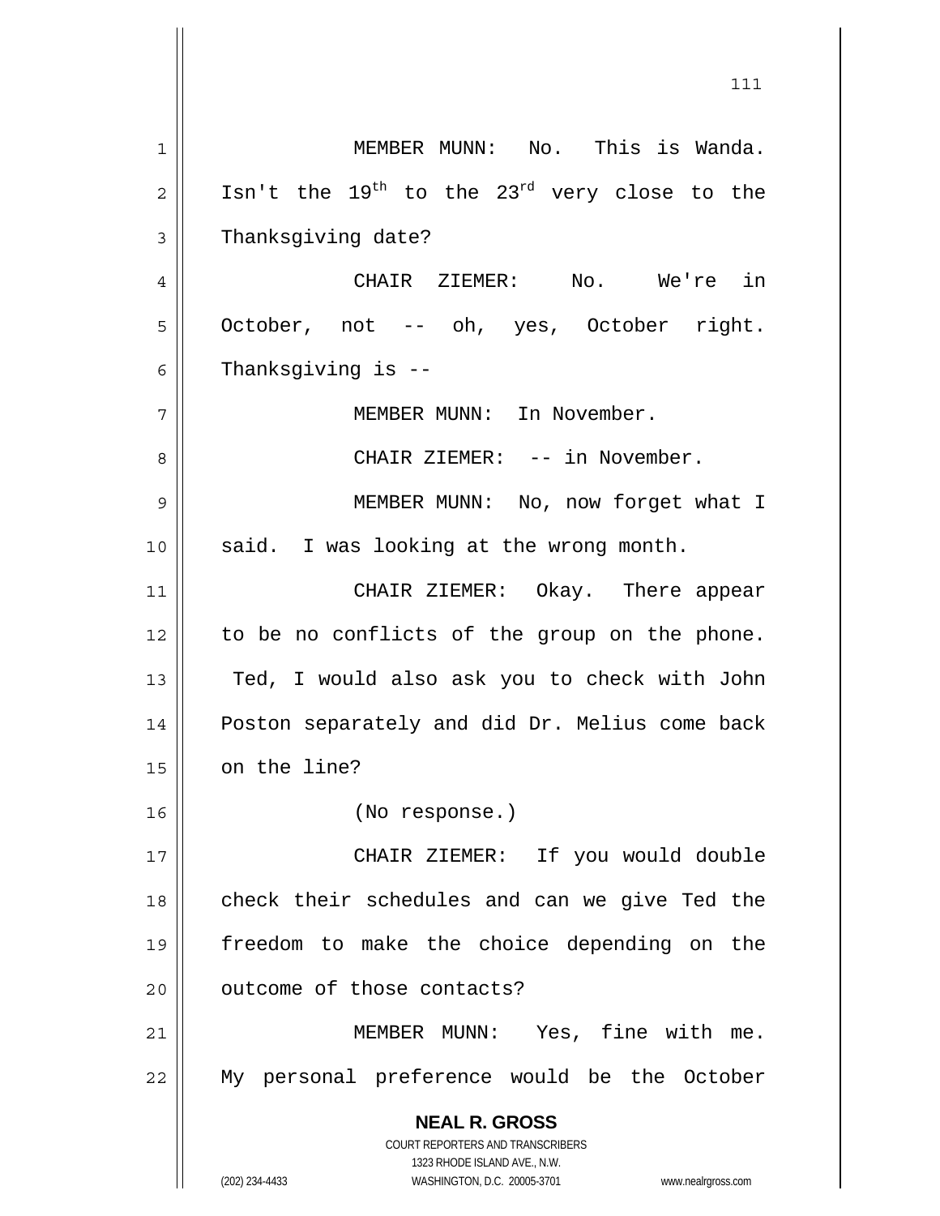MEMBER MUNN: No. This is Wanda. Isn't the 19th to the 23rd very close to the Thanksgiving date?

CHAIR ZIEMER: No. We're in October, not -- oh, yes, October right. Thanksgiving is --

MEMBER MUNN: In November.

CHAIR ZIEMER: -- in November.

MEMBER MUNN: No, now forget what I said. I was looking at the wrong month.

CHAIR ZIEMER: Okay. There appear to be no conflicts of the group on the phone. Ted, I would also ask you to check with John Poston separately and did Dr. Melius come back on the line?

(No response.)

CHAIR ZIEMER: If you would double check their schedules and can we give Ted the freedom to make the choice depending on the outcome of those contacts?

MEMBER MUNN: Yes, fine with me. My personal preference would be the October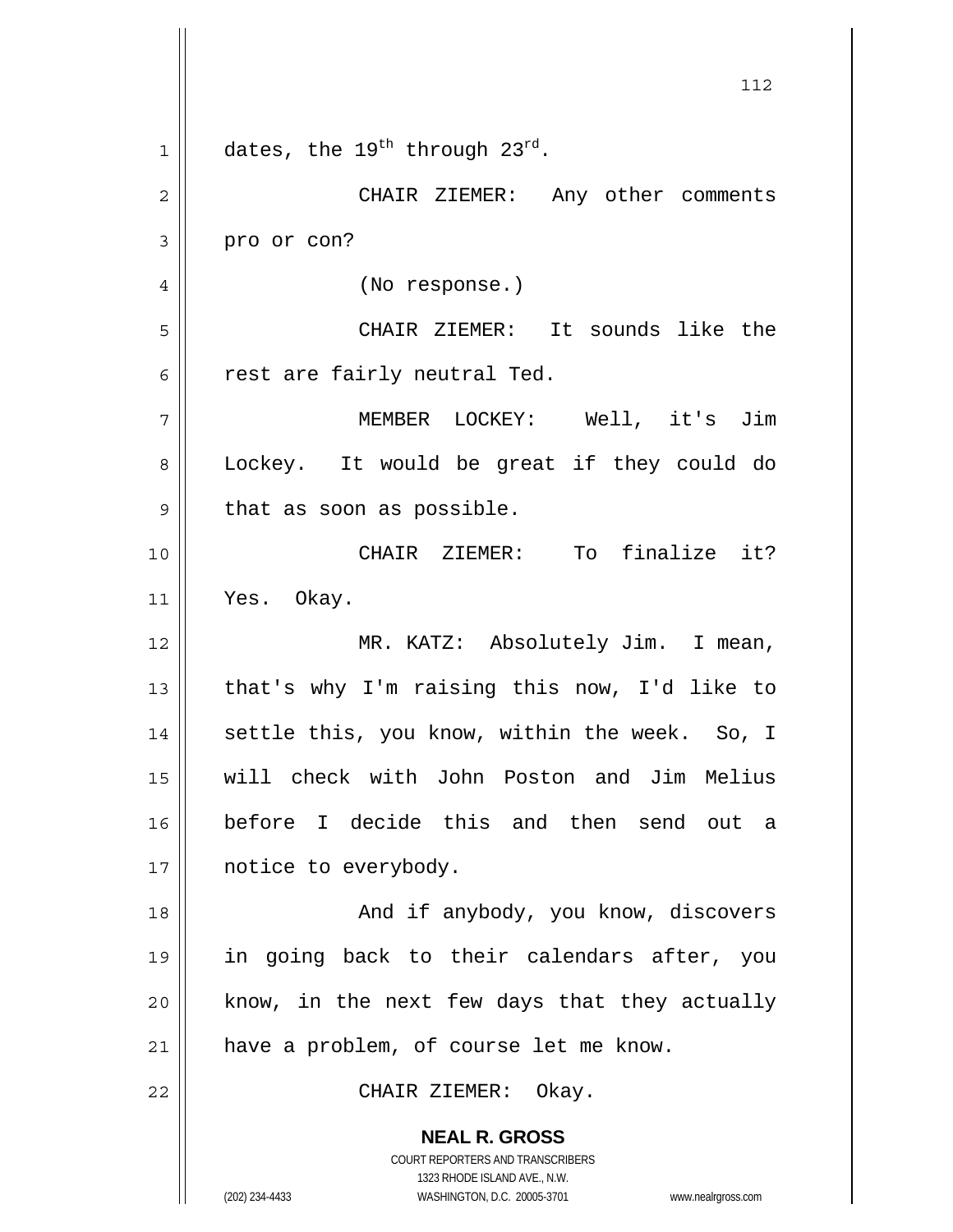dates, the 19th through 23rd.

CHAIR ZIEMER: Any other comments pro or con?

(No response.)

CHAIR ZIEMER: It sounds like the rest are fairly neutral Ted.

MEMBER LOCKEY: Well, it's Jim Lockey. It would be great if they could do that as soon as possible.

CHAIR ZIEMER: To finalize it? Yes. Okay.

MR. KATZ: Absolutely Jim. I mean, that's why I'm raising this now, I'd like to settle this, you know, within the week. So, I will check with John Poston and Jim Melius before I decide this and then send out a notice to everybody.

And if anybody, you know, discovers in going back to their calendars after, you know, in the next few days that they actually have a problem, of course let me know.

CHAIR ZIEMER: Okay.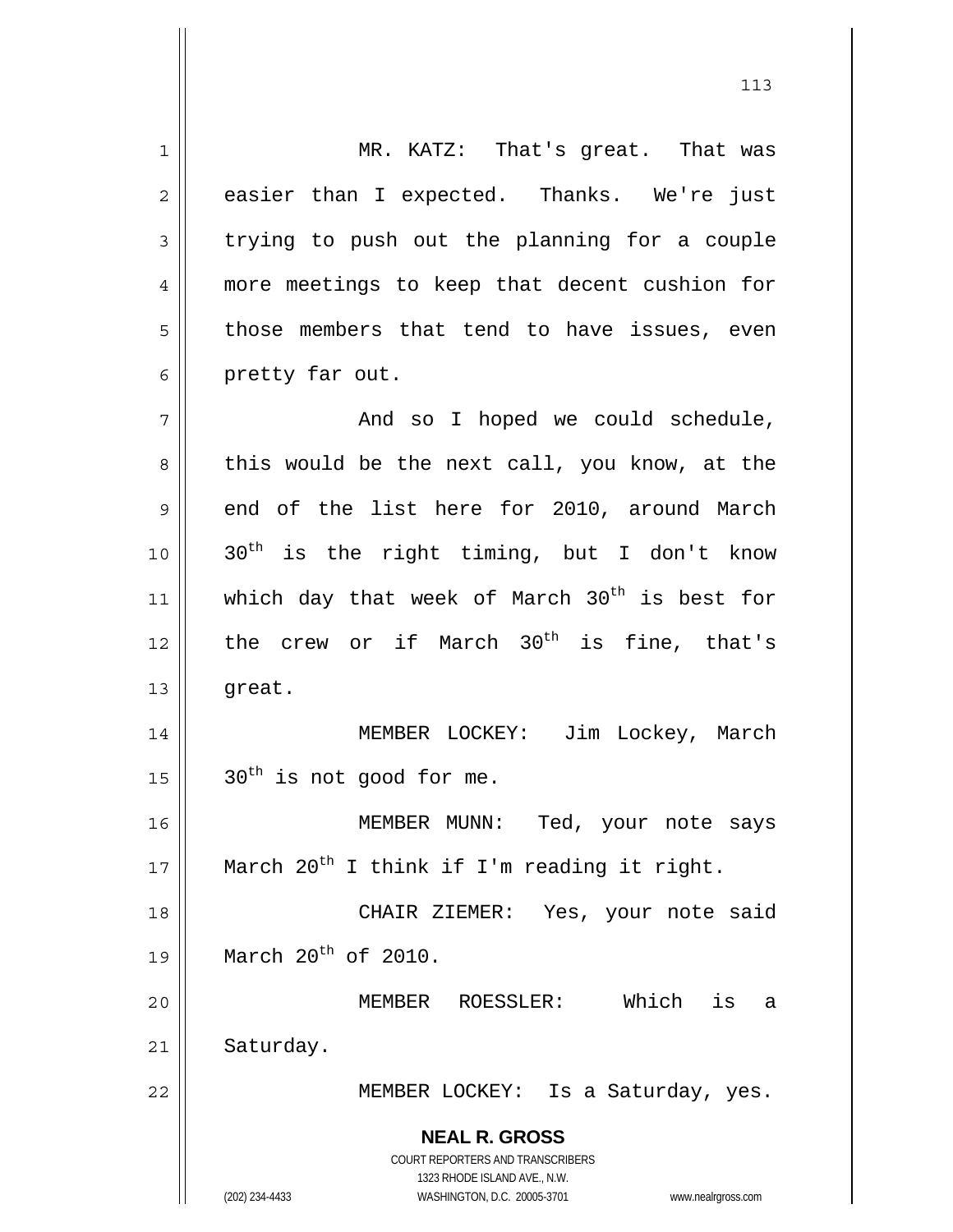MR. KATZ: That's great. That was easier than I expected. Thanks. We're just trying to push out the planning for a couple more meetings to keep that decent cushion for those members that tend to have issues, even pretty far out.

And so I hoped we could schedule, this would be the next call, you know, at the end of the list here for 2010, around March 30th is the right timing, but I don't know which day that week of March 30th is best for the crew or if March 30th is fine, that's great.

MEMBER LOCKEY: Jim Lockey, March 30th is not good for me.

MEMBER MUNN: Ted, your note says March 20th I think if I'm reading it right.

CHAIR ZIEMER: Yes, your note said March 20th of 2010.

MEMBER ROESSLER: Which is a Saturday.

MEMBER LOCKEY: Is a Saturday, yes.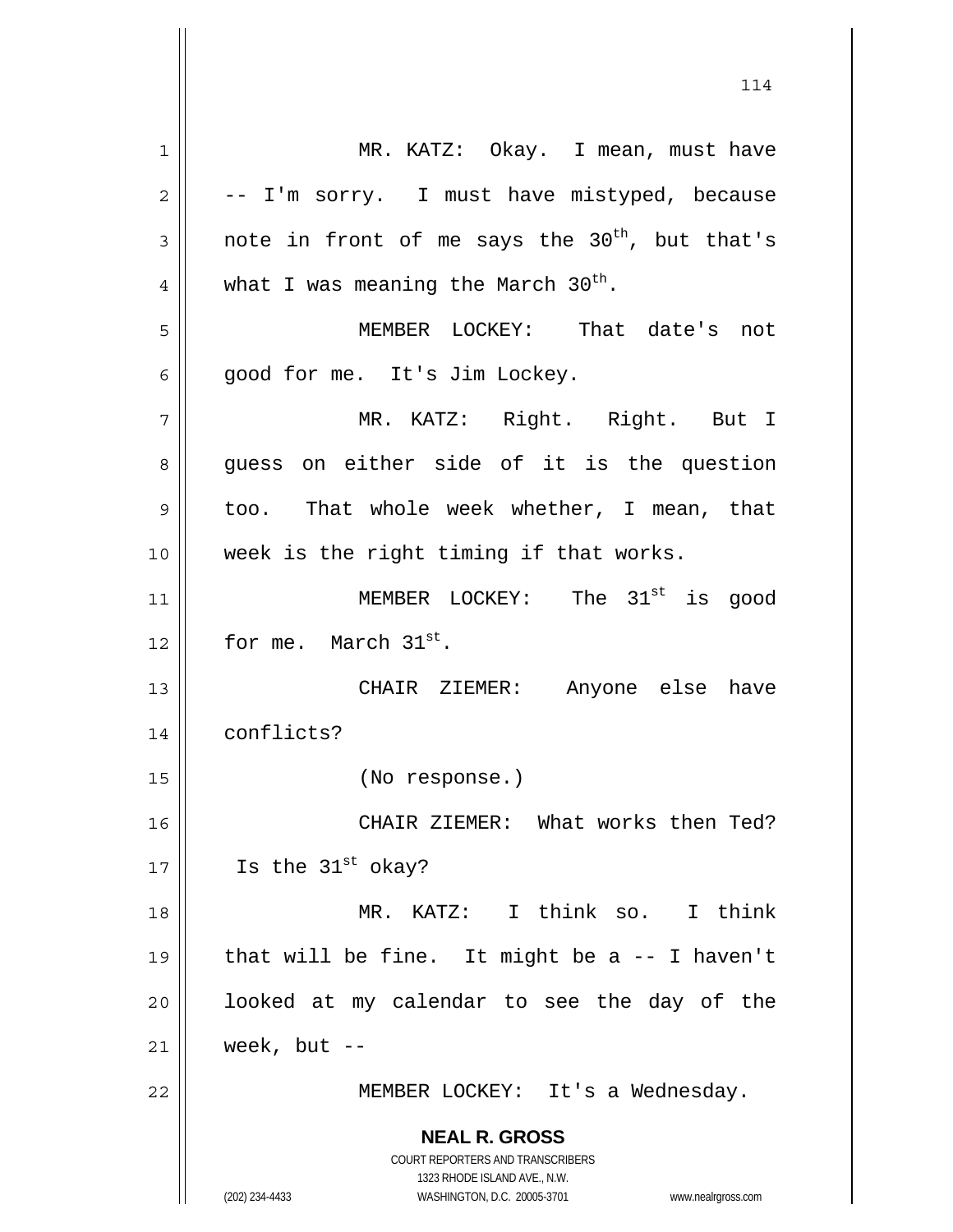MR. KATZ: Okay. I mean, must have -- I'm sorry. I must have mistyped, because note in front of me says the 30th, but that's what I was meaning the March 30th.

MEMBER LOCKEY: That date's not good for me. It's Jim Lockey.

MR. KATZ: Right. Right. But I guess on either side of it is the question too. That whole week whether, I mean, that week is the right timing if that works.

MEMBER LOCKEY: The 31st is good for me. March 31st.

CHAIR ZIEMER: Anyone else have conflicts?

(No response.)

CHAIR ZIEMER: What works then Ted? Is the 31st okay?

MR. KATZ: I think so. I think that will be fine. It might be a -- I haven't looked at my calendar to see the day of the week, but --

MEMBER LOCKEY: It's a Wednesday.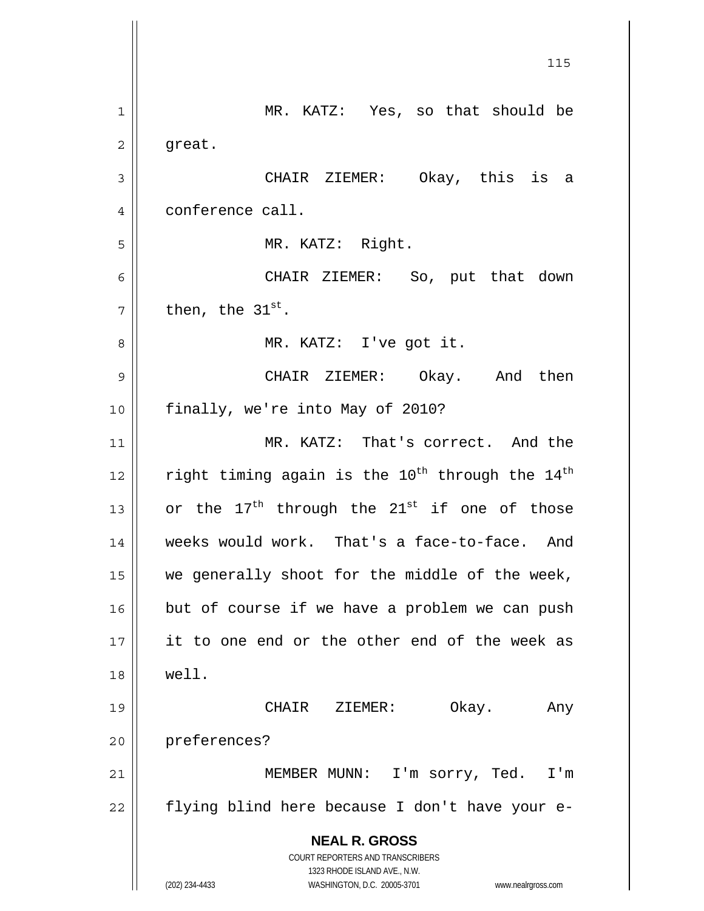MR. KATZ: Yes, so that should be great.

CHAIR ZIEMER: Okay, this is a conference call.

MR. KATZ: Right.

CHAIR ZIEMER: So, put that down then, the 31st.

MR. KATZ: I've got it.

CHAIR ZIEMER: Okay. And then finally, we're into May of 2010?

MR. KATZ: That's correct. And the right timing again is the 10th through the 14th or the 17th through the 21st if one of those weeks would work. That's a face-to-face. And we generally shoot for the middle of the week, but of course if we have a problem we can push it to one end or the other end of the week as well.

CHAIR ZIEMER: Okay. Any preferences?

MEMBER MUNN: I'm sorry, Ted. I'm flying blind here because I don't have your e-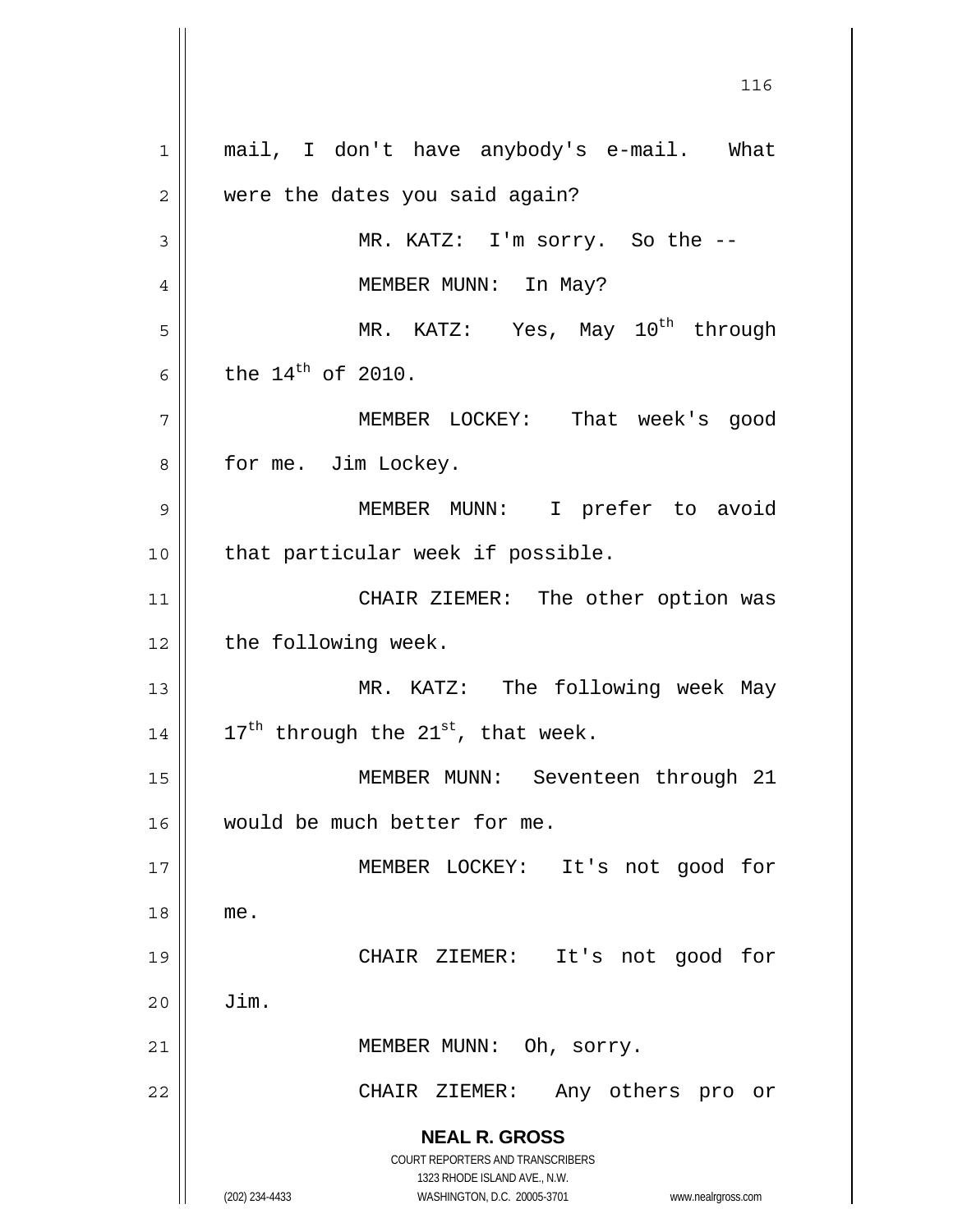mail, I don't have anybody's e-mail. What were the dates you said again?

MR. KATZ: I'm sorry. So the --

MEMBER MUNN: In May?

MR. KATZ: Yes, May 10th through the 14th of 2010.

MEMBER LOCKEY: That week's good for me. Jim Lockey.

MEMBER MUNN: I prefer to avoid that particular week if possible.

CHAIR ZIEMER: The other option was the following week.

MR. KATZ: The following week May 17th through the 21st, that week.

MEMBER MUNN: Seventeen through 21 would be much better for me.

MEMBER LOCKEY: It's not good for me.

CHAIR ZIEMER: It's not good for Jim.

MEMBER MUNN: Oh, sorry.

CHAIR ZIEMER: Any others pro or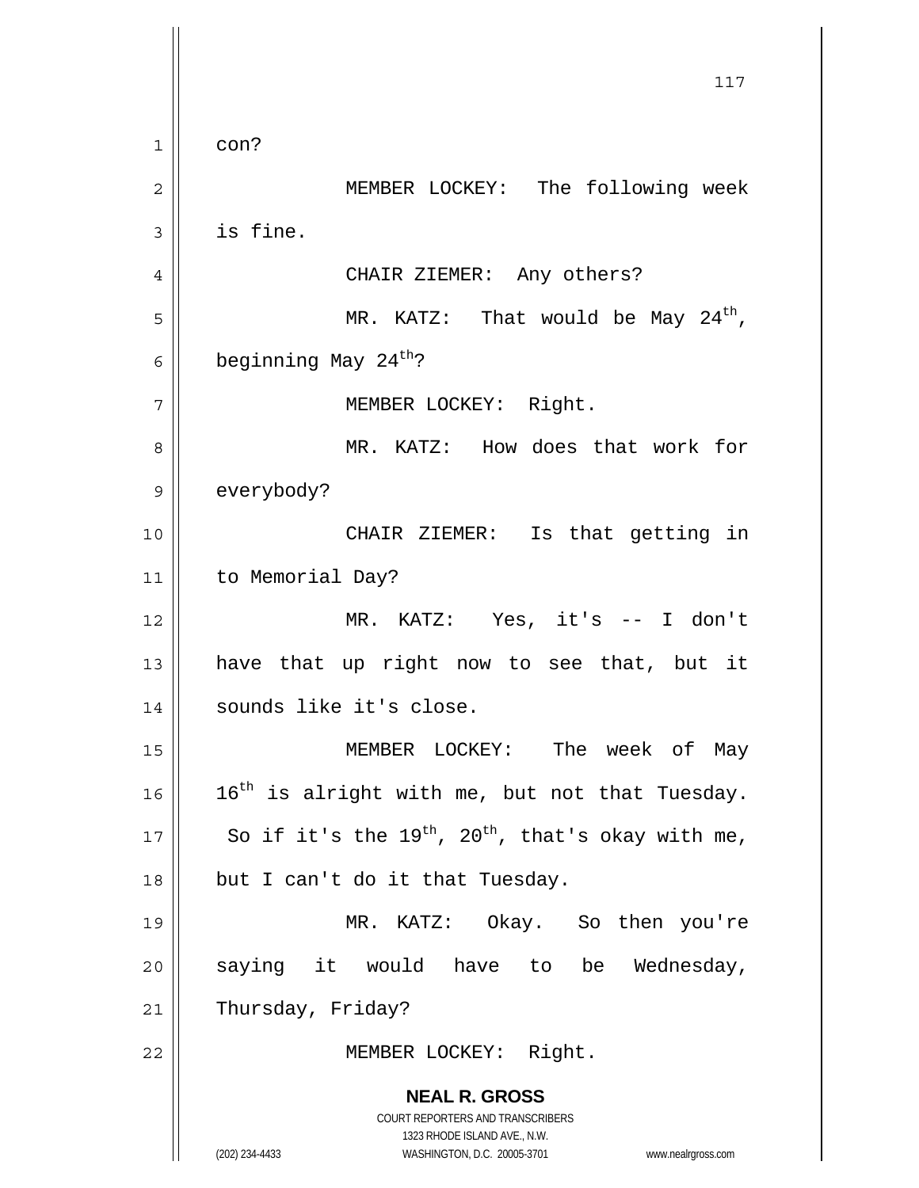con?

MEMBER LOCKEY: The following week is fine.

CHAIR ZIEMER: Any others?

MR. KATZ: That would be May 24th, beginning May 24th?

MEMBER LOCKEY: Right.

MR. KATZ: How does that work for everybody?

CHAIR ZIEMER: Is that getting in to Memorial Day?

MR. KATZ: Yes, it's -- I don't have that up right now to see that, but it sounds like it's close.

MEMBER LOCKEY: The week of May 16th is alright with me, but not that Tuesday. So if it's the 19th, 20th, that's okay with me, but I can't do it that Tuesday.

MR. KATZ: Okay. So then you're saying it would have to be Wednesday, Thursday, Friday?

MEMBER LOCKEY: Right.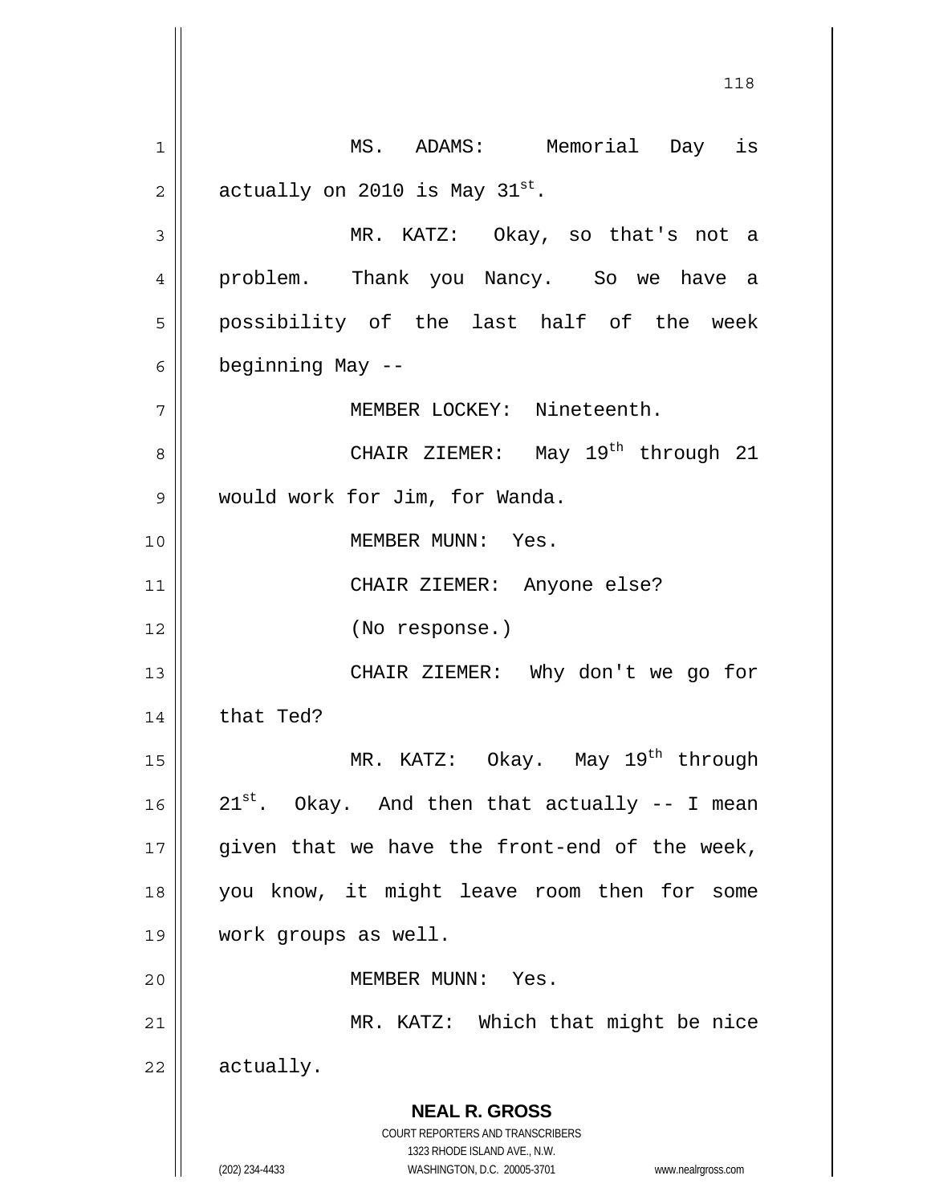MS. ADAMS: Memorial Day is actually on 2010 is May 31st.

MR. KATZ: Okay, so that's not a problem. Thank you Nancy. So we have a possibility of the last half of the week beginning May --

MEMBER LOCKEY: Nineteenth.

CHAIR ZIEMER: May 19th through 21 would work for Jim, for Wanda.

MEMBER MUNN: Yes.

CHAIR ZIEMER: Anyone else?

(No response.)

CHAIR ZIEMER: Why don't we go for that Ted?

MR. KATZ: Okay. May 19th through 21st. Okay. And then that actually -- I mean given that we have the front-end of the week, you know, it might leave room then for some work groups as well.

MEMBER MUNN: Yes.

MR. KATZ: Which that might be nice actually.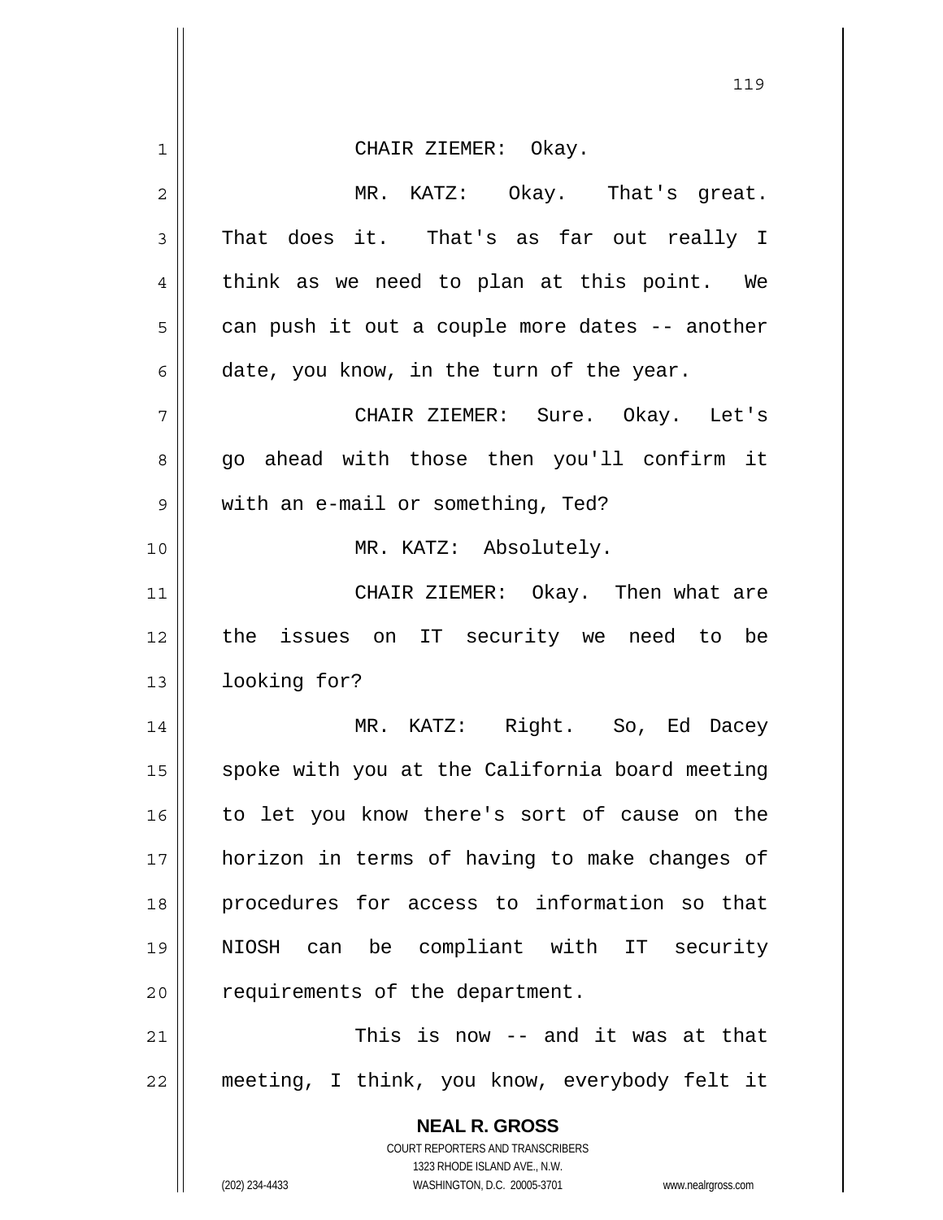CHAIR ZIEMER: Okay.

MR. KATZ: Okay. That's great. That does it. That's as far out really I think as we need to plan at this point. We can push it out a couple more dates -- another date, you know, in the turn of the year.

CHAIR ZIEMER: Sure. Okay. Let's go ahead with those then you'll confirm it with an e-mail or something, Ted?

MR. KATZ: Absolutely.

CHAIR ZIEMER: Okay. Then what are the issues on IT security we need to be looking for?

MR. KATZ: Right. So, Ed Dacey spoke with you at the California board meeting to let you know there's sort of cause on the horizon in terms of having to make changes of procedures for access to information so that NIOSH can be compliant with IT security requirements of the department.

This is now -- and it was at that meeting, I think, you know, everybody felt it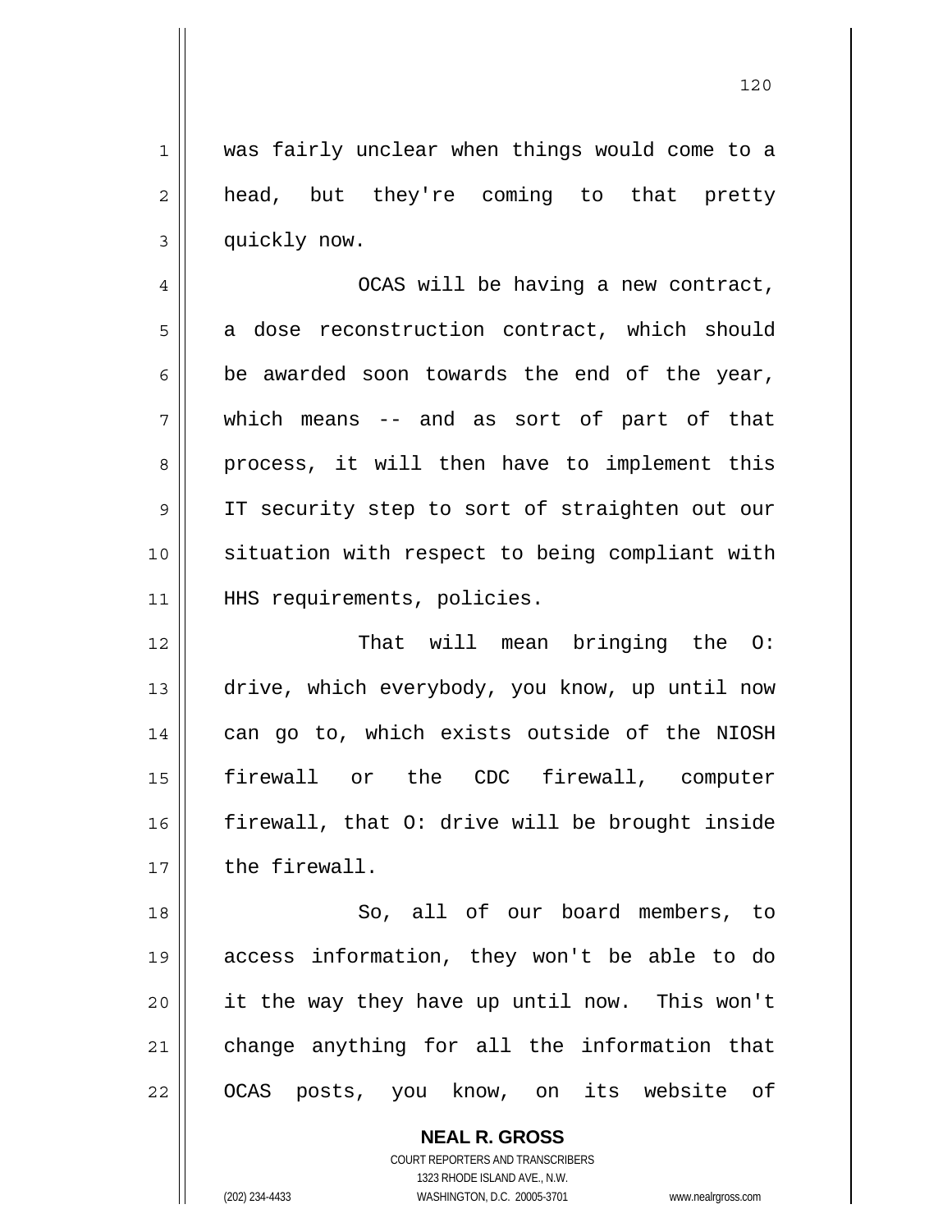was fairly unclear when things would come to a head, but they're coming to that pretty quickly now.

OCAS will be having a new contract, a dose reconstruction contract, which should be awarded soon towards the end of the year, which means -- and as sort of part of that process, it will then have to implement this IT security step to sort of straighten out our situation with respect to being compliant with HHS requirements, policies.

That will mean bringing the O: drive, which everybody, you know, up until now can go to, which exists outside of the NIOSH firewall or the CDC firewall, computer firewall, that O: drive will be brought inside the firewall.

So, all of our board members, to access information, they won't be able to do it the way they have up until now. This won't change anything for all the information that OCAS posts, you know, on its website of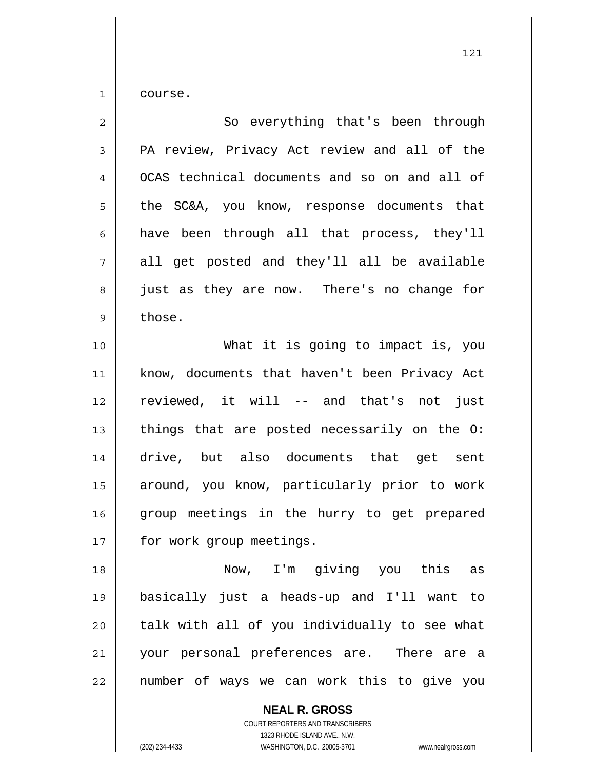course.

So everything that's been through PA review, Privacy Act review and all of the OCAS technical documents and so on and all of the SC&A, you know, response documents that have been through all that process, they'll all get posted and they'll all be available just as they are now. There's no change for those.

What it is going to impact is, you know, documents that haven't been Privacy Act reviewed, it will -- and that's not just things that are posted necessarily on the O: drive, but also documents that get sent around, you know, particularly prior to work group meetings in the hurry to get prepared for work group meetings.

Now, I'm giving you this as basically just a heads-up and I'll want to talk with all of you individually to see what your personal preferences are. There are a number of ways we can work this to give you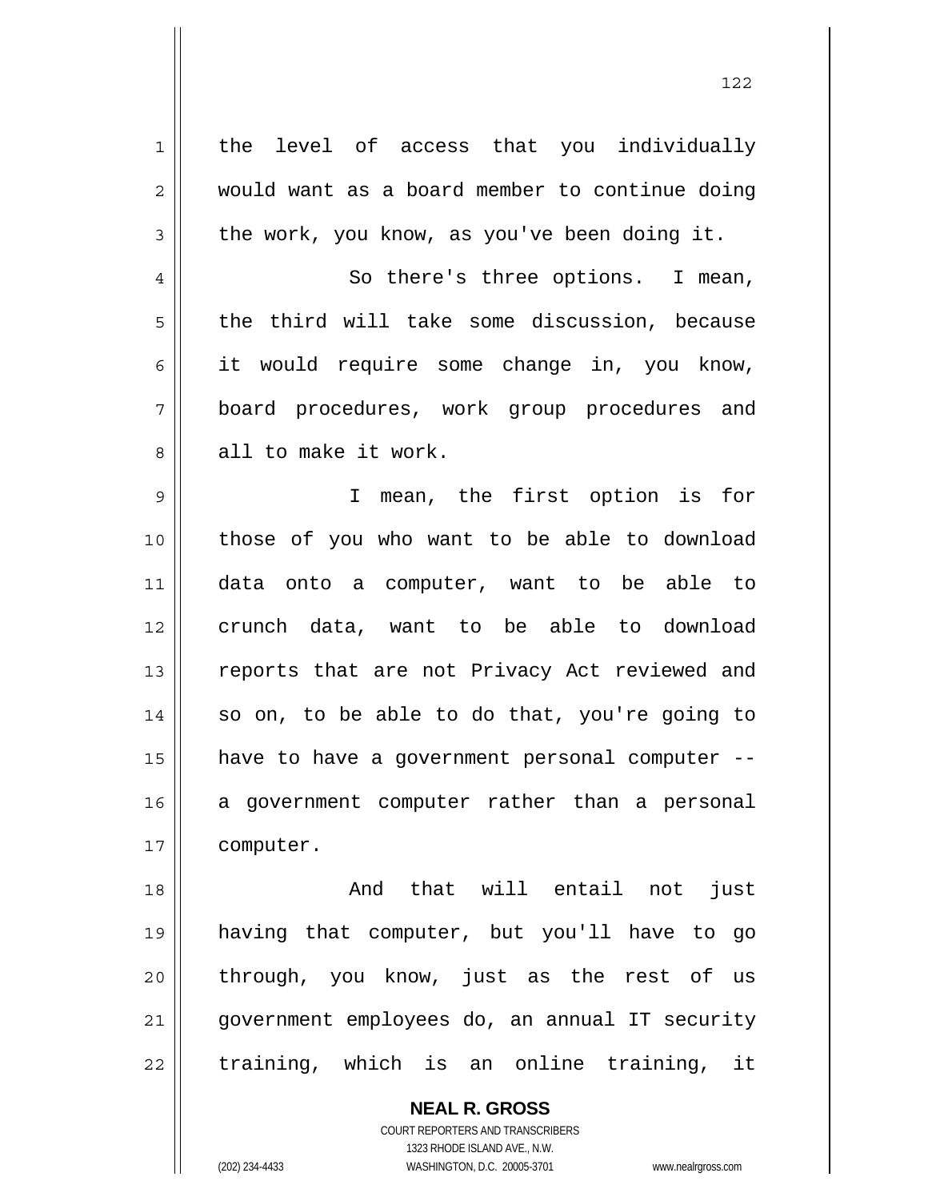the level of access that you individually would want as a board member to continue doing the work, you know, as you've been doing it.

So there's three options. I mean, the third will take some discussion, because it would require some change in, you know, board procedures, work group procedures and all to make it work.

I mean, the first option is for those of you who want to be able to download data onto a computer, want to be able to crunch data, want to be able to download reports that are not Privacy Act reviewed and so on, to be able to do that, you're going to have to have a government personal computer -- a government computer rather than a personal computer.

And that will entail not just having that computer, but you'll have to go through, you know, just as the rest of us government employees do, an annual IT security training, which is an online training, it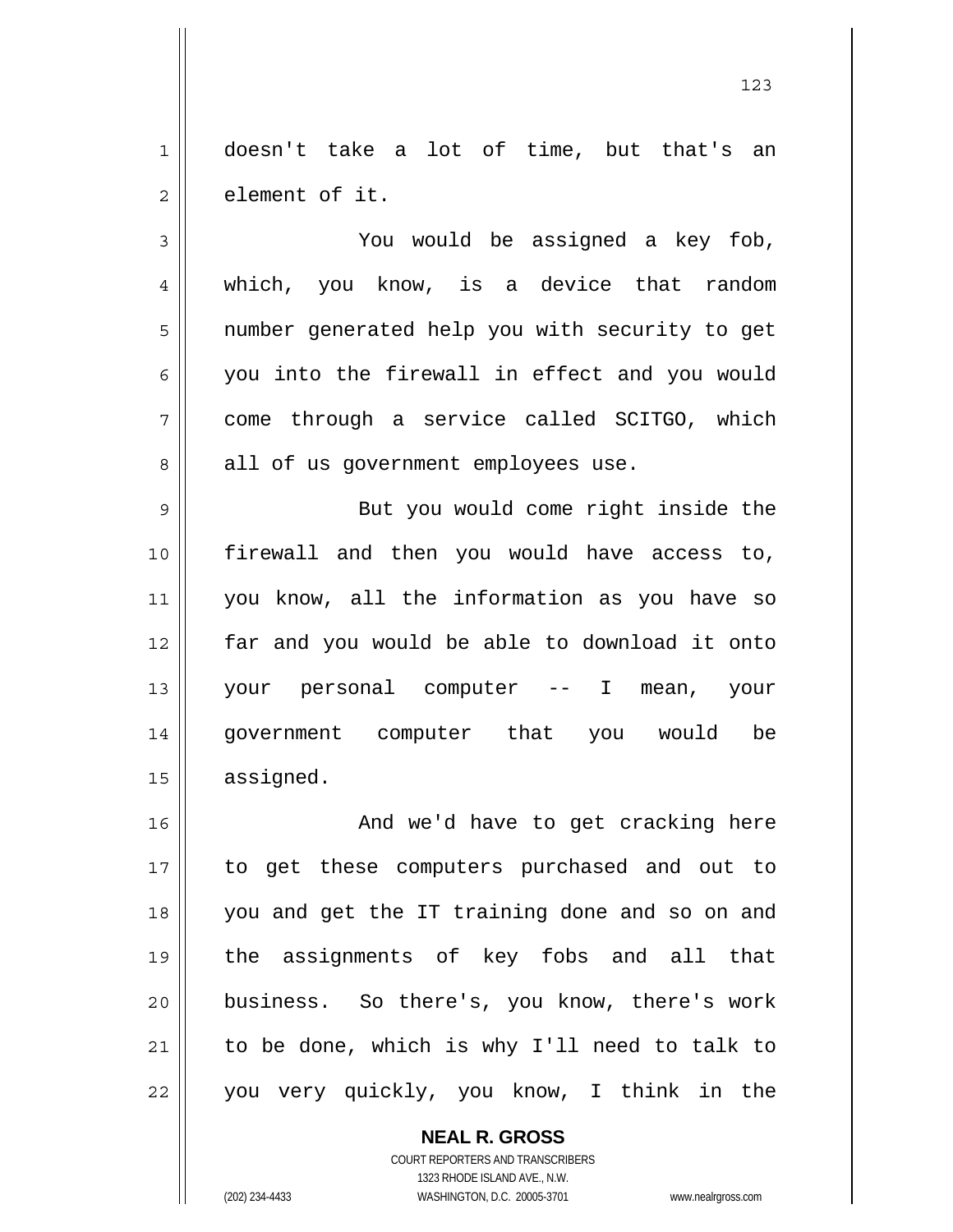doesn't take a lot of time, but that's an element of it.

You would be assigned a key fob, which, you know, is a device that random number generated help you with security to get you into the firewall in effect and you would come through a service called SCITGO, which all of us government employees use.

But you would come right inside the firewall and then you would have access to, you know, all the information as you have so far and you would be able to download it onto your personal computer -- I mean, your government computer that you would be assigned.

And we'd have to get cracking here to get these computers purchased and out to you and get the IT training done and so on and the assignments of key fobs and all that business. So there's, you know, there's work to be done, which is why I'll need to talk to you very quickly, you know, I think in the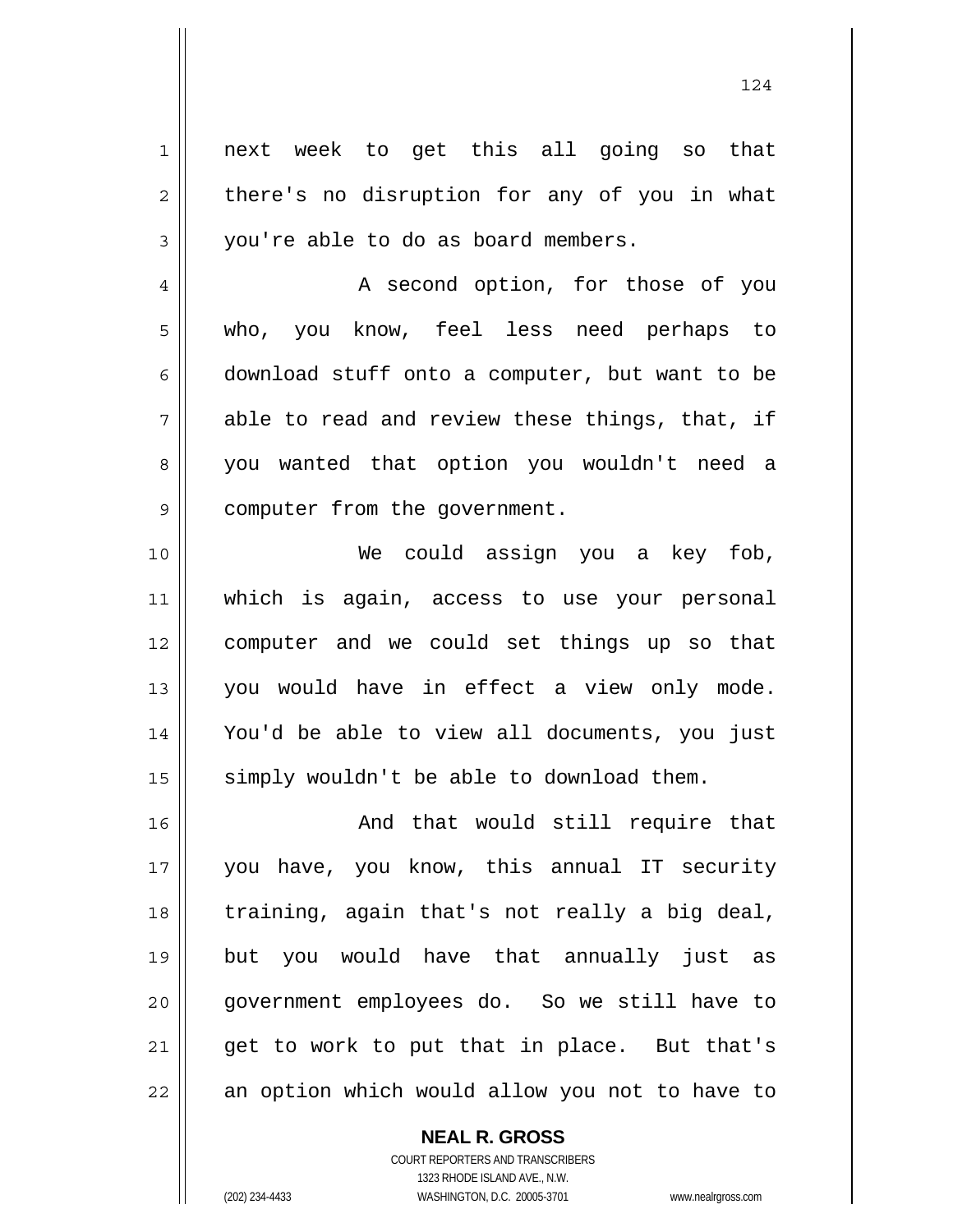next week to get this all going so that there's no disruption for any of you in what you're able to do as board members.

A second option, for those of you who, you know, feel less need perhaps to download stuff onto a computer, but want to be able to read and review these things, that, if you wanted that option you wouldn't need a computer from the government.

We could assign you a key fob, which is again, access to use your personal computer and we could set things up so that you would have in effect a view only mode. You'd be able to view all documents, you just simply wouldn't be able to download them.

And that would still require that you have, you know, this annual IT security training, again that's not really a big deal, but you would have that annually just as government employees do. So we still have to get to work to put that in place. But that's an option which would allow you not to have to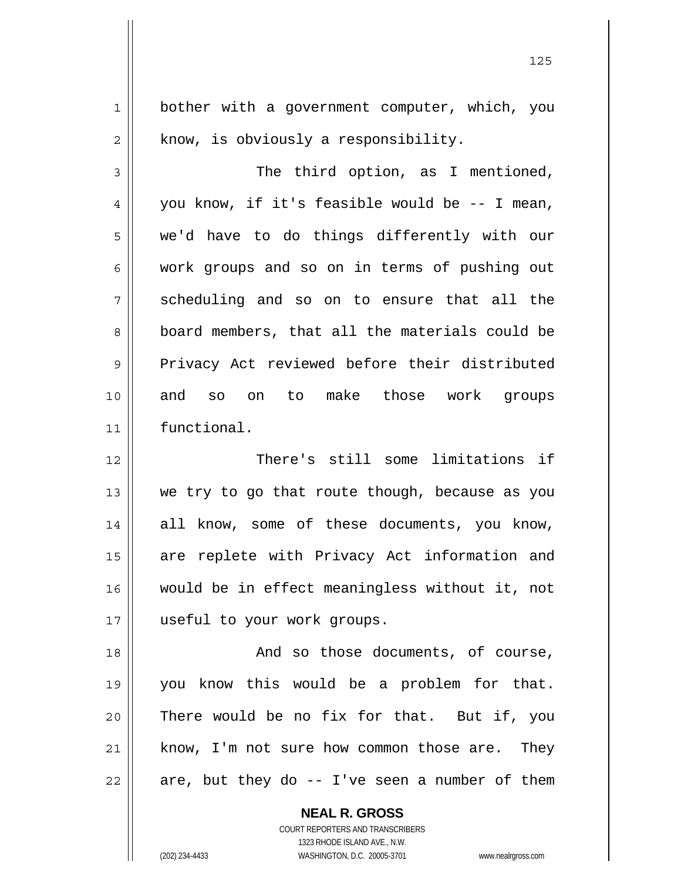bother with a government computer, which, you know, is obviously a responsibility.

The third option, as I mentioned, you know, if it's feasible would be -- I mean, we'd have to do things differently with our work groups and so on in terms of pushing out scheduling and so on to ensure that all the board members, that all the materials could be Privacy Act reviewed before their distributed and so on to make those work groups functional.

There's still some limitations if we try to go that route though, because as you all know, some of these documents, you know, are replete with Privacy Act information and would be in effect meaningless without it, not useful to your work groups.

And so those documents, of course, you know this would be a problem for that. There would be no fix for that. But if, you know, I'm not sure how common those are. They are, but they do -- I've seen a number of them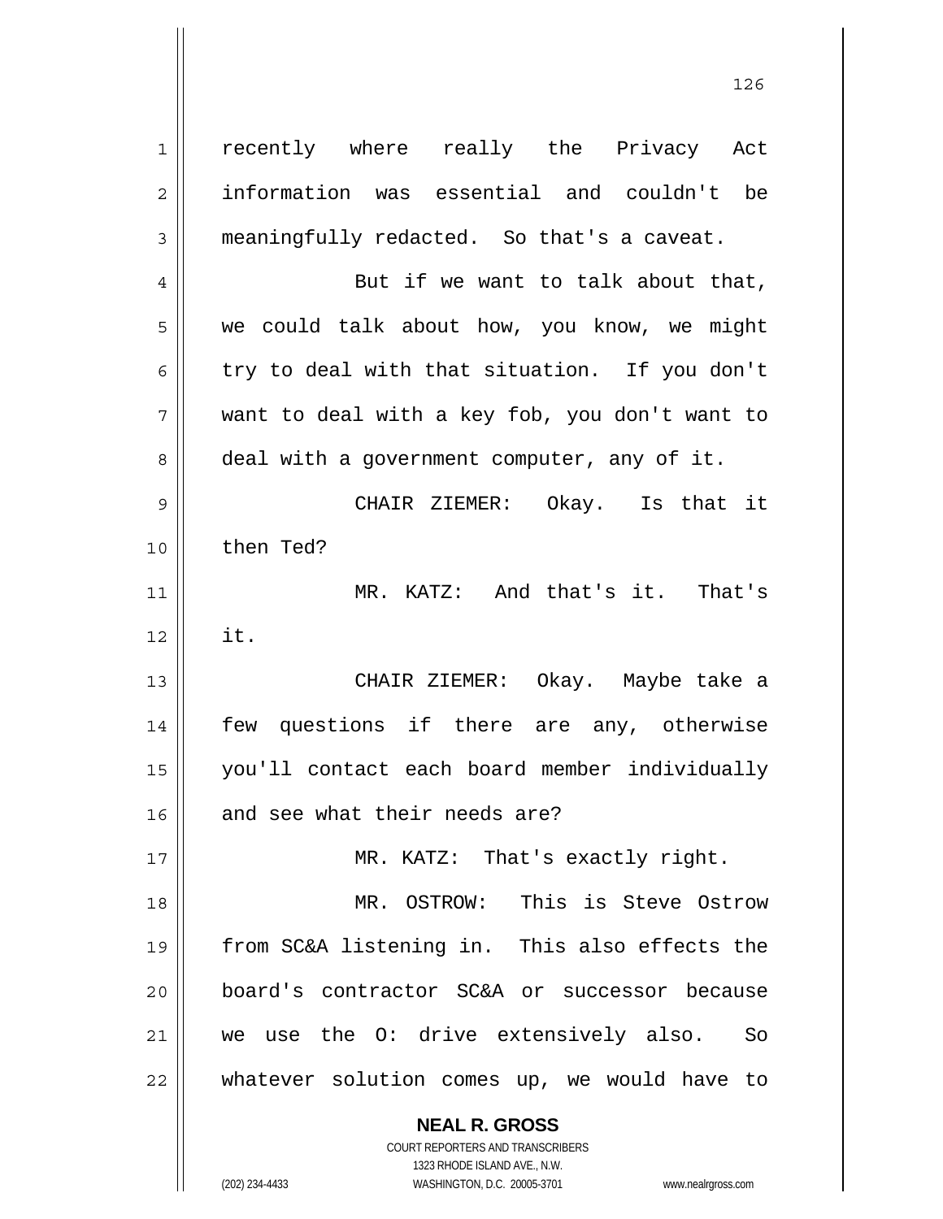recently where really the Privacy Act information was essential and couldn't be meaningfully redacted. So that's a caveat.

But if we want to talk about that, we could talk about how, you know, we might try to deal with that situation. If you don't want to deal with a key fob, you don't want to deal with a government computer, any of it.

CHAIR ZIEMER: Okay. Is that it then Ted?

MR. KATZ: And that's it. That's it.

CHAIR ZIEMER: Okay. Maybe take a few questions if there are any, otherwise you'll contact each board member individually and see what their needs are?

MR. KATZ: That's exactly right.

MR. OSTROW: This is Steve Ostrow from SC&A listening in. This also effects the board's contractor SC&A or successor because we use the O: drive extensively also. So whatever solution comes up, we would have to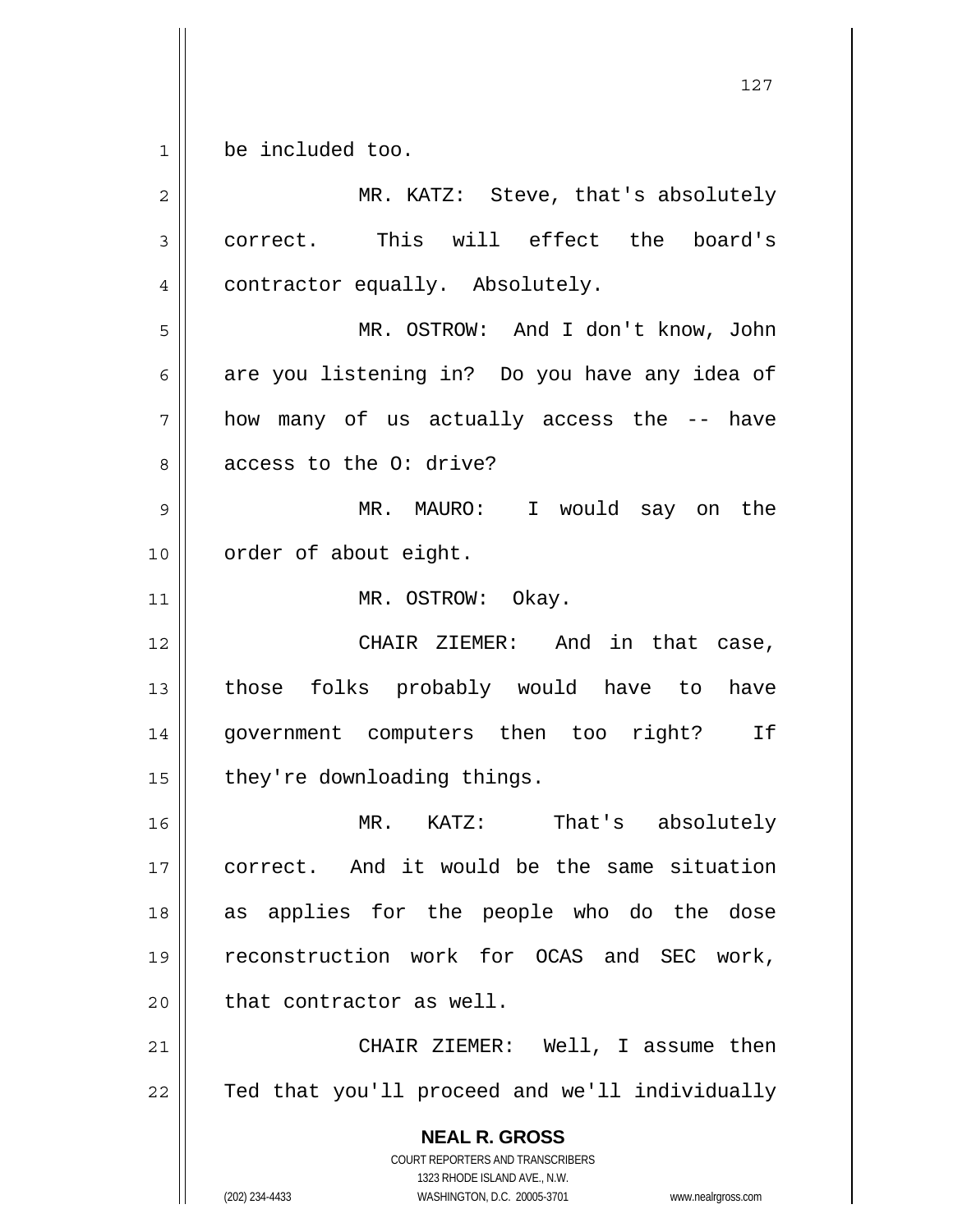be included too.

MR. KATZ: Steve, that's absolutely correct. This will effect the board's contractor equally. Absolutely.

MR. OSTROW: And I don't know, John are you listening in? Do you have any idea of how many of us actually access the -- have access to the O: drive?

MR. MAURO: I would say on the order of about eight.

MR. OSTROW: Okay.

CHAIR ZIEMER: And in that case, those folks probably would have to have government computers then too right? If they're downloading things.

MR. KATZ: That's absolutely correct. And it would be the same situation as applies for the people who do the dose reconstruction work for OCAS and SEC work, that contractor as well.

CHAIR ZIEMER: Well, I assume then Ted that you'll proceed and we'll individually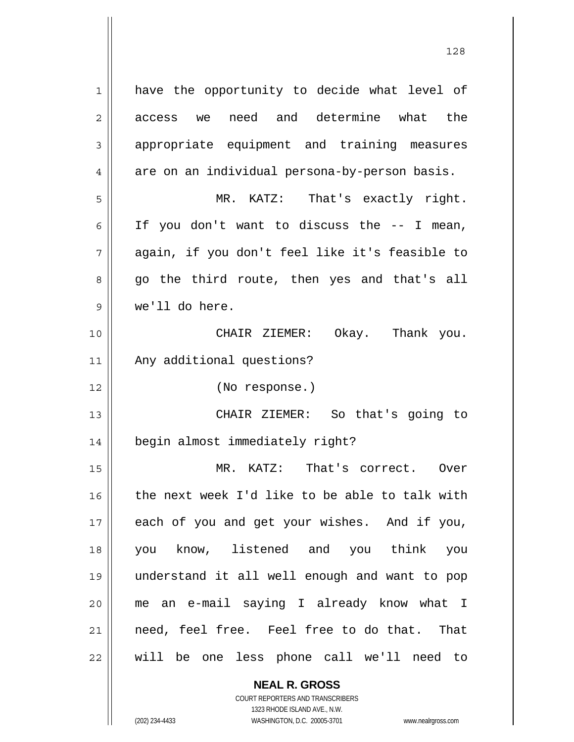have the opportunity to decide what level of access we need and determine what the appropriate equipment and training measures are on an individual persona-by-person basis.

MR. KATZ: That's exactly right. If you don't want to discuss the -- I mean, again, if you don't feel like it's feasible to go the third route, then yes and that's all we'll do here.

CHAIR ZIEMER: Okay. Thank you. Any additional questions?

(No response.)

CHAIR ZIEMER: So that's going to begin almost immediately right?

MR. KATZ: That's correct. Over the next week I'd like to be able to talk with each of you and get your wishes. And if you, you know, listened and you think you understand it all well enough and want to pop me an e-mail saying I already know what I need, feel free. Feel free to do that. That will be one less phone call we'll need to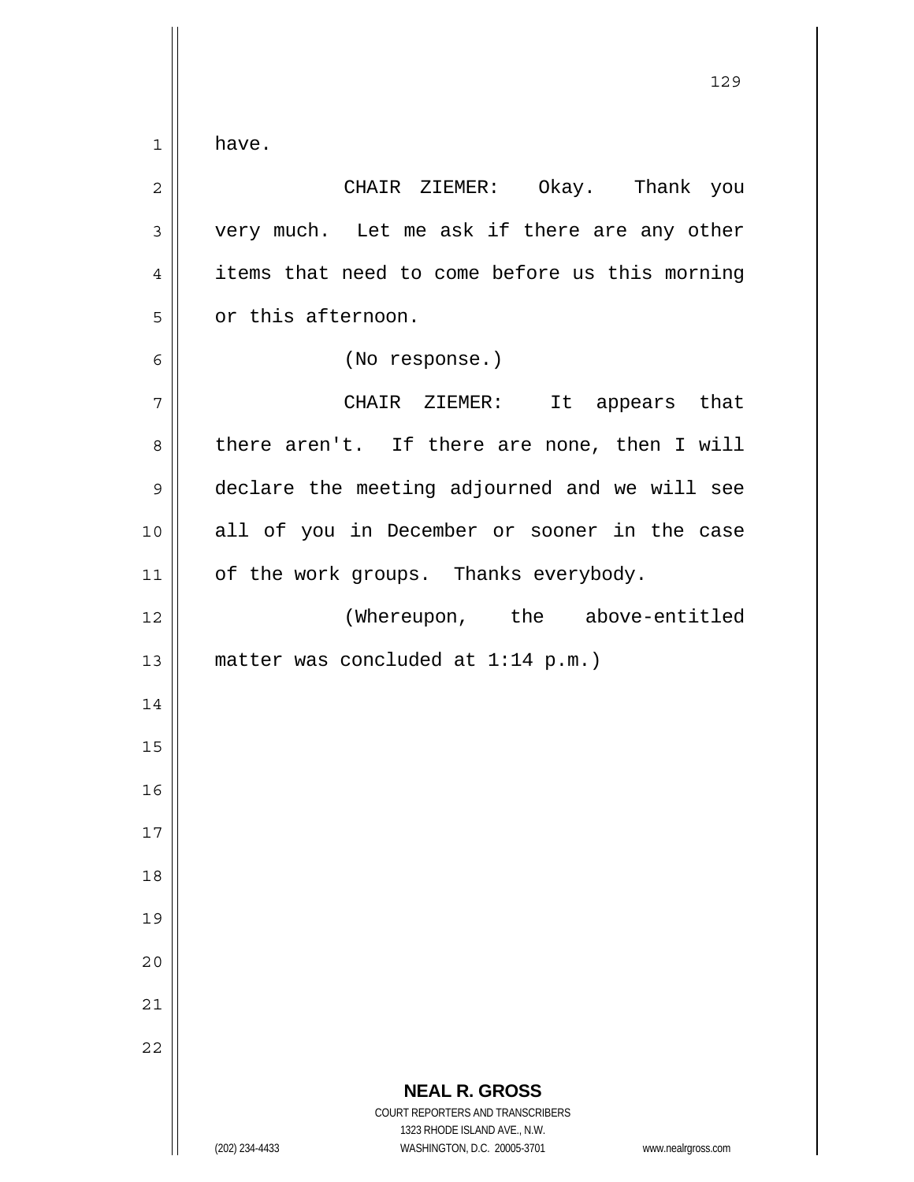have.

CHAIR ZIEMER: Okay. Thank you very much. Let me ask if there are any other items that need to come before us this morning or this afternoon.

(No response.)

CHAIR ZIEMER: It appears that there aren't. If there are none, then I will declare the meeting adjourned and we will see all of you in December or sooner in the case of the work groups. Thanks everybody.

(Whereupon, the above-entitled matter was concluded at 1:14 p.m.)